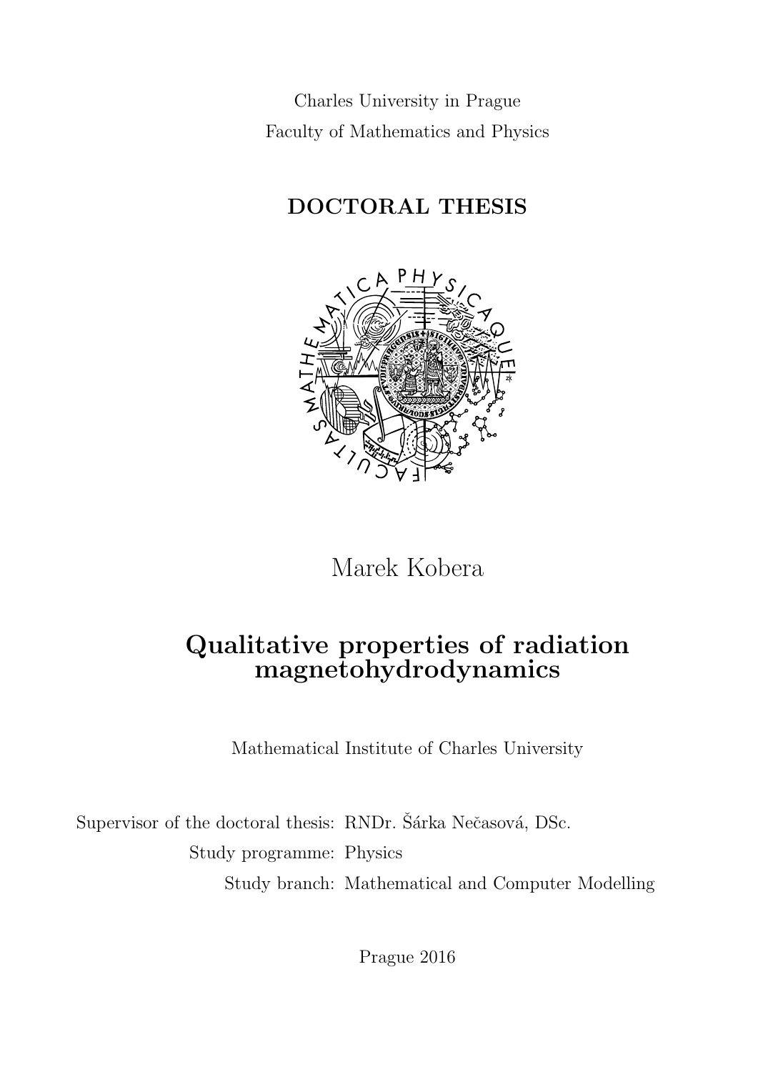Charles University in Prague

Faculty of Mathematics and Physics

**DOCTORAL THESIS**

Marek Kobera

# Qualitative properties of radiation magnetohydrodynamics

Mathematical Institute of Charles University

Supervisor of the doctoral thesis: RNDr. Šárka Nečasová, DSc.

Study programme: Physics

Study branch: Mathematical and Computer Modelling

Prague 2016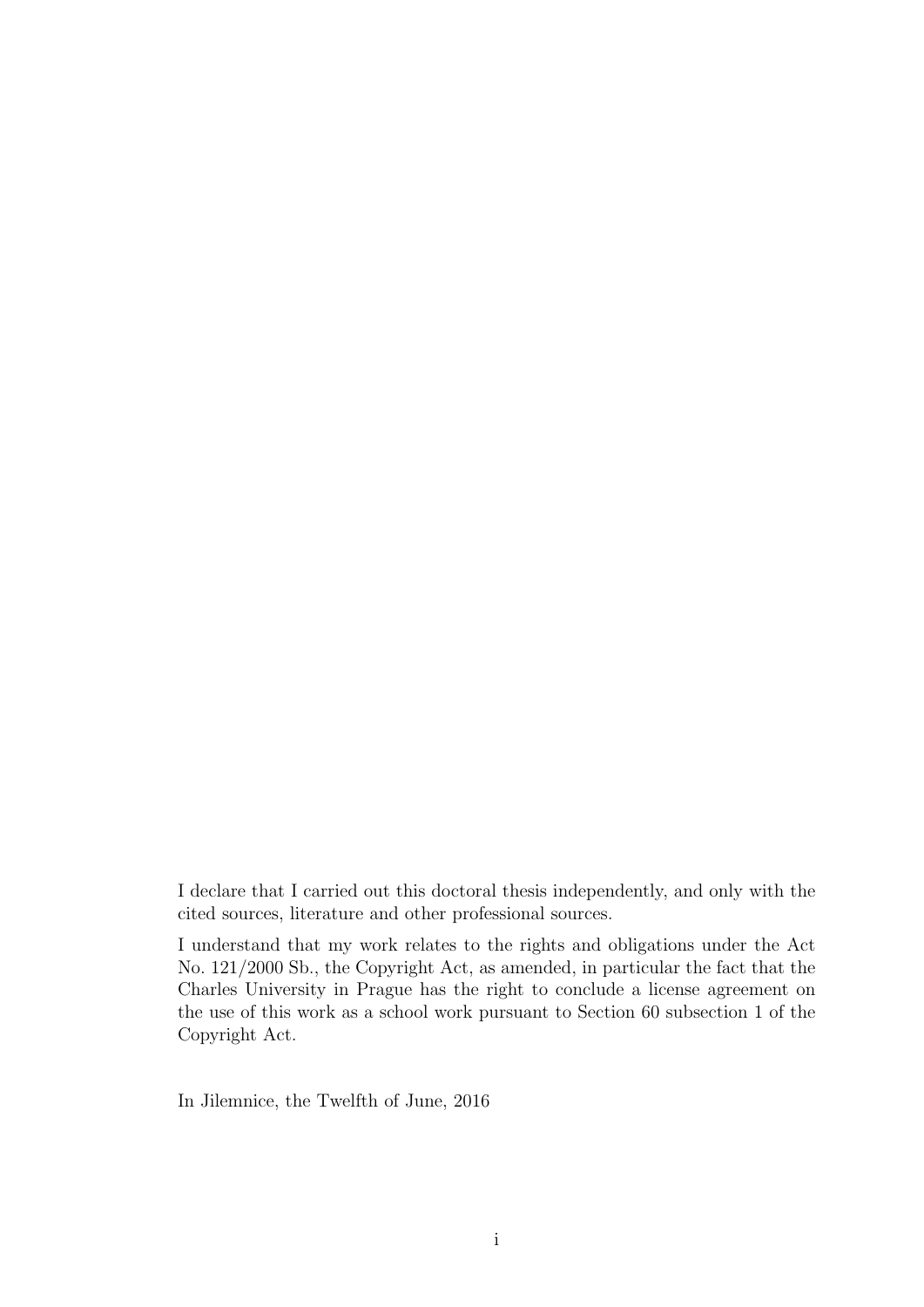I declare that I carried out this doctoral thesis independently, and only with the cited sources, literature and other professional sources.

I understand that my work relates to the rights and obligations under the Act No. 121/2000 Sb., the Copyright Act, as amended, in particular the fact that the Charles University in Prague has the right to conclude a license agreement on the use of this work as a school work pursuant to Section 60 subsection 1 of the Copyright Act.

In Jilemnice, the Twelfth of June, 2016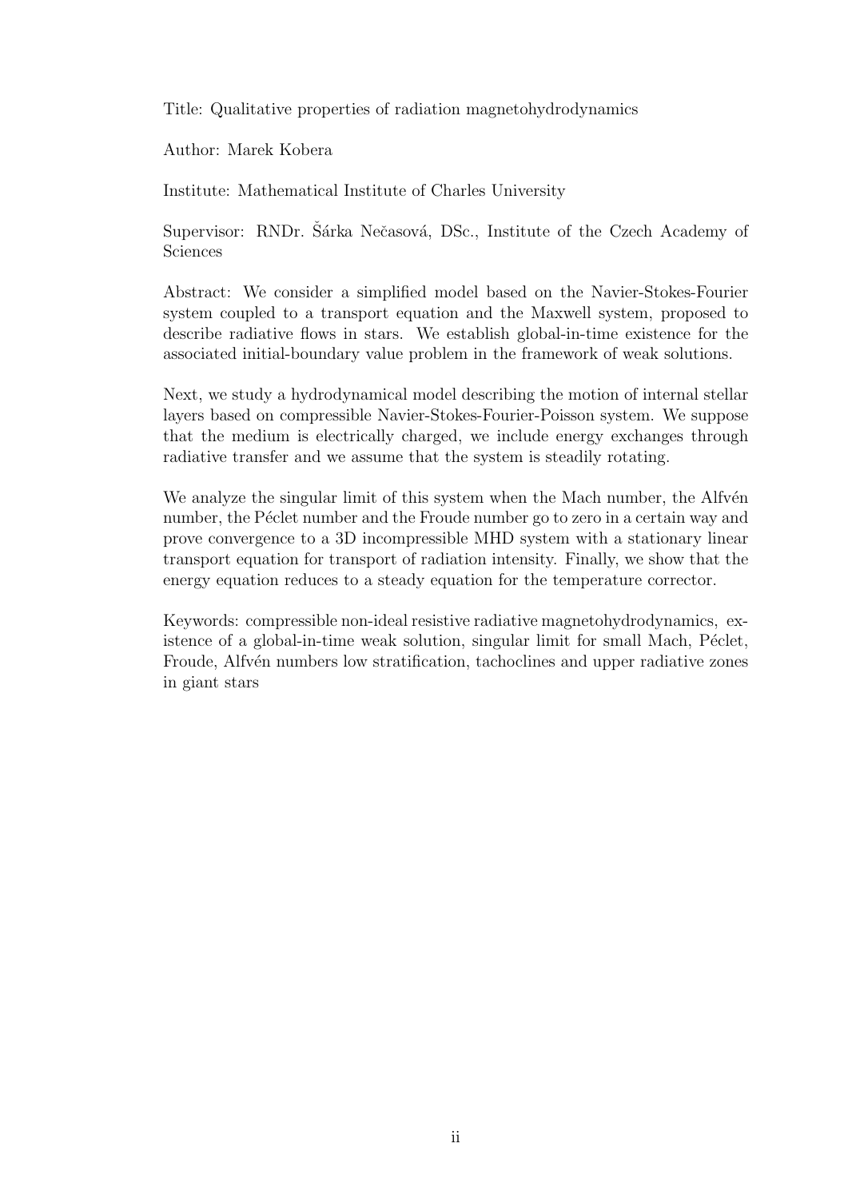Title: Qualitative properties of radiation magnetohydrodynamics

Author: Marek Kobera

Institute: Mathematical Institute of Charles University

Supervisor: RNDr. Šárka Nečasová, DSc., Institute of the Czech Academy of Sciences

Abstract: We consider a simplified model based on the Navier-Stokes-Fourier system coupled to a transport equation and the Maxwell system, proposed to describe radiative flows in stars. We establish global-in-time existence for the associated initial-boundary value problem in the framework of weak solutions.

Next, we study a hydrodynamical model describing the motion of internal stellar layers based on compressible Navier-Stokes-Fourier-Poisson system. We suppose that the medium is electrically charged, we include energy exchanges through radiative transfer and we assume that the system is steadily rotating.

We analyze the singular limit of this system when the Mach number, the Alfvén number, the Péclet number and the Froude number go to zero in a certain way and prove convergence to a 3D incompressible MHD system with a stationary linear transport equation for transport of radiation intensity. Finally, we show that the energy equation reduces to a steady equation for the temperature corrector.

Keywords: compressible non-ideal resistive radiative magnetohydrodynamics, existence of a global-in-time weak solution, singular limit for small Mach, Péclet, Froude, Alfvén numbers low stratification, tachoclines and upper radiative zones in giant stars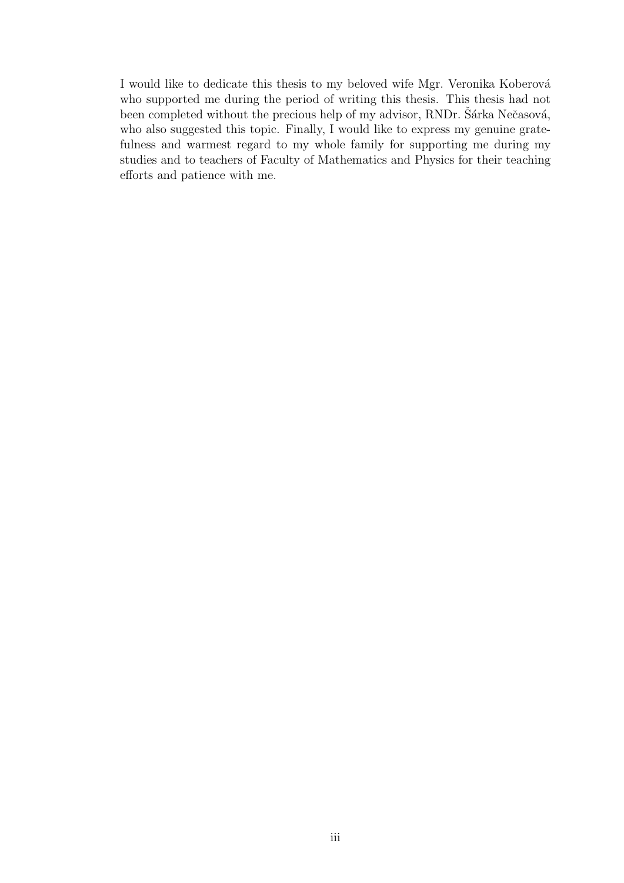I would like to dedicate this thesis to my beloved wife Mgr. Veronika Koberová who supported me during the period of writing this thesis. This thesis had not been completed without the precious help of my advisor, RNDr. Šárka Nečasová, who also suggested this topic. Finally, I would like to express my genuine gratefulness and warmest regard to my whole family for supporting me during my studies and to teachers of Faculty of Mathematics and Physics for their teaching efforts and patience with me.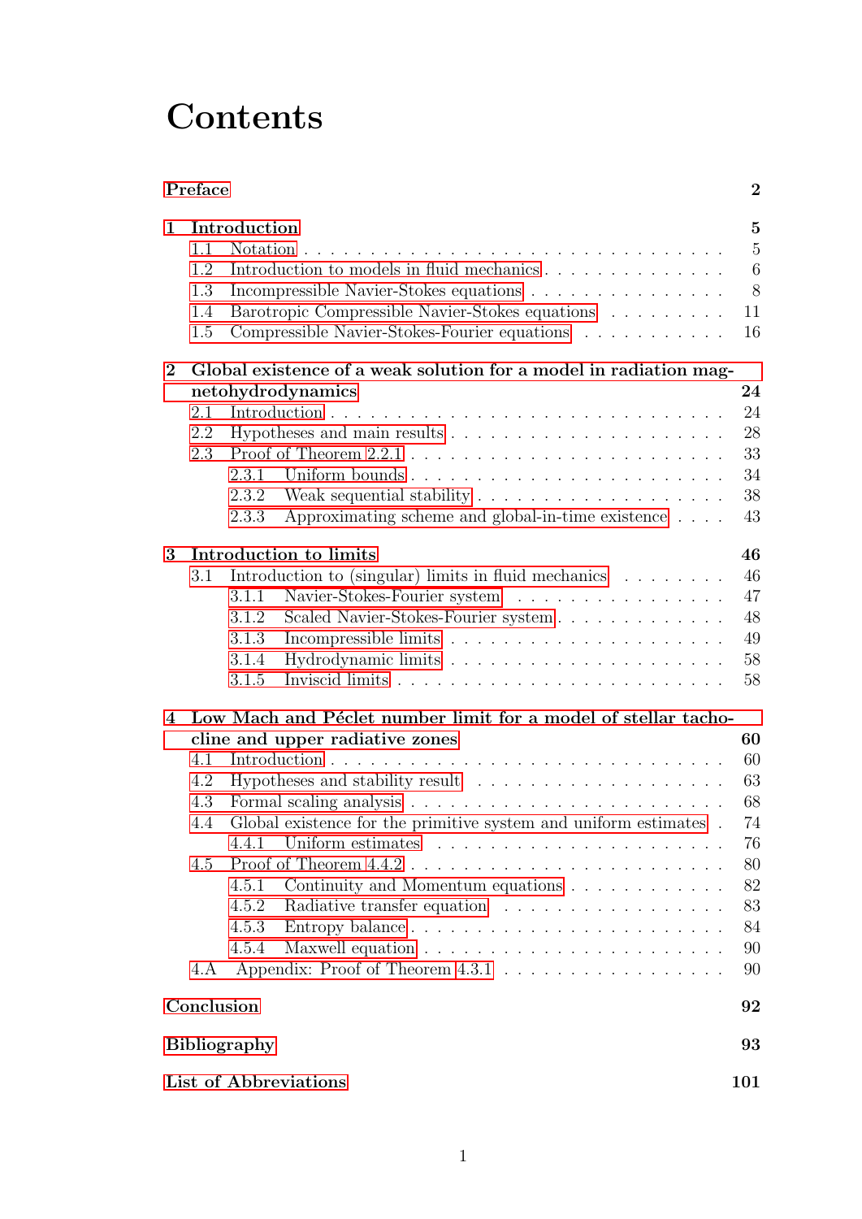# Contents

**Preface** **2**

**1 Introduction** **5**

- 1.1 Notation . . . 5
- 1.2 Introduction to models in fluid mechanics . . . 6
- 1.3 Incompressible Navier-Stokes equations . . . 8
- 1.4 Barotropic Compressible Navier-Stokes equations . . . 11
- 1.5 Compressible Navier-Stokes-Fourier equations . . . 16

**2 Global existence of a weak solution for a model in radiation magnetohydrodynamics** **24**

- 2.1 Introduction . . . 24
- 2.2 Hypotheses and main results . . . 28
- 2.3 Proof of Theorem 2.2.1 . . . 33
  - 2.3.1 Uniform bounds . . . 34
  - 2.3.2 Weak sequential stability . . . 38
  - 2.3.3 Approximating scheme and global-in-time existence . . . 43

**3 Introduction to limits** **46**

- 3.1 Introduction to (singular) limits in fluid mechanics . . . 46
  - 3.1.1 Navier-Stokes-Fourier system . . . 47
  - 3.1.2 Scaled Navier-Stokes-Fourier system . . . 48
  - 3.1.3 Incompressible limits . . . 49
  - 3.1.4 Hydrodynamic limits . . . 58
  - 3.1.5 Inviscid limits . . . 58

**4 Low Mach and Péclet number limit for a model of stellar tachocline and upper radiative zones** **60**

- 4.1 Introduction . . . 60
- 4.2 Hypotheses and stability result . . . 63
- 4.3 Formal scaling analysis . . . 68
- 4.4 Global existence for the primitive system and uniform estimates . . . 74
  - 4.4.1 Uniform estimates . . . 76
- 4.5 Proof of Theorem 4.4.2 . . . 80
  - 4.5.1 Continuity and Momentum equations . . . 82
  - 4.5.2 Radiative transfer equation . . . 83
  - 4.5.3 Entropy balance . . . 84
  - 4.5.4 Maxwell equation . . . 90
- 4.A Appendix: Proof of Theorem 4.3.1 . . . 90

**Conclusion** **92**

**Bibliography** **93**

**List of Abbreviations** **101**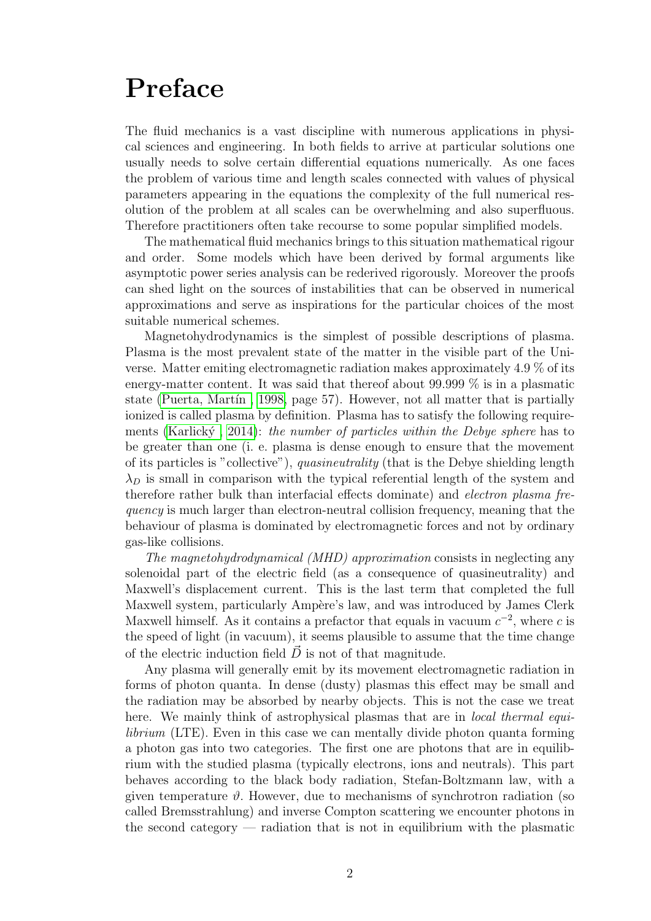# Preface

The fluid mechanics is a vast discipline with numerous applications in physical sciences and engineering. In both fields to arrive at particular solutions one usually needs to solve certain differential equations numerically. As one faces the problem of various time and length scales connected with values of physical parameters appearing in the equations the complexity of the full numerical resolution of the problem at all scales can be overwhelming and also superfluous. Therefore practitioners often take recourse to some popular simplified models.

The mathematical fluid mechanics brings to this situation mathematical rigour and order. Some models which have been derived by formal arguments like asymptotic power series analysis can be rederived rigorously. Moreover the proofs can shed light on the sources of instabilities that can be observed in numerical approximations and serve as inspirations for the particular choices of the most suitable numerical schemes.

Magnetohydrodynamics is the simplest of possible descriptions of plasma. Plasma is the most prevalent state of the matter in the visible part of the Universe. Matter emiting electromagnetic radiation makes approximately 4.9 % of its energy-matter content. It was said that thereof about 99.999 % is in a plasmatic state (Puerta, Martín , 1998, page 57). However, not all matter that is partially ionized is called plasma by definition. Plasma has to satisfy the following requirements (Karlický , 2014): *the number of particles within the Debye sphere* has to be greater than one (i. e. plasma is dense enough to ensure that the movement of its particles is "collective"), *quasineutrality* (that is the Debye shielding length $\lambda_D$ is small in comparison with the typical referential length of the system and therefore rather bulk than interfacial effects dominate) and *electron plasma frequency* is much larger than electron-neutral collision frequency, meaning that the behaviour of plasma is dominated by electromagnetic forces and not by ordinary gas-like collisions.

*The magnetohydrodynamical (MHD) approximation* consists in neglecting any solenoidal part of the electric field (as a consequence of quasineutrality) and Maxwell's displacement current. This is the last term that completed the full Maxwell system, particularly Ampère's law, and was introduced by James Clerk Maxwell himself. As it contains a prefactor that equals in vacuum $c^{-2}$, where $c$ is the speed of light (in vacuum), it seems plausible to assume that the time change of the electric induction field $\vec{D}$ is not of that magnitude.

Any plasma will generally emit by its movement electromagnetic radiation in forms of photon quanta. In dense (dusty) plasmas this effect may be small and the radiation may be absorbed by nearby objects. This is not the case we treat here. We mainly think of astrophysical plasmas that are in *local thermal equilibrium* (LTE). Even in this case we can mentally divide photon quanta forming a photon gas into two categories. The first one are photons that are in equilibrium with the studied plasma (typically electrons, ions and neutrals). This part behaves according to the black body radiation, Stefan-Boltzmann law, with a given temperature $\vartheta$. However, due to mechanisms of synchrotron radiation (so called Bremsstrahlung) and inverse Compton scattering we encounter photons in the second category — radiation that is not in equilibrium with the plasmatic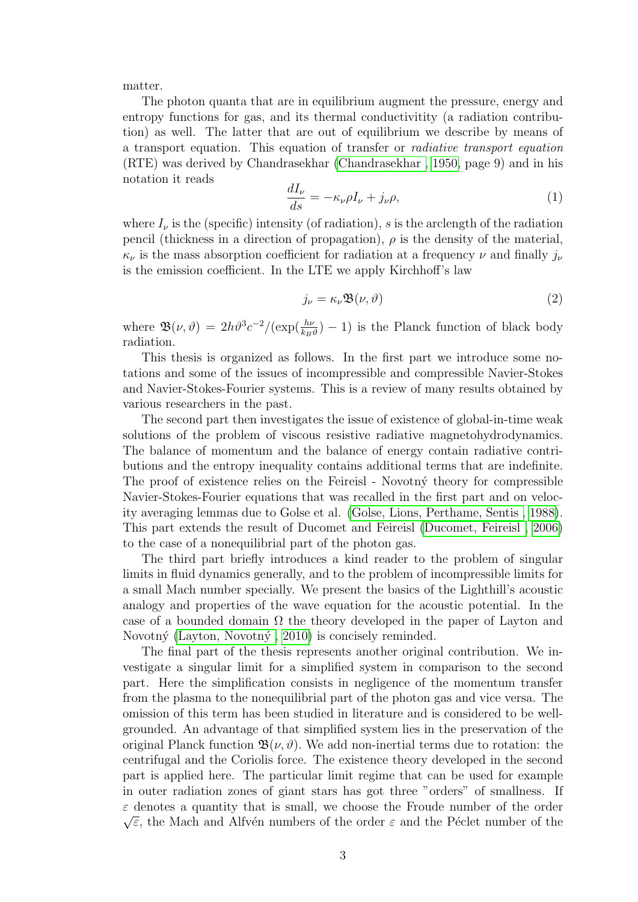matter.

The photon quanta that are in equilibrium augment the pressure, energy and entropy functions for gas, and its thermal conductivitity (a radiation contribution) as well. The latter that are out of equilibrium we describe by means of a transport equation. This equation of transfer or *radiative transport equation* (RTE) was derived by Chandrasekhar (Chandrasekhar , 1950, page 9) and in his notation it reads

$$\frac{dI_\nu}{ds} = -\kappa_\nu \rho I_\nu + j_\nu \rho, \tag{1}$$

where $I_\nu$ is the (specific) intensity (of radiation), $s$ is the arclength of the radiation pencil (thickness in a direction of propagation), $\rho$ is the density of the material, $\kappa_\nu$ is the mass absorption coefficient for radiation at a frequency $\nu$ and finally $j_\nu$ is the emission coefficient. In the LTE we apply Kirchhoff's law

$$j_\nu = \kappa_\nu \mathfrak{B}(\nu, \vartheta) \tag{2}$$

where $\mathfrak{B}(\nu, \vartheta) = 2h\vartheta^3 c^{-2}/(\exp(\frac{h\nu}{k_B\vartheta}) - 1)$ is the Planck function of black body radiation.

This thesis is organized as follows. In the first part we introduce some notations and some of the issues of incompressible and compressible Navier-Stokes and Navier-Stokes-Fourier systems. This is a review of many results obtained by various researchers in the past.

The second part then investigates the issue of existence of global-in-time weak solutions of the problem of viscous resistive radiative magnetohydrodynamics. The balance of momentum and the balance of energy contain radiative contributions and the entropy inequality contains additional terms that are indefinite. The proof of existence relies on the Feireisl - Novotný theory for compressible Navier-Stokes-Fourier equations that was recalled in the first part and on velocity averaging lemmas due to Golse et al. (Golse, Lions, Perthame, Sentis , 1988). This part extends the result of Ducomet and Feireisl (Ducomet, Feireisl , 2006) to the case of a nonequilibrial part of the photon gas.

The third part briefly introduces a kind reader to the problem of singular limits in fluid dynamics generally, and to the problem of incompressible limits for a small Mach number specially. We present the basics of the Lighthill's acoustic analogy and properties of the wave equation for the acoustic potential. In the case of a bounded domain $\Omega$ the theory developed in the paper of Layton and Novotný (Layton, Novotný , 2010) is concisely reminded.

The final part of the thesis represents another original contribution. We investigate a singular limit for a simplified system in comparison to the second part. Here the simplification consists in negligence of the momentum transfer from the plasma to the nonequilibrial part of the photon gas and vice versa. The omission of this term has been studied in literature and is considered to be well-grounded. An advantage of that simplified system lies in the preservation of the original Planck function $\mathfrak{B}(\nu, \vartheta)$. We add non-inertial terms due to rotation: the centrifugal and the Coriolis force. The existence theory developed in the second part is applied here. The particular limit regime that can be used for example in outer radiation zones of giant stars has got three "orders" of smallness. If $\varepsilon$ denotes a quantity that is small, we choose the Froude number of the order $\sqrt{\varepsilon}$, the Mach and Alfvén numbers of the order $\varepsilon$ and the Péclet number of the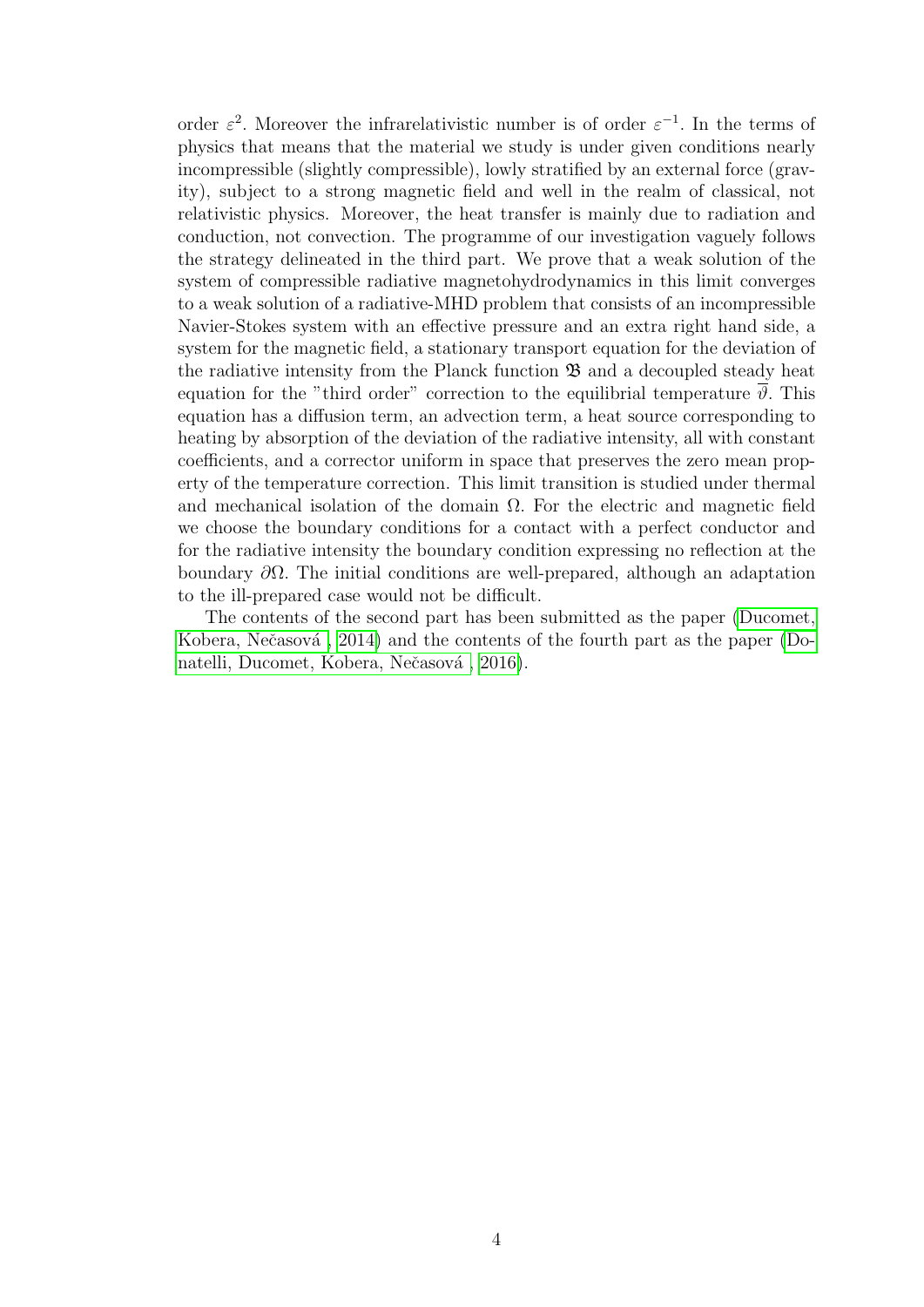order $\varepsilon^2$. Moreover the infrarelativistic number is of order $\varepsilon^{-1}$. In the terms of physics that means that the material we study is under given conditions nearly incompressible (slightly compressible), lowly stratified by an external force (gravity), subject to a strong magnetic field and well in the realm of classical, not relativistic physics. Moreover, the heat transfer is mainly due to radiation and conduction, not convection. The programme of our investigation vaguely follows the strategy delineated in the third part. We prove that a weak solution of the system of compressible radiative magnetohydrodynamics in this limit converges to a weak solution of a radiative-MHD problem that consists of an incompressible Navier-Stokes system with an effective pressure and an extra right hand side, a system for the magnetic field, a stationary transport equation for the deviation of the radiative intensity from the Planck function $\mathfrak{B}$ and a decoupled steady heat equation for the "third order" correction to the equilibrial temperature $\overline{\vartheta}$. This equation has a diffusion term, an advection term, a heat source corresponding to heating by absorption of the deviation of the radiative intensity, all with constant coefficients, and a corrector uniform in space that preserves the zero mean property of the temperature correction. This limit transition is studied under thermal and mechanical isolation of the domain $\Omega$. For the electric and magnetic field we choose the boundary conditions for a contact with a perfect conductor and for the radiative intensity the boundary condition expressing no reflection at the boundary $\partial\Omega$. The initial conditions are well-prepared, although an adaptation to the ill-prepared case would not be difficult.

The contents of the second part has been submitted as the paper (Ducomet, Kobera, Nečasová , 2014) and the contents of the fourth part as the paper (Donatelli, Ducomet, Kobera, Nečasová , 2016).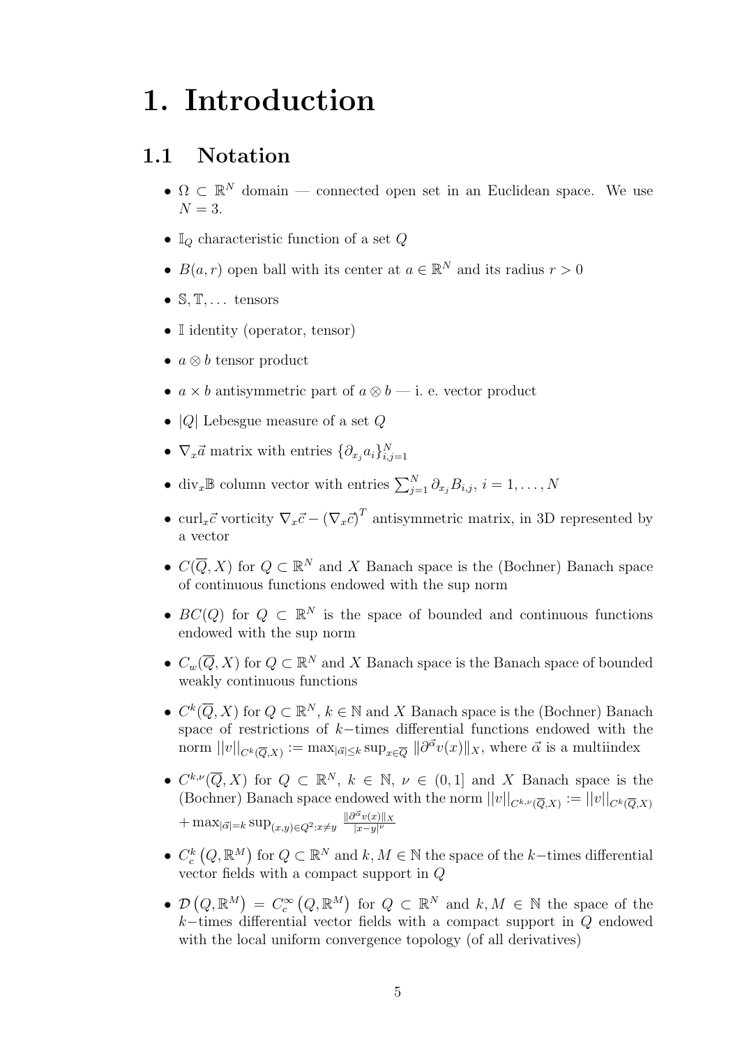# 1. Introduction

## 1.1 Notation

- $\Omega \subset \mathbb{R}^N$ domain — connected open set in an Euclidean space. We use $N = 3$.
- $\mathbb{I}_Q$ characteristic function of a set $Q$
- $B(a, r)$ open ball with its center at $a \in \mathbb{R}^N$ and its radius $r > 0$
- $\mathbb{S}, \mathbb{T}, \ldots$ tensors
- $\mathbb{I}$ identity (operator, tensor)
- $a \otimes b$ tensor product
- $a \times b$ antisymmetric part of $a \otimes b$ — i. e. vector product
- $|Q|$ Lebesgue measure of a set $Q$
- $\nabla_x \vec{a}$ matrix with entries $\{\partial_{x_j} a_i\}_{i,j=1}^N$
- $\mathrm{div}_x \mathbb{B}$ column vector with entries $\sum_{j=1}^N \partial_{x_j} B_{i,j}$, $i = 1, \ldots, N$
- $\mathrm{curl}_x \vec{c}$ vorticity $\nabla_x \vec{c} - (\nabla_x \vec{c})^T$ antisymmetric matrix, in 3D represented by a vector
- $C(\overline{Q}, X)$ for $Q \subset \mathbb{R}^N$ and $X$ Banach space is the (Bochner) Banach space of continuous functions endowed with the sup norm
- $BC(Q)$ for $Q \subset \mathbb{R}^N$ is the space of bounded and continuous functions endowed with the sup norm
- $C_w(\overline{Q}, X)$ for $Q \subset \mathbb{R}^N$ and $X$ Banach space is the Banach space of bounded weakly continuous functions
- $C^k(\overline{Q}, X)$ for $Q \subset \mathbb{R}^N$, $k \in \mathbb{N}$ and $X$ Banach space is the (Bochner) Banach space of restrictions of $k-$times differential functions endowed with the norm $||v||_{C^k(\overline{Q},X)} := \max_{|\vec{\alpha}| \leq k} \sup_{x \in \overline{Q}} \|\partial^{\vec{\alpha}} v(x)\|_X$, where $\vec{\alpha}$ is a multiindex
- $C^{k,\nu}(\overline{Q}, X)$ for $Q \subset \mathbb{R}^N$, $k \in \mathbb{N}$, $\nu \in (0, 1]$ and $X$ Banach space is the (Bochner) Banach space endowed with the norm $||v||_{C^{k,\nu}(\overline{Q},X)} := ||v||_{C^k(\overline{Q},X)}$ $+ \max_{|\vec{\alpha}|=k} \sup_{(x,y) \in Q^2 : x \neq y} \frac{\|\partial^{\vec{\alpha}} v(x)\|_X}{|x-y|^\nu}$
- $C_c^k\left(Q, \mathbb{R}^M\right)$ for $Q \subset \mathbb{R}^N$ and $k, M \in \mathbb{N}$ the space of the $k-$times differential vector fields with a compact support in $Q$
- $\mathcal{D}\left(Q, \mathbb{R}^M\right) = C_c^\infty\left(Q, \mathbb{R}^M\right)$ for $Q \subset \mathbb{R}^N$ and $k, M \in \mathbb{N}$ the space of the $k-$times differential vector fields with a compact support in $Q$ endowed with the local uniform convergence topology (of all derivatives)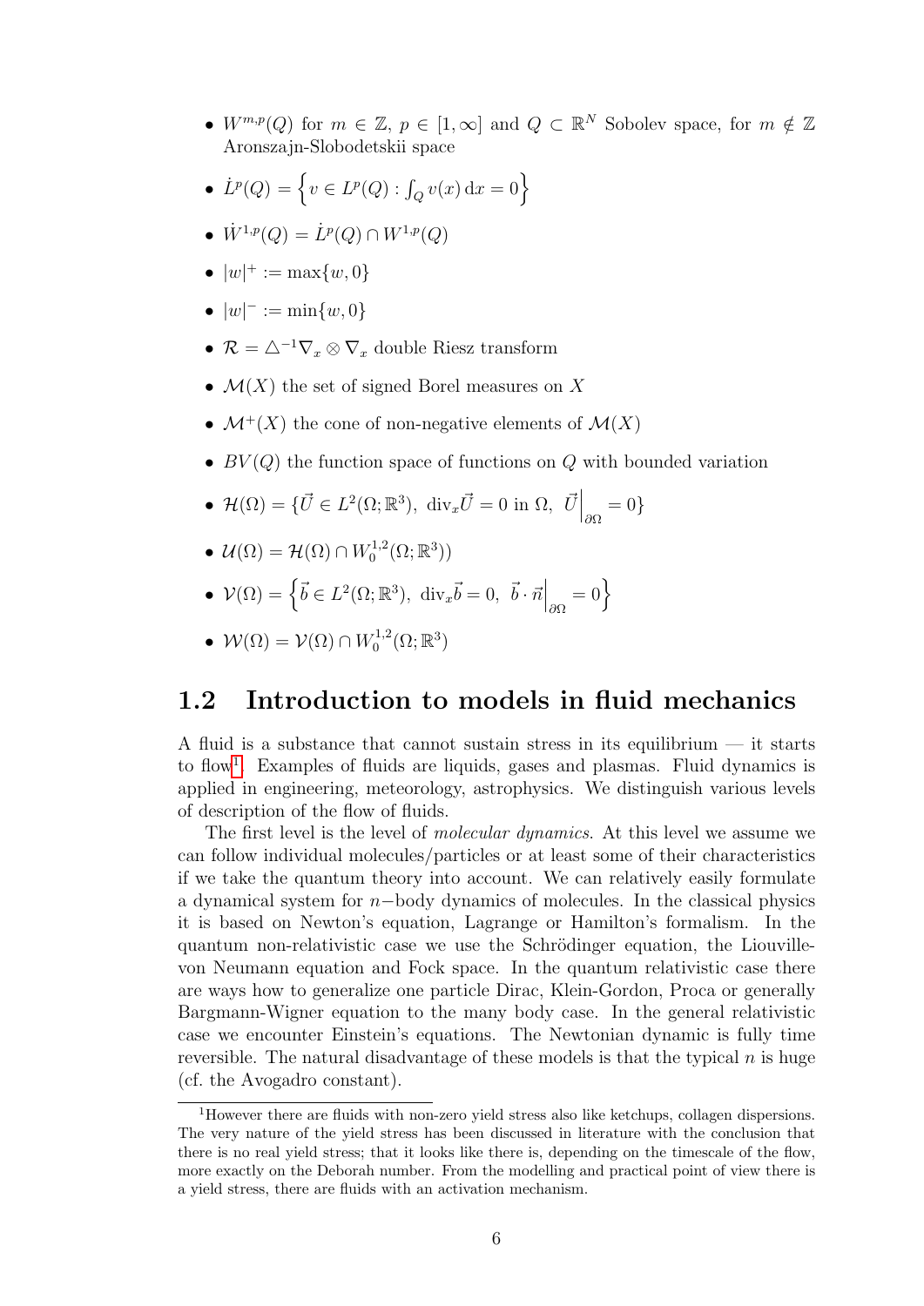- $W^{m,p}(Q)$ for $m \in \mathbb{Z}$, $p \in [1, \infty]$ and $Q \subset \mathbb{R}^N$ Sobolev space, for $m \notin \mathbb{Z}$ Aronszajn-Slobodetskii space
- $\dot{L}^p(Q) = \left\{ v \in L^p(Q) : \int_Q v(x)\,\mathrm{d}x = 0 \right\}$
- $\dot{W}^{1,p}(Q) = \dot{L}^p(Q) \cap W^{1,p}(Q)$
- $|w|^+ := \max\{w, 0\}$
- $|w|^- := \min\{w, 0\}$
- $\mathcal{R} = \triangle^{-1}\nabla_x \otimes \nabla_x$ double Riesz transform
- $\mathcal{M}(X)$ the set of signed Borel measures on $X$
- $\mathcal{M}^+(X)$ the cone of non-negative elements of $\mathcal{M}(X)$
- $BV(Q)$ the function space of functions on $Q$ with bounded variation
- $\mathcal{H}(\Omega) = \{\vec{U} \in L^2(\Omega; \mathbb{R}^3),\ \mathrm{div}_x \vec{U} = 0 \text{ in } \Omega,\ \vec{U}\Big|_{\partial\Omega} = 0\}$
- $\mathcal{U}(\Omega) = \mathcal{H}(\Omega) \cap W_0^{1,2}(\Omega; \mathbb{R}^3))$
- $\mathcal{V}(\Omega) = \left\{ \vec{b} \in L^2(\Omega; \mathbb{R}^3),\ \mathrm{div}_x \vec{b} = 0,\ \vec{b} \cdot \vec{n}\Big|_{\partial\Omega} = 0 \right\}$
- $\mathcal{W}(\Omega) = \mathcal{V}(\Omega) \cap W_0^{1,2}(\Omega; \mathbb{R}^3)$

## 1.2 Introduction to models in fluid mechanics

A fluid is a substance that cannot sustain stress in its equilibrium — it starts to flow[1]. Examples of fluids are liquids, gases and plasmas. Fluid dynamics is applied in engineering, meteorology, astrophysics. We distinguish various levels of description of the flow of fluids.

The first level is the level of *molecular dynamics*. At this level we assume we can follow individual molecules/particles or at least some of their characteristics if we take the quantum theory into account. We can relatively easily formulate a dynamical system for $n-$body dynamics of molecules. In the classical physics it is based on Newton's equation, Lagrange or Hamilton's formalism. In the quantum non-relativistic case we use the Schrödinger equation, the Liouville-von Neumann equation and Fock space. In the quantum relativistic case there are ways how to generalize one particle Dirac, Klein-Gordon, Proca or generally Bargmann-Wigner equation to the many body case. In the general relativistic case we encounter Einstein's equations. The Newtonian dynamic is fully time reversible. The natural disadvantage of these models is that the typical $n$ is huge (cf. the Avogadro constant).

[1] However there are fluids with non-zero yield stress also like ketchups, collagen dispersions. The very nature of the yield stress has been discussed in literature with the conclusion that there is no real yield stress; that it looks like there is, depending on the timescale of the flow, more exactly on the Deborah number. From the modelling and practical point of view there is a yield stress, there are fluids with an activation mechanism.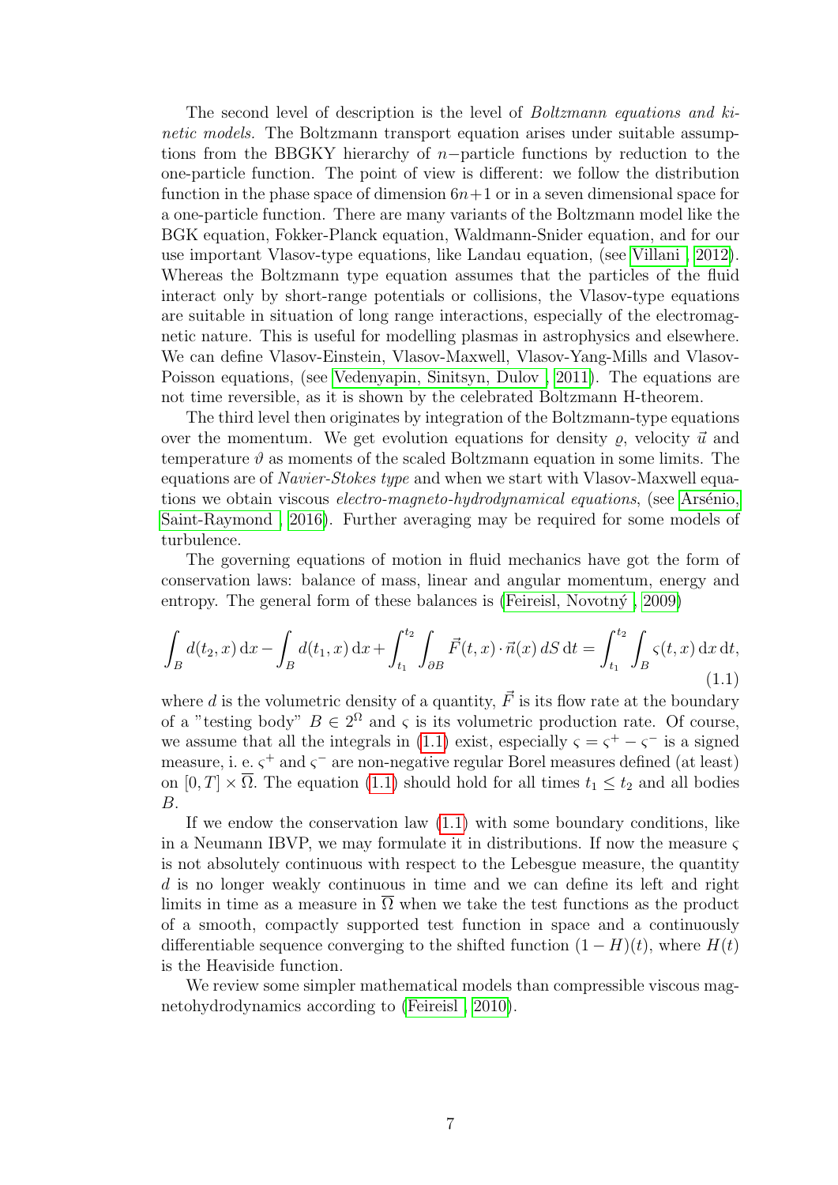The second level of description is the level of *Boltzmann equations and kinetic models.* The Boltzmann transport equation arises under suitable assumptions from the BBGKY hierarchy of $n-$particle functions by reduction to the one-particle function. The point of view is different: we follow the distribution function in the phase space of dimension $6n+1$ or in a seven dimensional space for a one-particle function. There are many variants of the Boltzmann model like the BGK equation, Fokker-Planck equation, Waldmann-Snider equation, and for our use important Vlasov-type equations, like Landau equation, (see Villani , 2012). Whereas the Boltzmann type equation assumes that the particles of the fluid interact only by short-range potentials or collisions, the Vlasov-type equations are suitable in situation of long range interactions, especially of the electromagnetic nature. This is useful for modelling plasmas in astrophysics and elsewhere. We can define Vlasov-Einstein, Vlasov-Maxwell, Vlasov-Yang-Mills and Vlasov-Poisson equations, (see Vedenyapin, Sinitsyn, Dulov , 2011). The equations are not time reversible, as it is shown by the celebrated Boltzmann H-theorem.

The third level then originates by integration of the Boltzmann-type equations over the momentum. We get evolution equations for density $\varrho$, velocity $\vec{u}$ and temperature $\vartheta$ as moments of the scaled Boltzmann equation in some limits. The equations are of *Navier-Stokes type* and when we start with Vlasov-Maxwell equations we obtain viscous *electro-magneto-hydrodynamical equations*, (see Arsénio, Saint-Raymond , 2016). Further averaging may be required for some models of turbulence.

The governing equations of motion in fluid mechanics have got the form of conservation laws: balance of mass, linear and angular momentum, energy and entropy. The general form of these balances is (Feireisl, Novotný , 2009)

$$\int_B d(t_2, x)\,\mathrm{d}x - \int_B d(t_1, x)\,\mathrm{d}x + \int_{t_1}^{t_2}\int_{\partial B} \vec{F}(t, x)\cdot\vec{n}(x)\,dS\,\mathrm{d}t = \int_{t_1}^{t_2}\int_B \varsigma(t, x)\,\mathrm{d}x\,\mathrm{d}t, \tag{1.1}$$

where $d$ is the volumetric density of a quantity, $\vec{F}$ is its flow rate at the boundary of a "testing body" $B \in 2^{\Omega}$ and $\varsigma$ is its volumetric production rate. Of course, we assume that all the integrals in (1.1) exist, especially $\varsigma = \varsigma^+ - \varsigma^-$ is a signed measure, i. e. $\varsigma^+$ and $\varsigma^-$ are non-negative regular Borel measures defined (at least) on $[0, T] \times \overline{\Omega}$. The equation (1.1) should hold for all times $t_1 \leq t_2$ and all bodies $B$.

If we endow the conservation law (1.1) with some boundary conditions, like in a Neumann IBVP, we may formulate it in distributions. If now the measure $\varsigma$ is not absolutely continuous with respect to the Lebesgue measure, the quantity $d$ is no longer weakly continuous in time and we can define its left and right limits in time as a measure in $\overline{\Omega}$ when we take the test functions as the product of a smooth, compactly supported test function in space and a continuously differentiable sequence converging to the shifted function $(1 - H)(t)$, where $H(t)$ is the Heaviside function.

We review some simpler mathematical models than compressible viscous magnetohydrodynamics according to (Feireisl , 2010).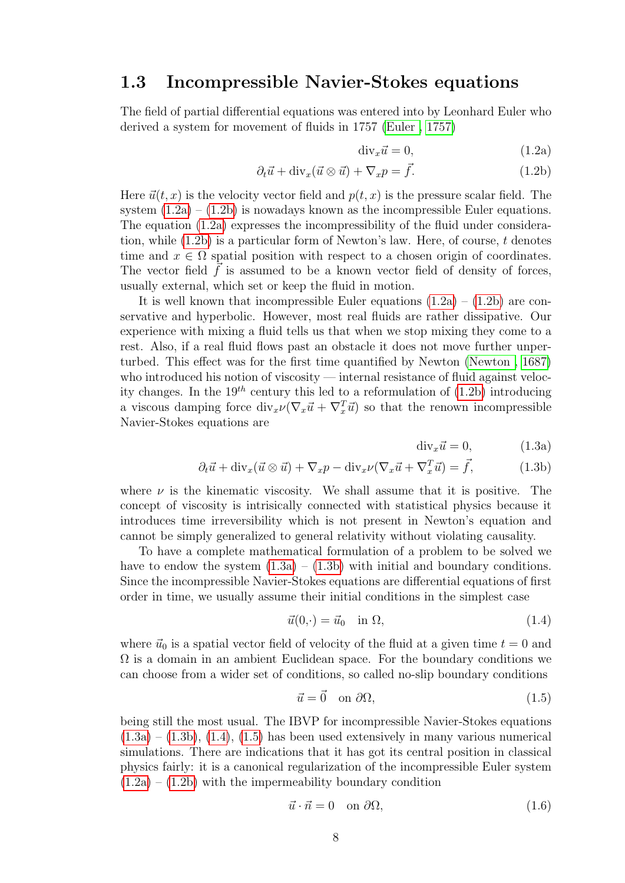## 1.3 Incompressible Navier-Stokes equations

The field of partial differential equations was entered into by Leonhard Euler who derived a system for movement of fluids in 1757 (Euler , 1757)

$$\mathrm{div}_x \vec{u} = 0, \tag{1.2a}$$

$$\partial_t \vec{u} + \mathrm{div}_x(\vec{u} \otimes \vec{u}) + \nabla_x p = \vec{f}. \tag{1.2b}$$

Here $\vec{u}(t,x)$ is the velocity vector field and $p(t,x)$ is the pressure scalar field. The system (1.2a) – (1.2b) is nowadays known as the incompressible Euler equations. The equation (1.2a) expresses the incompressibility of the fluid under consideration, while (1.2b) is a particular form of Newton's law. Here, of course, $t$ denotes time and $x \in \Omega$ spatial position with respect to a chosen origin of coordinates. The vector field $\vec{f}$ is assumed to be a known vector field of density of forces, usually external, which set or keep the fluid in motion.

It is well known that incompressible Euler equations (1.2a) – (1.2b) are conservative and hyperbolic. However, most real fluids are rather dissipative. Our experience with mixing a fluid tells us that when we stop mixing they come to a rest. Also, if a real fluid flows past an obstacle it does not move further unperturbed. This effect was for the first time quantified by Newton (Newton , 1687) who introduced his notion of viscosity — internal resistance of fluid against velocity changes. In the $19^{th}$ century this led to a reformulation of (1.2b) introducing a viscous damping force $\mathrm{div}_x \nu(\nabla_x \vec{u} + \nabla_x^T \vec{u})$ so that the renown incompressible Navier-Stokes equations are

$$\mathrm{div}_x \vec{u} = 0, \tag{1.3a}$$

$$\partial_t \vec{u} + \mathrm{div}_x(\vec{u} \otimes \vec{u}) + \nabla_x p - \mathrm{div}_x \nu(\nabla_x \vec{u} + \nabla_x^T \vec{u}) = \vec{f}, \tag{1.3b}$$

where $\nu$ is the kinematic viscosity. We shall assume that it is positive. The concept of viscosity is intrisically connected with statistical physics because it introduces time irreversibility which is not present in Newton's equation and cannot be simply generalized to general relativity without violating causality.

To have a complete mathematical formulation of a problem to be solved we have to endow the system (1.3a) – (1.3b) with initial and boundary conditions. Since the incompressible Navier-Stokes equations are differential equations of first order in time, we usually assume their initial conditions in the simplest case

$$\vec{u}(0,\cdot) = \vec{u}_0 \quad \text{in } \Omega, \tag{1.4}$$

where $\vec{u}_0$ is a spatial vector field of velocity of the fluid at a given time $t = 0$ and $\Omega$ is a domain in an ambient Euclidean space. For the boundary conditions we can choose from a wider set of conditions, so called no-slip boundary conditions

$$\vec{u} = \vec{0} \quad \text{on } \partial\Omega, \tag{1.5}$$

being still the most usual. The IBVP for incompressible Navier-Stokes equations (1.3a) – (1.3b), (1.4), (1.5) has been used extensively in many various numerical simulations. There are indications that it has got its central position in classical physics fairly: it is a canonical regularization of the incompressible Euler system (1.2a) – (1.2b) with the impermeability boundary condition

$$\vec{u} \cdot \vec{n} = 0 \quad \text{on } \partial\Omega, \tag{1.6}$$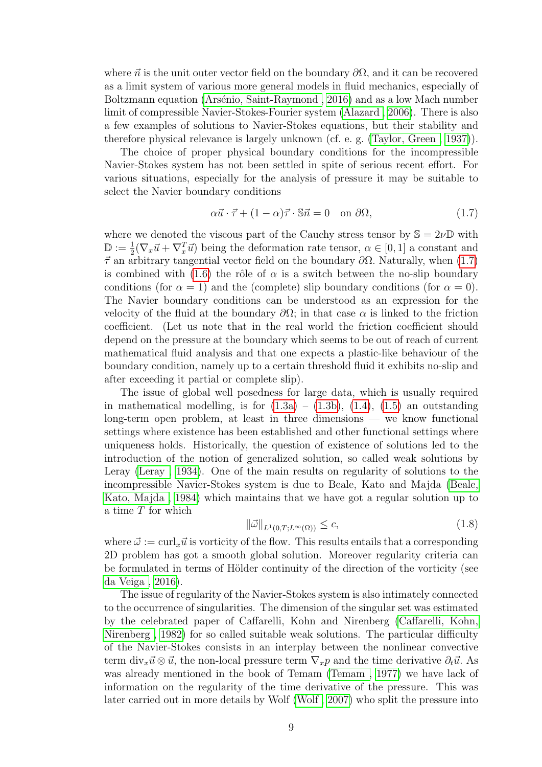where $\vec{n}$ is the unit outer vector field on the boundary $\partial\Omega$, and it can be recovered as a limit system of various more general models in fluid mechanics, especially of Boltzmann equation (Arsénio, Saint-Raymond , 2016) and as a low Mach number limit of compressible Navier-Stokes-Fourier system (Alazard , 2006). There is also a few examples of solutions to Navier-Stokes equations, but their stability and therefore physical relevance is largely unknown (cf. e. g. (Taylor, Green , 1937)).

The choice of proper physical boundary conditions for the incompressible Navier-Stokes system has not been settled in spite of serious recent effort. For various situations, especially for the analysis of pressure it may be suitable to select the Navier boundary conditions

$$\alpha\vec{u}\cdot\vec{\tau} + (1-\alpha)\vec{\tau}\cdot\mathbb{S}\vec{n} = 0 \quad \text{on } \partial\Omega, \tag{1.7}$$

where we denoted the viscous part of the Cauchy stress tensor by $\mathbb{S} = 2\nu\mathbb{D}$ with $\mathbb{D} := \frac{1}{2}(\nabla_x\vec{u} + \nabla_x^T\vec{u})$ being the deformation rate tensor, $\alpha \in [0,1]$ a constant and $\vec{\tau}$ an arbitrary tangential vector field on the boundary $\partial\Omega$. Naturally, when (1.7) is combined with (1.6) the rôle of $\alpha$ is a switch between the no-slip boundary conditions (for $\alpha = 1$) and the (complete) slip boundary conditions (for $\alpha = 0$). The Navier boundary conditions can be understood as an expression for the velocity of the fluid at the boundary $\partial\Omega$; in that case $\alpha$ is linked to the friction coefficient. (Let us note that in the real world the friction coefficient should depend on the pressure at the boundary which seems to be out of reach of current mathematical fluid analysis and that one expects a plastic-like behaviour of the boundary condition, namely up to a certain threshold fluid it exhibits no-slip and after exceeding it partial or complete slip).

The issue of global well posedness for large data, which is usually required in mathematical modelling, is for (1.3a) – (1.3b), (1.4), (1.5) an outstanding long-term open problem, at least in three dimensions — we know functional settings where existence has been established and other functional settings where uniqueness holds. Historically, the question of existence of solutions led to the introduction of the notion of generalized solution, so called weak solutions by Leray (Leray , 1934). One of the main results on regularity of solutions to the incompressible Navier-Stokes system is due to Beale, Kato and Majda (Beale, Kato, Majda , 1984) which maintains that we have got a regular solution up to a time $T$ for which

$$\|\vec{\omega}\|_{L^1(0,T;L^\infty(\Omega))} \leq c, \tag{1.8}$$

where $\vec{\omega} := \operatorname{curl}_x\vec{u}$ is vorticity of the flow. This results entails that a corresponding 2D problem has got a smooth global solution. Moreover regularity criteria can be formulated in terms of Hölder continuity of the direction of the vorticity (see da Veiga , 2016).

The issue of regularity of the Navier-Stokes system is also intimately connected to the occurrence of singularities. The dimension of the singular set was estimated by the celebrated paper of Caffarelli, Kohn and Nirenberg (Caffarelli, Kohn, Nirenberg , 1982) for so called suitable weak solutions. The particular difficulty of the Navier-Stokes consists in an interplay between the nonlinear convective term $\operatorname{div}_x\vec{u}\otimes\vec{u}$, the non-local pressure term $\nabla_x p$ and the time derivative $\partial_t\vec{u}$. As was already mentioned in the book of Temam (Temam , 1977) we have lack of information on the regularity of the time derivative of the pressure. This was later carried out in more details by Wolf (Wolf , 2007) who split the pressure into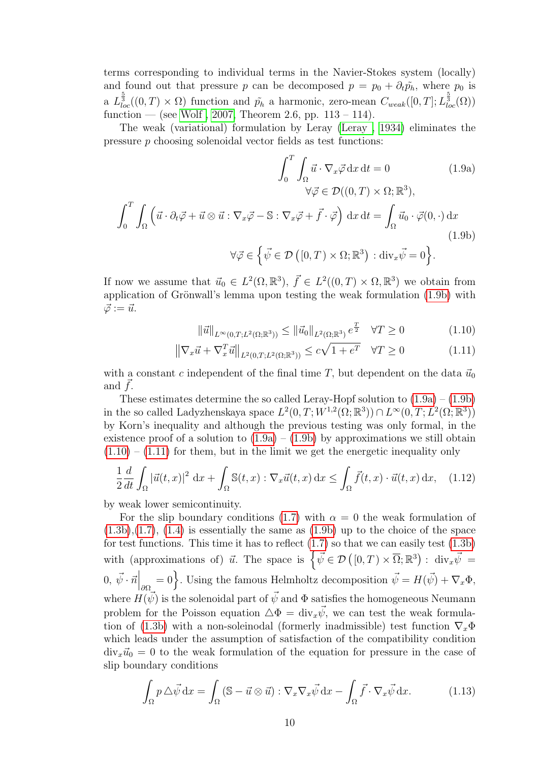terms corresponding to individual terms in the Navier-Stokes system (locally) and found out that pressure $p$ can be decomposed $p = p_0 + \partial_t \tilde{p_h}$, where $p_0$ is a $L^{\frac{5}{3}}_{loc}((0,T)\times\Omega)$ function and $\tilde{p_h}$ a harmonic, zero-mean $C_{weak}([0,T]; L^{\frac{5}{3}}_{loc}(\Omega))$ function — (see Wolf , 2007, Theorem 2.6, pp. 113 – 114).

The weak (variational) formulation by Leray (Leray , 1934) eliminates the pressure $p$ choosing solenoidal vector fields as test functions:

$$\int_0^T \int_\Omega \vec{u}\cdot\nabla_x\vec{\varphi}\,\mathrm{d}x\,\mathrm{d}t = 0 \qquad \forall\vec{\varphi}\in\mathcal{D}((0,T)\times\Omega;\mathbb{R}^3), \tag{1.9a}$$

$$\int_0^T \int_\Omega \left(\vec{u}\cdot\partial_t\vec{\varphi} + \vec{u}\otimes\vec{u} : \nabla_x\vec{\varphi} - \mathbb{S}:\nabla_x\vec{\varphi} + \vec{f}\cdot\vec{\varphi}\right)\mathrm{d}x\,\mathrm{d}t = \int_\Omega \vec{u}_0\cdot\vec{\varphi}(0,\cdot)\,\mathrm{d}x \tag{1.9b}$$

$$\forall\vec{\varphi}\in\left\{\vec{\psi}\in\mathcal{D}\left([0,T)\times\Omega;\mathbb{R}^3\right) : \mathrm{div}_x\vec{\psi}=0\right\}.$$

If now we assume that $\vec{u}_0\in L^2(\Omega,\mathbb{R}^3)$, $\vec{f}\in L^2((0,T)\times\Omega,\mathbb{R}^3)$ we obtain from application of Grönwall's lemma upon testing the weak formulation (1.9b) with $\vec{\varphi}:=\vec{u}$.

$$\|\vec{u}\|_{L^\infty(0,T;L^2(\Omega;\mathbb{R}^3))} \le \|\vec{u}_0\|_{L^2(\Omega;\mathbb{R}^3)}\, e^{\frac{T}{2}} \quad \forall T\ge 0 \tag{1.10}$$

$$\left\|\nabla_x\vec{u} + \nabla_x^T\vec{u}\right\|_{L^2(0,T;L^2(\Omega;\mathbb{R}^3))} \le c\sqrt{1+e^T} \quad \forall T\ge 0 \tag{1.11}$$

with a constant $c$ independent of the final time $T$, but dependent on the data $\vec{u}_0$ and $\vec{f}$.

These estimates determine the so called Leray-Hopf solution to (1.9a) – (1.9b) in the so called Ladyzhenskaya space $L^2(0,T;W^{1,2}(\Omega;\mathbb{R}^3))\cap L^\infty(0,T;L^2(\Omega;\mathbb{R}^3))$ by Korn's inequality and although the previous testing was only formal, in the existence proof of a solution to (1.9a) – (1.9b) by approximations we still obtain (1.10) – (1.11) for them, but in the limit we get the energetic inequality only

$$\frac{1}{2}\frac{d}{dt}\int_\Omega |\vec{u}(t,x)|^2\,\mathrm{d}x + \int_\Omega \mathbb{S}(t,x):\nabla_x\vec{u}(t,x)\,\mathrm{d}x \le \int_\Omega \vec{f}(t,x)\cdot\vec{u}(t,x)\,\mathrm{d}x, \tag{1.12}$$

by weak lower semicontinuity.

For the slip boundary conditions (1.7) with $\alpha = 0$ the weak formulation of (1.3b),(1.7), (1.4) is essentially the same as (1.9b) up to the choice of the space for test functions. This time it has to reflect (1.7) so that we can easily test (1.3b) with (approximations of) $\vec{u}$. The space is $\left\{\vec{\psi}\in\mathcal{D}\left([0,T)\times\overline{\Omega};\mathbb{R}^3\right) : \mathrm{div}_x\vec{\psi} = 0,\ \vec{\psi}\cdot\vec{n}\Big|_{\partial\Omega}=0\right\}$. Using the famous Helmholtz decomposition $\vec{\psi} = H(\vec{\psi}) + \nabla_x\Phi$, where $H(\vec{\psi})$ is the solenoidal part of $\vec{\psi}$ and $\Phi$ satisfies the homogeneous Neumann problem for the Poisson equation $\triangle\Phi = \mathrm{div}_x\vec{\psi}$, we can test the weak formulation of (1.3b) with a non-soleinodal (formerly inadmissible) test function $\nabla_x\Phi$ which leads under the assumption of satisfaction of the compatibility condition $\mathrm{div}_x\vec{u}_0 = 0$ to the weak formulation of the equation for pressure in the case of slip boundary conditions

$$\int_\Omega p\,\triangle\vec{\psi}\,\mathrm{d}x = \int_\Omega (\mathbb{S} - \vec{u}\otimes\vec{u}) : \nabla_x\nabla_x\vec{\psi}\,\mathrm{d}x - \int_\Omega \vec{f}\cdot\nabla_x\vec{\psi}\,\mathrm{d}x. \tag{1.13}$$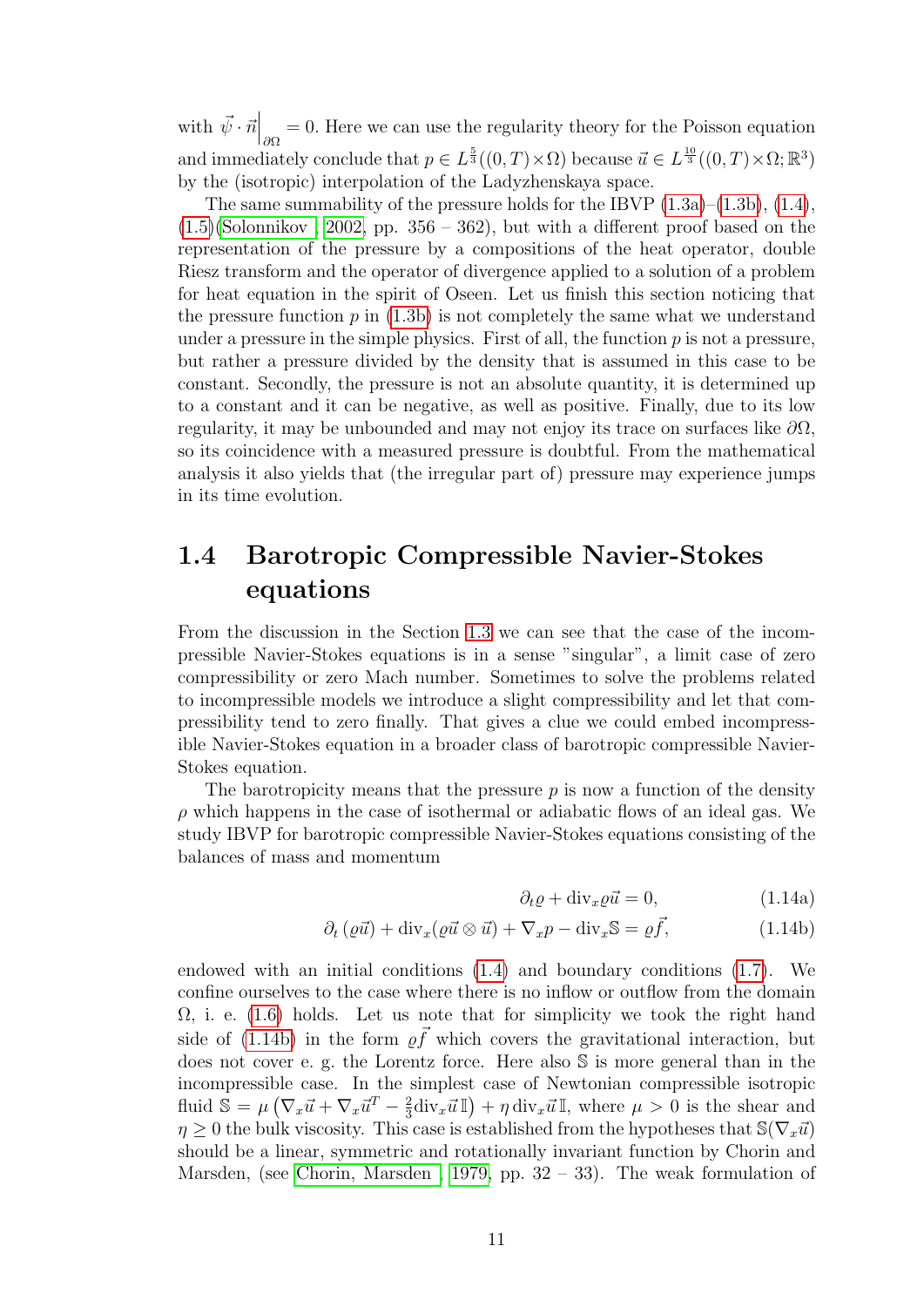with $\vec{\psi} \cdot \vec{n}\Big|_{\partial\Omega} = 0$. Here we can use the regularity theory for the Poisson equation and immediately conclude that $p \in L^{\frac{5}{3}}((0,T)\times\Omega)$ because $\vec{u} \in L^{\frac{10}{3}}((0,T)\times\Omega;\mathbb{R}^3)$ by the (isotropic) interpolation of the Ladyzhenskaya space.

The same summability of the pressure holds for the IBVP (1.3a)–(1.3b), (1.4), (1.5)(Solonnikov , 2002, pp. 356 – 362), but with a different proof based on the representation of the pressure by a compositions of the heat operator, double Riesz transform and the operator of divergence applied to a solution of a problem for heat equation in the spirit of Oseen. Let us finish this section noticing that the pressure function $p$ in (1.3b) is not completely the same what we understand under a pressure in the simple physics. First of all, the function $p$ is not a pressure, but rather a pressure divided by the density that is assumed in this case to be constant. Secondly, the pressure is not an absolute quantity, it is determined up to a constant and it can be negative, as well as positive. Finally, due to its low regularity, it may be unbounded and may not enjoy its trace on surfaces like $\partial\Omega$, so its coincidence with a measured pressure is doubtful. From the mathematical analysis it also yields that (the irregular part of) pressure may experience jumps in its time evolution.

## 1.4 Barotropic Compressible Navier-Stokes equations

From the discussion in the Section 1.3 we can see that the case of the incompressible Navier-Stokes equations is in a sense "singular", a limit case of zero compressibility or zero Mach number. Sometimes to solve the problems related to incompressible models we introduce a slight compressibility and let that compressibility tend to zero finally. That gives a clue we could embed incompressible Navier-Stokes equation in a broader class of barotropic compressible Navier-Stokes equation.

The barotropicity means that the pressure $p$ is now a function of the density $\rho$ which happens in the case of isothermal or adiabatic flows of an ideal gas. We study IBVP for barotropic compressible Navier-Stokes equations consisting of the balances of mass and momentum

$$\partial_t \varrho + \operatorname{div}_x \varrho \vec{u} = 0, \tag{1.14a}$$

$$\partial_t (\varrho \vec{u}) + \operatorname{div}_x (\varrho \vec{u} \otimes \vec{u}) + \nabla_x p - \operatorname{div}_x \mathbb{S} = \varrho \vec{f}, \tag{1.14b}$$

endowed with an initial conditions (1.4) and boundary conditions (1.7). We confine ourselves to the case where there is no inflow or outflow from the domain $\Omega$, i. e. (1.6) holds. Let us note that for simplicity we took the right hand side of (1.14b) in the form $\varrho \vec{f}$ which covers the gravitational interaction, but does not cover e. g. the Lorentz force. Here also $\mathbb{S}$ is more general than in the incompressible case. In the simplest case of Newtonian compressible isotropic fluid $\mathbb{S} = \mu \left( \nabla_x \vec{u} + \nabla_x \vec{u}^T - \frac{2}{3} \operatorname{div}_x \vec{u} \, \mathbb{I} \right) + \eta \operatorname{div}_x \vec{u} \, \mathbb{I}$, where $\mu > 0$ is the shear and $\eta \geq 0$ the bulk viscosity. This case is established from the hypotheses that $\mathbb{S}(\nabla_x \vec{u})$ should be a linear, symmetric and rotationally invariant function by Chorin and Marsden, (see Chorin, Marsden , 1979, pp. 32 – 33). The weak formulation of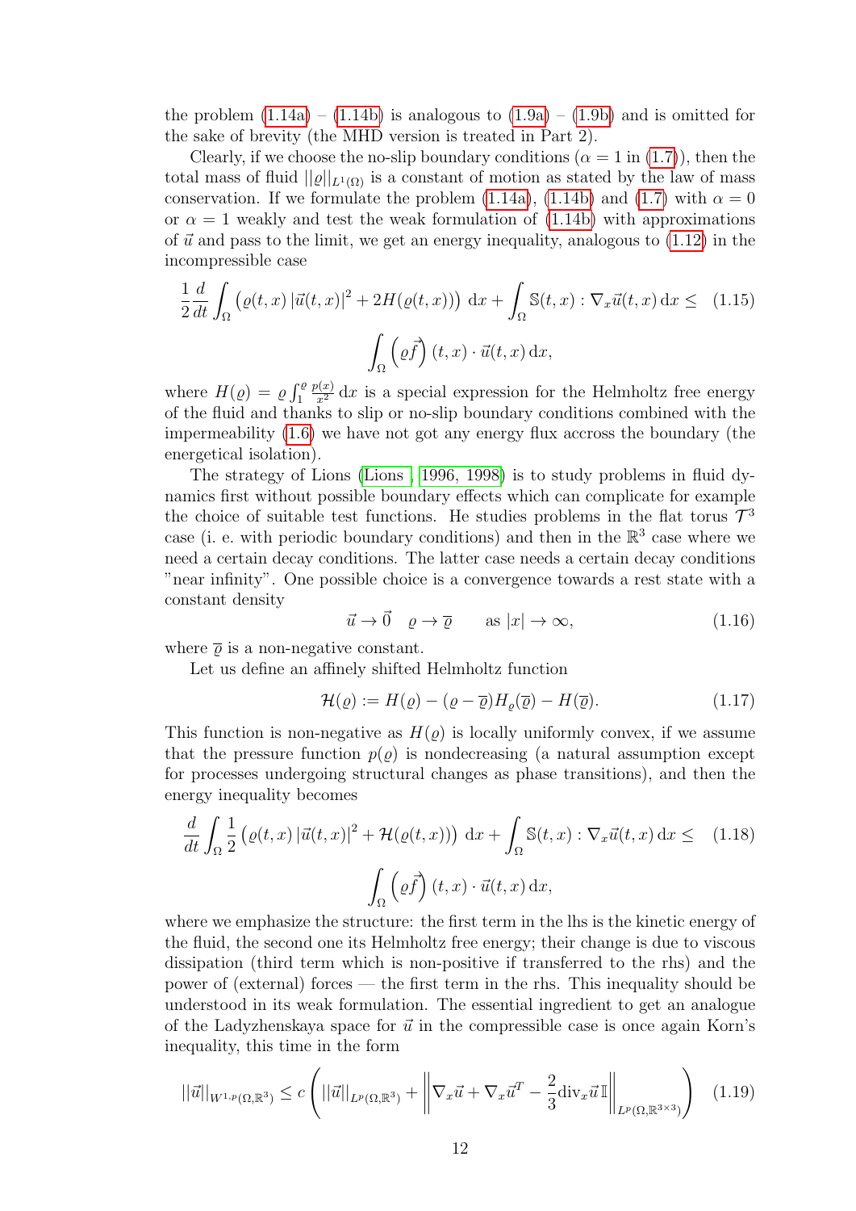the problem (1.14a) – (1.14b) is analogous to (1.9a) – (1.9b) and is omitted for the sake of brevity (the MHD version is treated in Part 2).

Clearly, if we choose the no-slip boundary conditions ($\alpha = 1$ in (1.7)), then the total mass of fluid $||\varrho||_{L^1(\Omega)}$ is a constant of motion as stated by the law of mass conservation. If we formulate the problem (1.14a), (1.14b) and (1.7) with $\alpha = 0$ or $\alpha = 1$ weakly and test the weak formulation of (1.14b) with approximations of $\vec{u}$ and pass to the limit, we get an energy inequality, analogous to (1.12) in the incompressible case

$$\frac{1}{2}\frac{d}{dt}\int_\Omega \left(\varrho(t,x)\,|\vec{u}(t,x)|^2 + 2H(\varrho(t,x))\right)\,\mathrm{d}x + \int_\Omega \mathbb{S}(t,x) : \nabla_x \vec{u}(t,x)\,\mathrm{d}x \leq \int_\Omega \left(\varrho\vec{f}\right)(t,x)\cdot\vec{u}(t,x)\,\mathrm{d}x, \tag{1.15}$$

where $H(\varrho) = \varrho\int_1^\varrho \frac{p(x)}{x^2}\,\mathrm{d}x$ is a special expression for the Helmholtz free energy of the fluid and thanks to slip or no-slip boundary conditions combined with the impermeability (1.6) we have not got any energy flux accross the boundary (the energetical isolation).

The strategy of Lions (Lions , 1996, 1998) is to study problems in fluid dynamics first without possible boundary effects which can complicate for example the choice of suitable test functions. He studies problems in the flat torus $\mathcal{T}^3$ case (i. e. with periodic boundary conditions) and then in the $\mathbb{R}^3$ case where we need a certain decay conditions. The latter case needs a certain decay conditions "near infinity". One possible choice is a convergence towards a rest state with a constant density

$$\vec{u} \to \vec{0} \quad \varrho \to \overline{\varrho} \qquad \text{as } |x| \to \infty, \tag{1.16}$$

where $\overline{\varrho}$ is a non-negative constant.

Let us define an affinely shifted Helmholtz function

$$\mathcal{H}(\varrho) := H(\varrho) - (\varrho - \overline{\varrho})H_\varrho(\overline{\varrho}) - H(\overline{\varrho}). \tag{1.17}$$

This function is non-negative as $H(\varrho)$ is locally uniformly convex, if we assume that the pressure function $p(\varrho)$ is nondecreasing (a natural assumption except for processes undergoing structural changes as phase transitions), and then the energy inequality becomes

$$\frac{d}{dt}\int_\Omega \frac{1}{2}\left(\varrho(t,x)\,|\vec{u}(t,x)|^2 + \mathcal{H}(\varrho(t,x))\right)\,\mathrm{d}x + \int_\Omega \mathbb{S}(t,x) : \nabla_x \vec{u}(t,x)\,\mathrm{d}x \leq \int_\Omega \left(\varrho\vec{f}\right)(t,x)\cdot\vec{u}(t,x)\,\mathrm{d}x, \tag{1.18}$$

where we emphasize the structure: the first term in the lhs is the kinetic energy of the fluid, the second one its Helmholtz free energy; their change is due to viscous dissipation (third term which is non-positive if transferred to the rhs) and the power of (external) forces — the first term in the rhs. This inequality should be understood in its weak formulation. The essential ingredient to get an analogue of the Ladyzhenskaya space for $\vec{u}$ in the compressible case is once again Korn's inequality, this time in the form

$$||\vec{u}||_{W^{1,p}(\Omega,\mathbb{R}^3)} \leq c\left(||\vec{u}||_{L^p(\Omega,\mathbb{R}^3)} + \left\|\nabla_x\vec{u} + \nabla_x\vec{u}^T - \frac{2}{3}\mathrm{div}_x\vec{u}\,\mathbb{I}\right\|_{L^p(\Omega,\mathbb{R}^{3\times 3})}\right) \tag{1.19}$$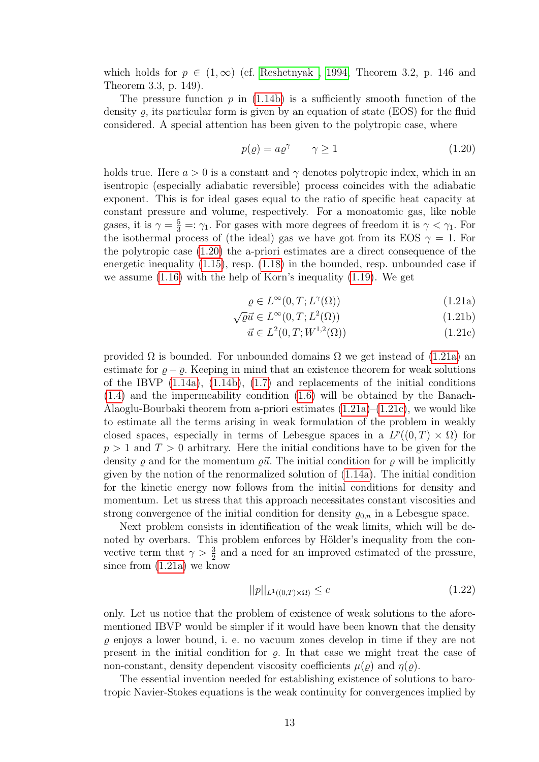which holds for $p \in (1, \infty)$ (cf. Reshetnyak , 1994, Theorem 3.2, p. 146 and Theorem 3.3, p. 149).

The pressure function $p$ in (1.14b) is a sufficiently smooth function of the density $\varrho$, its particular form is given by an equation of state (EOS) for the fluid considered. A special attention has been given to the polytropic case, where

$$p(\varrho) = a\varrho^\gamma \qquad \gamma \geq 1 \tag{1.20}$$

holds true. Here $a > 0$ is a constant and $\gamma$ denotes polytropic index, which in an isentropic (especially adiabatic reversible) process coincides with the adiabatic exponent. This is for ideal gases equal to the ratio of specific heat capacity at constant pressure and volume, respectively. For a monoatomic gas, like noble gases, it is $\gamma = \frac{5}{3} =: \gamma_1$. For gases with more degrees of freedom it is $\gamma < \gamma_1$. For the isothermal process of (the ideal) gas we have got from its EOS $\gamma = 1$. For the polytropic case (1.20) the a-priori estimates are a direct consequence of the energetic inequality (1.15), resp. (1.18) in the bounded, resp. unbounded case if we assume (1.16) with the help of Korn's inequality (1.19). We get

$$\varrho \in L^\infty(0, T; L^\gamma(\Omega)) \tag{1.21a}$$

$$\sqrt{\varrho}\vec{u} \in L^\infty(0, T; L^2(\Omega)) \tag{1.21b}$$

$$\vec{u} \in L^2(0, T; W^{1,2}(\Omega)) \tag{1.21c}$$

provided $\Omega$ is bounded. For unbounded domains $\Omega$ we get instead of (1.21a) an estimate for $\varrho - \overline{\varrho}$. Keeping in mind that an existence theorem for weak solutions of the IBVP (1.14a), (1.14b), (1.7) and replacements of the initial conditions (1.4) and the impermeability condition (1.6) will be obtained by the Banach-Alaoglu-Bourbaki theorem from a-priori estimates (1.21a)–(1.21c), we would like to estimate all the terms arising in weak formulation of the problem in weakly closed spaces, especially in terms of Lebesgue spaces in a $L^p((0, T) \times \Omega)$ for $p > 1$ and $T > 0$ arbitrary. Here the initial conditions have to be given for the density $\varrho$ and for the momentum $\varrho\vec{u}$. The initial condition for $\varrho$ will be implicitly given by the notion of the renormalized solution of (1.14a). The initial condition for the kinetic energy now follows from the initial conditions for density and momentum. Let us stress that this approach necessitates constant viscosities and strong convergence of the initial condition for density $\varrho_{0,n}$ in a Lebesgue space.

Next problem consists in identification of the weak limits, which will be denoted by overbars. This problem enforces by Hölder's inequality from the convective term that $\gamma > \frac{3}{2}$ and a need for an improved estimated of the pressure, since from (1.21a) we know

$$||p||_{L^1((0,T)\times\Omega)} \leq c \tag{1.22}$$

only. Let us notice that the problem of existence of weak solutions to the aforementioned IBVP would be simpler if it would have been known that the density $\varrho$ enjoys a lower bound, i. e. no vacuum zones develop in time if they are not present in the initial condition for $\varrho$. In that case we might treat the case of non-constant, density dependent viscosity coefficients $\mu(\varrho)$ and $\eta(\varrho)$.

The essential invention needed for establishing existence of solutions to barotropic Navier-Stokes equations is the weak continuity for convergences implied by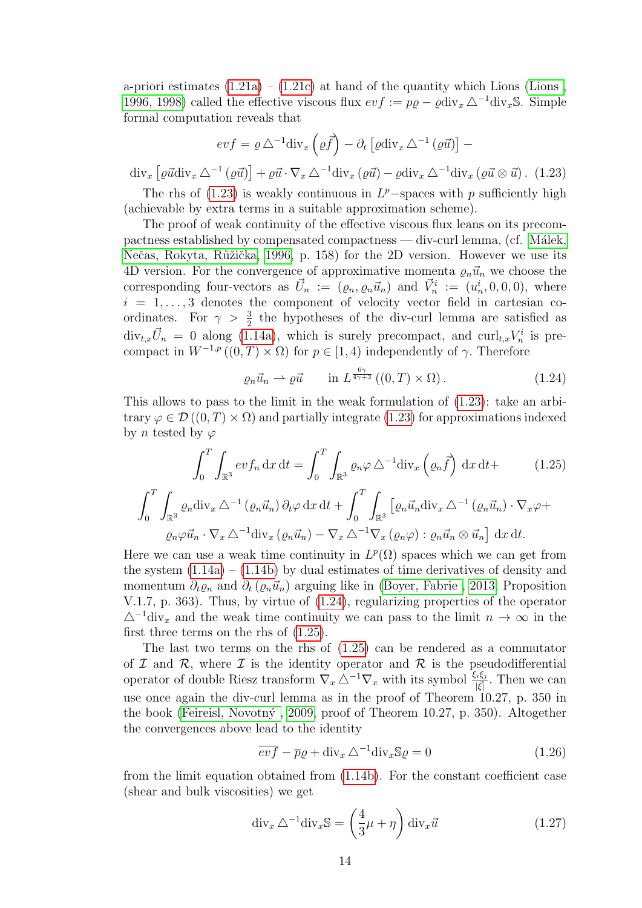a-priori estimates (1.21a) – (1.21c) at hand of the quantity which Lions (Lions , 1996, 1998) called the effective viscous flux $evf := p\varrho - \varrho \text{div}_x \triangle^{-1}\text{div}_x \mathbb{S}$. Simple formal computation reveals that

$$evf = \varrho \triangle^{-1}\text{div}_x \left(\varrho \vec{f}\right) - \partial_t \left[\varrho \text{div}_x \triangle^{-1} \left(\varrho \vec{u}\right)\right] -$$

$$\text{div}_x \left[\varrho \vec{u} \text{div}_x \triangle^{-1} \left(\varrho \vec{u}\right)\right] + \varrho \vec{u} \cdot \nabla_x \triangle^{-1}\text{div}_x \left(\varrho \vec{u}\right) - \varrho \text{div}_x \triangle^{-1}\text{div}_x \left(\varrho \vec{u} \otimes \vec{u}\right). \quad (1.23)$$

The rhs of (1.23) is weakly continuous in $L^p$−spaces with $p$ sufficiently high (achievable by extra terms in a suitable approximation scheme).

The proof of weak continuity of the effective viscous flux leans on its precompactness established by compensated compactness — div-curl lemma, (cf. Málek, Nečas, Rokyta, Růžička, 1996, p. 158) for the 2D version. However we use its 4D version. For the convergence of approximative momenta $\varrho_n \vec{u}_n$ we choose the corresponding four-vectors as $\vec{U}_n := (\varrho_n, \varrho_n \vec{u}_n)$ and $\vec{V}_n^i := (u_n^i, 0, 0, 0)$, where $i = 1, \ldots, 3$ denotes the component of velocity vector field in cartesian co-ordinates. For $\gamma > \frac{3}{2}$ the hypotheses of the div-curl lemma are satisfied as $\text{div}_{t,x}\vec{U}_n = 0$ along (1.14a), which is surely precompact, and $\text{curl}_{t,x}V_n^i$ is pre-compact in $W^{-1,p}\left((0,T) \times \Omega\right)$ for $p \in [1, 4)$ independently of $\gamma$. Therefore

$$\varrho_n \vec{u}_n \rightharpoonup \varrho \vec{u} \qquad \text{in } L^{\frac{6\gamma}{4\gamma+3}}\left((0,T) \times \Omega\right). \quad (1.24)$$

This allows to pass to the limit in the weak formulation of (1.23): take an arbitrary $\varphi \in \mathcal{D}\left((0,T) \times \Omega\right)$ and partially integrate (1.23) for approximations indexed by $n$ tested by $\varphi$

$$\int_0^T \int_{\mathbb{R}^3} evf_n \,\text{d}x\,\text{d}t = \int_0^T \int_{\mathbb{R}^3} \varrho_n \varphi \triangle^{-1}\text{div}_x \left(\varrho_n \vec{f}\right) \,\text{d}x\,\text{d}t + \quad (1.25)$$

$$\int_0^T \int_{\mathbb{R}^3} \varrho_n \text{div}_x \triangle^{-1} \left(\varrho_n \vec{u}_n\right) \partial_t \varphi \,\text{d}x\,\text{d}t + \int_0^T \int_{\mathbb{R}^3} \left[\varrho_n \vec{u}_n \text{div}_x \triangle^{-1} \left(\varrho_n \vec{u}_n\right) \cdot \nabla_x \varphi + \right.$$

$$\left. \varrho_n \varphi \vec{u}_n \cdot \nabla_x \triangle^{-1}\text{div}_x \left(\varrho_n \vec{u}_n\right) - \nabla_x \triangle^{-1}\nabla_x \left(\varrho_n \varphi\right) : \varrho_n \vec{u}_n \otimes \vec{u}_n\right] \,\text{d}x\,\text{d}t.$$

Here we can use a weak time continuity in $L^p(\Omega)$ spaces which we can get from the system (1.14a) – (1.14b) by dual estimates of time derivatives of density and momentum $\partial_t \varrho_n$ and $\partial_t \left(\varrho_n \vec{u}_n\right)$ arguing like in (Boyer, Fabrie , 2013, Proposition V.1.7, p. 363). Thus, by virtue of (1.24), regularizing properties of the operator $\triangle^{-1}\text{div}_x$ and the weak time continuity we can pass to the limit $n \to \infty$ in the first three terms on the rhs of (1.25).

The last two terms on the rhs of (1.25) can be rendered as a commutator of $\mathcal{I}$ and $\mathcal{R}$, where $\mathcal{I}$ is the identity operator and $\mathcal{R}$ is the pseudodifferential operator of double Riesz transform $\nabla_x \triangle^{-1}\nabla_x$ with its symbol $\frac{\xi_i \xi_j}{|\xi|}$. Then we can use once again the div-curl lemma as in the proof of Theorem 10.27, p. 350 in the book (Feireisl, Novotný , 2009, proof of Theorem 10.27, p. 350). Altogether the convergences above lead to the identity

$$\overline{evf} - \overline{p}\varrho + \text{div}_x \triangle^{-1}\text{div}_x \mathbb{S}\varrho = 0 \quad (1.26)$$

from the limit equation obtained from (1.14b). For the constant coefficient case (shear and bulk viscosities) we get

$$\text{div}_x \triangle^{-1}\text{div}_x \mathbb{S} = \left(\frac{4}{3}\mu + \eta\right) \text{div}_x \vec{u} \quad (1.27)$$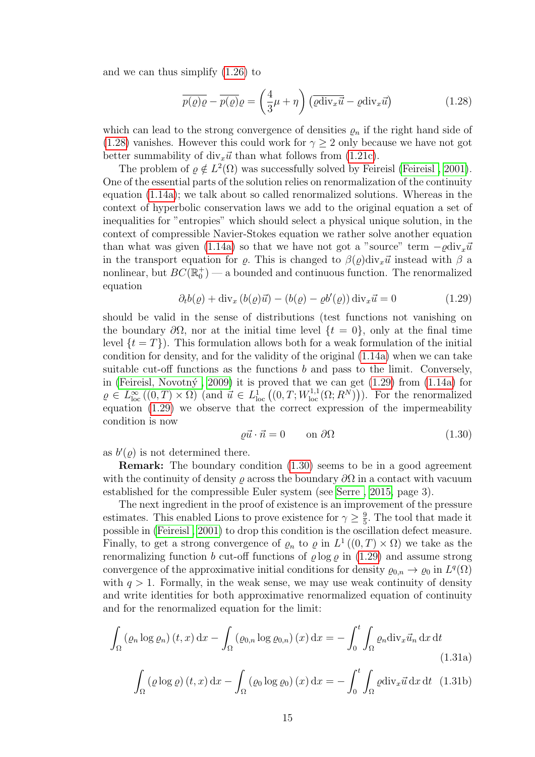and we can thus simplify (1.26) to

$$\overline{p(\varrho)\varrho} - \overline{p(\varrho)}\varrho = \left(\frac{4}{3}\mu + \eta\right)\left(\overline{\varrho \mathrm{div}_x \vec{u}} - \varrho \mathrm{div}_x \vec{u}\right) \tag{1.28}$$

which can lead to the strong convergence of densities $\varrho_n$ if the right hand side of (1.28) vanishes. However this could work for $\gamma \geq 2$ only because we have not got better summability of $\mathrm{div}_x \vec{u}$ than what follows from (1.21c).

The problem of $\varrho \notin L^2(\Omega)$ was successfully solved by Feireisl (Feireisl , 2001). One of the essential parts of the solution relies on renormalization of the continuity equation (1.14a); we talk about so called renormalized solutions. Whereas in the context of hyperbolic conservation laws we add to the original equation a set of inequalities for "entropies" which should select a physical unique solution, in the context of compressible Navier-Stokes equation we rather solve another equation than what was given (1.14a) so that we have not got a "source" term $-\varrho \mathrm{div}_x \vec{u}$ in the transport equation for $\varrho$. This is changed to $\beta(\varrho)\mathrm{div}_x \vec{u}$ instead with $\beta$ a nonlinear, but $BC(\mathbb{R}_0^+)$ — a bounded and continuous function. The renormalized equation

$$\partial_t b(\varrho) + \mathrm{div}_x \left(b(\varrho)\vec{u}\right) - \left(b(\varrho) - \varrho b'(\varrho)\right) \mathrm{div}_x \vec{u} = 0 \tag{1.29}$$

should be valid in the sense of distributions (test functions not vanishing on the boundary $\partial\Omega$, nor at the initial time level $\{t = 0\}$, only at the final time level $\{t = T\}$). This formulation allows both for a weak formulation of the initial condition for density, and for the validity of the original (1.14a) when we can take suitable cut-off functions as the functions $b$ and pass to the limit. Conversely, in (Feireisl, Novotný , 2009) it is proved that we can get (1.29) from (1.14a) for $\varrho \in L^\infty_{\mathrm{loc}}\left((0,T) \times \Omega\right)$ (and $\vec{u} \in L^1_{\mathrm{loc}}\left((0,T; W^{1,1}_{\mathrm{loc}}(\Omega; R^N)\right)$). For the renormalized equation (1.29) we observe that the correct expression of the impermeability condition is now

$$\varrho \vec{u} \cdot \vec{n} = 0 \qquad \text{on } \partial\Omega \tag{1.30}$$

as $b'(\varrho)$ is not determined there.

**Remark:** The boundary condition (1.30) seems to be in a good agreement with the continuity of density $\varrho$ across the boundary $\partial\Omega$ in a contact with vacuum established for the compressible Euler system (see Serre , 2015, page 3).

The next ingredient in the proof of existence is an improvement of the pressure estimates. This enabled Lions to prove existence for $\gamma \geq \frac{9}{5}$. The tool that made it possible in (Feireisl , 2001) to drop this condition is the oscillation defect measure. Finally, to get a strong convergence of $\varrho_n$ to $\varrho$ in $L^1\left((0,T) \times \Omega\right)$ we take as the renormalizing function $b$ cut-off functions of $\varrho \log \varrho$ in (1.29) and assume strong convergence of the approximative initial conditions for density $\varrho_{0,n} \to \varrho_0$ in $L^q(\Omega)$ with $q > 1$. Formally, in the weak sense, we may use weak continuity of density and write identities for both approximative renormalized equation of continuity and for the renormalized equation for the limit:

$$\int_\Omega \left(\varrho_n \log \varrho_n\right)(t,x)\,\mathrm{d}x - \int_\Omega \left(\varrho_{0,n} \log \varrho_{0,n}\right)(x)\,\mathrm{d}x = -\int_0^t \int_\Omega \varrho_n \mathrm{div}_x \vec{u}_n \,\mathrm{d}x\,\mathrm{d}t \tag{1.31a}$$

$$\int_\Omega \left(\varrho \log \varrho\right)(t,x)\,\mathrm{d}x - \int_\Omega \left(\varrho_0 \log \varrho_0\right)(x)\,\mathrm{d}x = -\int_0^t \int_\Omega \varrho \mathrm{div}_x \vec{u} \,\mathrm{d}x\,\mathrm{d}t \tag{1.31b}$$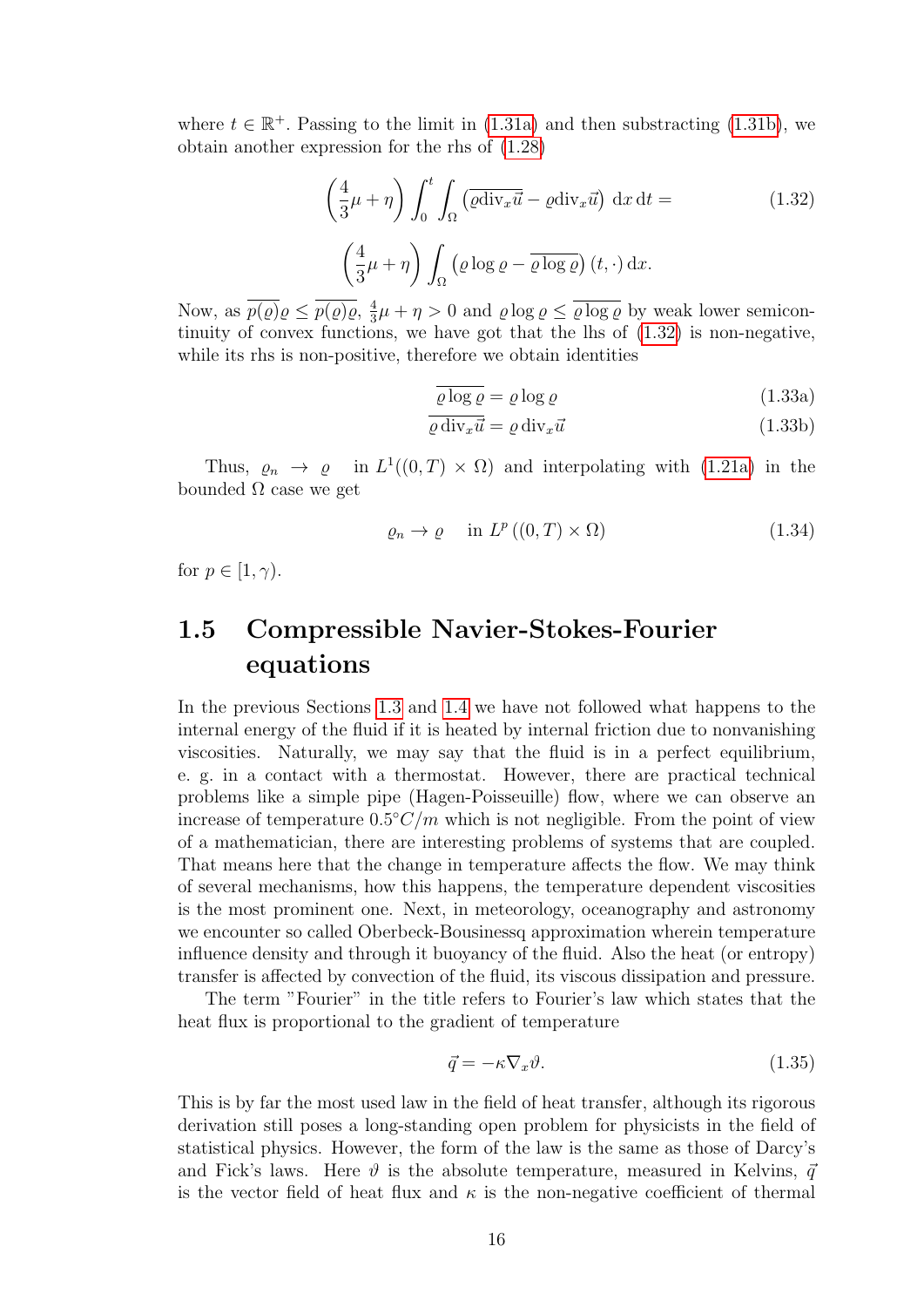where $t \in \mathbb{R}^+$. Passing to the limit in (1.31a) and then substracting (1.31b), we obtain another expression for the rhs of (1.28)

$$\left(\frac{4}{3}\mu + \eta\right) \int_0^t \int_\Omega \left(\overline{\varrho \mathrm{div}_x \vec{u}} - \varrho \mathrm{div}_x \vec{u}\right) \,\mathrm{d}x \,\mathrm{d}t = \tag{1.32}$$

$$\left(\frac{4}{3}\mu + \eta\right) \int_\Omega \left(\varrho \log \varrho - \overline{\varrho \log \varrho}\right)(t, \cdot) \,\mathrm{d}x.$$

Now, as $\overline{p(\varrho)}\varrho \leq \overline{p(\varrho)\varrho}$, $\frac{4}{3}\mu + \eta > 0$ and $\varrho \log \varrho \leq \overline{\varrho \log \varrho}$ by weak lower semicontinuity of convex functions, we have got that the lhs of (1.32) is non-negative, while its rhs is non-positive, therefore we obtain identities

$$\overline{\varrho \log \varrho} = \varrho \log \varrho \tag{1.33a}$$

$$\overline{\varrho \, \mathrm{div}_x \vec{u}} = \varrho \, \mathrm{div}_x \vec{u} \tag{1.33b}$$

Thus, $\varrho_n \to \varrho$ in $L^1((0,T) \times \Omega)$ and interpolating with (1.21a) in the bounded $\Omega$ case we get

$$\varrho_n \to \varrho \quad \text{in } L^p\left((0,T) \times \Omega\right) \tag{1.34}$$

for $p \in [1, \gamma)$.

## 1.5 Compressible Navier-Stokes-Fourier equations

In the previous Sections 1.3 and 1.4 we have not followed what happens to the internal energy of the fluid if it is heated by internal friction due to nonvanishing viscosities. Naturally, we may say that the fluid is in a perfect equilibrium, e. g. in a contact with a thermostat. However, there are practical technical problems like a simple pipe (Hagen-Poisseuille) flow, where we can observe an increase of temperature $0.5°C/m$ which is not negligible. From the point of view of a mathematician, there are interesting problems of systems that are coupled. That means here that the change in temperature affects the flow. We may think of several mechanisms, how this happens, the temperature dependent viscosities is the most prominent one. Next, in meteorology, oceanography and astronomy we encounter so called Oberbeck-Bousinessq approximation wherein temperature influence density and through it buoyancy of the fluid. Also the heat (or entropy) transfer is affected by convection of the fluid, its viscous dissipation and pressure.

The term "Fourier" in the title refers to Fourier's law which states that the heat flux is proportional to the gradient of temperature

$$\vec{q} = -\kappa \nabla_x \vartheta. \tag{1.35}$$

This is by far the most used law in the field of heat transfer, although its rigorous derivation still poses a long-standing open problem for physicists in the field of statistical physics. However, the form of the law is the same as those of Darcy's and Fick's laws. Here $\vartheta$ is the absolute temperature, measured in Kelvins, $\vec{q}$ is the vector field of heat flux and $\kappa$ is the non-negative coefficient of thermal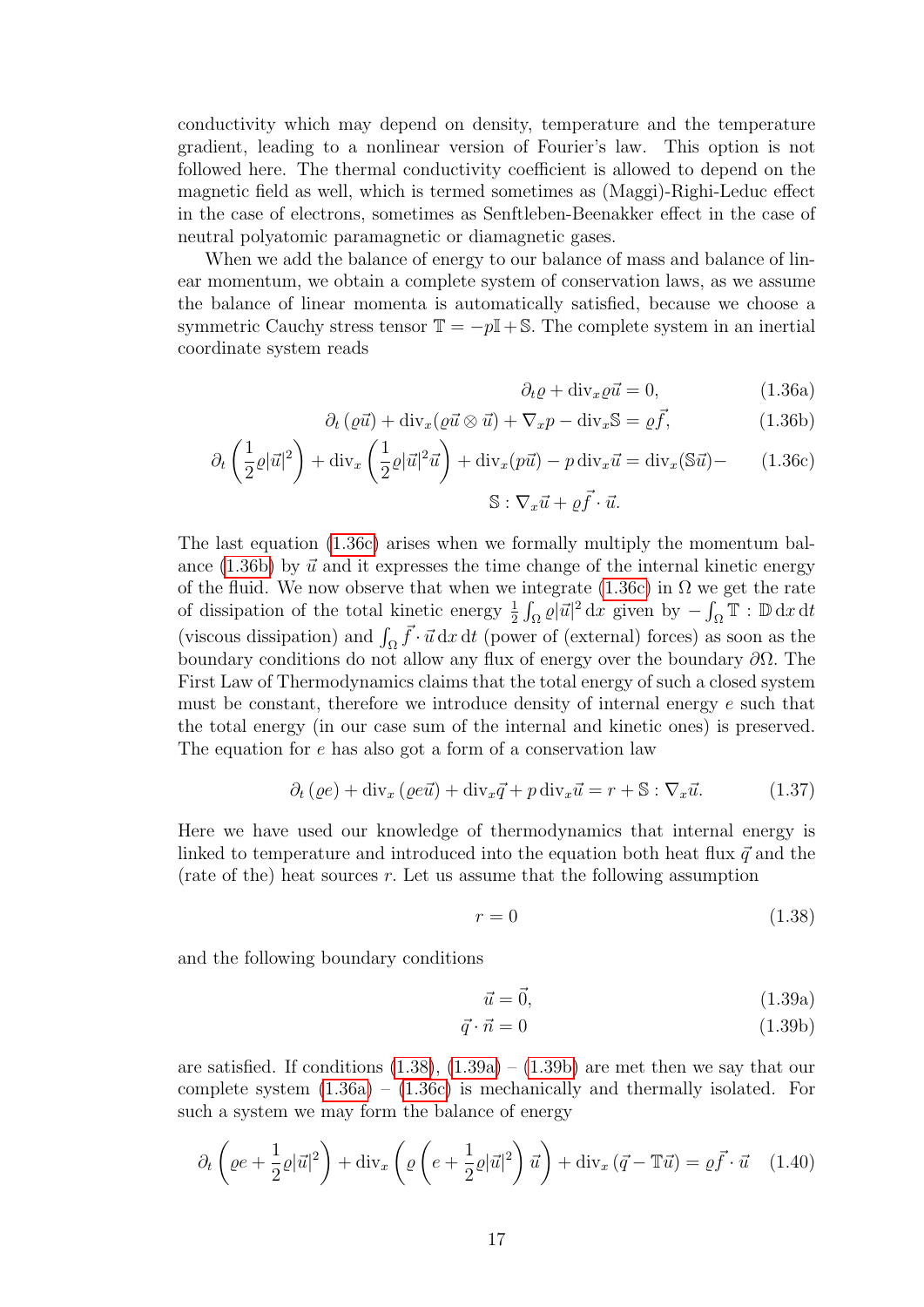conductivity which may depend on density, temperature and the temperature gradient, leading to a nonlinear version of Fourier's law. This option is not followed here. The thermal conductivity coefficient is allowed to depend on the magnetic field as well, which is termed sometimes as (Maggi)-Righi-Leduc effect in the case of electrons, sometimes as Senftleben-Beenakker effect in the case of neutral polyatomic paramagnetic or diamagnetic gases.

When we add the balance of energy to our balance of mass and balance of linear momentum, we obtain a complete system of conservation laws, as we assume the balance of linear momenta is automatically satisfied, because we choose a symmetric Cauchy stress tensor $\mathbb{T} = -p\mathbb{I} + \mathbb{S}$. The complete system in an inertial coordinate system reads

$$\partial_t \varrho + \operatorname{div}_x \varrho \vec{u} = 0, \tag{1.36a}$$

$$\partial_t (\varrho \vec{u}) + \operatorname{div}_x (\varrho \vec{u} \otimes \vec{u}) + \nabla_x p - \operatorname{div}_x \mathbb{S} = \varrho \vec{f}, \tag{1.36b}$$

$$\partial_t \left( \frac{1}{2} \varrho |\vec{u}|^2 \right) + \operatorname{div}_x \left( \frac{1}{2} \varrho |\vec{u}|^2 \vec{u} \right) + \operatorname{div}_x (p\vec{u}) - p \operatorname{div}_x \vec{u} = \operatorname{div}_x (\mathbb{S}\vec{u}) - \mathbb{S} : \nabla_x \vec{u} + \varrho \vec{f} \cdot \vec{u}. \tag{1.36c}$$

The last equation (1.36c) arises when we formally multiply the momentum balance (1.36b) by $\vec{u}$ and it expresses the time change of the internal kinetic energy of the fluid. We now observe that when we integrate (1.36c) in $\Omega$ we get the rate of dissipation of the total kinetic energy $\frac{1}{2}\int_\Omega \varrho |\vec{u}|^2 \,\mathrm{d}x$ given by $-\int_\Omega \mathbb{T} : \mathbb{D} \,\mathrm{d}x\,\mathrm{d}t$ (viscous dissipation) and $\int_\Omega \vec{f} \cdot \vec{u} \,\mathrm{d}x\,\mathrm{d}t$ (power of (external) forces) as soon as the boundary conditions do not allow any flux of energy over the boundary $\partial\Omega$. The First Law of Thermodynamics claims that the total energy of such a closed system must be constant, therefore we introduce density of internal energy $e$ such that the total energy (in our case sum of the internal and kinetic ones) is preserved. The equation for $e$ has also got a form of a conservation law

$$\partial_t (\varrho e) + \operatorname{div}_x (\varrho e \vec{u}) + \operatorname{div}_x \vec{q} + p \operatorname{div}_x \vec{u} = r + \mathbb{S} : \nabla_x \vec{u}. \tag{1.37}$$

Here we have used our knowledge of thermodynamics that internal energy is linked to temperature and introduced into the equation both heat flux $\vec{q}$ and the (rate of the) heat sources $r$. Let us assume that the following assumption

$$r = 0 \tag{1.38}$$

and the following boundary conditions

$$\vec{u} = \vec{0}, \tag{1.39a}$$

$$\vec{q} \cdot \vec{n} = 0 \tag{1.39b}$$

are satisfied. If conditions (1.38), (1.39a) – (1.39b) are met then we say that our complete system (1.36a) – (1.36c) is mechanically and thermally isolated. For such a system we may form the balance of energy

$$\partial_t \left( \varrho e + \frac{1}{2} \varrho |\vec{u}|^2 \right) + \operatorname{div}_x \left( \varrho \left( e + \frac{1}{2} \varrho |\vec{u}|^2 \right) \vec{u} \right) + \operatorname{div}_x (\vec{q} - \mathbb{T}\vec{u}) = \varrho \vec{f} \cdot \vec{u} \tag{1.40}$$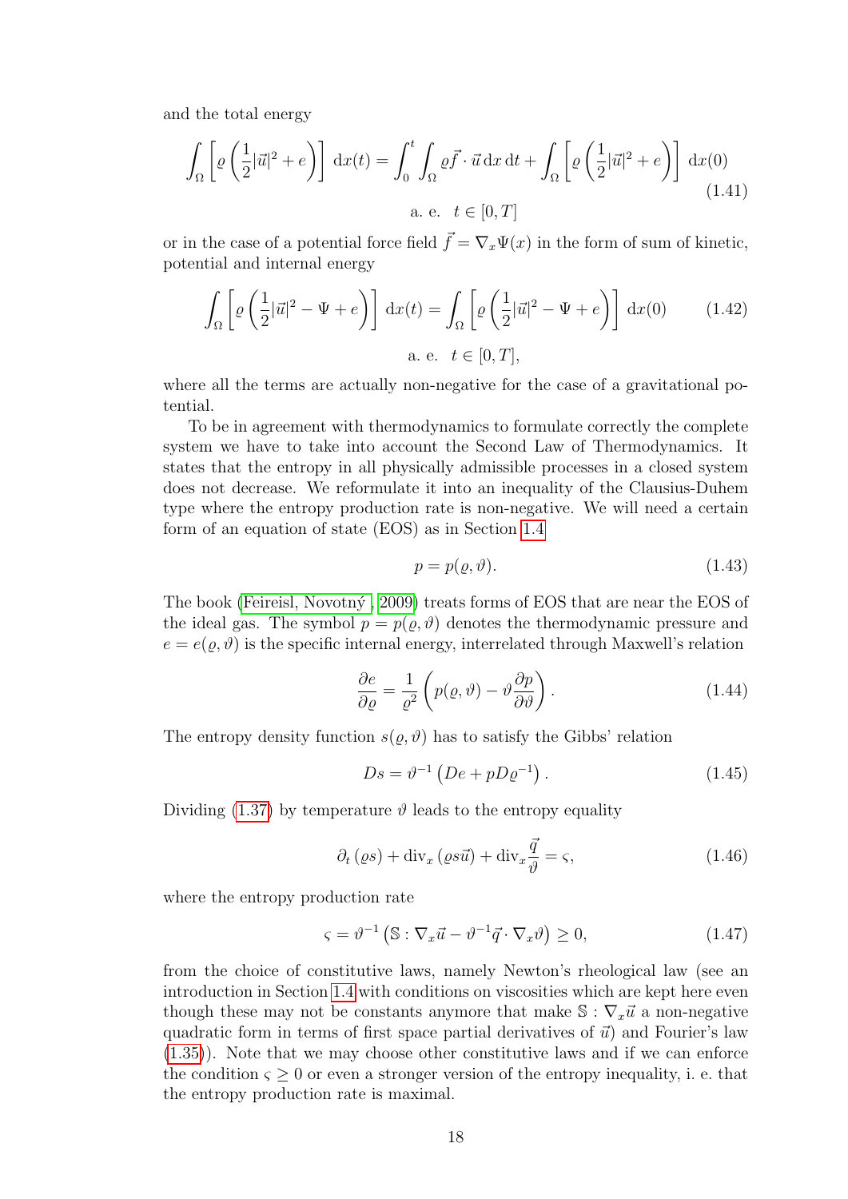and the total energy

$$\int_\Omega \left[ \varrho \left( \frac{1}{2}|\vec{u}|^2 + e \right) \right] \, \mathrm{d}x(t) = \int_0^t \int_\Omega \varrho \vec{f} \cdot \vec{u} \, \mathrm{d}x \, \mathrm{d}t + \int_\Omega \left[ \varrho \left( \frac{1}{2}|\vec{u}|^2 + e \right) \right] \, \mathrm{d}x(0) \tag{1.41}$$

$$\text{a. e.} \quad t \in [0,T]$$

or in the case of a potential force field $\vec{f} = \nabla_x \Psi(x)$ in the form of sum of kinetic, potential and internal energy

$$\int_\Omega \left[ \varrho \left( \frac{1}{2}|\vec{u}|^2 - \Psi + e \right) \right] \, \mathrm{d}x(t) = \int_\Omega \left[ \varrho \left( \frac{1}{2}|\vec{u}|^2 - \Psi + e \right) \right] \, \mathrm{d}x(0) \tag{1.42}$$

$$\text{a. e.} \quad t \in [0,T],$$

where all the terms are actually non-negative for the case of a gravitational potential.

To be in agreement with thermodynamics to formulate correctly the complete system we have to take into account the Second Law of Thermodynamics. It states that the entropy in all physically admissible processes in a closed system does not decrease. We reformulate it into an inequality of the Clausius-Duhem type where the entropy production rate is non-negative. We will need a certain form of an equation of state (EOS) as in Section 1.4

$$p = p(\varrho, \vartheta). \tag{1.43}$$

The book (Feireisl, Novotný, 2009) treats forms of EOS that are near the EOS of the ideal gas. The symbol $p = p(\varrho, \vartheta)$ denotes the thermodynamic pressure and $e = e(\varrho, \vartheta)$ is the specific internal energy, interrelated through Maxwell's relation

$$\frac{\partial e}{\partial \varrho} = \frac{1}{\varrho^2} \left( p(\varrho, \vartheta) - \vartheta \frac{\partial p}{\partial \vartheta} \right). \tag{1.44}$$

The entropy density function $s(\varrho, \vartheta)$ has to satisfy the Gibbs' relation

$$Ds = \vartheta^{-1} \left( De + pD\varrho^{-1} \right). \tag{1.45}$$

Dividing (1.37) by temperature $\vartheta$ leads to the entropy equality

$$\partial_t (\varrho s) + \mathrm{div}_x (\varrho s \vec{u}) + \mathrm{div}_x \frac{\vec{q}}{\vartheta} = \varsigma, \tag{1.46}$$

where the entropy production rate

$$\varsigma = \vartheta^{-1} \left( \mathbb{S} : \nabla_x \vec{u} - \vartheta^{-1} \vec{q} \cdot \nabla_x \vartheta \right) \geq 0, \tag{1.47}$$

from the choice of constitutive laws, namely Newton's rheological law (see an introduction in Section 1.4 with conditions on viscosities which are kept here even though these may not be constants anymore that make $\mathbb{S} : \nabla_x \vec{u}$ a non-negative quadratic form in terms of first space partial derivatives of $\vec{u}$) and Fourier's law (1.35)). Note that we may choose other constitutive laws and if we can enforce the condition $\varsigma \geq 0$ or even a stronger version of the entropy inequality, i. e. that the entropy production rate is maximal.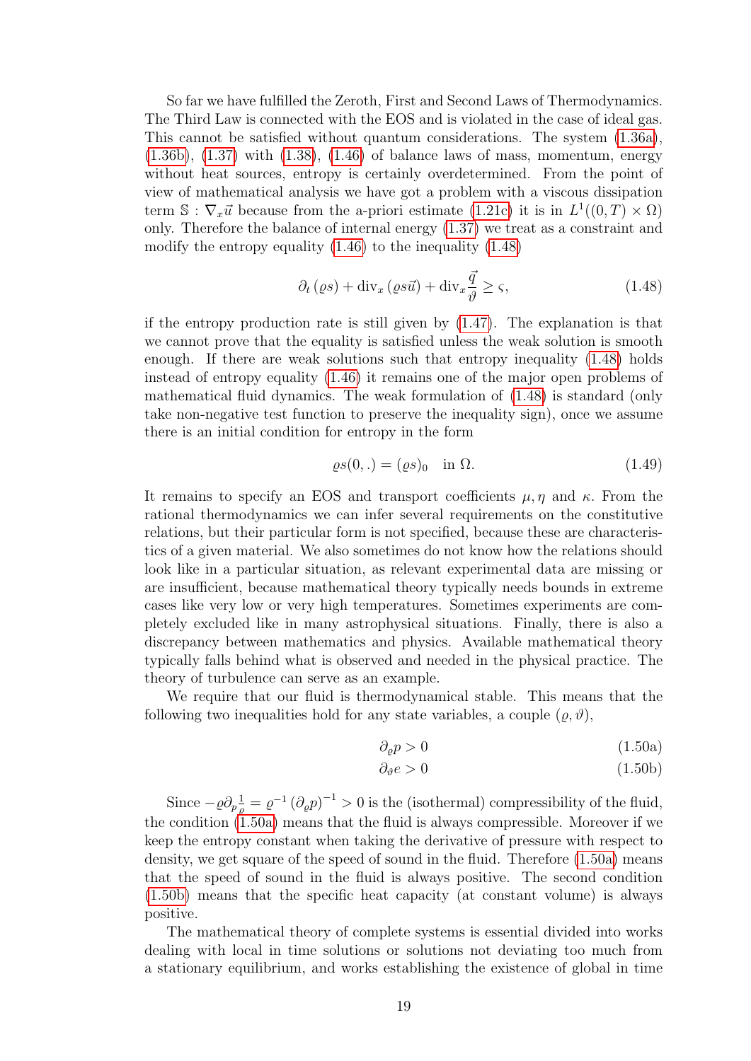So far we have fulfilled the Zeroth, First and Second Laws of Thermodynamics. The Third Law is connected with the EOS and is violated in the case of ideal gas. This cannot be satisfied without quantum considerations. The system (1.36a), (1.36b), (1.37) with (1.38), (1.46) of balance laws of mass, momentum, energy without heat sources, entropy is certainly overdetermined. From the point of view of mathematical analysis we have got a problem with a viscous dissipation term $\mathbb{S} : \nabla_x \vec{u}$ because from the a-priori estimate (1.21c) it is in $L^1((0,T) \times \Omega)$ only. Therefore the balance of internal energy (1.37) we treat as a constraint and modify the entropy equality (1.46) to the inequality (1.48)

$$\partial_t (\varrho s) + \operatorname{div}_x (\varrho s \vec{u}) + \operatorname{div}_x \frac{\vec{q}}{\vartheta} \geq \varsigma, \tag{1.48}$$

if the entropy production rate is still given by (1.47). The explanation is that we cannot prove that the equality is satisfied unless the weak solution is smooth enough. If there are weak solutions such that entropy inequality (1.48) holds instead of entropy equality (1.46) it remains one of the major open problems of mathematical fluid dynamics. The weak formulation of (1.48) is standard (only take non-negative test function to preserve the inequality sign), once we assume there is an initial condition for entropy in the form

$$\varrho s(0, .) = (\varrho s)_0 \quad \text{in } \Omega. \tag{1.49}$$

It remains to specify an EOS and transport coefficients $\mu, \eta$ and $\kappa$. From the rational thermodynamics we can infer several requirements on the constitutive relations, but their particular form is not specified, because these are characteristics of a given material. We also sometimes do not know how the relations should look like in a particular situation, as relevant experimental data are missing or are insufficient, because mathematical theory typically needs bounds in extreme cases like very low or very high temperatures. Sometimes experiments are completely excluded like in many astrophysical situations. Finally, there is also a discrepancy between mathematics and physics. Available mathematical theory typically falls behind what is observed and needed in the physical practice. The theory of turbulence can serve as an example.

We require that our fluid is thermodynamical stable. This means that the following two inequalities hold for any state variables, a couple $(\varrho, \vartheta)$,

$$\partial_\varrho p > 0 \tag{1.50a}$$

$$\partial_\vartheta e > 0 \tag{1.50b}$$

Since $-\varrho \partial_p \frac{1}{\varrho} = \varrho^{-1} \left(\partial_\varrho p\right)^{-1} > 0$ is the (isothermal) compressibility of the fluid, the condition (1.50a) means that the fluid is always compressible. Moreover if we keep the entropy constant when taking the derivative of pressure with respect to density, we get square of the speed of sound in the fluid. Therefore (1.50a) means that the speed of sound in the fluid is always positive. The second condition (1.50b) means that the specific heat capacity (at constant volume) is always positive.

The mathematical theory of complete systems is essential divided into works dealing with local in time solutions or solutions not deviating too much from a stationary equilibrium, and works establishing the existence of global in time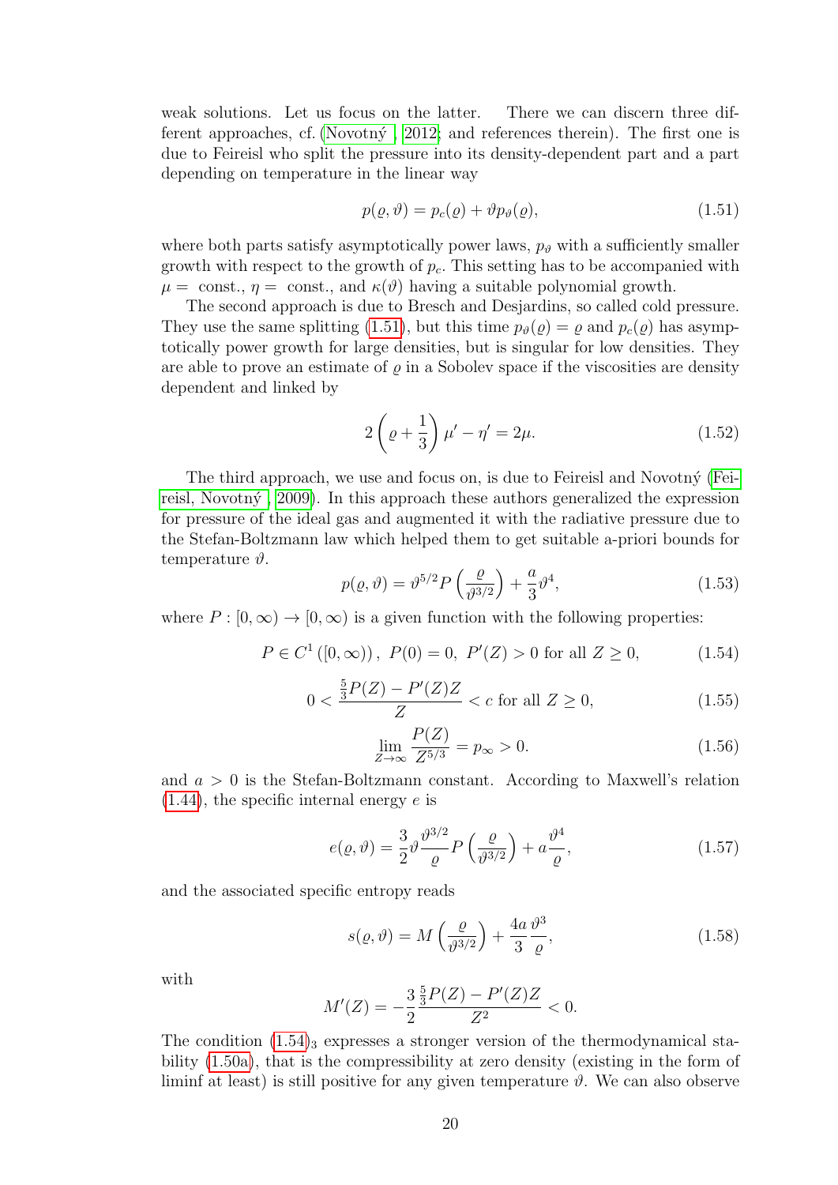weak solutions. Let us focus on the latter. There we can discern three different approaches, cf. (Novotný , 2012; and references therein). The first one is due to Feireisl who split the pressure into its density-dependent part and a part depending on temperature in the linear way

$$p(\varrho, \vartheta) = p_c(\varrho) + \vartheta p_\vartheta(\varrho), \tag{1.51}$$

where both parts satisfy asymptotically power laws, $p_\vartheta$ with a sufficiently smaller growth with respect to the growth of $p_c$. This setting has to be accompanied with $\mu =$ const., $\eta =$ const., and $\kappa(\vartheta)$ having a suitable polynomial growth.

The second approach is due to Bresch and Desjardins, so called cold pressure. They use the same splitting (1.51), but this time $p_\vartheta(\varrho) = \varrho$ and $p_c(\varrho)$ has asymptotically power growth for large densities, but is singular for low densities. They are able to prove an estimate of $\varrho$ in a Sobolev space if the viscosities are density dependent and linked by

$$2\left(\varrho + \frac{1}{3}\right)\mu' - \eta' = 2\mu. \tag{1.52}$$

The third approach, we use and focus on, is due to Feireisl and Novotný (Feireisl, Novotný , 2009). In this approach these authors generalized the expression for pressure of the ideal gas and augmented it with the radiative pressure due to the Stefan-Boltzmann law which helped them to get suitable a-priori bounds for temperature $\vartheta$.

$$p(\varrho, \vartheta) = \vartheta^{5/2} P\left(\frac{\varrho}{\vartheta^{3/2}}\right) + \frac{a}{3}\vartheta^4, \tag{1.53}$$

where $P : [0, \infty) \to [0, \infty)$ is a given function with the following properties:

$$P \in C^1([0, \infty)),\ P(0) = 0,\ P'(Z) > 0 \text{ for all } Z \geq 0, \tag{1.54}$$

$$0 < \frac{\frac{5}{3}P(Z) - P'(Z)Z}{Z} < c \text{ for all } Z \geq 0, \tag{1.55}$$

$$\lim_{Z\to\infty} \frac{P(Z)}{Z^{5/3}} = p_\infty > 0. \tag{1.56}$$

and $a > 0$ is the Stefan-Boltzmann constant. According to Maxwell's relation (1.44), the specific internal energy $e$ is

$$e(\varrho, \vartheta) = \frac{3}{2}\vartheta\frac{\vartheta^{3/2}}{\varrho}P\left(\frac{\varrho}{\vartheta^{3/2}}\right) + a\frac{\vartheta^4}{\varrho}, \tag{1.57}$$

and the associated specific entropy reads

$$s(\varrho, \vartheta) = M\left(\frac{\varrho}{\vartheta^{3/2}}\right) + \frac{4a}{3}\frac{\vartheta^3}{\varrho}, \tag{1.58}$$

with

$$M'(Z) = -\frac{3}{2}\frac{\frac{5}{3}P(Z) - P'(Z)Z}{Z^2} < 0.$$

The condition $(1.54)_3$ expresses a stronger version of the thermodynamical stability (1.50a), that is the compressibility at zero density (existing in the form of liminf at least) is still positive for any given temperature $\vartheta$. We can also observe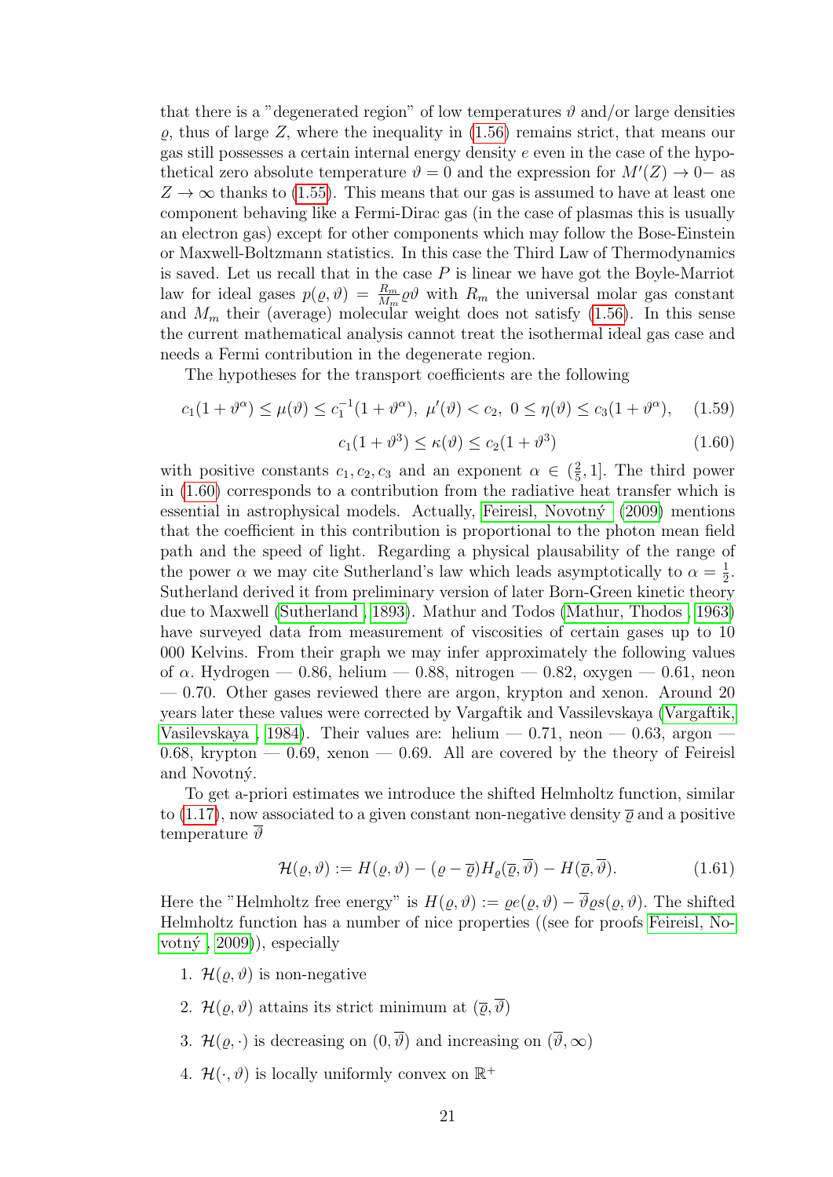that there is a "degenerated region" of low temperatures $\vartheta$ and/or large densities $\varrho$, thus of large $Z$, where the inequality in (1.56) remains strict, that means our gas still possesses a certain internal energy density $e$ even in the case of the hypothetical zero absolute temperature $\vartheta = 0$ and the expression for $M'(Z) \to 0-$ as $Z \to \infty$ thanks to (1.55). This means that our gas is assumed to have at least one component behaving like a Fermi-Dirac gas (in the case of plasmas this is usually an electron gas) except for other components which may follow the Bose-Einstein or Maxwell-Boltzmann statistics. In this case the Third Law of Thermodynamics is saved. Let us recall that in the case $P$ is linear we have got the Boyle-Marriot law for ideal gases $p(\varrho, \vartheta) = \frac{R_m}{M_m}\varrho\vartheta$ with $R_m$ the universal molar gas constant and $M_m$ their (average) molecular weight does not satisfy (1.56). In this sense the current mathematical analysis cannot treat the isothermal ideal gas case and needs a Fermi contribution in the degenerate region.

The hypotheses for the transport coefficients are the following

$$c_1(1+\vartheta^\alpha) \le \mu(\vartheta) \le c_1^{-1}(1+\vartheta^\alpha),\ \mu'(\vartheta) < c_2,\ 0 \le \eta(\vartheta) \le c_3(1+\vartheta^\alpha), \tag{1.59}$$

$$c_1(1+\vartheta^3) \le \kappa(\vartheta) \le c_2(1+\vartheta^3) \tag{1.60}$$

with positive constants $c_1, c_2, c_3$ and an exponent $\alpha \in (\frac{2}{5}, 1]$. The third power in (1.60) corresponds to a contribution from the radiative heat transfer which is essential in astrophysical models. Actually, Feireisl, Novotný (2009) mentions that the coefficient in this contribution is proportional to the photon mean field path and the speed of light. Regarding a physical plausability of the range of the power $\alpha$ we may cite Sutherland's law which leads asymptotically to $\alpha = \frac{1}{2}$. Sutherland derived it from preliminary version of later Born-Green kinetic theory due to Maxwell (Sutherland , 1893). Mathur and Todos (Mathur, Thodos , 1963) have surveyed data from measurement of viscosities of certain gases up to 10 000 Kelvins. From their graph we may infer approximately the following values of $\alpha$. Hydrogen — 0.86, helium — 0.88, nitrogen — 0.82, oxygen — 0.61, neon — 0.70. Other gases reviewed there are argon, krypton and xenon. Around 20 years later these values were corrected by Vargaftik and Vassilevskaya (Vargaftik, Vasilevskaya , 1984). Their values are: helium — 0.71, neon — 0.63, argon — 0.68, krypton — 0.69, xenon — 0.69. All are covered by the theory of Feireisl and Novotný.

To get a-priori estimates we introduce the shifted Helmholtz function, similar to (1.17), now associated to a given constant non-negative density $\overline{\varrho}$ and a positive temperature $\overline{\vartheta}$

$$\mathcal{H}(\varrho, \vartheta) := H(\varrho, \vartheta) - (\varrho - \overline{\varrho})H_\varrho(\overline{\varrho}, \overline{\vartheta}) - H(\overline{\varrho}, \overline{\vartheta}). \tag{1.61}$$

Here the "Helmholtz free energy" is $H(\varrho, \vartheta) := \varrho e(\varrho, \vartheta) - \overline{\vartheta}\varrho s(\varrho, \vartheta)$. The shifted Helmholtz function has a number of nice properties ((see for proofs Feireisl, Novotný , 2009)), especially

1. $\mathcal{H}(\varrho, \vartheta)$ is non-negative
2. $\mathcal{H}(\varrho, \vartheta)$ attains its strict minimum at $(\overline{\varrho}, \overline{\vartheta})$
3. $\mathcal{H}(\varrho, \cdot)$ is decreasing on $(0, \overline{\vartheta})$ and increasing on $(\overline{\vartheta}, \infty)$
4. $\mathcal{H}(\cdot, \vartheta)$ is locally uniformly convex on $\mathbb{R}^+$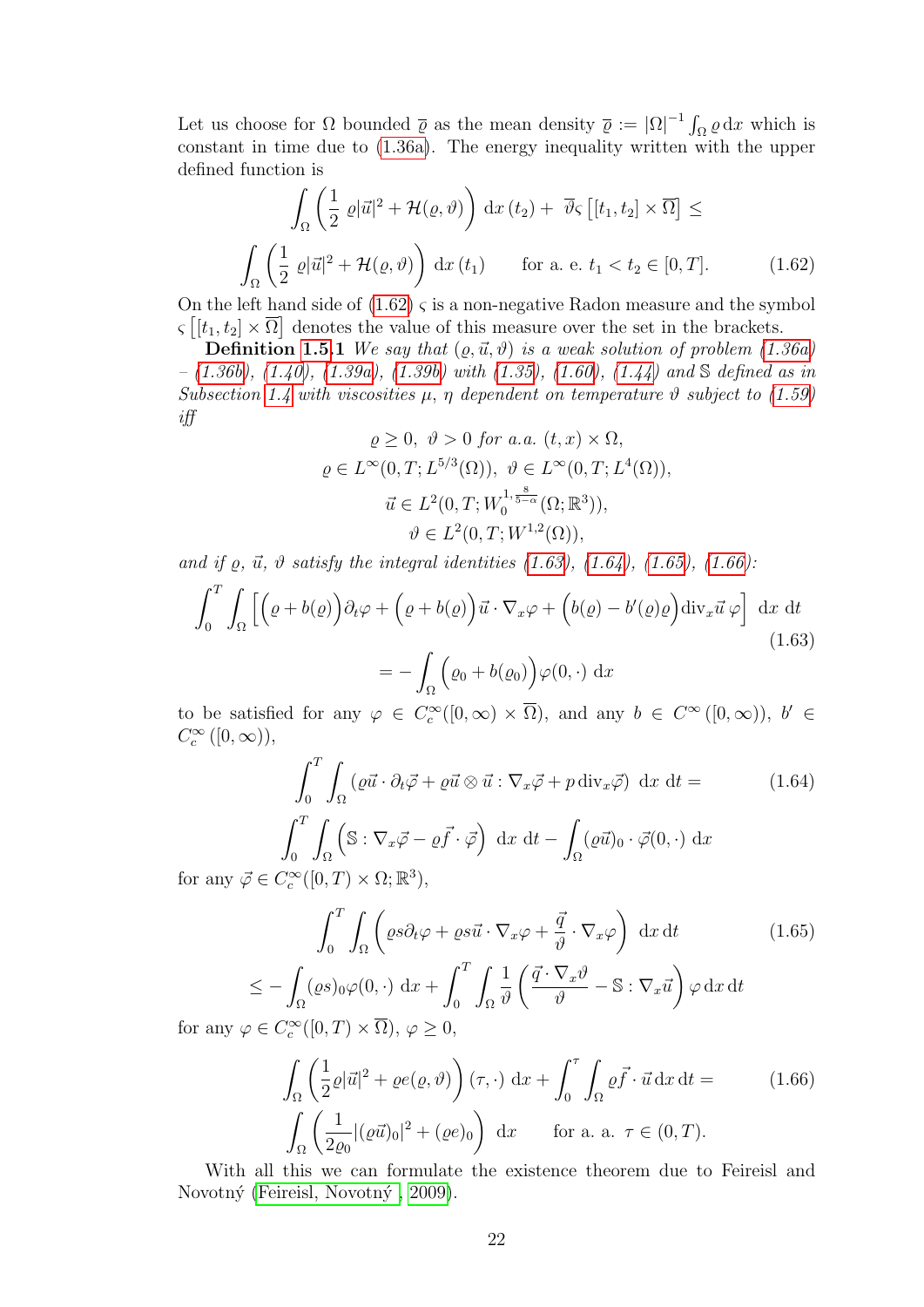Let us choose for $\Omega$ bounded $\overline{\varrho}$ as the mean density $\overline{\varrho} := |\Omega|^{-1} \int_\Omega \varrho \,\mathrm{d}x$ which is constant in time due to (1.36a). The energy inequality written with the upper defined function is

$$\int_\Omega \left( \frac{1}{2}\, \varrho |\vec{u}|^2 + \mathcal{H}(\varrho, \vartheta) \right) \,\mathrm{d}x\,(t_2) + \ \overline{\vartheta} \varsigma \left[ [t_1, t_2] \times \overline{\Omega} \right] \leq$$
$$\int_\Omega \left( \frac{1}{2}\, \varrho |\vec{u}|^2 + \mathcal{H}(\varrho, \vartheta) \right) \,\mathrm{d}x\,(t_1) \qquad \text{for a. e. } t_1 < t_2 \in [0, T]. \tag{1.62}$$

On the left hand side of (1.62) $\varsigma$ is a non-negative Radon measure and the symbol $\varsigma\left[[t_1, t_2] \times \overline{\Omega}\right]$ denotes the value of this measure over the set in the brackets.

**Definition 1.5.1** *We say that $(\varrho, \vec{u}, \vartheta)$ is a weak solution of problem (1.36a) – (1.36b), (1.40), (1.39a), (1.39b) with (1.35), (1.60), (1.44) and $\mathbb{S}$ defined as in Subsection 1.4 with viscosities $\mu$, $\eta$ dependent on temperature $\vartheta$ subject to (1.59) iff*

$$\varrho \geq 0,\ \vartheta > 0 \text{ for a.a. } (t, x) \times \Omega,$$
$$\varrho \in L^\infty(0, T; L^{5/3}(\Omega)),\ \vartheta \in L^\infty(0, T; L^4(\Omega)),$$
$$\vec{u} \in L^2(0, T; W_0^{1, \frac{8}{5-\alpha}}(\Omega; \mathbb{R}^3)),$$
$$\vartheta \in L^2(0, T; W^{1,2}(\Omega)),$$

*and if $\varrho$, $\vec{u}$, $\vartheta$ satisfy the integral identities (1.63), (1.64), (1.65), (1.66):*

$$\int_0^T \int_\Omega \Big[ \Big(\varrho + b(\varrho)\Big)\partial_t \varphi + \Big(\varrho + b(\varrho)\Big)\vec{u} \cdot \nabla_x \varphi + \Big(b(\varrho) - b'(\varrho)\varrho\Big) \mathrm{div}_x \vec{u}\ \varphi \Big] \ \mathrm{d}x\ \mathrm{d}t$$
$$= -\int_\Omega \Big(\varrho_0 + b(\varrho_0)\Big)\varphi(0, \cdot)\ \mathrm{d}x \tag{1.63}$$

to be satisfied for any $\varphi \in C_c^\infty([0, \infty) \times \overline{\Omega})$, and any $b \in C^\infty([0, \infty))$, $b' \in C_c^\infty([0, \infty))$,

$$\int_0^T \int_\Omega \left( \varrho \vec{u} \cdot \partial_t \vec{\varphi} + \varrho \vec{u} \otimes \vec{u} : \nabla_x \vec{\varphi} + p\, \mathrm{div}_x \vec{\varphi} \right)\ \mathrm{d}x\ \mathrm{d}t = \tag{1.64}$$
$$\int_0^T \int_\Omega \Big( \mathbb{S} : \nabla_x \vec{\varphi} - \varrho \vec{f} \cdot \vec{\varphi} \Big)\ \mathrm{d}x\ \mathrm{d}t - \int_\Omega (\varrho \vec{u})_0 \cdot \vec{\varphi}(0, \cdot)\ \mathrm{d}x$$

for any $\vec{\varphi} \in C_c^\infty([0, T) \times \Omega; \mathbb{R}^3)$,

$$\int_0^T \int_\Omega \left( \varrho s \partial_t \varphi + \varrho s \vec{u} \cdot \nabla_x \varphi + \frac{\vec{q}}{\vartheta} \cdot \nabla_x \varphi \right)\ \mathrm{d}x\,\mathrm{d}t \tag{1.65}$$
$$\leq -\int_\Omega (\varrho s)_0 \varphi(0, \cdot)\ \mathrm{d}x + \int_0^T \int_\Omega \frac{1}{\vartheta} \left( \frac{\vec{q} \cdot \nabla_x \vartheta}{\vartheta} - \mathbb{S} : \nabla_x \vec{u} \right) \varphi \,\mathrm{d}x\,\mathrm{d}t$$

for any $\varphi \in C_c^\infty([0, T) \times \overline{\Omega})$, $\varphi \geq 0$,

$$\int_\Omega \left( \frac{1}{2} \varrho |\vec{u}|^2 + \varrho e(\varrho, \vartheta) \right)(\tau, \cdot)\ \mathrm{d}x + \int_0^\tau \int_\Omega \varrho \vec{f} \cdot \vec{u} \,\mathrm{d}x\,\mathrm{d}t = \tag{1.66}$$
$$\int_\Omega \left( \frac{1}{2\varrho_0} |(\varrho \vec{u})_0|^2 + (\varrho e)_0 \right)\ \mathrm{d}x \qquad \text{for a. a. } \tau \in (0, T).$$

With all this we can formulate the existence theorem due to Feireisl and Novotný (Feireisl, Novotný , 2009).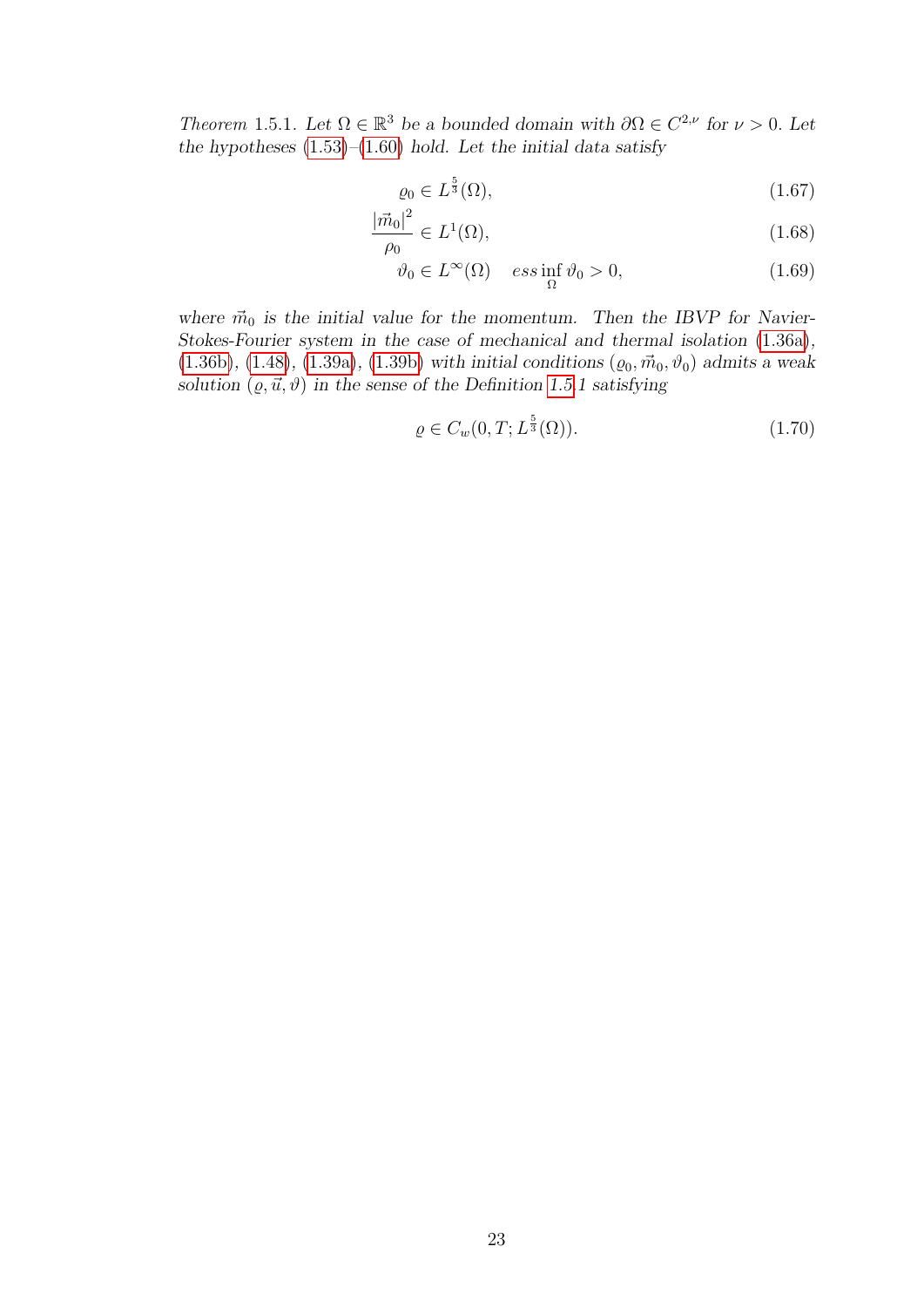*Theorem* 1.5.1. *Let $\Omega \in \mathbb{R}^3$ be a bounded domain with $\partial\Omega \in C^{2,\nu}$ for $\nu > 0$. Let the hypotheses (1.53)–(1.60) hold. Let the initial data satisfy*

$$\varrho_0 \in L^{\frac{5}{3}}(\Omega), \tag{1.67}$$

$$\frac{|\vec{m}_0|^2}{\rho_0} \in L^1(\Omega), \tag{1.68}$$

$$\vartheta_0 \in L^\infty(\Omega) \quad ess\inf_{\Omega} \vartheta_0 > 0, \tag{1.69}$$

*where $\vec{m}_0$ is the initial value for the momentum. Then the IBVP for Navier-Stokes-Fourier system in the case of mechanical and thermal isolation (1.36a), (1.36b), (1.48), (1.39a), (1.39b) with initial conditions $(\varrho_0, \vec{m}_0, \vartheta_0)$ admits a weak solution $(\varrho, \vec{u}, \vartheta)$ in the sense of the Definition 1.5.1 satisfying*

$$\varrho \in C_w(0, T; L^{\frac{5}{3}}(\Omega)). \tag{1.70}$$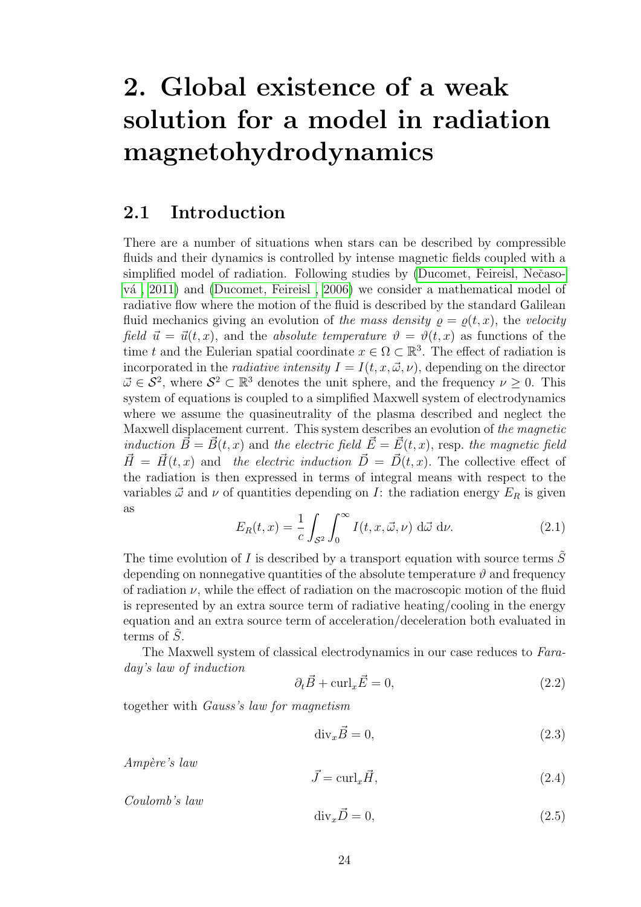# 2. Global existence of a weak solution for a model in radiation magnetohydrodynamics

## 2.1 Introduction

There are a number of situations when stars can be described by compressible fluids and their dynamics is controlled by intense magnetic fields coupled with a simplified model of radiation. Following studies by (Ducomet, Feireisl, Nečasová , 2011) and (Ducomet, Feireisl , 2006) we consider a mathematical model of radiative flow where the motion of the fluid is described by the standard Galilean fluid mechanics giving an evolution of *the mass density* $\varrho = \varrho(t,x)$, the *velocity field* $\vec{u} = \vec{u}(t,x)$, and the *absolute temperature* $\vartheta = \vartheta(t,x)$ as functions of the time $t$ and the Eulerian spatial coordinate $x \in \Omega \subset \mathbb{R}^3$. The effect of radiation is incorporated in the *radiative intensity* $I = I(t,x,\vec{\omega},\nu)$, depending on the director $\vec{\omega} \in \mathcal{S}^2$, where $\mathcal{S}^2 \subset \mathbb{R}^3$ denotes the unit sphere, and the frequency $\nu \geq 0$. This system of equations is coupled to a simplified Maxwell system of electrodynamics where we assume the quasineutrality of the plasma described and neglect the Maxwell displacement current. This system describes an evolution of *the magnetic induction* $\vec{B} = \vec{B}(t,x)$ and *the electric field* $\vec{E} = \vec{E}(t,x)$, resp. *the magnetic field* $\vec{H} = \vec{H}(t,x)$ and *the electric induction* $\vec{D} = \vec{D}(t,x)$. The collective effect of the radiation is then expressed in terms of integral means with respect to the variables $\vec{\omega}$ and $\nu$ of quantities depending on $I$: the radiation energy $E_R$ is given as

$$E_R(t,x) = \frac{1}{c} \int_{\mathcal{S}^2} \int_0^\infty I(t,x,\vec{\omega},\nu) \, \mathrm{d}\vec{\omega} \, \mathrm{d}\nu. \tag{2.1}$$

The time evolution of $I$ is described by a transport equation with source terms $\tilde{S}$ depending on nonnegative quantities of the absolute temperature $\vartheta$ and frequency of radiation $\nu$, while the effect of radiation on the macroscopic motion of the fluid is represented by an extra source term of radiative heating/cooling in the energy equation and an extra source term of acceleration/deceleration both evaluated in terms of $\tilde{S}$.

The Maxwell system of classical electrodynamics in our case reduces to *Faraday's law of induction*

$$\partial_t \vec{B} + \mathrm{curl}_x \vec{E} = 0, \tag{2.2}$$

together with *Gauss's law for magnetism*

$$\mathrm{div}_x \vec{B} = 0, \tag{2.3}$$

*Ampère's law*

$$\vec{J} = \mathrm{curl}_x \vec{H}, \tag{2.4}$$

*Coulomb's law*

$$\mathrm{div}_x \vec{D} = 0, \tag{2.5}$$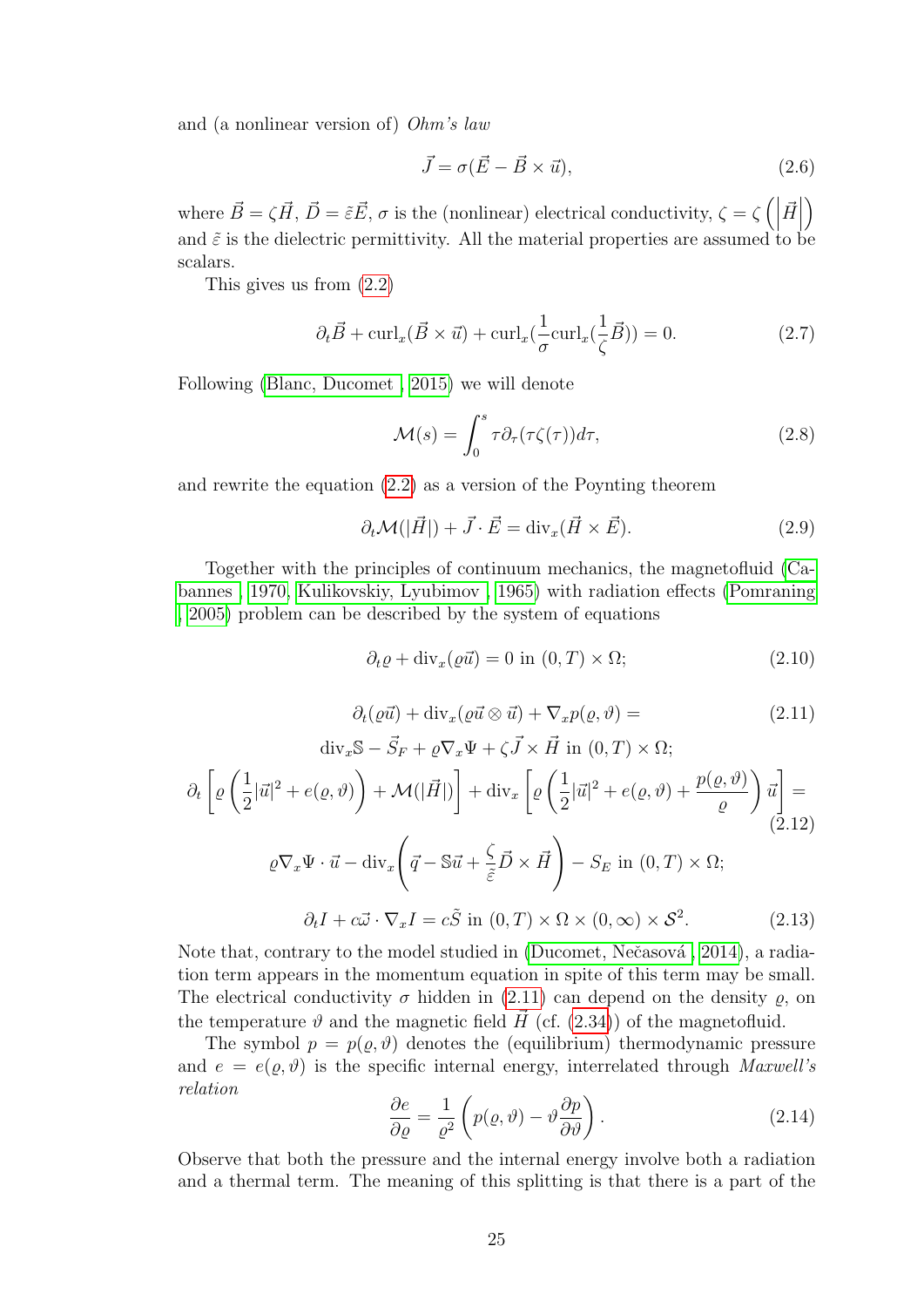and (a nonlinear version of) *Ohm's law*

$$\vec{J} = \sigma(\vec{E} - \vec{B} \times \vec{u}), \tag{2.6}$$

where $\vec{B} = \zeta \vec{H}$, $\vec{D} = \tilde{\varepsilon}\vec{E}$, $\sigma$ is the (nonlinear) electrical conductivity, $\zeta = \zeta\left(\left|\vec{H}\right|\right)$ and $\tilde{\varepsilon}$ is the dielectric permittivity. All the material properties are assumed to be scalars.

This gives us from (2.2)

$$\partial_t \vec{B} + \mathrm{curl}_x(\vec{B} \times \vec{u}) + \mathrm{curl}_x(\frac{1}{\sigma}\mathrm{curl}_x(\frac{1}{\zeta}\vec{B})) = 0. \tag{2.7}$$

Following (Blanc, Ducomet , 2015) we will denote

$$\mathcal{M}(s) = \int_0^s \tau \partial_\tau(\tau\zeta(\tau))d\tau, \tag{2.8}$$

and rewrite the equation (2.2) as a version of the Poynting theorem

$$\partial_t \mathcal{M}(|\vec{H}|) + \vec{J} \cdot \vec{E} = \mathrm{div}_x(\vec{H} \times \vec{E}). \tag{2.9}$$

Together with the principles of continuum mechanics, the magnetofluid (Cabannes , 1970, Kulikovskiy, Lyubimov , 1965) with radiation effects (Pomraning , 2005) problem can be described by the system of equations

$$\partial_t \varrho + \mathrm{div}_x(\varrho\vec{u}) = 0 \text{ in } (0,T) \times \Omega; \tag{2.10}$$

$$\partial_t(\varrho\vec{u}) + \mathrm{div}_x(\varrho\vec{u} \otimes \vec{u}) + \nabla_x p(\varrho, \vartheta) = \tag{2.11}$$
$$\mathrm{div}_x \mathbb{S} - \vec{S}_F + \varrho\nabla_x\Psi + \zeta\vec{J} \times \vec{H} \text{ in } (0,T) \times \Omega;$$

$$\partial_t \left[\varrho\left(\frac{1}{2}|\vec{u}|^2 + e(\varrho,\vartheta)\right) + \mathcal{M}(|\vec{H}|)\right] + \mathrm{div}_x\left[\varrho\left(\frac{1}{2}|\vec{u}|^2 + e(\varrho,\vartheta) + \frac{p(\varrho,\vartheta)}{\varrho}\right)\vec{u}\right] = \tag{2.12}$$
$$\varrho\nabla_x\Psi \cdot \vec{u} - \mathrm{div}_x\left(\vec{q} - \mathbb{S}\vec{u} + \frac{\zeta}{\tilde{\varepsilon}}\vec{D} \times \vec{H}\right) - S_E \text{ in } (0,T) \times \Omega;$$

$$\partial_t I + c\vec{\omega} \cdot \nabla_x I = c\tilde{S} \text{ in } (0,T) \times \Omega \times (0,\infty) \times \mathcal{S}^2. \tag{2.13}$$

Note that, contrary to the model studied in (Ducomet, Nečasová , 2014), a radiation term appears in the momentum equation in spite of this term may be small. The electrical conductivity $\sigma$ hidden in (2.11) can depend on the density $\varrho$, on the temperature $\vartheta$ and the magnetic field $\vec{H}$ (cf. (2.34)) of the magnetofluid.

The symbol $p = p(\varrho, \vartheta)$ denotes the (equilibrium) thermodynamic pressure and $e = e(\varrho, \vartheta)$ is the specific internal energy, interrelated through *Maxwell's relation*

$$\frac{\partial e}{\partial \varrho} = \frac{1}{\varrho^2}\left(p(\varrho,\vartheta) - \vartheta\frac{\partial p}{\partial \vartheta}\right). \tag{2.14}$$

Observe that both the pressure and the internal energy involve both a radiation and a thermal term. The meaning of this splitting is that there is a part of the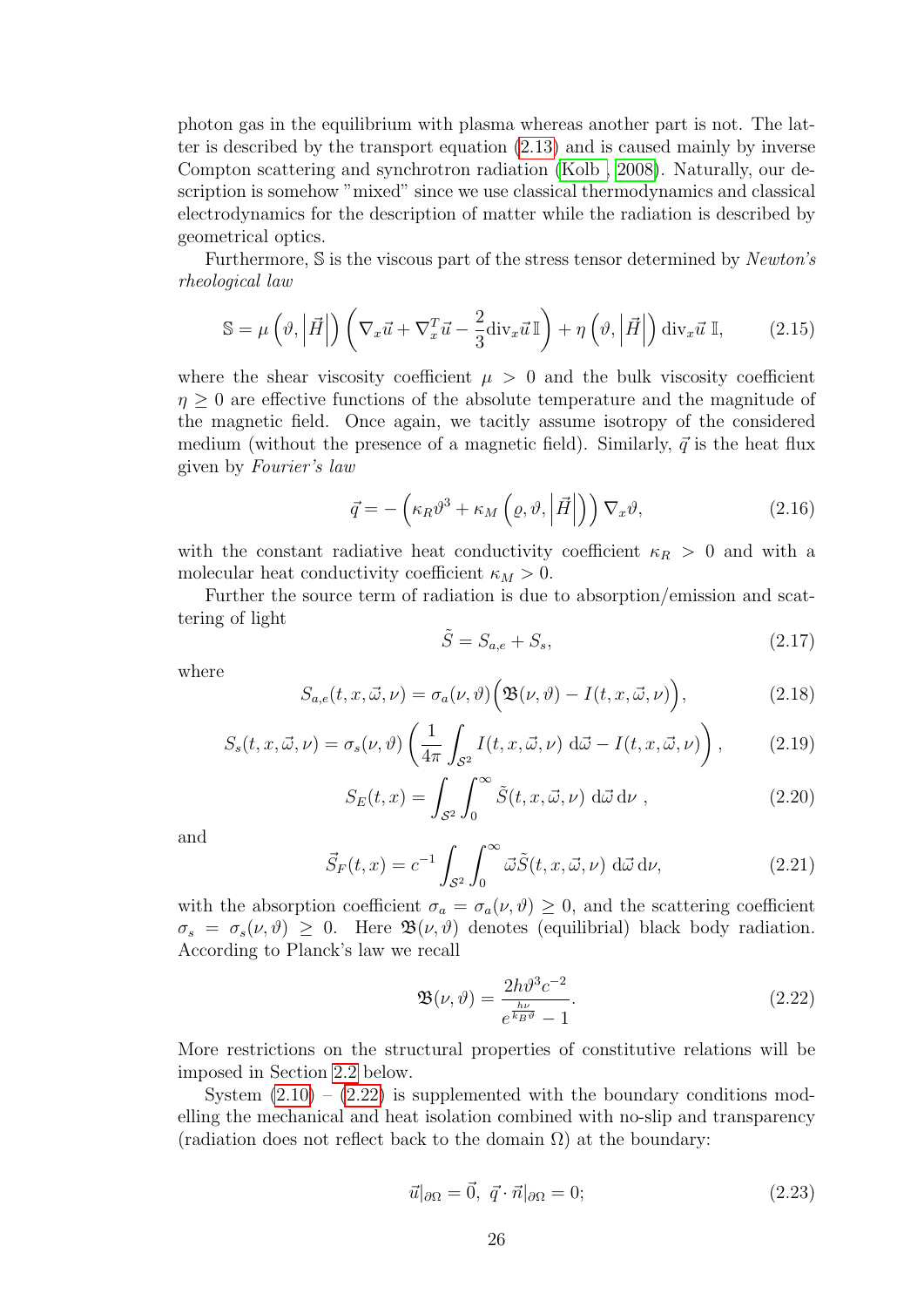photon gas in the equilibrium with plasma whereas another part is not. The latter is described by the transport equation (2.13) and is caused mainly by inverse Compton scattering and synchrotron radiation (Kolb , 2008). Naturally, our description is somehow "mixed" since we use classical thermodynamics and classical electrodynamics for the description of matter while the radiation is described by geometrical optics.

Furthermore, $\mathbb{S}$ is the viscous part of the stress tensor determined by *Newton's rheological law*

$$\mathbb{S} = \mu\left(\vartheta, \left|\vec{H}\right|\right)\left(\nabla_x \vec{u} + \nabla_x^T \vec{u} - \frac{2}{3}\mathrm{div}_x \vec{u}\,\mathbb{I}\right) + \eta\left(\vartheta, \left|\vec{H}\right|\right)\mathrm{div}_x \vec{u}\;\mathbb{I}, \tag{2.15}$$

where the shear viscosity coefficient $\mu > 0$ and the bulk viscosity coefficient $\eta \geq 0$ are effective functions of the absolute temperature and the magnitude of the magnetic field. Once again, we tacitly assume isotropy of the considered medium (without the presence of a magnetic field). Similarly, $\vec{q}$ is the heat flux given by *Fourier's law*

$$\vec{q} = -\left(\kappa_R \vartheta^3 + \kappa_M\left(\varrho, \vartheta, \left|\vec{H}\right|\right)\right)\nabla_x \vartheta, \tag{2.16}$$

with the constant radiative heat conductivity coefficient $\kappa_R > 0$ and with a molecular heat conductivity coefficient $\kappa_M > 0$.

Further the source term of radiation is due to absorption/emission and scattering of light

$$\tilde{S} = S_{a,e} + S_s, \tag{2.17}$$

where

$$S_{a,e}(t, x, \vec{\omega}, \nu) = \sigma_a(\nu, \vartheta)\Big(\mathfrak{B}(\nu, \vartheta) - I(t, x, \vec{\omega}, \nu)\Big), \tag{2.18}$$

$$S_s(t, x, \vec{\omega}, \nu) = \sigma_s(\nu, \vartheta)\left(\frac{1}{4\pi}\int_{\mathcal{S}^2} I(t, x, \vec{\omega}, \nu)\;\mathrm{d}\vec{\omega} - I(t, x, \vec{\omega}, \nu)\right), \tag{2.19}$$

$$S_E(t, x) = \int_{\mathcal{S}^2}\int_0^\infty \tilde{S}(t, x, \vec{\omega}, \nu)\;\mathrm{d}\vec{\omega}\,\mathrm{d}\nu\;, \tag{2.20}$$

and

$$\vec{S}_F(t, x) = c^{-1}\int_{\mathcal{S}^2}\int_0^\infty \vec{\omega}\tilde{S}(t, x, \vec{\omega}, \nu)\;\mathrm{d}\vec{\omega}\,\mathrm{d}\nu, \tag{2.21}$$

with the absorption coefficient $\sigma_a = \sigma_a(\nu, \vartheta) \geq 0$, and the scattering coefficient $\sigma_s = \sigma_s(\nu, \vartheta) \geq 0$. Here $\mathfrak{B}(\nu, \vartheta)$ denotes (equilibrial) black body radiation. According to Planck's law we recall

$$\mathfrak{B}(\nu, \vartheta) = \frac{2h\vartheta^3 c^{-2}}{e^{\frac{h\nu}{k_B \vartheta}} - 1}. \tag{2.22}$$

More restrictions on the structural properties of constitutive relations will be imposed in Section 2.2 below.

System (2.10) – (2.22) is supplemented with the boundary conditions modelling the mechanical and heat isolation combined with no-slip and transparency (radiation does not reflect back to the domain $\Omega$) at the boundary:

$$\vec{u}|_{\partial\Omega} = \vec{0},\;\; \vec{q}\cdot\vec{n}|_{\partial\Omega} = 0; \tag{2.23}$$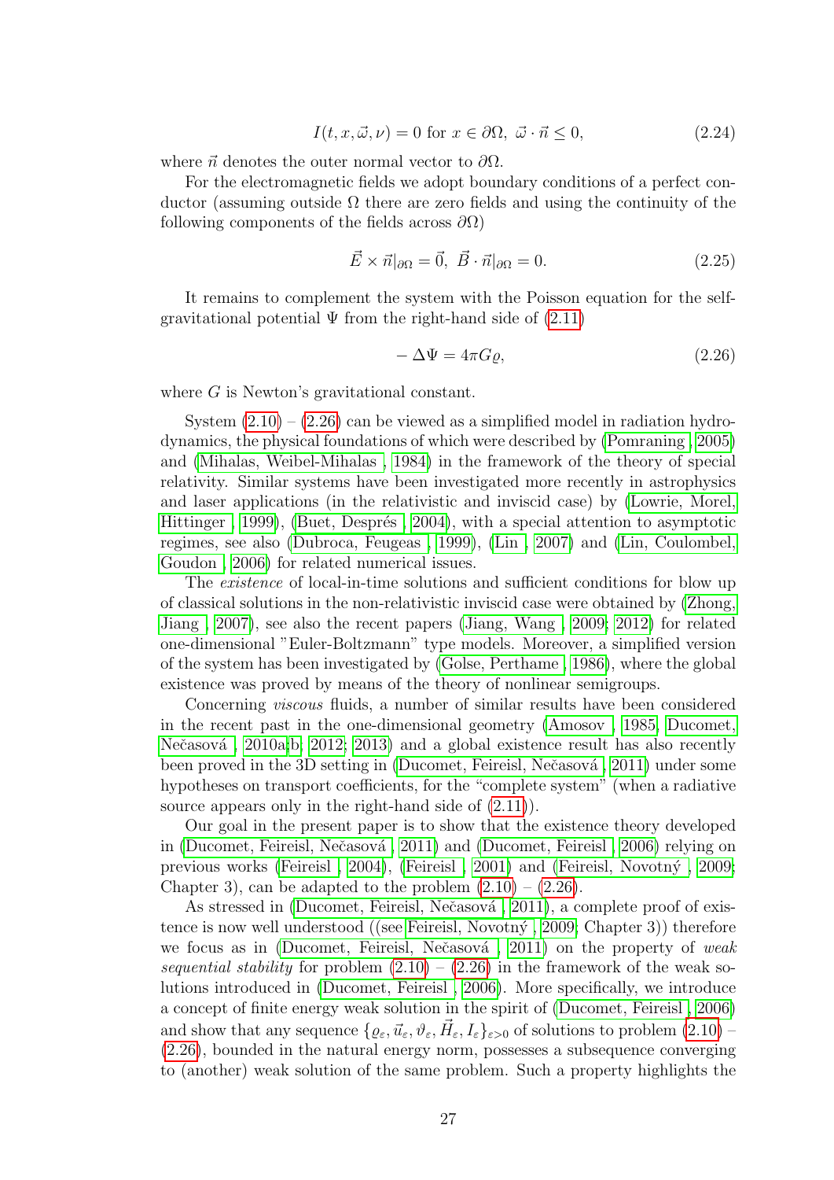$$I(t, x, \vec{\omega}, \nu) = 0 \text{ for } x \in \partial\Omega,\ \vec{\omega} \cdot \vec{n} \leq 0, \tag{2.24}$$

where $\vec{n}$ denotes the outer normal vector to $\partial\Omega$.

For the electromagnetic fields we adopt boundary conditions of a perfect conductor (assuming outside $\Omega$ there are zero fields and using the continuity of the following components of the fields across $\partial\Omega$)

$$\vec{E} \times \vec{n}|_{\partial\Omega} = \vec{0},\ \vec{B} \cdot \vec{n}|_{\partial\Omega} = 0. \tag{2.25}$$

It remains to complement the system with the Poisson equation for the self-gravitational potential $\Psi$ from the right-hand side of (2.11)

$$-\Delta\Psi = 4\pi G\varrho, \tag{2.26}$$

where $G$ is Newton's gravitational constant.

System (2.10) – (2.26) can be viewed as a simplified model in radiation hydrodynamics, the physical foundations of which were described by (Pomraning , 2005) and (Mihalas, Weibel-Mihalas , 1984) in the framework of the theory of special relativity. Similar systems have been investigated more recently in astrophysics and laser applications (in the relativistic and inviscid case) by (Lowrie, Morel, Hittinger , 1999), (Buet, Després , 2004), with a special attention to asymptotic regimes, see also (Dubroca, Feugeas , 1999), (Lin , 2007) and (Lin, Coulombel, Goudon , 2006) for related numerical issues.

The *existence* of local-in-time solutions and sufficient conditions for blow up of classical solutions in the non-relativistic inviscid case were obtained by (Zhong, Jiang , 2007), see also the recent papers (Jiang, Wang , 2009; 2012) for related one-dimensional "Euler-Boltzmann" type models. Moreover, a simplified version of the system has been investigated by (Golse, Perthame , 1986), where the global existence was proved by means of the theory of nonlinear semigroups.

Concerning *viscous* fluids, a number of similar results have been considered in the recent past in the one-dimensional geometry (Amosov , 1985; Ducomet, Nečasová , 2010a;b; 2012; 2013) and a global existence result has also recently been proved in the 3D setting in (Ducomet, Feireisl, Nečasová , 2011) under some hypotheses on transport coefficients, for the "complete system" (when a radiative source appears only in the right-hand side of (2.11)).

Our goal in the present paper is to show that the existence theory developed in (Ducomet, Feireisl, Nečasová , 2011) and (Ducomet, Feireisl , 2006) relying on previous works (Feireisl , 2004), (Feireisl , 2001) and (Feireisl, Novotný , 2009; Chapter 3), can be adapted to the problem (2.10) – (2.26).

As stressed in (Ducomet, Feireisl, Nečasová , 2011), a complete proof of existence is now well understood ((see Feireisl, Novotný , 2009; Chapter 3)) therefore we focus as in (Ducomet, Feireisl, Nečasová , 2011) on the property of *weak sequential stability* for problem (2.10) – (2.26) in the framework of the weak solutions introduced in (Ducomet, Feireisl , 2006). More specifically, we introduce a concept of finite energy weak solution in the spirit of (Ducomet, Feireisl , 2006) and show that any sequence $\{\varrho_\varepsilon, \vec{u}_\varepsilon, \vartheta_\varepsilon, \vec{H}_\varepsilon, I_\varepsilon\}_{\varepsilon>0}$ of solutions to problem (2.10) – (2.26), bounded in the natural energy norm, possesses a subsequence converging to (another) weak solution of the same problem. Such a property highlights the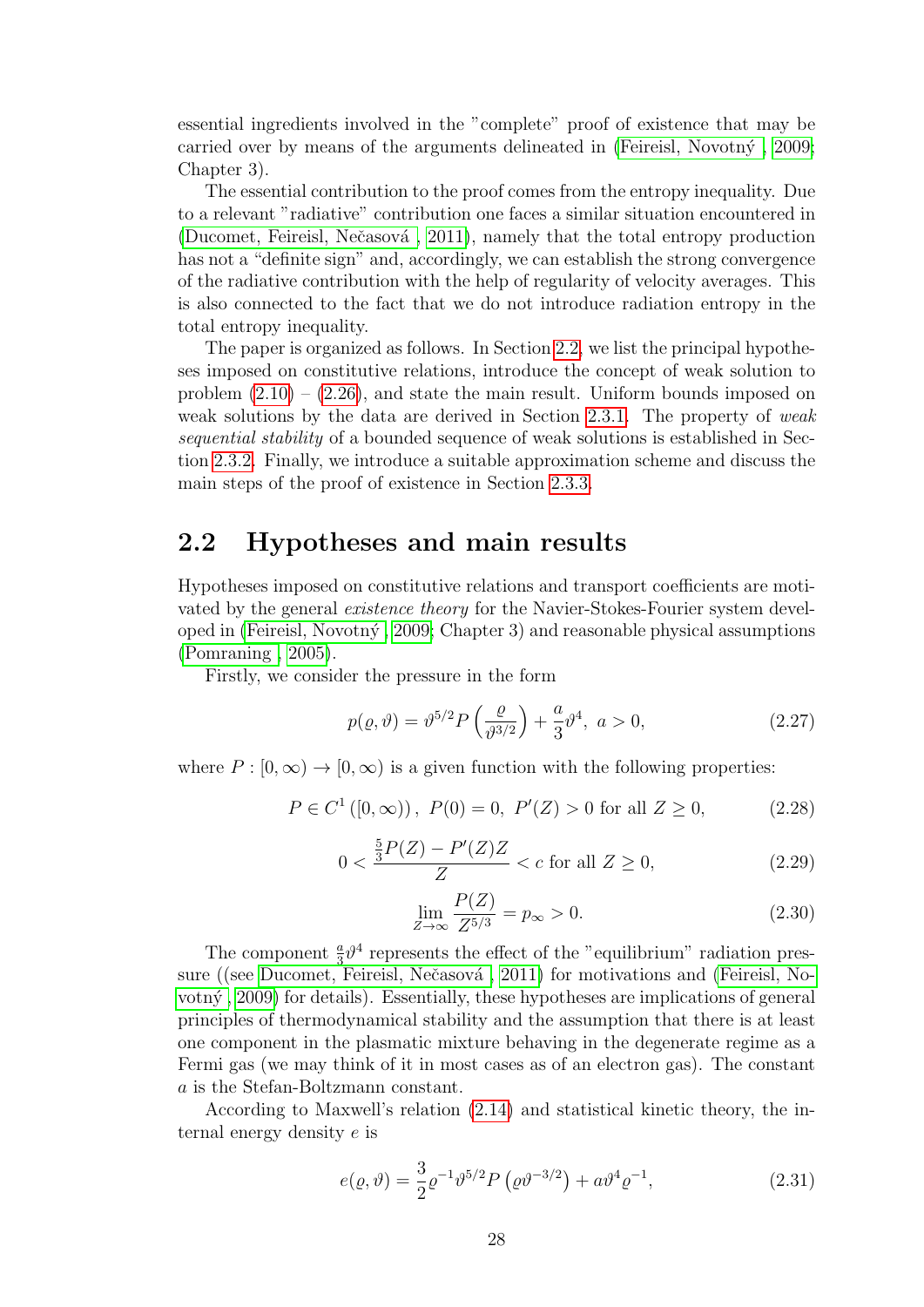essential ingredients involved in the "complete" proof of existence that may be carried over by means of the arguments delineated in (Feireisl, Novotný , 2009; Chapter 3).

The essential contribution to the proof comes from the entropy inequality. Due to a relevant "radiative" contribution one faces a similar situation encountered in (Ducomet, Feireisl, Nečasová , 2011), namely that the total entropy production has not a "definite sign" and, accordingly, we can establish the strong convergence of the radiative contribution with the help of regularity of velocity averages. This is also connected to the fact that we do not introduce radiation entropy in the total entropy inequality.

The paper is organized as follows. In Section 2.2, we list the principal hypotheses imposed on constitutive relations, introduce the concept of weak solution to problem (2.10) – (2.26), and state the main result. Uniform bounds imposed on weak solutions by the data are derived in Section 2.3.1. The property of *weak sequential stability* of a bounded sequence of weak solutions is established in Section 2.3.2. Finally, we introduce a suitable approximation scheme and discuss the main steps of the proof of existence in Section 2.3.3.

## 2.2 Hypotheses and main results

Hypotheses imposed on constitutive relations and transport coefficients are motivated by the general *existence theory* for the Navier-Stokes-Fourier system developed in (Feireisl, Novotný , 2009; Chapter 3) and reasonable physical assumptions (Pomraning , 2005).

Firstly, we consider the pressure in the form

$$p(\varrho, \vartheta) = \vartheta^{5/2} P\left(\frac{\varrho}{\vartheta^{3/2}}\right) + \frac{a}{3}\vartheta^4, \ a > 0, \tag{2.27}$$

where $P : [0, \infty) \to [0, \infty)$ is a given function with the following properties:

$$P \in C^1([0, \infty)), \ P(0) = 0, \ P'(Z) > 0 \text{ for all } Z \geq 0, \tag{2.28}$$

$$0 < \frac{\frac{5}{3}P(Z) - P'(Z)Z}{Z} < c \text{ for all } Z \geq 0, \tag{2.29}$$

$$\lim_{Z\to\infty} \frac{P(Z)}{Z^{5/3}} = p_\infty > 0. \tag{2.30}$$

The component $\frac{a}{3}\vartheta^4$ represents the effect of the "equilibrium" radiation pressure ((see Ducomet, Feireisl, Nečasová , 2011) for motivations and (Feireisl, Novotný , 2009) for details). Essentially, these hypotheses are implications of general principles of thermodynamical stability and the assumption that there is at least one component in the plasmatic mixture behaving in the degenerate regime as a Fermi gas (we may think of it in most cases as of an electron gas). The constant $a$ is the Stefan-Boltzmann constant.

According to Maxwell's relation (2.14) and statistical kinetic theory, the internal energy density $e$ is

$$e(\varrho, \vartheta) = \frac{3}{2}\varrho^{-1}\vartheta^{5/2} P\left(\varrho\vartheta^{-3/2}\right) + a\vartheta^4\varrho^{-1}, \tag{2.31}$$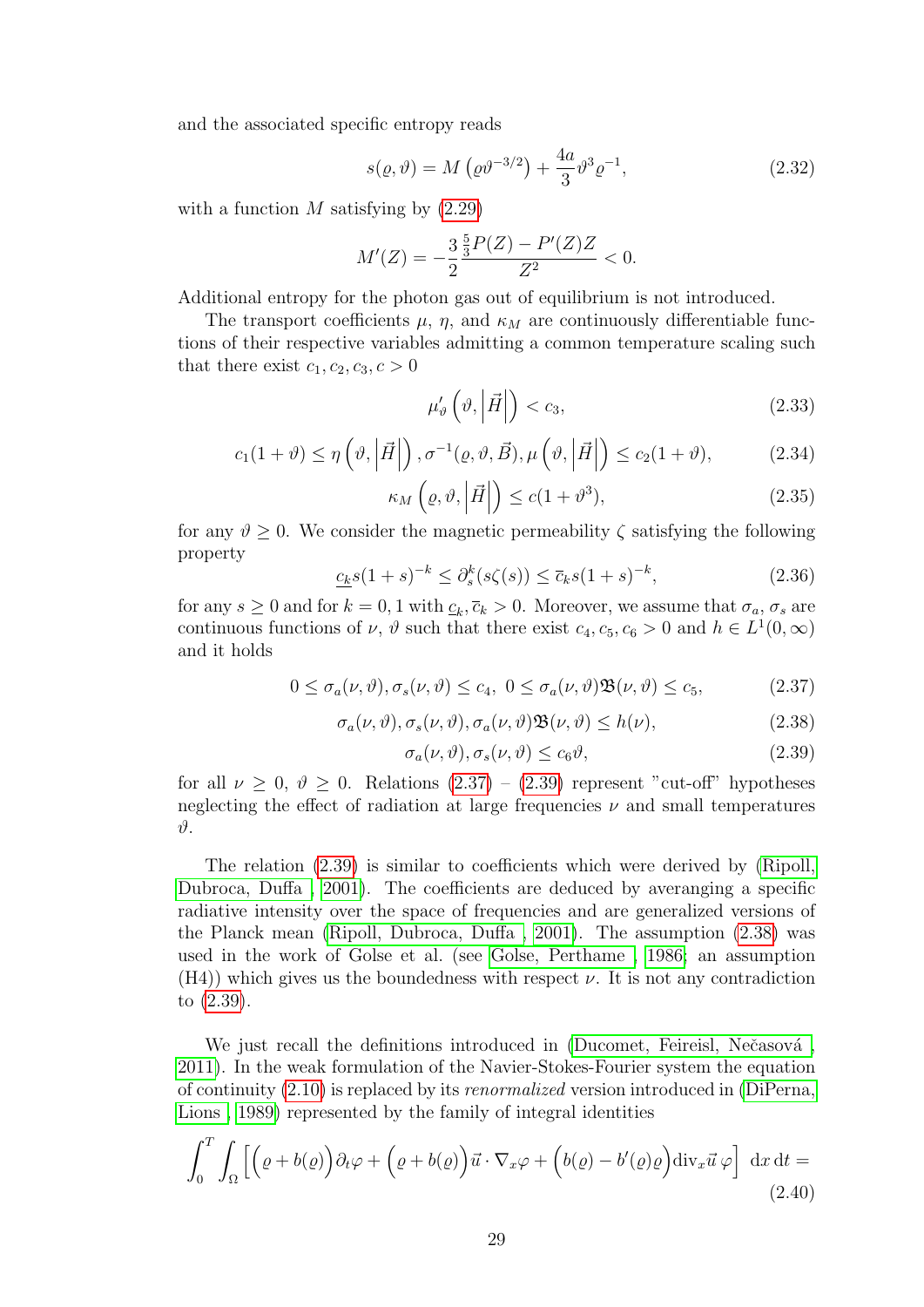and the associated specific entropy reads

$$s(\varrho, \vartheta) = M\left(\varrho\vartheta^{-3/2}\right) + \frac{4a}{3}\vartheta^3\varrho^{-1}, \tag{2.32}$$

with a function $M$ satisfying by (2.29)

$$M'(Z) = -\frac{3}{2}\frac{\frac{5}{3}P(Z) - P'(Z)Z}{Z^2} < 0.$$

Additional entropy for the photon gas out of equilibrium is not introduced.

The transport coefficients $\mu$, $\eta$, and $\kappa_M$ are continuously differentiable functions of their respective variables admitting a common temperature scaling such that there exist $c_1, c_2, c_3, c > 0$

$$\mu'_\vartheta\left(\vartheta, \left|\vec{H}\right|\right) < c_3, \tag{2.33}$$

$$c_1(1+\vartheta) \leq \eta\left(\vartheta, \left|\vec{H}\right|\right), \sigma^{-1}(\varrho, \vartheta, \vec{B}), \mu\left(\vartheta, \left|\vec{H}\right|\right) \leq c_2(1+\vartheta), \tag{2.34}$$

$$\kappa_M\left(\varrho, \vartheta, \left|\vec{H}\right|\right) \leq c(1+\vartheta^3), \tag{2.35}$$

for any $\vartheta \geq 0$. We consider the magnetic permeability $\zeta$ satisfying the following property

$$\underline{c_k}s(1+s)^{-k} \leq \partial_s^k(s\zeta(s)) \leq \overline{c}_k s(1+s)^{-k}, \tag{2.36}$$

for any $s \geq 0$ and for $k = 0, 1$ with $\underline{c}_k, \overline{c}_k > 0$. Moreover, we assume that $\sigma_a$, $\sigma_s$ are continuous functions of $\nu$, $\vartheta$ such that there exist $c_4, c_5, c_6 > 0$ and $h \in L^1(0, \infty)$ and it holds

$$0 \leq \sigma_a(\nu, \vartheta), \sigma_s(\nu, \vartheta) \leq c_4, \ 0 \leq \sigma_a(\nu, \vartheta)\mathfrak{B}(\nu, \vartheta) \leq c_5, \tag{2.37}$$

$$\sigma_a(\nu, \vartheta), \sigma_s(\nu, \vartheta), \sigma_a(\nu, \vartheta)\mathfrak{B}(\nu, \vartheta) \leq h(\nu), \tag{2.38}$$

$$\sigma_a(\nu, \vartheta), \sigma_s(\nu, \vartheta) \leq c_6\vartheta, \tag{2.39}$$

for all $\nu \geq 0$, $\vartheta \geq 0$. Relations (2.37) – (2.39) represent "cut-off" hypotheses neglecting the effect of radiation at large frequencies $\nu$ and small temperatures $\vartheta$.

The relation (2.39) is similar to coefficients which were derived by (Ripoll, Dubroca, Duffa , 2001). The coefficients are deduced by averanging a specific radiative intensity over the space of frequencies and are generalized versions of the Planck mean (Ripoll, Dubroca, Duffa , 2001). The assumption (2.38) was used in the work of Golse et al. (see Golse, Perthame , 1986; an assumption (H4)) which gives us the boundedness with respect $\nu$. It is not any contradiction to (2.39).

We just recall the definitions introduced in (Ducomet, Feireisl, Nečasová , 2011). In the weak formulation of the Navier-Stokes-Fourier system the equation of continuity (2.10) is replaced by its *renormalized* version introduced in (DiPerna, Lions , 1989) represented by the family of integral identities

$$\int_0^T \int_\Omega \Big[\Big(\varrho + b(\varrho)\Big)\partial_t\varphi + \Big(\varrho + b(\varrho)\Big)\vec{u}\cdot\nabla_x\varphi + \Big(b(\varrho) - b'(\varrho)\varrho\Big)\mathrm{div}_x\vec{u}\,\varphi\Big] \,\mathrm{d}x\,\mathrm{d}t = \tag{2.40}$$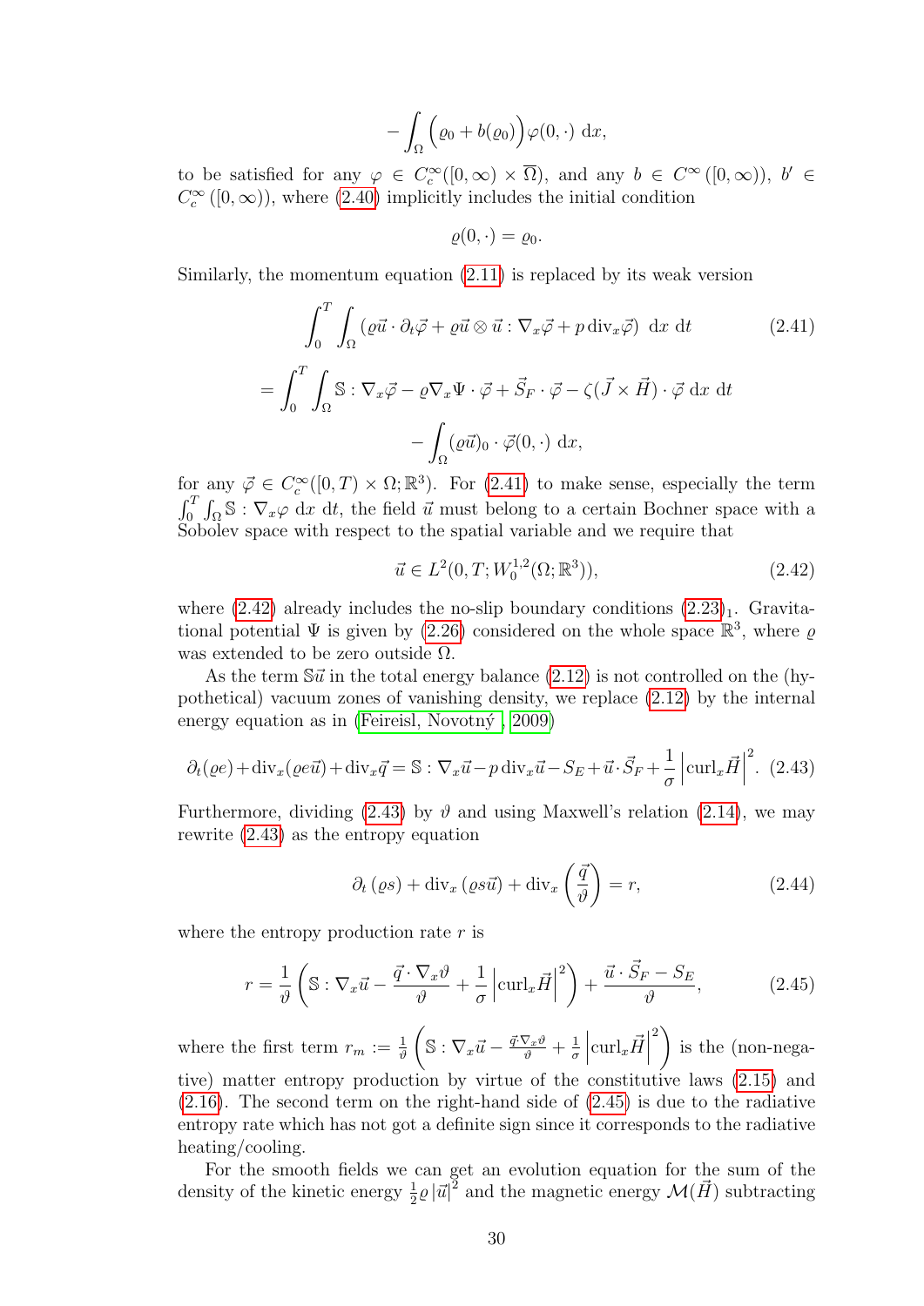$$-\int_\Omega \Big(\varrho_0 + b(\varrho_0)\Big)\varphi(0,\cdot)\ \mathrm{d}x,$$

to be satisfied for any $\varphi \in C_c^\infty([0,\infty)\times\overline{\Omega})$, and any $b \in C^\infty([0,\infty))$, $b' \in C_c^\infty([0,\infty))$, where (2.40) implicitly includes the initial condition

$$\varrho(0,\cdot) = \varrho_0.$$

Similarly, the momentum equation (2.11) is replaced by its weak version

$$\int_0^T \int_\Omega \left(\varrho\vec{u}\cdot\partial_t\vec{\varphi} + \varrho\vec{u}\otimes\vec{u} : \nabla_x\vec{\varphi} + p\,\mathrm{div}_x\vec{\varphi}\right)\ \mathrm{d}x\ \mathrm{d}t \tag{2.41}$$

$$= \int_0^T \int_\Omega \mathbb{S} : \nabla_x\vec{\varphi} - \varrho\nabla_x\Psi\cdot\vec{\varphi} + \vec{S}_F\cdot\vec{\varphi} - \zeta(\vec{J}\times\vec{H})\cdot\vec{\varphi}\ \mathrm{d}x\ \mathrm{d}t$$

$$-\int_\Omega (\varrho\vec{u})_0\cdot\vec{\varphi}(0,\cdot)\ \mathrm{d}x,$$

for any $\vec{\varphi} \in C_c^\infty([0,T)\times\Omega;\mathbb{R}^3)$. For (2.41) to make sense, especially the term $\int_0^T\int_\Omega \mathbb{S} : \nabla_x\varphi\ \mathrm{d}x\ \mathrm{d}t$, the field $\vec{u}$ must belong to a certain Bochner space with a Sobolev space with respect to the spatial variable and we require that

$$\vec{u} \in L^2(0,T;W_0^{1,2}(\Omega;\mathbb{R}^3)), \tag{2.42}$$

where (2.42) already includes the no-slip boundary conditions $(2.23)_1$. Gravitational potential $\Psi$ is given by (2.26) considered on the whole space $\mathbb{R}^3$, where $\varrho$ was extended to be zero outside $\Omega$.

As the term $\mathbb{S}\vec{u}$ in the total energy balance (2.12) is not controlled on the (hypothetical) vacuum zones of vanishing density, we replace (2.12) by the internal energy equation as in (Feireisl, Novotný , 2009)

$$\partial_t(\varrho e) + \mathrm{div}_x(\varrho e\vec{u}) + \mathrm{div}_x\vec{q} = \mathbb{S} : \nabla_x\vec{u} - p\,\mathrm{div}_x\vec{u} - S_E + \vec{u}\cdot\vec{S}_F + \frac{1}{\sigma}\left|\mathrm{curl}_x\vec{H}\right|^2. \tag{2.43}$$

Furthermore, dividing (2.43) by $\vartheta$ and using Maxwell's relation (2.14), we may rewrite (2.43) as the entropy equation

$$\partial_t(\varrho s) + \mathrm{div}_x(\varrho s\vec{u}) + \mathrm{div}_x\left(\frac{\vec{q}}{\vartheta}\right) = r, \tag{2.44}$$

where the entropy production rate $r$ is

$$r = \frac{1}{\vartheta}\left(\mathbb{S} : \nabla_x\vec{u} - \frac{\vec{q}\cdot\nabla_x\vartheta}{\vartheta} + \frac{1}{\sigma}\left|\mathrm{curl}_x\vec{H}\right|^2\right) + \frac{\vec{u}\cdot\vec{S}_F - S_E}{\vartheta}, \tag{2.45}$$

where the first term $r_m := \frac{1}{\vartheta}\left(\mathbb{S} : \nabla_x\vec{u} - \frac{\vec{q}\cdot\nabla_x\vartheta}{\vartheta} + \frac{1}{\sigma}\left|\mathrm{curl}_x\vec{H}\right|^2\right)$ is the (non-negative) matter entropy production by virtue of the constitutive laws (2.15) and (2.16). The second term on the right-hand side of (2.45) is due to the radiative entropy rate which has not got a definite sign since it corresponds to the radiative heating/cooling.

For the smooth fields we can get an evolution equation for the sum of the density of the kinetic energy $\frac{1}{2}\varrho|\vec{u}|^2$ and the magnetic energy $\mathcal{M}(\vec{H})$ subtracting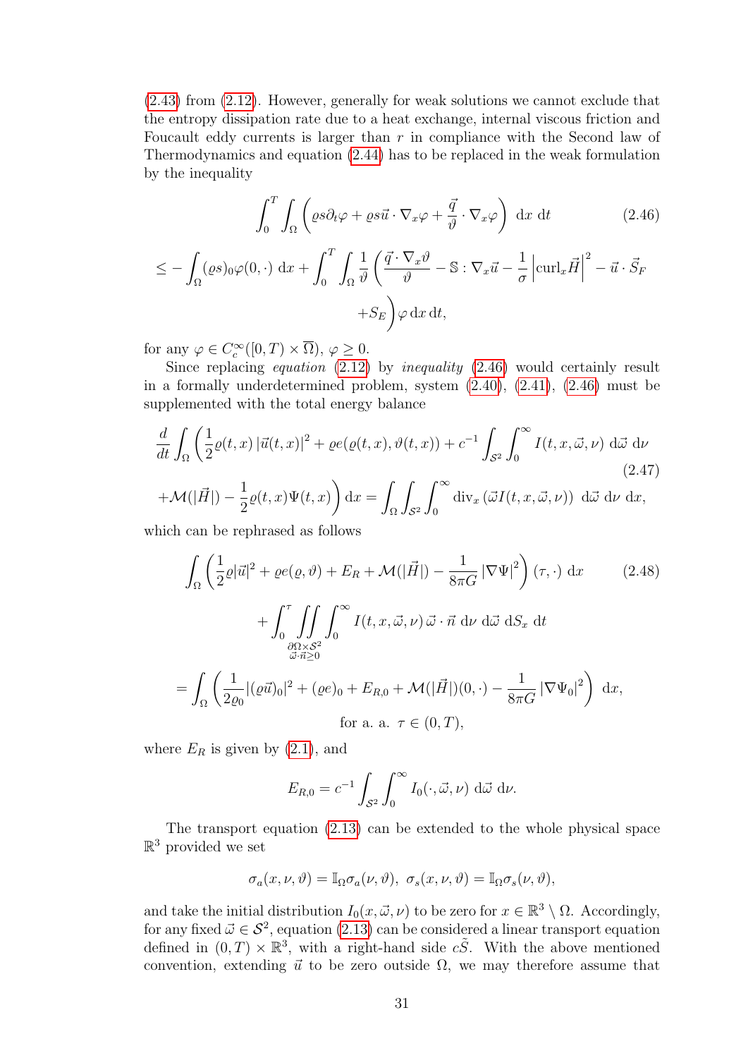(2.43) from (2.12). However, generally for weak solutions we cannot exclude that the entropy dissipation rate due to a heat exchange, internal viscous friction and Foucault eddy currents is larger than $r$ in compliance with the Second law of Thermodynamics and equation (2.44) has to be replaced in the weak formulation by the inequality

$$
\int_0^T \int_\Omega \left( \varrho s \partial_t \varphi + \varrho s \vec{u} \cdot \nabla_x \varphi + \frac{\vec{q}}{\vartheta} \cdot \nabla_x \varphi \right) \, \mathrm{d}x \, \mathrm{d}t \tag{2.46}
$$

$$
\leq - \int_\Omega (\varrho s)_0 \varphi(0, \cdot) \, \mathrm{d}x + \int_0^T \int_\Omega \frac{1}{\vartheta} \left( \frac{\vec{q} \cdot \nabla_x \vartheta}{\vartheta} - \mathbb{S} : \nabla_x \vec{u} - \frac{1}{\sigma} \left| \mathrm{curl}_x \vec{H} \right|^2 - \vec{u} \cdot \vec{S}_F \right.
$$

$$
\left. + S_E \right) \varphi \, \mathrm{d}x \, \mathrm{d}t,
$$

for any $\varphi \in C_c^\infty([0, T) \times \overline{\Omega})$, $\varphi \geq 0$.

Since replacing *equation* (2.12) by *inequality* (2.46) would certainly result in a formally underdetermined problem, system (2.40), (2.41), (2.46) must be supplemented with the total energy balance

$$
\frac{d}{dt} \int_\Omega \left( \frac{1}{2} \varrho(t, x) \left| \vec{u}(t, x) \right|^2 + \varrho e(\varrho(t, x), \vartheta(t, x)) + c^{-1} \int_{\mathcal{S}^2} \int_0^\infty I(t, x, \vec{\omega}, \nu) \, \mathrm{d}\vec{\omega} \, \mathrm{d}\nu \right. \tag{2.47}
$$

$$
\left. + \mathcal{M}(|\vec{H}|) - \frac{1}{2} \varrho(t, x) \Psi(t, x) \right) \mathrm{d}x = \int_\Omega \int_{\mathcal{S}^2} \int_0^\infty \mathrm{div}_x \left( \vec{\omega} I(t, x, \vec{\omega}, \nu) \right) \, \mathrm{d}\vec{\omega} \, \mathrm{d}\nu \, \mathrm{d}x,
$$

which can be rephrased as follows

$$
\int_\Omega \left( \frac{1}{2} \varrho |\vec{u}|^2 + \varrho e(\varrho, \vartheta) + E_R + \mathcal{M}(|\vec{H}|) - \frac{1}{8\pi G} \left| \nabla \Psi \right|^2 \right)(\tau, \cdot) \, \mathrm{d}x \tag{2.48}
$$

$$
+ \int_0^\tau \iint_{\substack{\partial\Omega \times \mathcal{S}^2 \\ \vec{\omega} \cdot \vec{n} \geq 0}} \int_0^\infty I(t, x, \vec{\omega}, \nu) \, \vec{\omega} \cdot \vec{n} \, \mathrm{d}\nu \, \mathrm{d}\vec{\omega} \, \mathrm{d}S_x \, \mathrm{d}t
$$

$$
= \int_\Omega \left( \frac{1}{2\varrho_0} |(\varrho \vec{u})_0|^2 + (\varrho e)_0 + E_{R,0} + \mathcal{M}(|\vec{H}|)(0, \cdot) - \frac{1}{8\pi G} \left| \nabla \Psi_0 \right|^2 \right) \, \mathrm{d}x,
$$

$$
\text{for a. a. } \tau \in (0, T),
$$

where $E_R$ is given by (2.1), and

$$
E_{R,0} = c^{-1} \int_{\mathcal{S}^2} \int_0^\infty I_0(\cdot, \vec{\omega}, \nu) \, \mathrm{d}\vec{\omega} \, \mathrm{d}\nu.
$$

The transport equation (2.13) can be extended to the whole physical space $\mathbb{R}^3$ provided we set

$$
\sigma_a(x, \nu, \vartheta) = \mathbb{I}_\Omega \sigma_a(\nu, \vartheta), \;\; \sigma_s(x, \nu, \vartheta) = \mathbb{I}_\Omega \sigma_s(\nu, \vartheta),
$$

and take the initial distribution $I_0(x, \vec{\omega}, \nu)$ to be zero for $x \in \mathbb{R}^3 \setminus \Omega$. Accordingly, for any fixed $\vec{\omega} \in \mathcal{S}^2$, equation (2.13) can be considered a linear transport equation defined in $(0, T) \times \mathbb{R}^3$, with a right-hand side $c\tilde{S}$. With the above mentioned convention, extending $\vec{u}$ to be zero outside $\Omega$, we may therefore assume that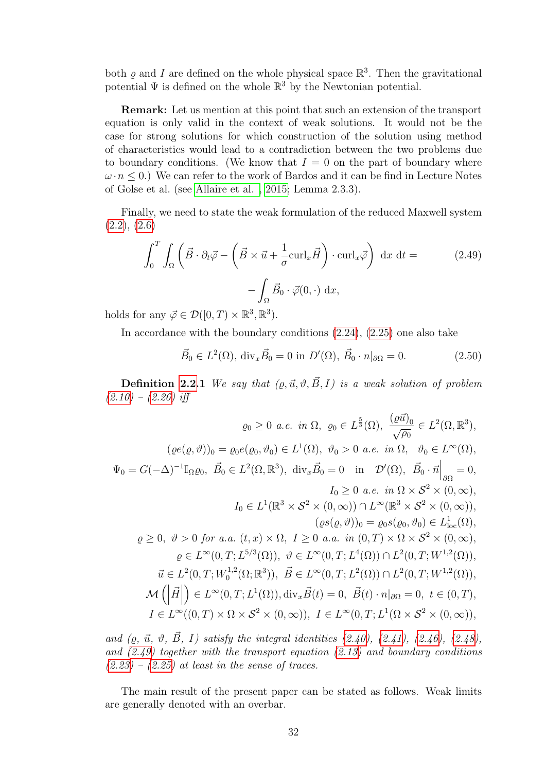both $\varrho$ and $I$ are defined on the whole physical space $\mathbb{R}^3$. Then the gravitational potential $\Psi$ is defined on the whole $\mathbb{R}^3$ by the Newtonian potential.

**Remark:** Let us mention at this point that such an extension of the transport equation is only valid in the context of weak solutions. It would not be the case for strong solutions for which construction of the solution using method of characteristics would lead to a contradiction between the two problems due to boundary conditions. (We know that $I = 0$ on the part of boundary where $\omega \cdot n \leq 0$.) We can refer to the work of Bardos and it can be find in Lecture Notes of Golse et al. (see Allaire et al. , 2015; Lemma 2.3.3).

Finally, we need to state the weak formulation of the reduced Maxwell system (2.2), (2.6)

$$\int_0^T \int_\Omega \left( \vec{B} \cdot \partial_t \vec{\varphi} - \left( \vec{B} \times \vec{u} + \frac{1}{\sigma} \mathrm{curl}_x \vec{H} \right) \cdot \mathrm{curl}_x \vec{\varphi} \right) \, \mathrm{d}x \, \mathrm{d}t = \tag{2.49}$$

$$- \int_\Omega \vec{B}_0 \cdot \vec{\varphi}(0, \cdot) \, \mathrm{d}x,$$

holds for any $\vec{\varphi} \in \mathcal{D}([0,T) \times \mathbb{R}^3, \mathbb{R}^3)$.

In accordance with the boundary conditions (2.24), (2.25) one also take

$$\vec{B}_0 \in L^2(\Omega), \ \mathrm{div}_x \vec{B}_0 = 0 \text{ in } D'(\Omega), \ \vec{B}_0 \cdot n|_{\partial\Omega} = 0. \tag{2.50}$$

**Definition 2.2.1** *We say that $(\varrho, \vec{u}, \vartheta, \vec{B}, I)$ is a weak solution of problem (2.10) – (2.26) iff*

$$\varrho_0 \geq 0 \ a.e. \ in \ \Omega, \ \varrho_0 \in L^{\frac{5}{3}}(\Omega), \ \frac{(\varrho \vec{u})_0}{\sqrt{\rho_0}} \in L^2(\Omega, \mathbb{R}^3),$$

$$(\varrho e(\varrho, \vartheta))_0 = \varrho_0 e(\varrho_0, \vartheta_0) \in L^1(\Omega), \ \vartheta_0 > 0 \ a.e. \ in \ \Omega, \ \ \vartheta_0 \in L^\infty(\Omega),$$

$$\Psi_0 = G(-\Delta)^{-1} \mathbb{I}_\Omega \varrho_0, \ \vec{B}_0 \in L^2(\Omega, \mathbb{R}^3), \ \mathrm{div}_x \vec{B}_0 = 0 \quad \text{in} \quad \mathcal{D}'(\Omega), \ \ \vec{B}_0 \cdot \vec{n}\Big|_{\partial\Omega} = 0,$$

$$I_0 \geq 0 \ a.e. \ in \ \Omega \times \mathcal{S}^2 \times (0, \infty),$$

$$I_0 \in L^1(\mathbb{R}^3 \times \mathcal{S}^2 \times (0,\infty)) \cap L^\infty(\mathbb{R}^3 \times \mathcal{S}^2 \times (0,\infty)),$$

$$(\varrho s(\varrho, \vartheta))_0 = \varrho_0 s(\varrho_0, \vartheta_0) \in L^1_{\mathrm{loc}}(\Omega),$$

$$\varrho \geq 0, \ \vartheta > 0 \ for \ a.a. \ (t,x) \times \Omega, \ I \geq 0 \ a.a. \ in \ (0,T) \times \Omega \times \mathcal{S}^2 \times (0,\infty),$$

$$\varrho \in L^\infty(0,T; L^{5/3}(\Omega)), \ \vartheta \in L^\infty(0,T; L^4(\Omega)) \cap L^2(0,T; W^{1,2}(\Omega)),$$

$$\vec{u} \in L^2(0,T; W^{1,2}_0(\Omega; \mathbb{R}^3)), \ \vec{B} \in L^\infty(0,T; L^2(\Omega)) \cap L^2(0,T; W^{1,2}(\Omega)),$$

$$\mathcal{M}\left( \left| \vec{H} \right| \right) \in L^\infty(0,T; L^1(\Omega)), \mathrm{div}_x \vec{B}(t) = 0, \ \vec{B}(t) \cdot n|_{\partial\Omega} = 0, \ t \in (0,T),$$

$$I \in L^\infty((0,T) \times \Omega \times \mathcal{S}^2 \times (0,\infty)), \ I \in L^\infty(0,T; L^1(\Omega \times \mathcal{S}^2 \times (0,\infty)),$$

*and $(\varrho, \vec{u}, \vartheta, \vec{B}, I)$ satisfy the integral identities (2.40), (2.41), (2.46), (2.48), and (2.49) together with the transport equation (2.13) and boundary conditions (2.23) – (2.25) at least in the sense of traces.*

The main result of the present paper can be stated as follows. Weak limits are generally denoted with an overbar.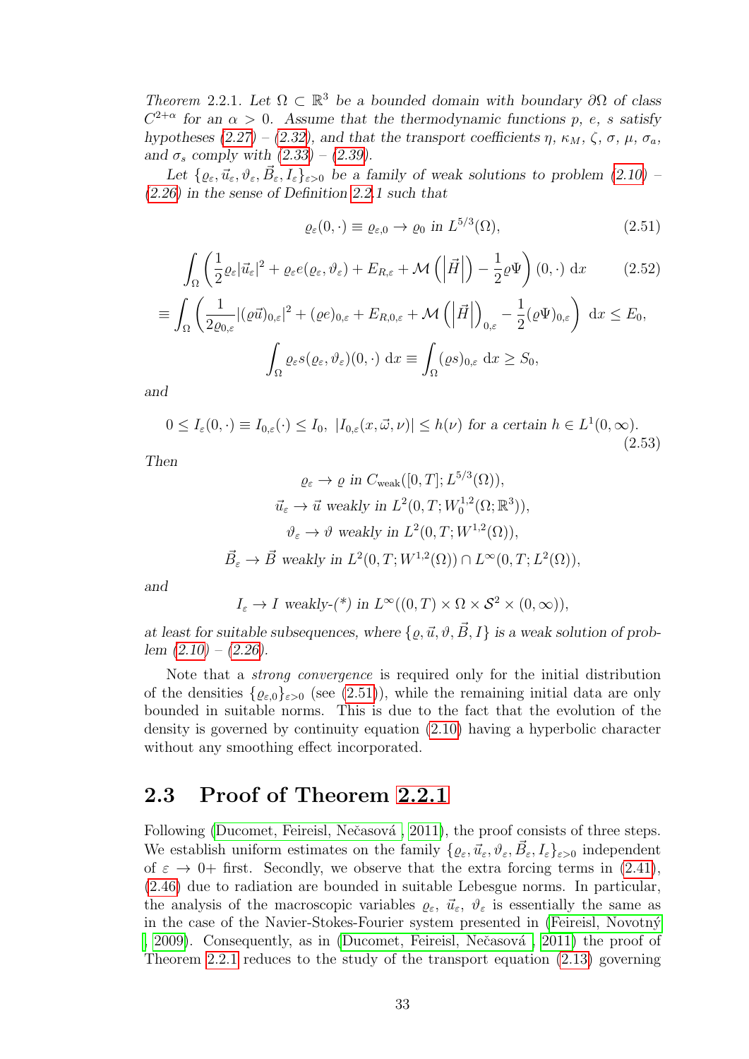*Theorem* 2.2.1. *Let $\Omega \subset \mathbb{R}^3$ be a bounded domain with boundary $\partial\Omega$ of class $C^{2+\alpha}$ for an $\alpha > 0$. Assume that the thermodynamic functions $p$, $e$, $s$ satisfy hypotheses (2.27) – (2.32), and that the transport coefficients $\eta$, $\kappa_M$, $\zeta$, $\sigma$, $\mu$, $\sigma_a$, and $\sigma_s$ comply with (2.33) – (2.39).*

*Let $\{\varrho_\varepsilon, \vec{u}_\varepsilon, \vartheta_\varepsilon, \vec{B}_\varepsilon, I_\varepsilon\}_{\varepsilon>0}$ be a family of weak solutions to problem (2.10) – (2.26) in the sense of Definition 2.2.1 such that*

$$\varrho_\varepsilon(0,\cdot) \equiv \varrho_{\varepsilon,0} \to \varrho_0 \text{ in } L^{5/3}(\Omega), \tag{2.51}$$

$$\int_\Omega \left( \frac{1}{2}\varrho_\varepsilon|\vec{u}_\varepsilon|^2 + \varrho_\varepsilon e(\varrho_\varepsilon,\vartheta_\varepsilon) + E_{R,\varepsilon} + \mathcal{M}\left(\left|\vec{H}\right|\right) - \frac{1}{2}\varrho\Psi \right)(0,\cdot)\ \mathrm{d}x \tag{2.52}$$

$$\equiv \int_\Omega \left( \frac{1}{2\varrho_{0,\varepsilon}}|(\varrho\vec{u})_{0,\varepsilon}|^2 + (\varrho e)_{0,\varepsilon} + E_{R,0,\varepsilon} + \mathcal{M}\left(\left|\vec{H}\right|\right)_{0,\varepsilon} - \frac{1}{2}(\varrho\Psi)_{0,\varepsilon} \right)\ \mathrm{d}x \le E_0,$$

$$\int_\Omega \varrho_\varepsilon s(\varrho_\varepsilon,\vartheta_\varepsilon)(0,\cdot)\ \mathrm{d}x \equiv \int_\Omega (\varrho s)_{0,\varepsilon}\ \mathrm{d}x \ge S_0,$$

*and*

$$0 \le I_\varepsilon(0,\cdot) \equiv I_{0,\varepsilon}(\cdot) \le I_0,\ |I_{0,\varepsilon}(x,\vec{\omega},\nu)| \le h(\nu) \text{ for a certain } h \in L^1(0,\infty). \tag{2.53}$$

*Then*

$$\varrho_\varepsilon \to \varrho \text{ in } C_{\mathrm{weak}}([0,T];L^{5/3}(\Omega)),$$
$$\vec{u}_\varepsilon \to \vec{u} \text{ weakly in } L^2(0,T;W_0^{1,2}(\Omega;\mathbb{R}^3)),$$
$$\vartheta_\varepsilon \to \vartheta \text{ weakly in } L^2(0,T;W^{1,2}(\Omega)),$$
$$\vec{B}_\varepsilon \to \vec{B} \text{ weakly in } L^2(0,T;W^{1,2}(\Omega)) \cap L^\infty(0,T;L^2(\Omega)),$$

*and*

$$I_\varepsilon \to I \text{ weakly-(*) in } L^\infty((0,T)\times\Omega\times\mathcal{S}^2\times(0,\infty)),$$

*at least for suitable subsequences, where $\{\varrho,\vec{u},\vartheta,\vec{B},I\}$ is a weak solution of problem (2.10) – (2.26).*

Note that a *strong convergence* is required only for the initial distribution of the densities $\{\varrho_{\varepsilon,0}\}_{\varepsilon>0}$ (see (2.51)), while the remaining initial data are only bounded in suitable norms. This is due to the fact that the evolution of the density is governed by continuity equation (2.10) having a hyperbolic character without any smoothing effect incorporated.

## 2.3 Proof of Theorem 2.2.1

Following (Ducomet, Feireisl, Nečasová , 2011), the proof consists of three steps. We establish uniform estimates on the family $\{\varrho_\varepsilon, \vec{u}_\varepsilon, \vartheta_\varepsilon, \vec{B}_\varepsilon, I_\varepsilon\}_{\varepsilon>0}$ independent of $\varepsilon \to 0+$ first. Secondly, we observe that the extra forcing terms in (2.41), (2.46) due to radiation are bounded in suitable Lebesgue norms. In particular, the analysis of the macroscopic variables $\varrho_\varepsilon$, $\vec{u}_\varepsilon$, $\vartheta_\varepsilon$ is essentially the same as in the case of the Navier-Stokes-Fourier system presented in (Feireisl, Novotný , 2009). Consequently, as in (Ducomet, Feireisl, Nečasová , 2011) the proof of Theorem 2.2.1 reduces to the study of the transport equation (2.13) governing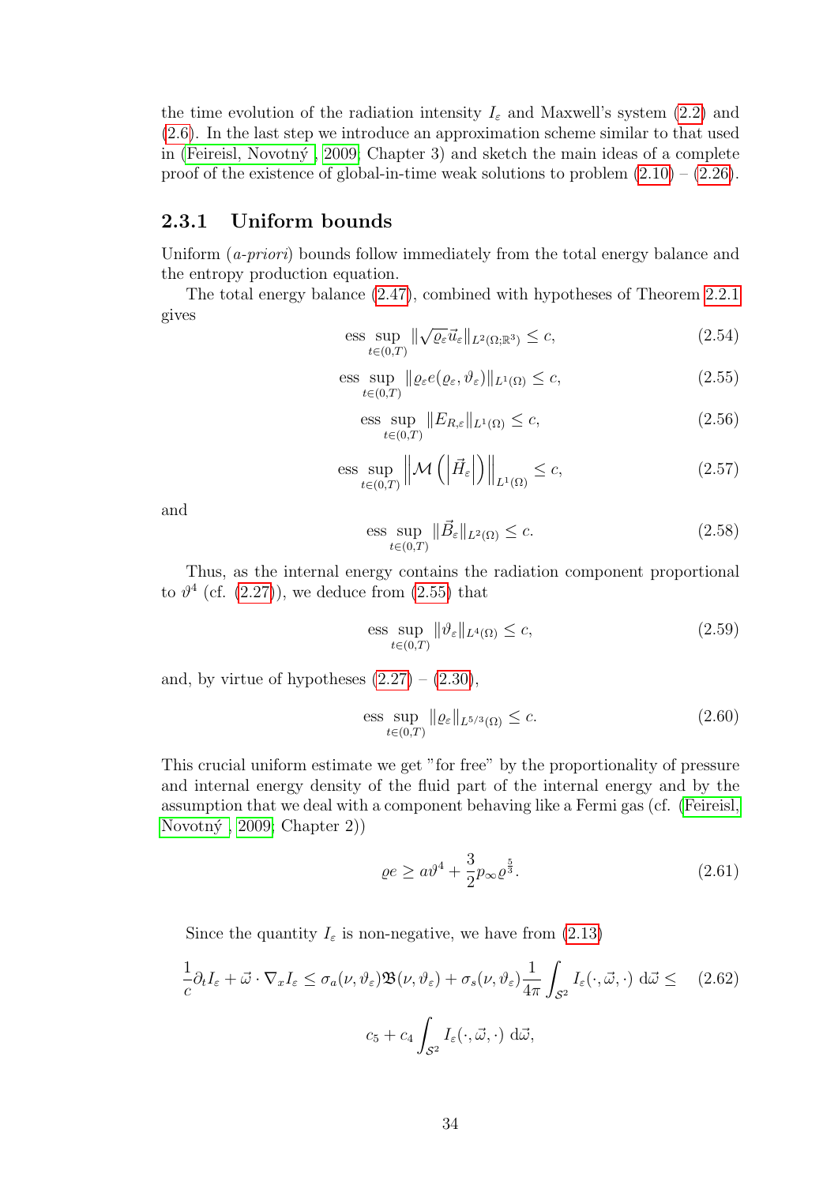the time evolution of the radiation intensity $I_\varepsilon$ and Maxwell's system (2.2) and (2.6). In the last step we introduce an approximation scheme similar to that used in (Feireisl, Novotný , 2009, Chapter 3) and sketch the main ideas of a complete proof of the existence of global-in-time weak solutions to problem (2.10) – (2.26).

### 2.3.1 Uniform bounds

Uniform (*a-priori*) bounds follow immediately from the total energy balance and the entropy production equation.

The total energy balance (2.47), combined with hypotheses of Theorem 2.2.1 gives

$$\text{ess} \sup_{t \in (0,T)} \|\sqrt{\varrho_\varepsilon} \vec{u}_\varepsilon\|_{L^2(\Omega;\mathbb{R}^3)} \leq c, \tag{2.54}$$

$$\text{ess} \sup_{t \in (0,T)} \|\varrho_\varepsilon e(\varrho_\varepsilon, \vartheta_\varepsilon)\|_{L^1(\Omega)} \leq c, \tag{2.55}$$

$$\text{ess} \sup_{t \in (0,T)} \|E_{R,\varepsilon}\|_{L^1(\Omega)} \leq c, \tag{2.56}$$

$$\text{ess} \sup_{t \in (0,T)} \left\| \mathcal{M}\left( \left| \vec{H}_\varepsilon \right| \right) \right\|_{L^1(\Omega)} \leq c, \tag{2.57}$$

and

$$\text{ess} \sup_{t \in (0,T)} \|\vec{B}_\varepsilon\|_{L^2(\Omega)} \leq c. \tag{2.58}$$

Thus, as the internal energy contains the radiation component proportional to $\vartheta^4$ (cf. (2.27)), we deduce from (2.55) that

$$\text{ess} \sup_{t \in (0,T)} \|\vartheta_\varepsilon\|_{L^4(\Omega)} \leq c, \tag{2.59}$$

and, by virtue of hypotheses (2.27) – (2.30),

$$\text{ess} \sup_{t \in (0,T)} \|\varrho_\varepsilon\|_{L^{5/3}(\Omega)} \leq c. \tag{2.60}$$

This crucial uniform estimate we get "for free" by the proportionality of pressure and internal energy density of the fluid part of the internal energy and by the assumption that we deal with a component behaving like a Fermi gas (cf. (Feireisl, Novotný , 2009, Chapter 2))

$$\varrho e \geq a\vartheta^4 + \frac{3}{2} p_\infty \varrho^{\frac{5}{3}}. \tag{2.61}$$

Since the quantity $I_\varepsilon$ is non-negative, we have from (2.13)

$$\frac{1}{c}\partial_t I_\varepsilon + \vec{\omega} \cdot \nabla_x I_\varepsilon \leq \sigma_a(\nu, \vartheta_\varepsilon)\mathfrak{B}(\nu, \vartheta_\varepsilon) + \sigma_s(\nu, \vartheta_\varepsilon)\frac{1}{4\pi}\int_{\mathcal{S}^2} I_\varepsilon(\cdot, \vec{\omega}, \cdot) \, \mathrm{d}\vec{\omega} \leq \tag{2.62}$$

$$c_5 + c_4 \int_{\mathcal{S}^2} I_\varepsilon(\cdot, \vec{\omega}, \cdot) \, \mathrm{d}\vec{\omega},$$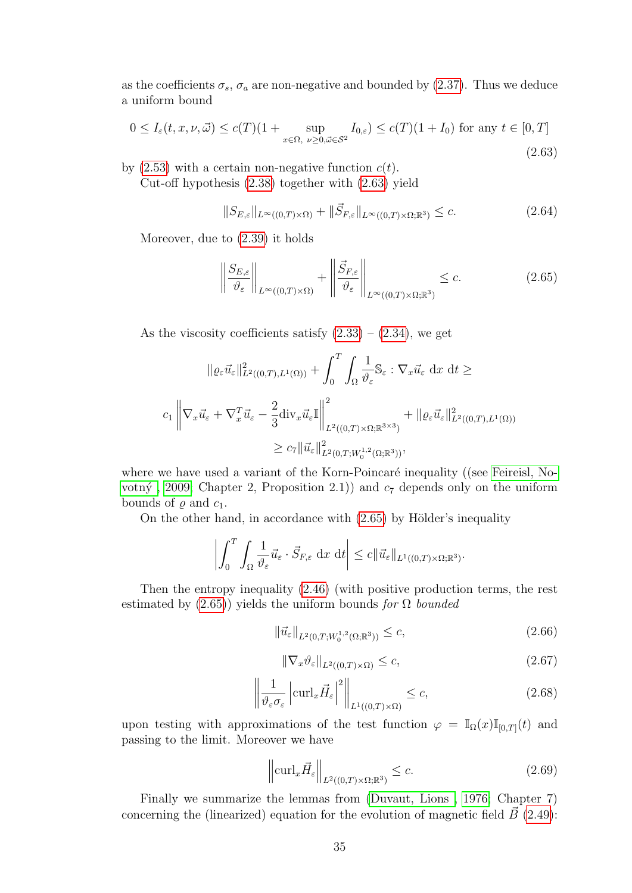as the coefficients $\sigma_s$, $\sigma_a$ are non-negative and bounded by (2.37). Thus we deduce a uniform bound

$$0 \le I_\varepsilon(t,x,\nu,\vec{\omega}) \le c(T)(1 + \sup_{x\in\Omega,\ \nu\ge 0, \vec{\omega}\in\mathcal{S}^2} I_{0,\varepsilon}) \le c(T)(1+I_0) \text{ for any } t\in[0,T] \tag{2.63}$$

by (2.53) with a certain non-negative function $c(t)$.

Cut-off hypothesis (2.38) together with (2.63) yield

$$\|S_{E,\varepsilon}\|_{L^\infty((0,T)\times\Omega)} + \|\vec{S}_{F,\varepsilon}\|_{L^\infty((0,T)\times\Omega;\mathbb{R}^3)} \le c. \tag{2.64}$$

Moreover, due to (2.39) it holds

$$\left\|\frac{S_{E,\varepsilon}}{\vartheta_\varepsilon}\right\|_{L^\infty((0,T)\times\Omega)} + \left\|\frac{\vec{S}_{F,\varepsilon}}{\vartheta_\varepsilon}\right\|_{L^\infty((0,T)\times\Omega;\mathbb{R}^3)} \le c. \tag{2.65}$$

As the viscosity coefficients satisfy (2.33) – (2.34), we get

$$\|\varrho_\varepsilon\vec{u}_\varepsilon\|^2_{L^2((0,T),L^1(\Omega))} + \int_0^T\int_\Omega \frac{1}{\vartheta_\varepsilon}\mathbb{S}_\varepsilon : \nabla_x\vec{u}_\varepsilon \ \mathrm{d}x\ \mathrm{d}t \ge$$

$$c_1\left\|\nabla_x\vec{u}_\varepsilon + \nabla_x^T\vec{u}_\varepsilon - \frac{2}{3}\mathrm{div}_x\vec{u}_\varepsilon\mathbb{I}\right\|^2_{L^2((0,T)\times\Omega;\mathbb{R}^{3\times 3})} + \|\varrho_\varepsilon\vec{u}_\varepsilon\|^2_{L^2((0,T),L^1(\Omega))}$$

$$\ge c_7\|\vec{u}_\varepsilon\|^2_{L^2(0,T;W_0^{1,2}(\Omega;\mathbb{R}^3))},$$

where we have used a variant of the Korn-Poincaré inequality ((see Feireisl, Novotný , 2009; Chapter 2, Proposition 2.1)) and $c_7$ depends only on the uniform bounds of $\varrho$ and $c_1$.

On the other hand, in accordance with (2.65) by Hölder's inequality

$$\left|\int_0^T\int_\Omega \frac{1}{\vartheta_\varepsilon}\vec{u}_\varepsilon\cdot\vec{S}_{F,\varepsilon}\ \mathrm{d}x\ \mathrm{d}t\right| \le c\|\vec{u}_\varepsilon\|_{L^1((0,T)\times\Omega;\mathbb{R}^3)}.$$

Then the entropy inequality (2.46) (with positive production terms, the rest estimated by (2.65)) yields the uniform bounds *for $\Omega$ bounded*

$$\|\vec{u}_\varepsilon\|_{L^2(0,T;W_0^{1,2}(\Omega;\mathbb{R}^3))} \le c, \tag{2.66}$$

$$\|\nabla_x\vartheta_\varepsilon\|_{L^2((0,T)\times\Omega)} \le c, \tag{2.67}$$

$$\left\|\frac{1}{\vartheta_\varepsilon\sigma_\varepsilon}\left|\mathrm{curl}_x\vec{H}_\varepsilon\right|^2\right\|_{L^1((0,T)\times\Omega)} \le c, \tag{2.68}$$

upon testing with approximations of the test function $\varphi = \mathbb{I}_\Omega(x)\mathbb{I}_{[0,T]}(t)$ and passing to the limit. Moreover we have

$$\left\|\mathrm{curl}_x\vec{H}_\varepsilon\right\|_{L^2((0,T)\times\Omega;\mathbb{R}^3)} \le c. \tag{2.69}$$

Finally we summarize the lemmas from (Duvaut, Lions , 1976; Chapter 7) concerning the (linearized) equation for the evolution of magnetic field $\vec{B}$ (2.49):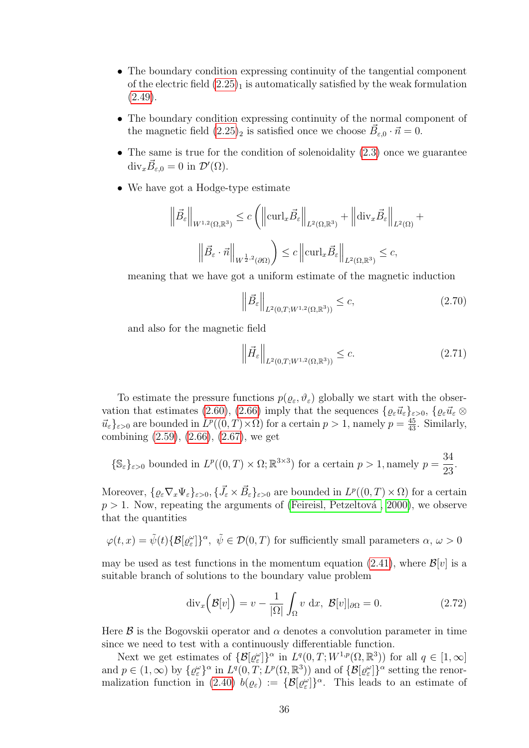- The boundary condition expressing continuity of the tangential component of the electric field (2.25)$_1$ is automatically satisfied by the weak formulation (2.49).
- The boundary condition expressing continuity of the normal component of the magnetic field (2.25)$_2$ is satisfied once we choose $\vec{B}_{\varepsilon,0} \cdot \vec{n} = 0$.
- The same is true for the condition of solenoidality (2.3) once we guarantee $\mathrm{div}_x \vec{B}_{\varepsilon,0} = 0$ in $\mathcal{D}'(\Omega)$.
- We have got a Hodge-type estimate

$$
\left\| \vec{B}_\varepsilon \right\|_{W^{1,2}(\Omega,\mathbb{R}^3)} \leq c \left( \left\| \mathrm{curl}_x \vec{B}_\varepsilon \right\|_{L^2(\Omega,\mathbb{R}^3)} + \left\| \mathrm{div}_x \vec{B}_\varepsilon \right\|_{L^2(\Omega)} + \right.
$$

$$
\left. \left\| \vec{B}_\varepsilon \cdot \vec{n} \right\|_{W^{\frac{1}{2},2}(\partial\Omega)} \right) \leq c \left\| \mathrm{curl}_x \vec{B}_\varepsilon \right\|_{L^2(\Omega,\mathbb{R}^3)} \leq c,
$$

meaning that we have got a uniform estimate of the magnetic induction

$$
\left\| \vec{B}_\varepsilon \right\|_{L^2(0,T;W^{1,2}(\Omega,\mathbb{R}^3))} \leq c, \tag{2.70}
$$

and also for the magnetic field

$$
\left\| \vec{H}_\varepsilon \right\|_{L^2(0,T;W^{1,2}(\Omega,\mathbb{R}^3))} \leq c. \tag{2.71}
$$

To estimate the pressure functions $p(\varrho_\varepsilon, \vartheta_\varepsilon)$ globally we start with the observation that estimates (2.60), (2.66) imply that the sequences $\{\varrho_\varepsilon \vec{u}_\varepsilon\}_{\varepsilon>0}$, $\{\varrho_\varepsilon \vec{u}_\varepsilon \otimes \vec{u}_\varepsilon\}_{\varepsilon>0}$ are bounded in $L^p((0,T)\times\Omega)$ for a certain $p>1$, namely $p = \frac{45}{43}$. Similarly, combining (2.59), (2.66), (2.67), we get

$$
\{\mathbb{S}_\varepsilon\}_{\varepsilon>0} \text{ bounded in } L^p((0,T)\times\Omega;\mathbb{R}^{3\times3}) \text{ for a certain } p>1, \text{namely } p = \frac{34}{23}.
$$

Moreover, $\{\varrho_\varepsilon \nabla_x \Psi_\varepsilon\}_{\varepsilon>0}, \{\vec{J}_\varepsilon \times \vec{B}_\varepsilon\}_{\varepsilon>0}$ are bounded in $L^p((0,T)\times\Omega)$ for a certain $p>1$. Now, repeating the arguments of (Feireisl, Petzeltová , 2000), we observe that the quantities

$$
\varphi(t,x) = \tilde{\psi}(t)\{\mathcal{B}[\varrho_\varepsilon^\omega]\}^\alpha,\ \tilde{\psi} \in \mathcal{D}(0,T) \text{ for sufficiently small parameters } \alpha,\, \omega > 0
$$

may be used as test functions in the momentum equation (2.41), where $\mathcal{B}[v]$ is a suitable branch of solutions to the boundary value problem

$$
\mathrm{div}_x\Big(\mathcal{B}[v]\Big) = v - \frac{1}{|\Omega|}\int_\Omega v \ \mathrm{d}x,\ \mathcal{B}[v]|_{\partial\Omega} = 0. \tag{2.72}
$$

Here $\mathcal{B}$ is the Bogovskii operator and $\alpha$ denotes a convolution parameter in time since we need to test with a continuously differentiable function.

Next we get estimates of $\{\mathcal{B}[\varrho_\varepsilon^\omega]\}^\alpha$ in $L^q(0,T;W^{1,p}(\Omega,\mathbb{R}^3))$ for all $q \in [1,\infty]$ and $p \in (1,\infty)$ by $\{\varrho_\varepsilon^\omega\}^\alpha$ in $L^q(0,T;L^p(\Omega,\mathbb{R}^3))$ and of $\{\mathcal{B}[\varrho_\varepsilon^\omega]\}^\alpha$ setting the renormalization function in (2.40) $b(\varrho_\varepsilon) := \{\mathcal{B}[\varrho_\varepsilon^\omega]\}^\alpha$. This leads to an estimate of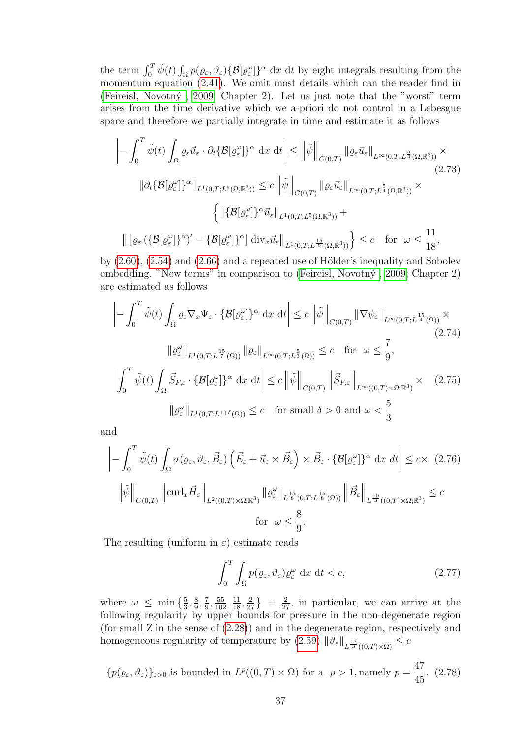the term $\int_0^T \tilde{\psi}(t) \int_\Omega p(\varrho_\varepsilon, \vartheta_\varepsilon)\{\mathcal{B}[\varrho_\varepsilon^\omega]\}^\alpha \, \mathrm{d}x \, \mathrm{d}t$ by eight integrals resulting from the momentum equation (2.41). We omit most details which can the reader find in (Feireisl, Novotný , 2009, Chapter 2). Let us just note that the "worst" term arises from the time derivative which we a-priori do not control in a Lebesgue space and therefore we partially integrate in time and estimate it as follows

$$
\begin{aligned}
&\left| - \int_0^T \tilde{\psi}(t) \int_\Omega \varrho_\varepsilon \vec{u}_\varepsilon \cdot \partial_t \{\mathcal{B}[\varrho_\varepsilon^\omega]\}^\alpha \, \mathrm{d}x \, \mathrm{d}t \right| \leq \left\| \tilde{\psi} \right\|_{C(0,T)} \|\varrho_\varepsilon \vec{u}_\varepsilon\|_{L^\infty(0,T;L^{\frac{5}{4}}(\Omega,\mathbb{R}^3))} \times \\
&\qquad \|\partial_t \{\mathcal{B}[\varrho_\varepsilon^\omega]\}^\alpha\|_{L^1(0,T;L^5(\Omega,\mathbb{R}^3))} \leq c \left\| \tilde{\psi} \right\|_{C(0,T)} \|\varrho_\varepsilon \vec{u}_\varepsilon\|_{L^\infty(0,T;L^{\frac{5}{4}}(\Omega,\mathbb{R}^3))} \times \\
&\qquad \Big\{ \|\{\mathcal{B}[\varrho_\varepsilon^\omega]\}^\alpha \vec{u}_\varepsilon\|_{L^1(0,T;L^5(\Omega,\mathbb{R}^3))} + \\
&\qquad \left\| \left[ \varrho_\varepsilon \left( \{\mathcal{B}[\varrho_\varepsilon^\omega]\}^\alpha \right)' - \{\mathcal{B}[\varrho_\varepsilon^\omega]\}^\alpha \right] \mathrm{div}_x \vec{u}_\varepsilon \right\|_{L^1(0,T;L^{\frac{15}{8}}(\Omega,\mathbb{R}^3))} \Big\} \leq c \quad \text{for} \quad \omega \leq \frac{11}{18},
\end{aligned}
\tag{2.73}
$$

by (2.60), (2.54) and (2.66) and a repeated use of Hölder's inequality and Sobolev embedding. "New terms" in comparison to (Feireisl, Novotný , 2009, Chapter 2) are estimated as follows

$$
\begin{aligned}
&\left| - \int_0^T \tilde{\psi}(t) \int_\Omega \varrho_\varepsilon \nabla_x \Psi_\varepsilon \cdot \{\mathcal{B}[\varrho_\varepsilon^\omega]\}^\alpha \, \mathrm{d}x \, \mathrm{d}t \right| \leq c \left\| \tilde{\psi} \right\|_{C(0,T)} \|\nabla \psi_\varepsilon\|_{L^\infty(0,T;L^{\frac{15}{4}}(\Omega))} \times \\
&\qquad \|\varrho_\varepsilon^\omega\|_{L^1(0,T;L^{\frac{15}{7}}(\Omega))} \|\varrho_\varepsilon\|_{L^\infty(0,T;L^{\frac{5}{3}}(\Omega))} \leq c \quad \text{for} \quad \omega \leq \frac{7}{9},
\end{aligned}
\tag{2.74}
$$

$$
\begin{aligned}
&\left| \int_0^T \tilde{\psi}(t) \int_\Omega \vec{S}_{F,\varepsilon} \cdot \{\mathcal{B}[\varrho_\varepsilon^\omega]\}^\alpha \, \mathrm{d}x \, \mathrm{d}t \right| \leq c \left\| \tilde{\psi} \right\|_{C(0,T)} \left\| \vec{S}_{F,\varepsilon} \right\|_{L^\infty((0,T)\times\Omega;\mathbb{R}^3)} \times \\
&\qquad \|\varrho_\varepsilon^\omega\|_{L^1(0,T;L^{1+\delta}(\Omega))} \leq c \quad \text{for small } \delta > 0 \text{ and } \omega < \frac{5}{3}
\end{aligned}
\tag{2.75}
$$

and

$$
\begin{aligned}
&\left| - \int_0^T \tilde{\psi}(t) \int_\Omega \sigma(\varrho_\varepsilon, \vartheta_\varepsilon, \vec{B}_\varepsilon) \left( \vec{E}_\varepsilon + \vec{u}_\varepsilon \times \vec{B}_\varepsilon \right) \times \vec{B}_\varepsilon \cdot \{\mathcal{B}[\varrho_\varepsilon^\omega]\}^\alpha \, \mathrm{d}x \, dt \right| \leq c \times \\
&\qquad \left\| \tilde{\psi} \right\|_{C(0,T)} \left\| \mathrm{curl}_x \vec{H}_\varepsilon \right\|_{L^2((0,T)\times\Omega;\mathbb{R}^3)} \|\varrho_\varepsilon^\omega\|_{L^{\frac{15}{8}}(0,T;L^{\frac{15}{8}}(\Omega))} \left\| \vec{B}_\varepsilon \right\|_{L^{\frac{10}{3}}((0,T)\times\Omega;\mathbb{R}^3)} \leq c \\
&\qquad \text{for} \quad \omega \leq \frac{8}{9}.
\end{aligned}
\tag{2.76}
$$

The resulting (uniform in $\varepsilon$) estimate reads

$$
\int_0^T \int_\Omega p(\varrho_\varepsilon, \vartheta_\varepsilon) \varrho_\varepsilon^\omega \, \mathrm{d}x \, \mathrm{d}t < c,
\tag{2.77}
$$

where $\omega \leq \min\left\{\frac{5}{3}, \frac{8}{9}, \frac{7}{9}, \frac{55}{102}, \frac{11}{18}, \frac{2}{27}\right\} = \frac{2}{27}$, in particular, we can arrive at the following regularity by upper bounds for pressure in the non-degenerate region (for small Z in the sense of (2.28)) and in the degenerate region, respectively and homogeneous regularity of temperature by (2.59) $\|\vartheta_\varepsilon\|_{L^{\frac{17}{3}}((0,T)\times\Omega)} \leq c$

$$
\{p(\varrho_\varepsilon, \vartheta_\varepsilon)\}_{\varepsilon>0} \text{ is bounded in } L^p((0,T)\times\Omega) \text{ for a } \; p > 1, \text{namely } p = \frac{47}{45}.
\tag{2.78}
$$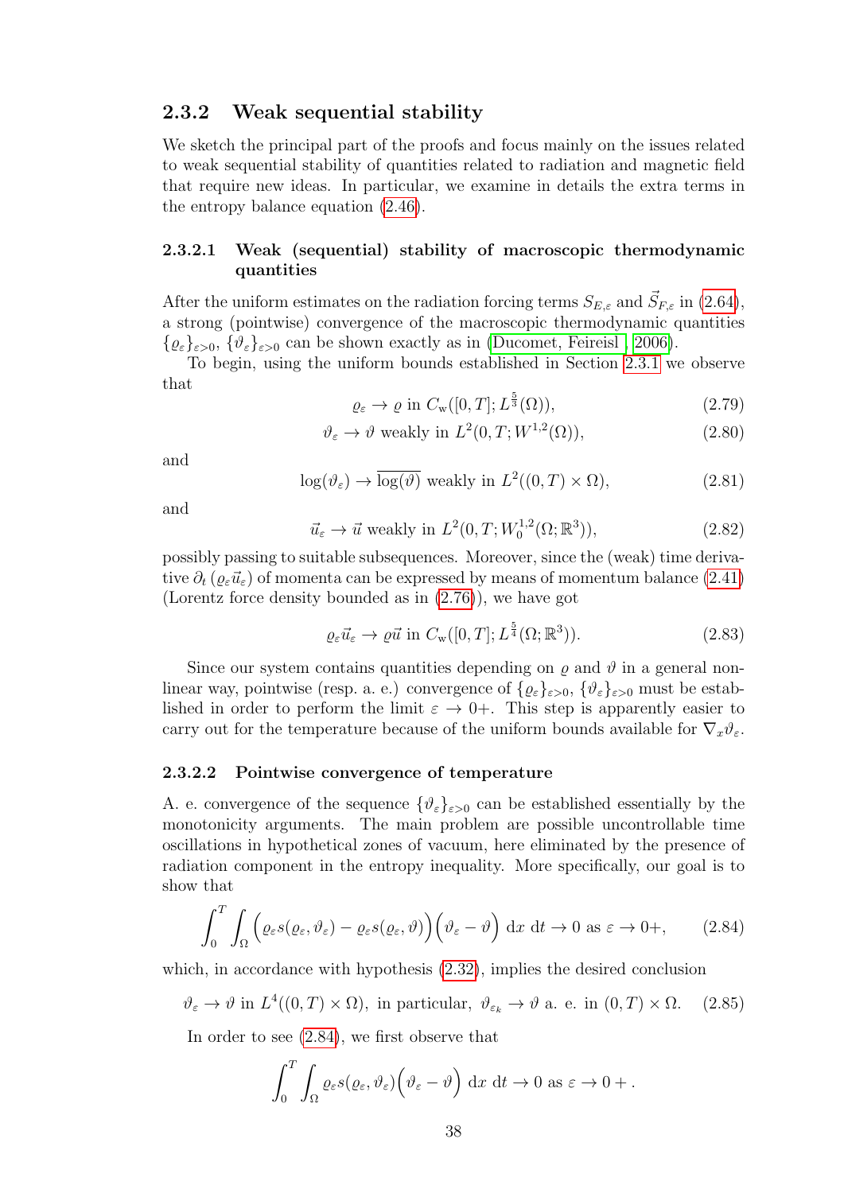### 2.3.2 Weak sequential stability

We sketch the principal part of the proofs and focus mainly on the issues related to weak sequential stability of quantities related to radiation and magnetic field that require new ideas. In particular, we examine in details the extra terms in the entropy balance equation (2.46).

#### 2.3.2.1 Weak (sequential) stability of macroscopic thermodynamic quantities

After the uniform estimates on the radiation forcing terms $S_{E,\varepsilon}$ and $\vec{S}_{F,\varepsilon}$ in (2.64), a strong (pointwise) convergence of the macroscopic thermodynamic quantities $\{\varrho_\varepsilon\}_{\varepsilon>0}$, $\{\vartheta_\varepsilon\}_{\varepsilon>0}$ can be shown exactly as in (Ducomet, Feireisl , 2006).

To begin, using the uniform bounds established in Section 2.3.1 we observe that

$$\varrho_\varepsilon \to \varrho \text{ in } C_{\rm w}([0,T]; L^{\frac{5}{3}}(\Omega)), \tag{2.79}$$

$$\vartheta_\varepsilon \to \vartheta \text{ weakly in } L^2(0,T; W^{1,2}(\Omega)), \tag{2.80}$$

and

$$\log(\vartheta_\varepsilon) \to \overline{\log(\vartheta)} \text{ weakly in } L^2((0,T) \times \Omega), \tag{2.81}$$

and

$$\vec{u}_\varepsilon \to \vec{u} \text{ weakly in } L^2(0,T; W^{1,2}_0(\Omega;\mathbb{R}^3)), \tag{2.82}$$

possibly passing to suitable subsequences. Moreover, since the (weak) time derivative $\partial_t(\varrho_\varepsilon \vec{u}_\varepsilon)$ of momenta can be expressed by means of momentum balance (2.41) (Lorentz force density bounded as in (2.76)), we have got

$$\varrho_\varepsilon \vec{u}_\varepsilon \to \varrho \vec{u} \text{ in } C_{\rm w}([0,T]; L^{\frac{5}{4}}(\Omega;\mathbb{R}^3)). \tag{2.83}$$

Since our system contains quantities depending on $\varrho$ and $\vartheta$ in a general non-linear way, pointwise (resp. a. e.) convergence of $\{\varrho_\varepsilon\}_{\varepsilon>0}$, $\{\vartheta_\varepsilon\}_{\varepsilon>0}$ must be established in order to perform the limit $\varepsilon \to 0+$. This step is apparently easier to carry out for the temperature because of the uniform bounds available for $\nabla_x \vartheta_\varepsilon$.

#### 2.3.2.2 Pointwise convergence of temperature

A. e. convergence of the sequence $\{\vartheta_\varepsilon\}_{\varepsilon>0}$ can be established essentially by the monotonicity arguments. The main problem are possible uncontrollable time oscillations in hypothetical zones of vacuum, here eliminated by the presence of radiation component in the entropy inequality. More specifically, our goal is to show that

$$\int_0^T \int_\Omega \Big(\varrho_\varepsilon s(\varrho_\varepsilon, \vartheta_\varepsilon) - \varrho_\varepsilon s(\varrho_\varepsilon, \vartheta)\Big)\Big(\vartheta_\varepsilon - \vartheta\Big) \ {\rm d}x \ {\rm d}t \to 0 \text{ as } \varepsilon \to 0+, \tag{2.84}$$

which, in accordance with hypothesis (2.32), implies the desired conclusion

$$\vartheta_\varepsilon \to \vartheta \text{ in } L^4((0,T)\times\Omega), \text{ in particular, } \vartheta_{\varepsilon_k} \to \vartheta \text{ a. e. in } (0,T)\times\Omega. \tag{2.85}$$

In order to see (2.84), we first observe that

$$\int_0^T \int_\Omega \varrho_\varepsilon s(\varrho_\varepsilon, \vartheta_\varepsilon)\Big(\vartheta_\varepsilon - \vartheta\Big) \ {\rm d}x \ {\rm d}t \to 0 \text{ as } \varepsilon \to 0+ .$$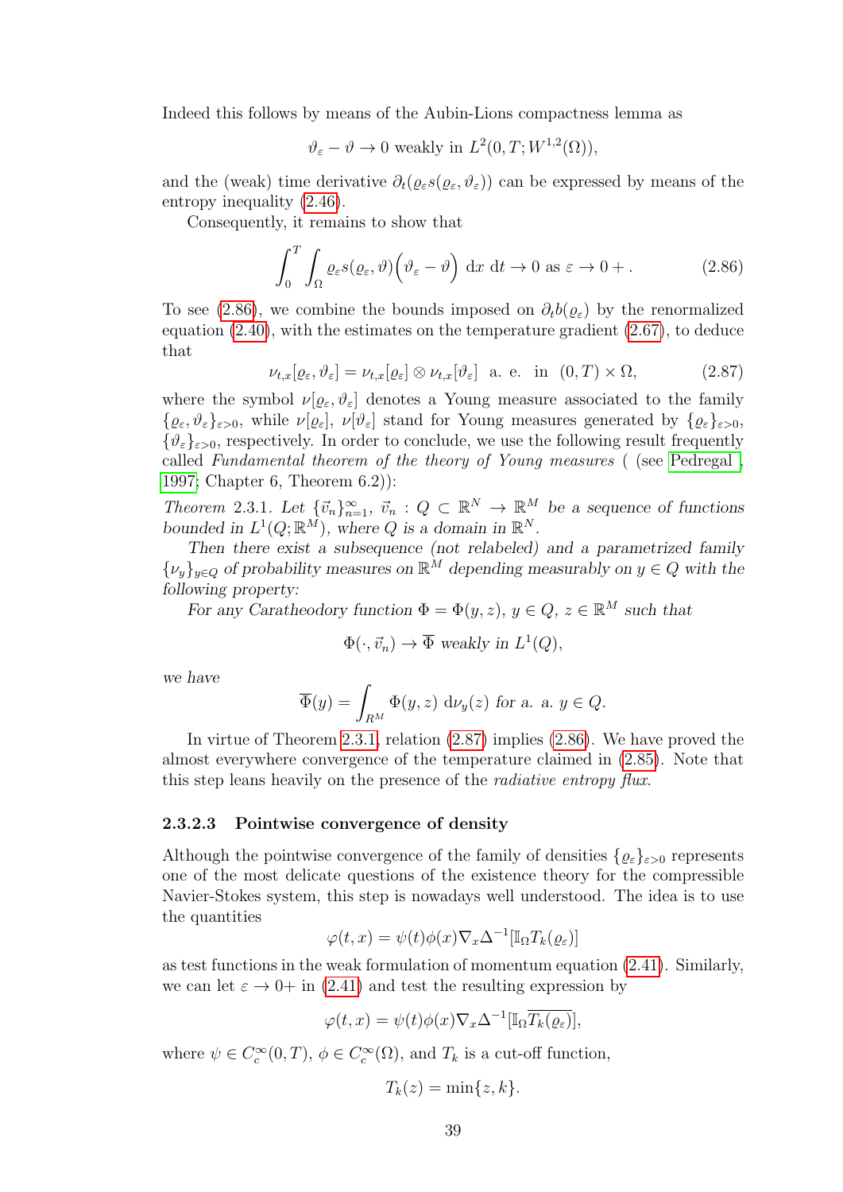Indeed this follows by means of the Aubin-Lions compactness lemma as

$$\vartheta_\varepsilon - \vartheta \to 0 \text{ weakly in } L^2(0,T;W^{1,2}(\Omega)),$$

and the (weak) time derivative $\partial_t(\varrho_\varepsilon s(\varrho_\varepsilon,\vartheta_\varepsilon))$ can be expressed by means of the entropy inequality (2.46).

Consequently, it remains to show that

$$\int_0^T \int_\Omega \varrho_\varepsilon s(\varrho_\varepsilon,\vartheta)\Big(\vartheta_\varepsilon - \vartheta\Big)\ \mathrm{d}x\ \mathrm{d}t \to 0 \text{ as } \varepsilon \to 0+\,. \tag{2.86}$$

To see (2.86), we combine the bounds imposed on $\partial_t b(\varrho_\varepsilon)$ by the renormalized equation (2.40), with the estimates on the temperature gradient (2.67), to deduce that

$$\nu_{t,x}[\varrho_\varepsilon,\vartheta_\varepsilon] = \nu_{t,x}[\varrho_\varepsilon]\otimes\nu_{t,x}[\vartheta_\varepsilon] \ \text{ a. e. in } \ (0,T)\times\Omega, \tag{2.87}$$

where the symbol $\nu[\varrho_\varepsilon,\vartheta_\varepsilon]$ denotes a Young measure associated to the family $\{\varrho_\varepsilon,\vartheta_\varepsilon\}_{\varepsilon>0}$, while $\nu[\varrho_\varepsilon]$, $\nu[\vartheta_\varepsilon]$ stand for Young measures generated by $\{\varrho_\varepsilon\}_{\varepsilon>0}$, $\{\vartheta_\varepsilon\}_{\varepsilon>0}$, respectively. In order to conclude, we use the following result frequently called *Fundamental theorem of the theory of Young measures* ( (see Pedregal , 1997; Chapter 6, Theorem 6.2)):

*Theorem* 2.3.1. *Let $\{\vec{v}_n\}_{n=1}^\infty$, $\vec{v}_n : Q\subset\mathbb{R}^N \to \mathbb{R}^M$ be a sequence of functions bounded in $L^1(Q;\mathbb{R}^M)$, where $Q$ is a domain in $\mathbb{R}^N$.*

*Then there exist a subsequence (not relabeled) and a parametrized family $\{\nu_y\}_{y\in Q}$ of probability measures on $\mathbb{R}^M$ depending measurably on $y\in Q$ with the following property:*

*For any Caratheodory function $\Phi=\Phi(y,z)$, $y\in Q$, $z\in\mathbb{R}^M$ such that*

$$\Phi(\cdot,\vec{v}_n)\to\overline{\Phi} \text{ weakly in } L^1(Q),$$

*we have*

$$\overline{\Phi}(y) = \int_{R^M}\Phi(y,z)\ \mathrm{d}\nu_y(z) \text{ for a. a. } y\in Q.$$

In virtue of Theorem 2.3.1, relation (2.87) implies (2.86). We have proved the almost everywhere convergence of the temperature claimed in (2.85). Note that this step leans heavily on the presence of the *radiative entropy flux*.

#### 2.3.2.3 Pointwise convergence of density

Although the pointwise convergence of the family of densities $\{\varrho_\varepsilon\}_{\varepsilon>0}$ represents one of the most delicate questions of the existence theory for the compressible Navier-Stokes system, this step is nowadays well understood. The idea is to use the quantities

$$\varphi(t,x) = \psi(t)\phi(x)\nabla_x\Delta^{-1}[\mathbb{I}_\Omega T_k(\varrho_\varepsilon)]$$

as test functions in the weak formulation of momentum equation (2.41). Similarly, we can let $\varepsilon\to 0+$ in (2.41) and test the resulting expression by

$$\varphi(t,x) = \psi(t)\phi(x)\nabla_x\Delta^{-1}[\mathbb{I}_\Omega \overline{T_k(\varrho_\varepsilon)}],$$

where $\psi\in C_c^\infty(0,T)$, $\phi\in C_c^\infty(\Omega)$, and $T_k$ is a cut-off function,

$$T_k(z) = \min\{z,k\}.$$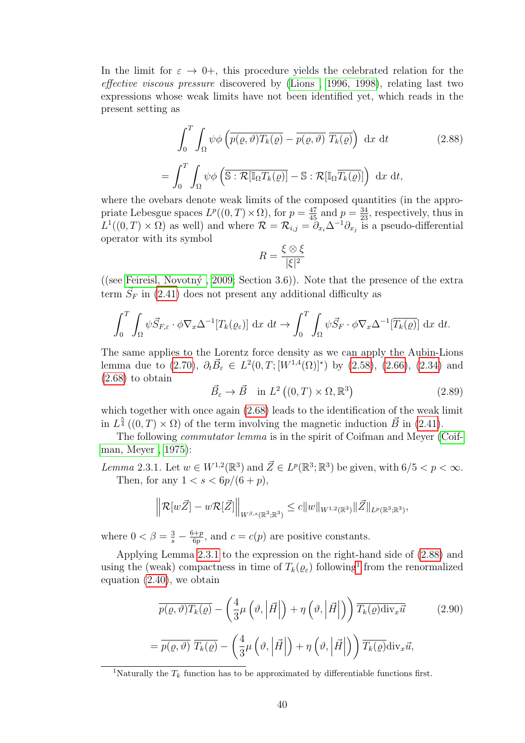In the limit for $\varepsilon \to 0+$, this procedure yields the celebrated relation for the *effective viscous pressure* discovered by (Lions , 1996, 1998), relating last two expressions whose weak limits have not been identified yet, which reads in the present setting as

$$\int_0^T \int_\Omega \psi\phi \left( \overline{p(\varrho,\vartheta)T_k(\varrho)} - \overline{p(\varrho,\vartheta)}\ \overline{T_k(\varrho)} \right) \, \mathrm{d}x \, \mathrm{d}t \tag{2.88}$$

$$= \int_0^T \int_\Omega \psi\phi \left( \overline{\mathbb{S} : \mathcal{R}[\mathbb{I}_\Omega T_k(\varrho)]} - \mathbb{S} : \mathcal{R}[\mathbb{I}_\Omega \overline{T_k(\varrho)}] \right) \, \mathrm{d}x \, \mathrm{d}t,$$

where the ovebars denote weak limits of the composed quantities (in the appropriate Lebesgue spaces $L^p((0,T)\times\Omega)$, for $p = \frac{47}{45}$ and $p = \frac{34}{23}$, respectively, thus in $L^1((0,T)\times\Omega)$ as well) and where $\mathcal{R} = \mathcal{R}_{i,j} = \partial_{x_i}\Delta^{-1}\partial_{x_j}$ is a pseudo-differential operator with its symbol

$$R = \frac{\xi \otimes \xi}{|\xi|^2}$$

((see Feireisl, Novotný , 2009, Section 3.6)). Note that the presence of the extra term $\vec{S}_F$ in (2.41) does not present any additional difficulty as

$$\int_0^T \int_\Omega \psi \vec{S}_{F,\varepsilon} \cdot \phi \nabla_x \Delta^{-1}[T_k(\varrho_\varepsilon)] \, \mathrm{d}x \, \mathrm{d}t \to \int_0^T \int_\Omega \psi \vec{S}_F \cdot \phi \nabla_x \Delta^{-1}[\overline{T_k(\varrho)}] \, \mathrm{d}x \, \mathrm{d}t.$$

The same applies to the Lorentz force density as we can apply the Aubin-Lions lemma due to (2.70), $\partial_t \vec{B}_\varepsilon \in L^2(0,T;[W^{1,4}(\Omega)]^*)$ by (2.58), (2.66), (2.34) and (2.68) to obtain

$$\vec{B}_\varepsilon \to \vec{B} \quad \text{in } L^2\left((0,T)\times\Omega, \mathbb{R}^3\right) \tag{2.89}$$

which together with once again (2.68) leads to the identification of the weak limit in $L^{\frac{5}{4}}\left((0,T)\times\Omega\right)$ of the term involving the magnetic induction $\vec{B}$ in (2.41).

The following *commutator lemma* is in the spirit of Coifman and Meyer (Coifman, Meyer , 1975):

*Lemma* 2.3.1. Let $w \in W^{1,2}(\mathbb{R}^3)$ and $\vec{Z} \in L^p(\mathbb{R}^3;\mathbb{R}^3)$ be given, with $6/5 < p < \infty$. Then, for any $1 < s < 6p/(6+p)$,

$$\left\| \mathcal{R}[w\vec{Z}] - w\mathcal{R}[\vec{Z}] \right\|_{W^{\beta,s}(\mathbb{R}^3;\mathbb{R}^3)} \le c\|w\|_{W^{1,2}(\mathbb{R}^3)} \|\vec{Z}\|_{L^p(\mathbb{R}^3;\mathbb{R}^3)},$$

where $0 < \beta = \frac{3}{s} - \frac{6+p}{6p}$, and $c = c(p)$ are positive constants.

Applying Lemma 2.3.1 to the expression on the right-hand side of (2.88) and using the (weak) compactness in time of $T_k(\varrho_\varepsilon)$ following[1] from the renormalized equation (2.40), we obtain

$$\overline{p(\varrho,\vartheta)T_k(\varrho)} - \left( \frac{4}{3}\mu\left(\vartheta, \left|\vec{H}\right|\right) + \eta\left(\vartheta, \left|\vec{H}\right|\right) \right) \overline{T_k(\varrho)\mathrm{div}_x\vec{u}} \tag{2.90}$$

$$= \overline{p(\varrho,\vartheta)}\ \overline{T_k(\varrho)} - \left( \frac{4}{3}\mu\left(\vartheta, \left|\vec{H}\right|\right) + \eta\left(\vartheta, \left|\vec{H}\right|\right) \right) \overline{T_k(\varrho)}\mathrm{div}_x\vec{u},$$

[1] Naturally the $T_k$ function has to be approximated by differentiable functions first.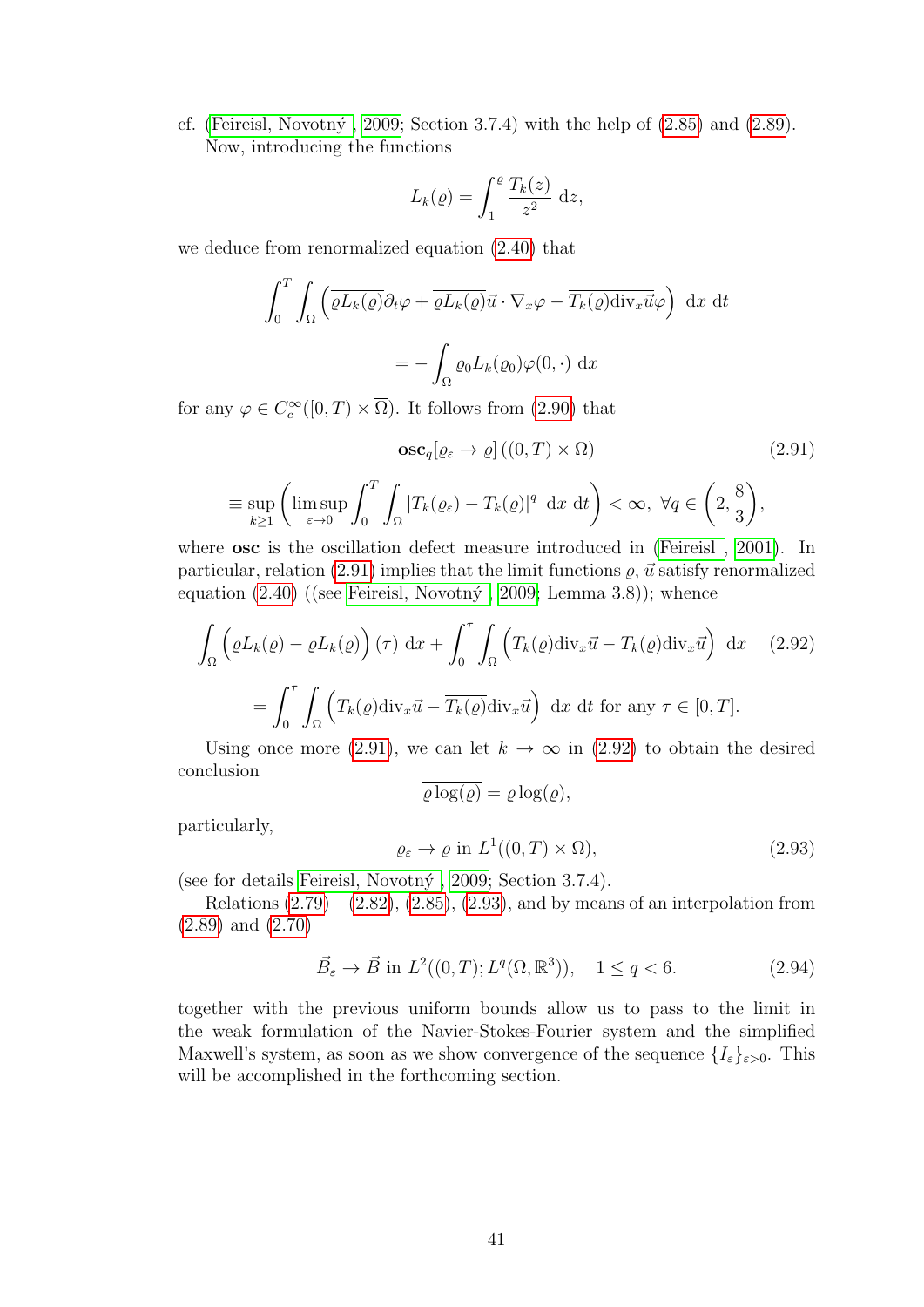cf. (Feireisl, Novotný , 2009; Section 3.7.4) with the help of (2.85) and (2.89).

Now, introducing the functions

$$L_k(\varrho) = \int_1^\varrho \frac{T_k(z)}{z^2}\ \mathrm{d}z,$$

we deduce from renormalized equation (2.40) that

$$\int_0^T \int_\Omega \left( \overline{\varrho L_k(\varrho)} \partial_t \varphi + \overline{\varrho L_k(\varrho)} \vec{u} \cdot \nabla_x \varphi - \overline{T_k(\varrho) \mathrm{div}_x \vec{u}} \varphi \right)\ \mathrm{d}x\ \mathrm{d}t$$

$$= - \int_\Omega \varrho_0 L_k(\varrho_0) \varphi(0, \cdot)\ \mathrm{d}x$$

for any $\varphi \in C_c^\infty([0,T) \times \overline{\Omega})$. It follows from (2.90) that

$$\mathbf{osc}_q[\varrho_\varepsilon \to \varrho]\left((0,T) \times \Omega\right) \tag{2.91}$$

$$\equiv \sup_{k \geq 1} \left( \limsup_{\varepsilon \to 0} \int_0^T \int_\Omega |T_k(\varrho_\varepsilon) - T_k(\varrho)|^q\ \mathrm{d}x\ \mathrm{d}t \right) < \infty,\ \forall q \in \left(2, \frac{8}{3}\right),$$

where **osc** is the oscillation defect measure introduced in (Feireisl , 2001). In particular, relation (2.91) implies that the limit functions $\varrho$, $\vec{u}$ satisfy renormalized equation (2.40) ((see Feireisl, Novotný , 2009; Lemma 3.8)); whence

$$\int_\Omega \left( \overline{\varrho L_k(\varrho)} - \varrho L_k(\varrho) \right)(\tau)\ \mathrm{d}x + \int_0^\tau \int_\Omega \left( \overline{T_k(\varrho) \mathrm{div}_x \vec{u}} - \overline{T_k(\varrho)} \mathrm{div}_x \vec{u} \right)\ \mathrm{d}x \tag{2.92}$$

$$= \int_0^\tau \int_\Omega \left( T_k(\varrho) \mathrm{div}_x \vec{u} - \overline{T_k(\varrho)} \mathrm{div}_x \vec{u} \right)\ \mathrm{d}x\ \mathrm{d}t \text{ for any } \tau \in [0,T].$$

Using once more (2.91), we can let $k \to \infty$ in (2.92) to obtain the desired conclusion

$$\overline{\varrho \log(\varrho)} = \varrho \log(\varrho),$$

particularly,

$$\varrho_\varepsilon \to \varrho \text{ in } L^1((0,T) \times \Omega), \tag{2.93}$$

(see for details Feireisl, Novotný , 2009; Section 3.7.4).

Relations (2.79) – (2.82), (2.85), (2.93), and by means of an interpolation from (2.89) and (2.70)

$$\vec{B}_\varepsilon \to \vec{B} \text{ in } L^2((0,T); L^q(\Omega, \mathbb{R}^3)), \quad 1 \leq q < 6. \tag{2.94}$$

together with the previous uniform bounds allow us to pass to the limit in the weak formulation of the Navier-Stokes-Fourier system and the simplified Maxwell's system, as soon as we show convergence of the sequence $\{I_\varepsilon\}_{\varepsilon > 0}$. This will be accomplished in the forthcoming section.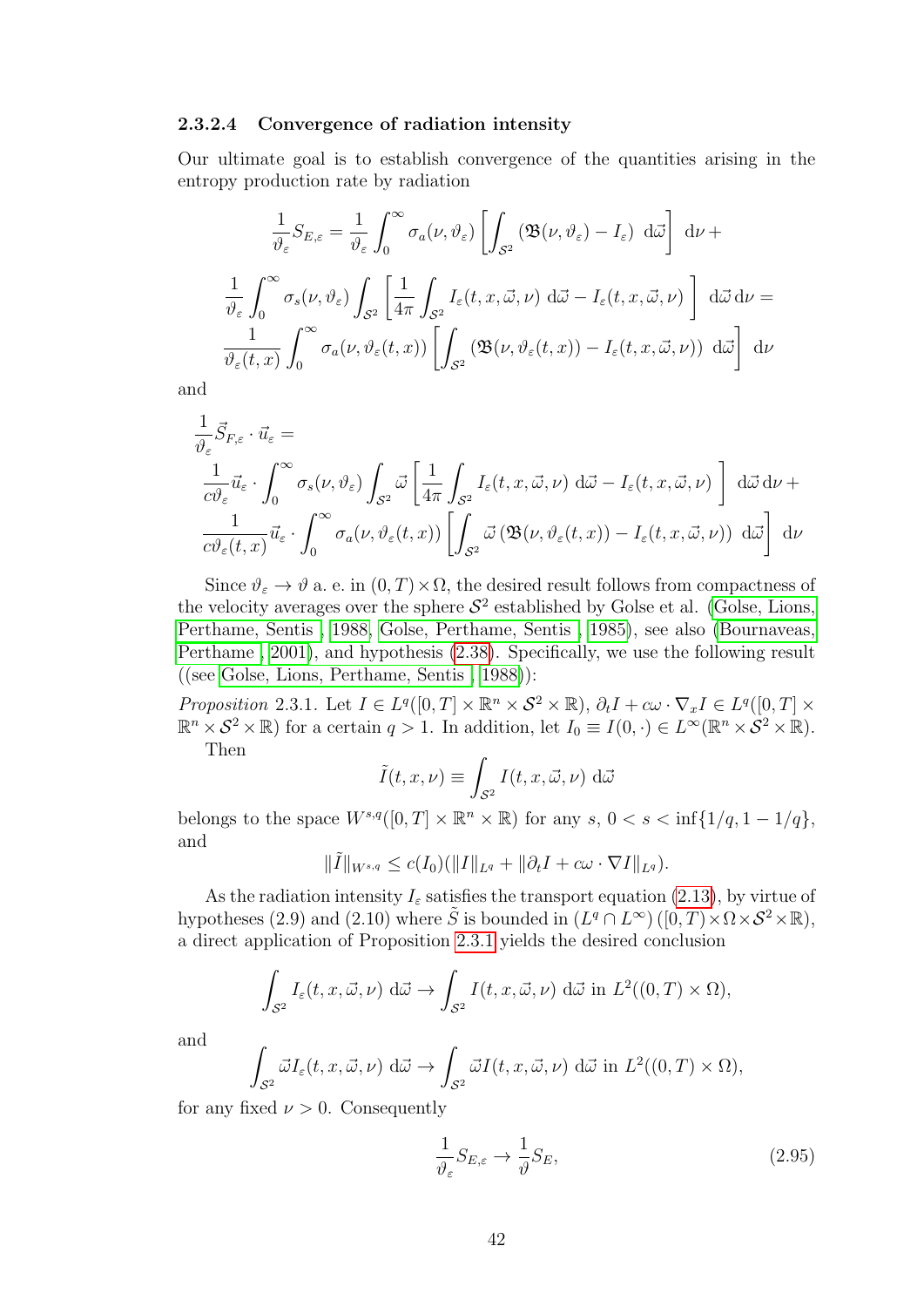#### 2.3.2.4 Convergence of radiation intensity

Our ultimate goal is to establish convergence of the quantities arising in the entropy production rate by radiation

$$
\frac{1}{\vartheta_\varepsilon} S_{E,\varepsilon} = \frac{1}{\vartheta_\varepsilon} \int_0^\infty \sigma_a(\nu, \vartheta_\varepsilon) \left[ \int_{\mathcal{S}^2} \left( \mathfrak{B}(\nu, \vartheta_\varepsilon) - I_\varepsilon \right) \, \mathrm{d}\vec{\omega} \right] \, \mathrm{d}\nu +
$$

$$
\frac{1}{\vartheta_\varepsilon} \int_0^\infty \sigma_s(\nu, \vartheta_\varepsilon) \int_{\mathcal{S}^2} \left[ \frac{1}{4\pi} \int_{\mathcal{S}^2} I_\varepsilon(t, x, \vec{\omega}, \nu) \, \mathrm{d}\vec{\omega} - I_\varepsilon(t, x, \vec{\omega}, \nu) \right] \, \mathrm{d}\vec{\omega} \, \mathrm{d}\nu =
$$

$$
\frac{1}{\vartheta_\varepsilon(t,x)} \int_0^\infty \sigma_a(\nu, \vartheta_\varepsilon(t,x)) \left[ \int_{\mathcal{S}^2} \left( \mathfrak{B}(\nu, \vartheta_\varepsilon(t,x)) - I_\varepsilon(t, x, \vec{\omega}, \nu) \right) \, \mathrm{d}\vec{\omega} \right] \, \mathrm{d}\nu
$$

and

$$
\frac{1}{\vartheta_\varepsilon} \vec{S}_{F,\varepsilon} \cdot \vec{u}_\varepsilon =
$$

$$
\frac{1}{c\vartheta_\varepsilon} \vec{u}_\varepsilon \cdot \int_0^\infty \sigma_s(\nu, \vartheta_\varepsilon) \int_{\mathcal{S}^2} \vec{\omega} \left[ \frac{1}{4\pi} \int_{\mathcal{S}^2} I_\varepsilon(t, x, \vec{\omega}, \nu) \, \mathrm{d}\vec{\omega} - I_\varepsilon(t, x, \vec{\omega}, \nu) \right] \, \mathrm{d}\vec{\omega} \, \mathrm{d}\nu +
$$

$$
\frac{1}{c\vartheta_\varepsilon(t,x)} \vec{u}_\varepsilon \cdot \int_0^\infty \sigma_a(\nu, \vartheta_\varepsilon(t,x)) \left[ \int_{\mathcal{S}^2} \vec{\omega} \left( \mathfrak{B}(\nu, \vartheta_\varepsilon(t,x)) - I_\varepsilon(t, x, \vec{\omega}, \nu) \right) \, \mathrm{d}\vec{\omega} \right] \, \mathrm{d}\nu
$$

Since $\vartheta_\varepsilon \to \vartheta$ a. e. in $(0,T) \times \Omega$, the desired result follows from compactness of the velocity averages over the sphere $\mathcal{S}^2$ established by Golse et al. (Golse, Lions, Perthame, Sentis , 1988, Golse, Perthame, Sentis , 1985), see also (Bournaveas, Perthame , 2001), and hypothesis (2.38). Specifically, we use the following result ((see Golse, Lions, Perthame, Sentis , 1988)):

*Proposition* 2.3.1. Let $I \in L^q([0,T] \times \mathbb{R}^n \times \mathcal{S}^2 \times \mathbb{R})$, $\partial_t I + c\omega \cdot \nabla_x I \in L^q([0,T] \times \mathbb{R}^n \times \mathcal{S}^2 \times \mathbb{R})$ for a certain $q > 1$. In addition, let $I_0 \equiv I(0, \cdot) \in L^\infty(\mathbb{R}^n \times \mathcal{S}^2 \times \mathbb{R})$.

Then

$$
\tilde{I}(t, x, \nu) \equiv \int_{\mathcal{S}^2} I(t, x, \vec{\omega}, \nu) \, \mathrm{d}\vec{\omega}
$$

belongs to the space $W^{s,q}([0,T] \times \mathbb{R}^n \times \mathbb{R})$ for any $s$, $0 < s < \inf\{1/q, 1 - 1/q\}$, and

$$
\|\tilde{I}\|_{W^{s,q}} \leq c(I_0)(\|I\|_{L^q} + \|\partial_t I + c\omega \cdot \nabla I\|_{L^q}).
$$

As the radiation intensity $I_\varepsilon$ satisfies the transport equation (2.13), by virtue of hypotheses (2.9) and (2.10) where $\tilde{S}$ is bounded in $(L^q \cap L^\infty)([0,T) \times \Omega \times \mathcal{S}^2 \times \mathbb{R})$, a direct application of Proposition 2.3.1 yields the desired conclusion

$$
\int_{\mathcal{S}^2} I_\varepsilon(t, x, \vec{\omega}, \nu) \, \mathrm{d}\vec{\omega} \to \int_{\mathcal{S}^2} I(t, x, \vec{\omega}, \nu) \, \mathrm{d}\vec{\omega} \text{ in } L^2((0,T) \times \Omega),
$$

and

$$
\int_{\mathcal{S}^2} \vec{\omega} I_\varepsilon(t, x, \vec{\omega}, \nu) \, \mathrm{d}\vec{\omega} \to \int_{\mathcal{S}^2} \vec{\omega} I(t, x, \vec{\omega}, \nu) \, \mathrm{d}\vec{\omega} \text{ in } L^2((0,T) \times \Omega),
$$

for any fixed $\nu > 0$. Consequently

$$
\frac{1}{\vartheta_\varepsilon} S_{E,\varepsilon} \to \frac{1}{\vartheta} S_E, \tag{2.95}
$$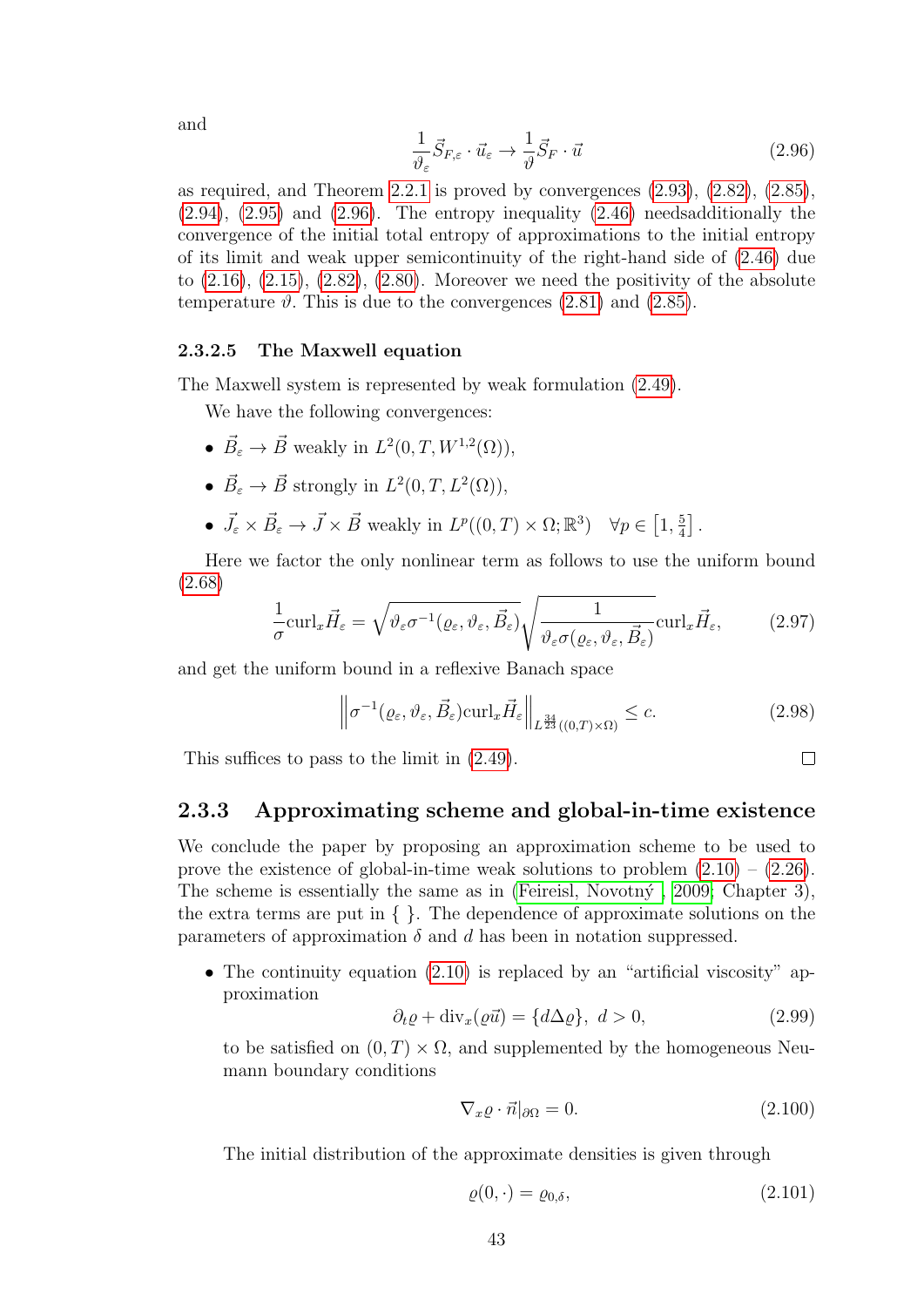and

$$\frac{1}{\vartheta_\varepsilon}\vec{S}_{F,\varepsilon} \cdot \vec{u}_\varepsilon \to \frac{1}{\vartheta}\vec{S}_F \cdot \vec{u} \tag{2.96}$$

as required, and Theorem 2.2.1 is proved by convergences (2.93), (2.82), (2.85), (2.94), (2.95) and (2.96). The entropy inequality (2.46) needsadditionally the convergence of the initial total entropy of approximations to the initial entropy of its limit and weak upper semicontinuity of the right-hand side of (2.46) due to (2.16), (2.15), (2.82), (2.80). Moreover we need the positivity of the absolute temperature $\vartheta$. This is due to the convergences (2.81) and (2.85).

#### 2.3.2.5 The Maxwell equation

The Maxwell system is represented by weak formulation (2.49).

We have the following convergences:

- $\vec{B}_\varepsilon \to \vec{B}$ weakly in $L^2(0,T,W^{1,2}(\Omega))$,
- $\vec{B}_\varepsilon \to \vec{B}$ strongly in $L^2(0,T,L^2(\Omega))$,
- $\vec{J}_\varepsilon \times \vec{B}_\varepsilon \to \vec{J} \times \vec{B}$ weakly in $L^p((0,T)\times\Omega;\mathbb{R}^3) \quad \forall p \in \left[1, \frac{5}{4}\right]$.

Here we factor the only nonlinear term as follows to use the uniform bound (2.68)

$$\frac{1}{\sigma}\mathrm{curl}_x\vec{H}_\varepsilon = \sqrt{\vartheta_\varepsilon\sigma^{-1}(\varrho_\varepsilon,\vartheta_\varepsilon,\vec{B}_\varepsilon)}\sqrt{\frac{1}{\vartheta_\varepsilon\sigma(\varrho_\varepsilon,\vartheta_\varepsilon,\vec{B}_\varepsilon)}}\mathrm{curl}_x\vec{H}_\varepsilon, \tag{2.97}$$

and get the uniform bound in a reflexive Banach space

$$\left\|\sigma^{-1}(\varrho_\varepsilon,\vartheta_\varepsilon,\vec{B}_\varepsilon)\mathrm{curl}_x\vec{H}_\varepsilon\right\|_{L^{\frac{34}{23}}((0,T)\times\Omega)} \le c. \tag{2.98}$$

This suffices to pass to the limit in (2.49). □

### 2.3.3 Approximating scheme and global-in-time existence

We conclude the paper by proposing an approximation scheme to be used to prove the existence of global-in-time weak solutions to problem (2.10) – (2.26). The scheme is essentially the same as in (Feireisl, Novotný , 2009, Chapter 3), the extra terms are put in { }. The dependence of approximate solutions on the parameters of approximation $\delta$ and $d$ has been in notation suppressed.

- The continuity equation (2.10) is replaced by an "artificial viscosity" approximation

$$\partial_t\varrho + \mathrm{div}_x(\varrho\vec{u}) = \{d\Delta\varrho\},\ d > 0, \tag{2.99}$$

to be satisfied on $(0,T)\times\Omega$, and supplemented by the homogeneous Neumann boundary conditions

$$\nabla_x\varrho \cdot \vec{n}|_{\partial\Omega} = 0. \tag{2.100}$$

The initial distribution of the approximate densities is given through

$$\varrho(0,\cdot) = \varrho_{0,\delta}, \tag{2.101}$$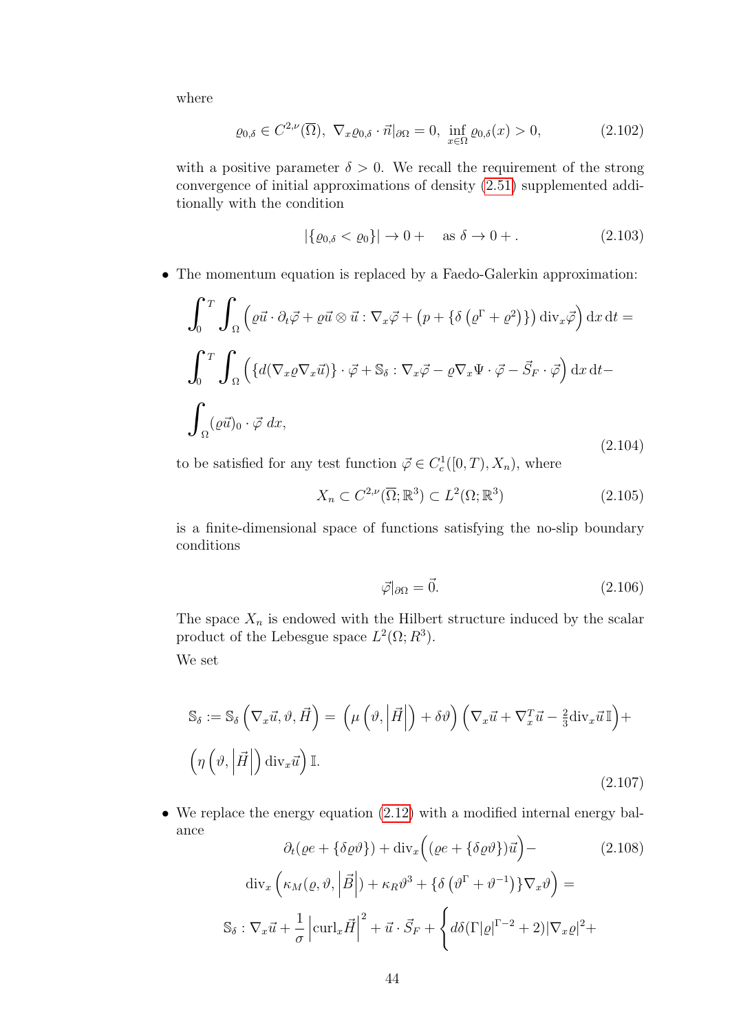where

$$\varrho_{0,\delta} \in C^{2,\nu}(\overline{\Omega}),\ \nabla_x \varrho_{0,\delta} \cdot \vec{n}|_{\partial\Omega} = 0,\ \inf_{x \in \Omega} \varrho_{0,\delta}(x) > 0, \tag{2.102}$$

with a positive parameter $\delta > 0$. We recall the requirement of the strong convergence of initial approximations of density (2.51) supplemented additionally with the condition

$$|\{\varrho_{0,\delta} < \varrho_0\}| \to 0+ \quad \text{as } \delta \to 0+\,. \tag{2.103}$$

- The momentum equation is replaced by a Faedo-Galerkin approximation:

$$\int_0^T \int_\Omega \Big( \varrho\vec{u} \cdot \partial_t \vec{\varphi} + \varrho\vec{u} \otimes \vec{u} : \nabla_x \vec{\varphi} + \big(p + \{\delta\left(\varrho^\Gamma + \varrho^2\right)\}\big)\, \mathrm{div}_x \vec{\varphi} \Big)\, \mathrm{d}x\, \mathrm{d}t =$$
$$\int_0^T \int_\Omega \Big( \{d(\nabla_x \varrho \nabla_x \vec{u})\} \cdot \vec{\varphi} + \mathbb{S}_\delta : \nabla_x \vec{\varphi} - \varrho \nabla_x \Psi \cdot \vec{\varphi} - \vec{S}_F \cdot \vec{\varphi} \Big)\, \mathrm{d}x\, \mathrm{d}t -$$
$$\int_\Omega (\varrho\vec{u})_0 \cdot \vec{\varphi}\ dx, \tag{2.104}$$

to be satisfied for any test function $\vec{\varphi} \in C^1_c([0,T), X_n)$, where

$$X_n \subset C^{2,\nu}(\overline{\Omega}; \mathbb{R}^3) \subset L^2(\Omega; \mathbb{R}^3) \tag{2.105}$$

is a finite-dimensional space of functions satisfying the no-slip boundary conditions

$$\vec{\varphi}|_{\partial\Omega} = \vec{0}. \tag{2.106}$$

The space $X_n$ is endowed with the Hilbert structure induced by the scalar product of the Lebesgue space $L^2(\Omega; R^3)$.

We set

$$\mathbb{S}_\delta := \mathbb{S}_\delta\left(\nabla_x \vec{u}, \vartheta, \vec{H}\right) = \left(\mu\left(\vartheta, \left|\vec{H}\right|\right) + \delta\vartheta\right)\left(\nabla_x \vec{u} + \nabla_x^T \vec{u} - \tfrac{2}{3} \mathrm{div}_x \vec{u}\, \mathbb{I}\right) +$$
$$\left(\eta\left(\vartheta, \left|\vec{H}\right|\right) \mathrm{div}_x \vec{u}\right) \mathbb{I}. \tag{2.107}$$

- We replace the energy equation (2.12) with a modified internal energy balance

$$\partial_t(\varrho e + \{\delta\varrho\vartheta\}) + \mathrm{div}_x\Big((\varrho e + \{\delta\varrho\vartheta\})\vec{u}\Big) - \tag{2.108}$$
$$\mathrm{div}_x\left(\kappa_M(\varrho, \vartheta, \left|\vec{B}\right|) + \kappa_R \vartheta^3 + \{\delta\left(\vartheta^\Gamma + \vartheta^{-1}\right)\}\nabla_x \vartheta\right) =$$
$$\mathbb{S}_\delta : \nabla_x \vec{u} + \frac{1}{\sigma}\left|\mathrm{curl}_x \vec{H}\right|^2 + \vec{u} \cdot \vec{S}_F + \Bigg\{ d\delta(\Gamma|\varrho|^{\Gamma-2} + 2)|\nabla_x \varrho|^2 +$$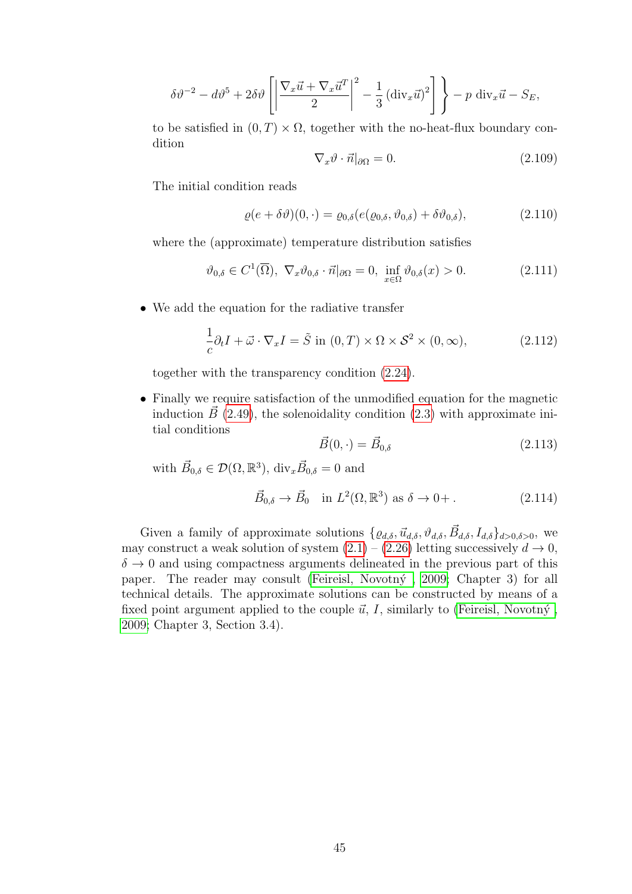$$\delta\vartheta^{-2} - d\vartheta^5 + 2\delta\vartheta \left[ \left| \frac{\nabla_x \vec{u} + \nabla_x \vec{u}^T}{2} \right|^2 - \frac{1}{3} \left( \mathrm{div}_x \vec{u} \right)^2 \right] \Bigg\} - p \ \mathrm{div}_x \vec{u} - S_E,$$

to be satisfied in $(0,T) \times \Omega$, together with the no-heat-flux boundary condition

$$\nabla_x \vartheta \cdot \vec{n}|_{\partial\Omega} = 0. \tag{2.109}$$

The initial condition reads

$$\varrho(e + \delta\vartheta)(0,\cdot) = \varrho_{0,\delta}(e(\varrho_{0,\delta}, \vartheta_{0,\delta}) + \delta\vartheta_{0,\delta}), \tag{2.110}$$

where the (approximate) temperature distribution satisfies

$$\vartheta_{0,\delta} \in C^1(\overline{\Omega}), \ \nabla_x \vartheta_{0,\delta} \cdot \vec{n}|_{\partial\Omega} = 0, \ \inf_{x \in \Omega} \vartheta_{0,\delta}(x) > 0. \tag{2.111}$$

- We add the equation for the radiative transfer

$$\frac{1}{c} \partial_t I + \vec{\omega} \cdot \nabla_x I = \tilde{S} \text{ in } (0,T) \times \Omega \times \mathcal{S}^2 \times (0,\infty), \tag{2.112}$$

together with the transparency condition (2.24).

- Finally we require satisfaction of the unmodified equation for the magnetic induction $\vec{B}$ (2.49), the solenoidality condition (2.3) with approximate initial conditions

$$\vec{B}(0,\cdot) = \vec{B}_{0,\delta} \tag{2.113}$$

with $\vec{B}_{0,\delta} \in \mathcal{D}(\Omega, \mathbb{R}^3)$, $\mathrm{div}_x \vec{B}_{0,\delta} = 0$ and

$$\vec{B}_{0,\delta} \to \vec{B}_0 \quad \text{in } L^2(\Omega, \mathbb{R}^3) \text{ as } \delta \to 0+ \,. \tag{2.114}$$

Given a family of approximate solutions $\{\varrho_{d,\delta}, \vec{u}_{d,\delta}, \vartheta_{d,\delta}, \vec{B}_{d,\delta}, I_{d,\delta}\}_{d>0,\delta>0}$, we may construct a weak solution of system (2.1) – (2.26) letting successively $d \to 0$, $\delta \to 0$ and using compactness arguments delineated in the previous part of this paper. The reader may consult (Feireisl, Novotný , 2009; Chapter 3) for all technical details. The approximate solutions can be constructed by means of a fixed point argument applied to the couple $\vec{u}$, $I$, similarly to (Feireisl, Novotný , 2009; Chapter 3, Section 3.4).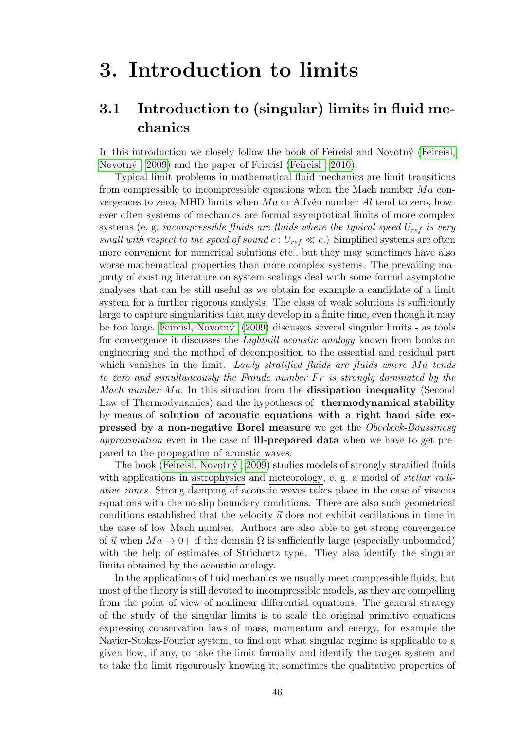# 3. Introduction to limits

## 3.1 Introduction to (singular) limits in fluid mechanics

In this introduction we closely follow the book of Feireisl and Novotný (Feireisl, Novotný , 2009) and the paper of Feireisl (Feireisl , 2010).

Typical limit problems in mathematical fluid mechanics are limit transitions from compressible to incompressible equations when the Mach number $Ma$ convergences to zero, MHD limits when $Ma$ or Alfvén number $Al$ tend to zero, however often systems of mechanics are formal asymptotical limits of more complex systems (e. g. *incompressible fluids are fluids where the typical speed $U_{ref}$ is very small with respect to the speed of sound $c : U_{ref} \ll c$.*) Simplified systems are often more convenient for numerical solutions etc., but they may sometimes have also worse mathematical properties than more complex systems. The prevailing majority of existing literature on system scalings deal with some formal asymptotic analyses that can be still useful as we obtain for example a candidate of a limit system for a further rigorous analysis. The class of weak solutions is sufficiently large to capture singularities that may develop in a finite time, even though it may be too large. Feireisl, Novotný (2009) discusses several singular limits - as tools for convergence it discusses the *Lighthill acoustic analogy* known from books on engineering and the method of decomposition to the essential and residual part which vanishes in the limit. *Lowly stratified fluids are fluids where $Ma$ tends to zero and simultaneously the Froude number $Fr$ is strongly dominated by the Mach number $Ma$.* In this situation from the **dissipation inequality** (Second Law of Thermodynamics) and the hypotheses of **thermodynamical stability** by means of **solution of acoustic equations with a right hand side expressed by a non-negative Borel measure** we get the *Oberbeck-Boussinesq approximation* even in the case of **ill-prepared data** when we have to get prepared to the propagation of acoustic waves.

The book (Feireisl, Novotný , 2009) studies models of strongly stratified fluids with applications in astrophysics and meteorology, e. g. a model of *stellar radiative zones*. Strong damping of acoustic waves takes place in the case of viscous equations with the no-slip boundary conditions. There are also such geometrical conditions established that the velocity $\vec{u}$ does not exhibit oscillations in time in the case of low Mach number. Authors are also able to get strong convergence of $\vec{u}$ when $Ma \to 0+$ if the domain $\Omega$ is sufficiently large (especially unbounded) with the help of estimates of Strichartz type. They also identify the singular limits obtained by the acoustic analogy.

In the applications of fluid mechanics we usually meet compressible fluids, but most of the theory is still devoted to incompressible models, as they are compelling from the point of view of nonlinear differential equations. The general strategy of the study of the singular limits is to scale the original primitive equations expressing conservation laws of mass, momentum and energy, for example the Navier-Stokes-Fourier system, to find out what singular regime is applicable to a given flow, if any, to take the limit formally and identify the target system and to take the limit rigourously knowing it; sometimes the qualitative properties of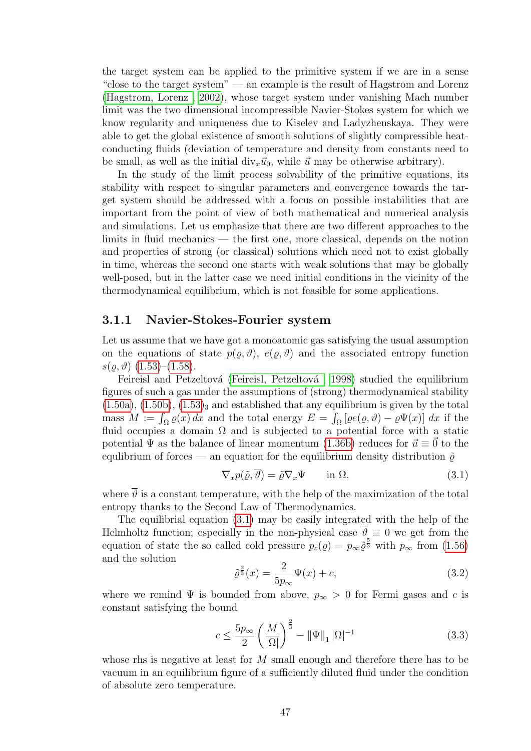the target system can be applied to the primitive system if we are in a sense "close to the target system" — an example is the result of Hagstrom and Lorenz (Hagstrom, Lorenz , 2002), whose target system under vanishing Mach number limit was the two dimensional incompressible Navier-Stokes system for which we know regularity and uniqueness due to Kiselev and Ladyzhenskaya. They were able to get the global existence of smooth solutions of slightly compressible heat-conducting fluids (deviation of temperature and density from constants need to be small, as well as the initial $\mathrm{div}_x \vec{u}_0$, while $\vec{u}$ may be otherwise arbitrary).

In the study of the limit process solvability of the primitive equations, its stability with respect to singular parameters and convergence towards the target system should be addressed with a focus on possible instabilities that are important from the point of view of both mathematical and numerical analysis and simulations. Let us emphasize that there are two different approaches to the limits in fluid mechanics — the first one, more classical, depends on the notion and properties of strong (or classical) solutions which need not to exist globally in time, whereas the second one starts with weak solutions that may be globally well-posed, but in the latter case we need initial conditions in the vicinity of the thermodynamical equilibrium, which is not feasible for some applications.

### 3.1.1 Navier-Stokes-Fourier system

Let us assume that we have got a monoatomic gas satisfying the usual assumption on the equations of state $p(\varrho, \vartheta)$, $e(\varrho, \vartheta)$ and the associated entropy function $s(\varrho, \vartheta)$ (1.53)–(1.58).

Feireisl and Petzeltová (Feireisl, Petzeltová , 1998) studied the equilibrium figures of such a gas under the assumptions of (strong) thermodynamical stability (1.50a), (1.50b), $(1.53)_3$ and established that any equilibrium is given by the total mass $M := \int_\Omega \varrho(x)\, dx$ and the total energy $E = \int_\Omega [\varrho e(\varrho, \vartheta) - \varrho \Psi(x)]\, dx$ if the fluid occupies a domain $\Omega$ and is subjected to a potential force with a static potential $\Psi$ as the balance of linear momentum (1.36b) reduces for $\vec{u} \equiv \vec{0}$ to the equlibrium of forces — an equation for the equilibrium density distribution $\tilde{\varrho}$

$$\nabla_x p(\tilde{\varrho}, \overline{\vartheta}) = \tilde{\varrho} \nabla_x \Psi \qquad \text{in } \Omega, \tag{3.1}$$

where $\overline{\vartheta}$ is a constant temperature, with the help of the maximization of the total entropy thanks to the Second Law of Thermodynamics.

The equilibrial equation (3.1) may be easily integrated with the help of the Helmholtz function; especially in the non-physical case $\overline{\vartheta} \equiv 0$ we get from the equation of state the so called cold pressure $p_c(\varrho) = p_\infty \tilde{\varrho}^{\frac{5}{3}}$ with $p_\infty$ from (1.56) and the solution

$$\tilde{\varrho}^{\frac{2}{3}}(x) = \frac{2}{5p_\infty} \Psi(x) + c, \tag{3.2}$$

where we remind $\Psi$ is bounded from above, $p_\infty > 0$ for Fermi gases and $c$ is constant satisfying the bound

$$c \leq \frac{5p_\infty}{2} \left( \frac{M}{|\Omega|} \right)^{\frac{2}{3}} - \|\Psi\|_1 |\Omega|^{-1} \tag{3.3}$$

whose rhs is negative at least for $M$ small enough and therefore there has to be vacuum in an equilibrium figure of a sufficiently diluted fluid under the condition of absolute zero temperature.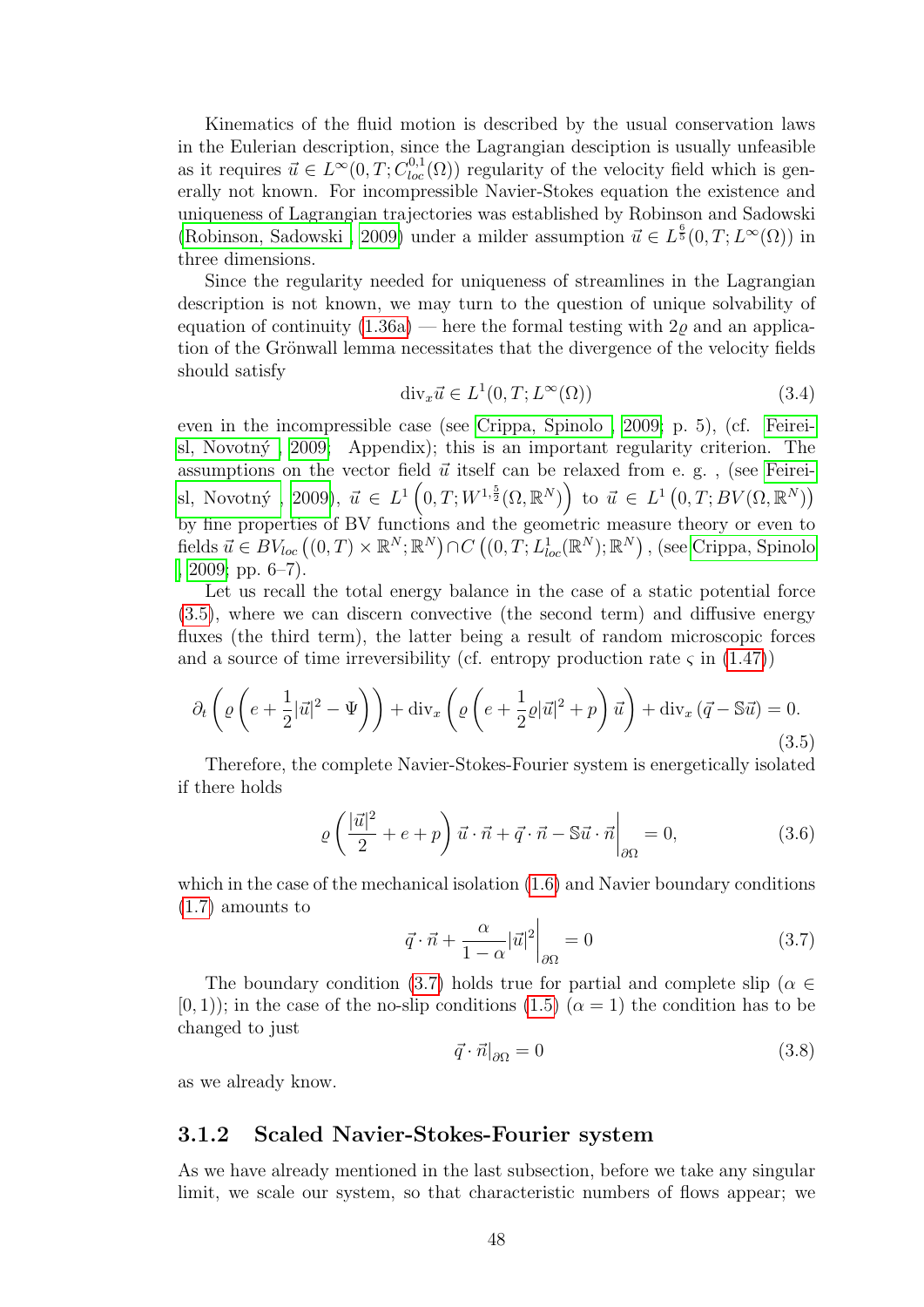Kinematics of the fluid motion is described by the usual conservation laws in the Eulerian description, since the Lagrangian desciption is usually unfeasible as it requires $\vec{u} \in L^\infty(0,T;C^{0,1}_{loc}(\Omega))$ regularity of the velocity field which is generally not known. For incompressible Navier-Stokes equation the existence and uniqueness of Lagrangian trajectories was established by Robinson and Sadowski (Robinson, Sadowski , 2009) under a milder assumption $\vec{u} \in L^{\frac{6}{5}}(0,T;L^\infty(\Omega))$ in three dimensions.

Since the regularity needed for uniqueness of streamlines in the Lagrangian description is not known, we may turn to the question of unique solvability of equation of continuity (1.36a) — here the formal testing with $2\varrho$ and an application of the Grönwall lemma necessitates that the divergence of the velocity fields should satisfy

$$\operatorname{div}_x \vec{u} \in L^1(0,T;L^\infty(\Omega)) \tag{3.4}$$

even in the incompressible case (see Crippa, Spinolo , 2009; p. 5), (cf. Feireisl, Novotný , 2009; Appendix); this is an important regularity criterion. The assumptions on the vector field $\vec{u}$ itself can be relaxed from e. g. , (see Feireisl, Novotný , 2009), $\vec{u} \in L^1\left(0,T;W^{1,\frac{5}{2}}(\Omega,\mathbb{R}^N)\right)$ to $\vec{u} \in L^1\left(0,T;BV(\Omega,\mathbb{R}^N)\right)$ by fine properties of BV functions and the geometric measure theory or even to fields $\vec{u} \in BV_{loc}\left((0,T)\times\mathbb{R}^N;\mathbb{R}^N\right) \cap C\left((0,T;L^1_{loc}(\mathbb{R}^N);\mathbb{R}^N\right)$, (see Crippa, Spinolo , 2009; pp. 6–7).

Let us recall the total energy balance in the case of a static potential force (3.5), where we can discern convective (the second term) and diffusive energy fluxes (the third term), the latter being a result of random microscopic forces and a source of time irreversibility (cf. entropy production rate $\varsigma$ in (1.47))

$$\partial_t\left(\varrho\left(e+\frac{1}{2}|\vec{u}|^2-\Psi\right)\right)+\operatorname{div}_x\left(\varrho\left(e+\frac{1}{2}\varrho|\vec{u}|^2+p\right)\vec{u}\right)+\operatorname{div}_x\left(\vec{q}-\mathbb{S}\vec{u}\right)=0. \tag{3.5}$$

Therefore, the complete Navier-Stokes-Fourier system is energetically isolated if there holds

$$\varrho\left(\frac{|\vec{u}|^2}{2}+e+p\right)\vec{u}\cdot\vec{n}+\vec{q}\cdot\vec{n}-\mathbb{S}\vec{u}\cdot\vec{n}\bigg|_{\partial\Omega}=0, \tag{3.6}$$

which in the case of the mechanical isolation (1.6) and Navier boundary conditions (1.7) amounts to

$$\vec{q}\cdot\vec{n}+\frac{\alpha}{1-\alpha}|\vec{u}|^2\bigg|_{\partial\Omega}=0 \tag{3.7}$$

The boundary condition (3.7) holds true for partial and complete slip ($\alpha \in [0,1)$); in the case of the no-slip conditions (1.5) ($\alpha = 1$) the condition has to be changed to just

$$\vec{q}\cdot\vec{n}|_{\partial\Omega}=0 \tag{3.8}$$

as we already know.

### 3.1.2 Scaled Navier-Stokes-Fourier system

As we have already mentioned in the last subsection, before we take any singular limit, we scale our system, so that characteristic numbers of flows appear; we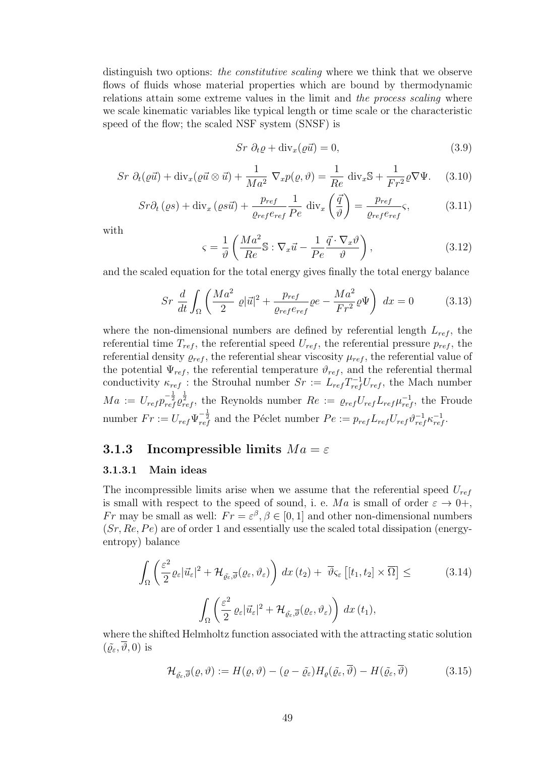distinguish two options: *the constitutive scaling* where we think that we observe flows of fluids whose material properties which are bound by thermodynamic relations attain some extreme values in the limit and *the process scaling* where we scale kinematic variables like typical length or time scale or the characteristic speed of the flow; the scaled NSF system (SNSF) is

$$Sr\ \partial_t \varrho + \mathrm{div}_x(\varrho \vec{u}) = 0, \tag{3.9}$$

$$Sr\ \partial_t(\varrho \vec{u}) + \mathrm{div}_x(\varrho \vec{u} \otimes \vec{u}) + \frac{1}{Ma^2}\ \nabla_x p(\varrho, \vartheta) = \frac{1}{Re}\ \mathrm{div}_x \mathbb{S} + \frac{1}{Fr^2} \varrho \nabla \Psi. \tag{3.10}$$

$$Sr \partial_t \left(\varrho s\right) + \mathrm{div}_x \left(\varrho s \vec{u}\right) + \frac{p_{ref}}{\varrho_{ref} e_{ref}} \frac{1}{Pe}\ \mathrm{div}_x \left(\frac{\vec{q}}{\vartheta}\right) = \frac{p_{ref}}{\varrho_{ref} e_{ref}} \varsigma, \tag{3.11}$$

with

$$\varsigma = \frac{1}{\vartheta}\left(\frac{Ma^2}{Re}\mathbb{S} : \nabla_x \vec{u} - \frac{1}{Pe}\frac{\vec{q} \cdot \nabla_x \vartheta}{\vartheta}\right), \tag{3.12}$$

and the scaled equation for the total energy gives finally the total energy balance

$$Sr\ \frac{d}{dt} \int_\Omega \left(\frac{Ma^2}{2}\ \varrho |\vec{u}|^2 + \frac{p_{ref}}{\varrho_{ref} e_{ref}} \varrho e - \frac{Ma^2}{Fr^2} \varrho \Psi\right)\ dx = 0 \tag{3.13}$$

where the non-dimensional numbers are defined by referential length $L_{ref}$, the referential time $T_{ref}$, the referential speed $U_{ref}$, the referential pressure $p_{ref}$, the referential density $\varrho_{ref}$, the referential shear viscosity $\mu_{ref}$, the referential value of the potential $\Psi_{ref}$, the referential temperature $\vartheta_{ref}$, and the referential thermal conductivity $\kappa_{ref}$ : the Strouhal number $Sr := L_{ref} T_{ref}^{-1} U_{ref}$, the Mach number $Ma := U_{ref} p_{ref}^{-\frac{1}{2}} \varrho_{ref}^{\frac{1}{2}}$, the Reynolds number $Re := \varrho_{ref} U_{ref} L_{ref} \mu_{ref}^{-1}$, the Froude number $Fr := U_{ref} \Psi_{ref}^{-\frac{1}{2}}$ and the Péclet number $Pe := p_{ref} L_{ref} U_{ref} \vartheta_{ref}^{-1} \kappa_{ref}^{-1}$.

### 3.1.3 Incompressible limits $Ma = \varepsilon$

#### 3.1.3.1 Main ideas

The incompressible limits arise when we assume that the referential speed $U_{ref}$ is small with respect to the speed of sound, i. e. $Ma$ is small of order $\varepsilon \to 0+$, $Fr$ may be small as well: $Fr = \varepsilon^\beta, \beta \in [0, 1]$ and other non-dimensional numbers $(Sr, Re, Pe)$ are of order 1 and essentially use the scaled total dissipation (energy-entropy) balance

$$\int_\Omega \left(\frac{\varepsilon^2}{2} \varrho_\varepsilon |\vec{u}_\varepsilon|^2 + \mathcal{H}_{\tilde{\varrho}_\varepsilon, \overline{\vartheta}}(\varrho_\varepsilon, \vartheta_\varepsilon)\right)\ dx\,(t_2) +\ \overline{\vartheta} \varsigma_\varepsilon \left[[t_1, t_2] \times \overline{\Omega}\right] \leq \tag{3.14}$$

$$\int_\Omega \left(\frac{\varepsilon^2}{2}\ \varrho_\varepsilon |\vec{u}_\varepsilon|^2 + \mathcal{H}_{\tilde{\varrho}_\varepsilon, \overline{\vartheta}}(\varrho_\varepsilon, \vartheta_\varepsilon)\right)\ dx\,(t_1),$$

where the shifted Helmholtz function associated with the attracting static solution $(\tilde{\varrho}_\varepsilon, \overline{\vartheta}, 0)$ is

$$\mathcal{H}_{\tilde{\varrho}_\varepsilon, \overline{\vartheta}}(\varrho, \vartheta) := H(\varrho, \vartheta) - (\varrho - \tilde{\varrho}_\varepsilon) H_\varrho(\tilde{\varrho}_\varepsilon, \overline{\vartheta}) - H(\tilde{\varrho}_\varepsilon, \overline{\vartheta}) \tag{3.15}$$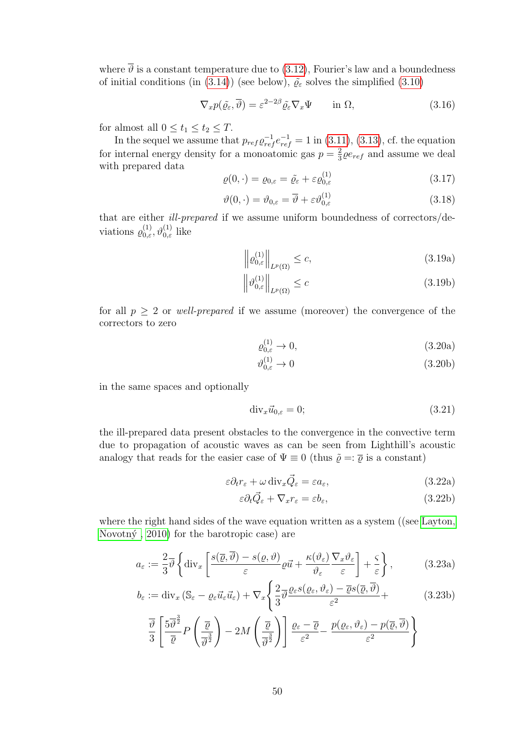where $\overline{\vartheta}$ is a constant temperature due to (3.12), Fourier's law and a boundedness of initial conditions (in (3.14)) (see below), $\tilde{\varrho}_\varepsilon$ solves the simplified (3.10)

$$\nabla_x p(\tilde{\varrho}_\varepsilon, \overline{\vartheta}) = \varepsilon^{2-2\beta} \tilde{\varrho}_\varepsilon \nabla_x \Psi \qquad \text{in } \Omega, \tag{3.16}$$

for almost all $0 \leq t_1 \leq t_2 \leq T$.

In the sequel we assume that $p_{ref} \varrho_{ref}^{-1} e_{ref}^{-1} = 1$ in (3.11), (3.13), cf. the equation for internal energy density for a monoatomic gas $p = \frac{2}{3} \varrho e_{ref}$ and assume we deal with prepared data

$$\varrho(0, \cdot) = \varrho_{0,\varepsilon} = \tilde{\varrho}_\varepsilon + \varepsilon \varrho_{0,\varepsilon}^{(1)} \tag{3.17}$$

$$\vartheta(0, \cdot) = \vartheta_{0,\varepsilon} = \overline{\vartheta} + \varepsilon \vartheta_{0,\varepsilon}^{(1)} \tag{3.18}$$

that are either *ill-prepared* if we assume uniform boundedness of correctors/deviations $\varrho_{0,\varepsilon}^{(1)}, \vartheta_{0,\varepsilon}^{(1)}$ like

$$\left\| \varrho_{0,\varepsilon}^{(1)} \right\|_{L^p(\Omega)} \leq c, \tag{3.19a}$$

$$\left\| \vartheta_{0,\varepsilon}^{(1)} \right\|_{L^p(\Omega)} \leq c \tag{3.19b}$$

for all $p \geq 2$ or *well-prepared* if we assume (moreover) the convergence of the correctors to zero

$$\varrho_{0,\varepsilon}^{(1)} \to 0, \tag{3.20a}$$

$$\vartheta_{0,\varepsilon}^{(1)} \to 0 \tag{3.20b}$$

in the same spaces and optionally

$$\operatorname{div}_x \vec{u}_{0,\varepsilon} = 0; \tag{3.21}$$

the ill-prepared data present obstacles to the convergence in the convective term due to propagation of acoustic waves as can be seen from Lighthill's acoustic analogy that reads for the easier case of $\Psi \equiv 0$ (thus $\tilde{\varrho} =: \overline{\varrho}$ is a constant)

$$\varepsilon \partial_t r_\varepsilon + \omega \operatorname{div}_x \vec{Q}_\varepsilon = \varepsilon a_\varepsilon, \tag{3.22a}$$

$$\varepsilon \partial_t \vec{Q}_\varepsilon + \nabla_x r_\varepsilon = \varepsilon b_\varepsilon, \tag{3.22b}$$

where the right hand sides of the wave equation written as a system ((see Layton, Novotný , 2010) for the barotropic case) are

$$a_\varepsilon := \frac{2}{3} \overline{\vartheta} \left\{ \operatorname{div}_x \left[ \frac{s(\overline{\varrho}, \overline{\vartheta}) - s(\varrho, \vartheta)}{\varepsilon} \varrho \vec{u} + \frac{\kappa(\vartheta_\varepsilon)}{\vartheta_\varepsilon} \frac{\nabla_x \vartheta_\varepsilon}{\varepsilon} \right] + \frac{\varsigma}{\varepsilon} \right\}, \tag{3.23a}$$

$$b_\varepsilon := \operatorname{div}_x \left( \mathbb{S}_\varepsilon - \varrho_\varepsilon \vec{u}_\varepsilon \vec{u}_\varepsilon \right) + \nabla_x \left\{ \frac{2}{3} \overline{\vartheta} \frac{\varrho_\varepsilon s(\varrho_\varepsilon, \vartheta_\varepsilon) - \overline{\varrho} s(\overline{\varrho}, \overline{\vartheta})}{\varepsilon^2} + \right. \tag{3.23b}$$

$$\left. \frac{\overline{\vartheta}}{3} \left[ \frac{5 \overline{\vartheta}^{\frac{3}{2}}}{\overline{\varrho}} P\left( \frac{\overline{\varrho}}{\overline{\vartheta}^{\frac{3}{2}}} \right) - 2M \left( \frac{\overline{\varrho}}{\overline{\vartheta}^{\frac{3}{2}}} \right) \right] \frac{\varrho_\varepsilon - \overline{\varrho}}{\varepsilon^2} - \frac{p(\varrho_\varepsilon, \vartheta_\varepsilon) - p(\overline{\varrho}, \overline{\vartheta})}{\varepsilon^2} \right\}$$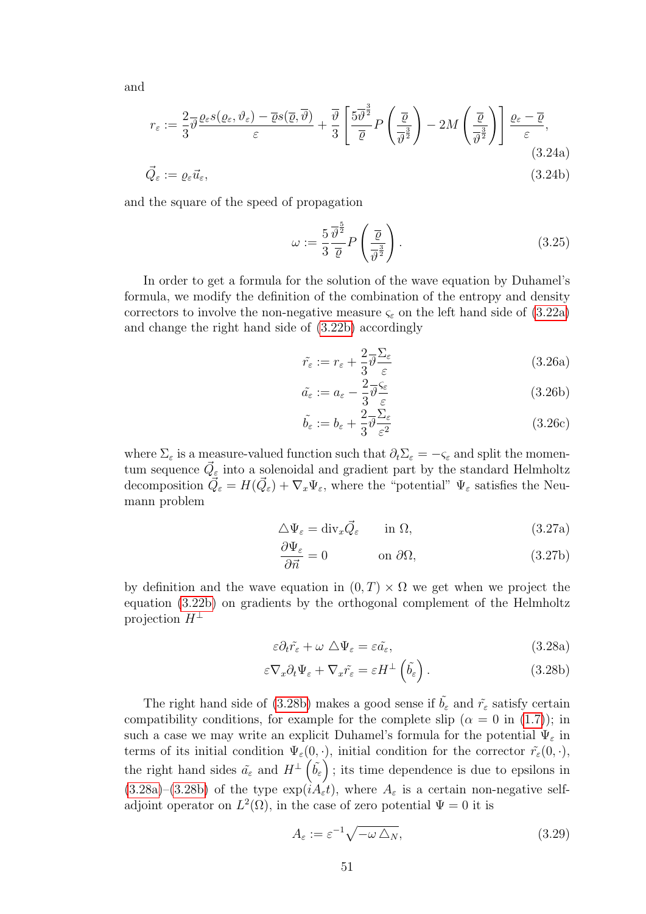and

$$
r_\varepsilon := \frac{2}{3}\overline{\vartheta}\frac{\varrho_\varepsilon s(\varrho_\varepsilon,\vartheta_\varepsilon) - \overline{\varrho} s(\overline{\varrho},\overline{\vartheta})}{\varepsilon} + \frac{\overline{\vartheta}}{3}\left[\frac{5\overline{\vartheta}^{\frac{3}{2}}}{\overline{\varrho}} P\left(\frac{\overline{\varrho}}{\overline{\vartheta}^{\frac{3}{2}}}\right) - 2M\left(\frac{\overline{\varrho}}{\overline{\vartheta}^{\frac{3}{2}}}\right)\right]\frac{\varrho_\varepsilon - \overline{\varrho}}{\varepsilon}, \tag{3.24a}
$$

$$
\vec{Q}_\varepsilon := \varrho_\varepsilon \vec{u}_\varepsilon, \tag{3.24b}
$$

and the square of the speed of propagation

$$
\omega := \frac{5}{3}\frac{\overline{\vartheta}^{\frac{5}{2}}}{\overline{\varrho}} P\left(\frac{\overline{\varrho}}{\overline{\vartheta}^{\frac{3}{2}}}\right). \tag{3.25}
$$

In order to get a formula for the solution of the wave equation by Duhamel's formula, we modify the definition of the combination of the entropy and density correctors to involve the non-negative measure $\varsigma_\varepsilon$ on the left hand side of (3.22a) and change the right hand side of (3.22b) accordingly

$$
\tilde{r_\varepsilon} := r_\varepsilon + \frac{2}{3}\overline{\vartheta}\frac{\Sigma_\varepsilon}{\varepsilon} \tag{3.26a}
$$

$$
\tilde{a_\varepsilon} := a_\varepsilon - \frac{2}{3}\overline{\vartheta}\frac{\varsigma_\varepsilon}{\varepsilon} \tag{3.26b}
$$

$$
\tilde{b_\varepsilon} := b_\varepsilon + \frac{2}{3}\overline{\vartheta}\frac{\Sigma_\varepsilon}{\varepsilon^2} \tag{3.26c}
$$

where $\Sigma_\varepsilon$ is a measure-valued function such that $\partial_t \Sigma_\varepsilon = -\varsigma_\varepsilon$ and split the momentum sequence $\vec{Q}_\varepsilon$ into a solenoidal and gradient part by the standard Helmholtz decomposition $\vec{Q}_\varepsilon = H(\vec{Q}_\varepsilon) + \nabla_x \Psi_\varepsilon$, where the "potential" $\Psi_\varepsilon$ satisfies the Neumann problem

$$
\triangle \Psi_\varepsilon = \mathrm{div}_x \vec{Q}_\varepsilon \qquad \text{in } \Omega, \tag{3.27a}
$$

$$
\frac{\partial \Psi_\varepsilon}{\partial \vec{n}} = 0 \qquad \text{on } \partial\Omega, \tag{3.27b}
$$

by definition and the wave equation in $(0,T)\times\Omega$ we get when we project the equation (3.22b) on gradients by the orthogonal complement of the Helmholtz projection $H^\perp$

$$
\varepsilon \partial_t \tilde{r_\varepsilon} + \omega \ \triangle \Psi_\varepsilon = \varepsilon \tilde{a_\varepsilon}, \tag{3.28a}
$$

$$
\varepsilon \nabla_x \partial_t \Psi_\varepsilon + \nabla_x \tilde{r_\varepsilon} = \varepsilon H^\perp\left(\tilde{b_\varepsilon}\right). \tag{3.28b}
$$

The right hand side of (3.28b) makes a good sense if $\tilde{b_\varepsilon}$ and $\tilde{r_\varepsilon}$ satisfy certain compatibility conditions, for example for the complete slip ($\alpha = 0$ in (1.7)); in such a case we may write an explicit Duhamel's formula for the potential $\Psi_\varepsilon$ in terms of its initial condition $\Psi_\varepsilon(0,\cdot)$, initial condition for the corrector $\tilde{r_\varepsilon}(0,\cdot)$, the right hand sides $\tilde{a_\varepsilon}$ and $H^\perp\left(\tilde{b_\varepsilon}\right)$; its time dependence is due to epsilons in (3.28a)–(3.28b) of the type $\exp(iA_\varepsilon t)$, where $A_\varepsilon$ is a certain non-negative self-adjoint operator on $L^2(\Omega)$, in the case of zero potential $\Psi = 0$ it is

$$
A_\varepsilon := \varepsilon^{-1}\sqrt{-\omega \triangle_N}, \tag{3.29}
$$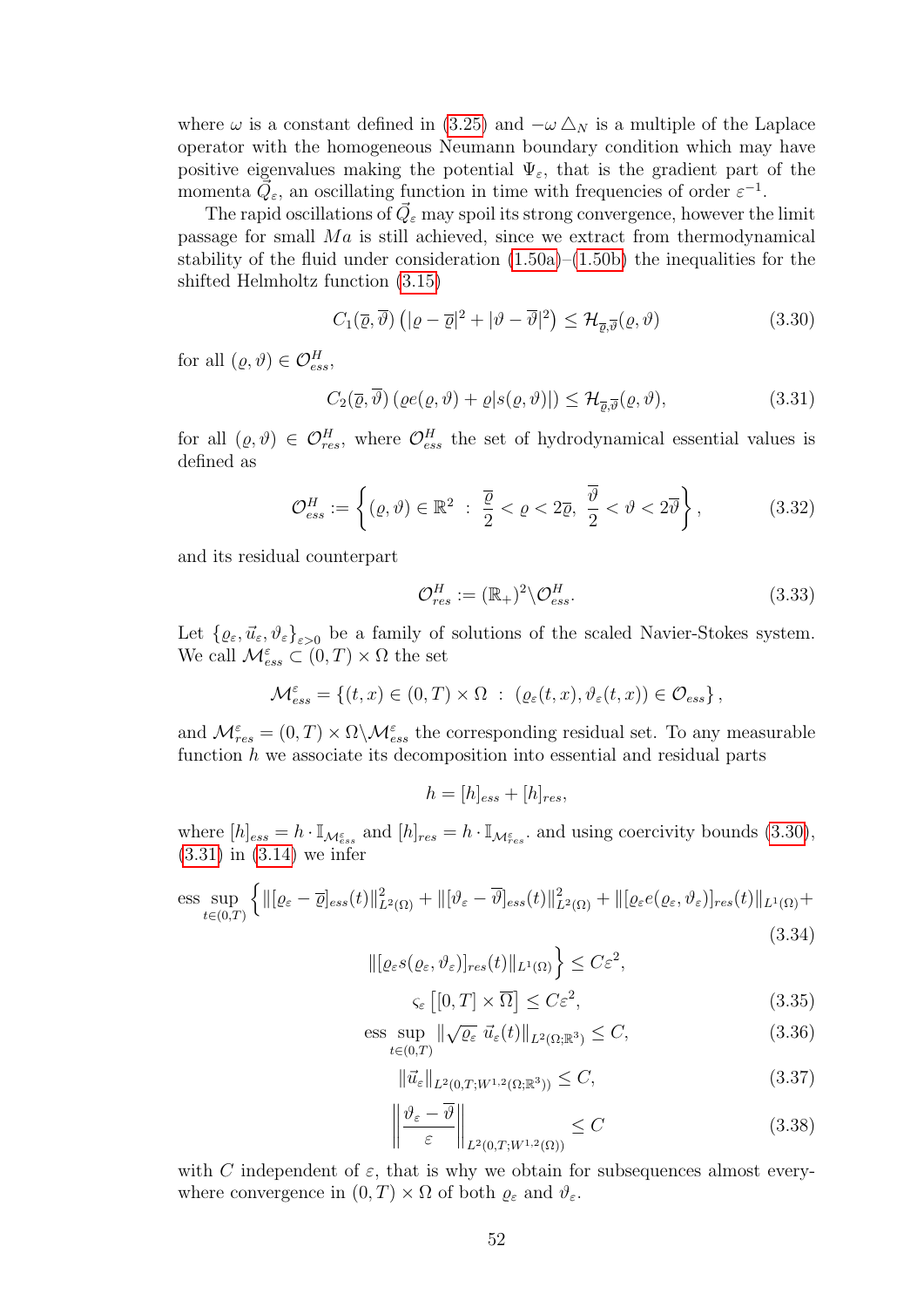where $\omega$ is a constant defined in (3.25) and $-\omega \triangle_N$ is a multiple of the Laplace operator with the homogeneous Neumann boundary condition which may have positive eigenvalues making the potential $\Psi_\varepsilon$, that is the gradient part of the momenta $\vec{Q}_\varepsilon$, an oscillating function in time with frequencies of order $\varepsilon^{-1}$.

The rapid oscillations of $\vec{Q}_\varepsilon$ may spoil its strong convergence, however the limit passage for small $Ma$ is still achieved, since we extract from thermodynamical stability of the fluid under consideration (1.50a)–(1.50b) the inequalities for the shifted Helmholtz function (3.15)

$$C_1(\overline{\varrho}, \overline{\vartheta}) \left( |\varrho - \overline{\varrho}|^2 + |\vartheta - \overline{\vartheta}|^2 \right) \leq \mathcal{H}_{\overline{\varrho}, \overline{\vartheta}}(\varrho, \vartheta) \tag{3.30}$$

for all $(\varrho, \vartheta) \in \mathcal{O}^H_{ess}$,

$$C_2(\overline{\varrho}, \overline{\vartheta}) \left( \varrho e(\varrho, \vartheta) + \varrho |s(\varrho, \vartheta)| \right) \leq \mathcal{H}_{\overline{\varrho}, \overline{\vartheta}}(\varrho, \vartheta), \tag{3.31}$$

for all $(\varrho, \vartheta) \in \mathcal{O}^H_{res}$, where $\mathcal{O}^H_{ess}$ the set of hydrodynamical essential values is defined as

$$\mathcal{O}^H_{ess} := \left\{ (\varrho, \vartheta) \in \mathbb{R}^2 \ : \ \frac{\overline{\varrho}}{2} < \varrho < 2\overline{\varrho}, \ \frac{\overline{\vartheta}}{2} < \vartheta < 2\overline{\vartheta} \right\}, \tag{3.32}$$

and its residual counterpart

$$\mathcal{O}^H_{res} := (\mathbb{R}_+)^2 \setminus \mathcal{O}^H_{ess}. \tag{3.33}$$

Let $\{\varrho_\varepsilon, \vec{u}_\varepsilon, \vartheta_\varepsilon\}_{\varepsilon > 0}$ be a family of solutions of the scaled Navier-Stokes system. We call $\mathcal{M}^\varepsilon_{ess} \subset (0,T) \times \Omega$ the set

$$\mathcal{M}^\varepsilon_{ess} = \left\{ (t,x) \in (0,T) \times \Omega \ : \ (\varrho_\varepsilon(t,x), \vartheta_\varepsilon(t,x)) \in \mathcal{O}_{ess} \right\},$$

and $\mathcal{M}^\varepsilon_{res} = (0,T) \times \Omega \setminus \mathcal{M}^\varepsilon_{ess}$ the corresponding residual set. To any measurable function $h$ we associate its decomposition into essential and residual parts

$$h = [h]_{ess} + [h]_{res},$$

where $[h]_{ess} = h \cdot \mathbb{I}_{\mathcal{M}^\varepsilon_{ess}}$ and $[h]_{res} = h \cdot \mathbb{I}_{\mathcal{M}^\varepsilon_{res}}$. and using coercivity bounds (3.30), (3.31) in (3.14) we infer

$$\begin{aligned} \operatorname*{ess\ sup}_{t \in (0,T)} \Big\{ &\|[\varrho_\varepsilon - \overline{\varrho}]_{ess}(t)\|^2_{L^2(\Omega)} + \|[\vartheta_\varepsilon - \overline{\vartheta}]_{ess}(t)\|^2_{L^2(\Omega)} + \|[\varrho_\varepsilon e(\varrho_\varepsilon, \vartheta_\varepsilon)]_{res}(t)\|_{L^1(\Omega)} + \\ &\|[\varrho_\varepsilon s(\varrho_\varepsilon, \vartheta_\varepsilon)]_{res}(t)\|_{L^1(\Omega)} \Big\} \leq C\varepsilon^2, \end{aligned} \tag{3.34}$$

$$\varsigma_\varepsilon \left[ [0,T] \times \overline{\Omega} \right] \leq C\varepsilon^2, \tag{3.35}$$

$$\operatorname*{ess\ sup}_{t \in (0,T)} \| \sqrt{\varrho_\varepsilon} \ \vec{u}_\varepsilon(t) \|_{L^2(\Omega; \mathbb{R}^3)} \leq C, \tag{3.36}$$

$$\|\vec{u}_\varepsilon\|_{L^2(0,T; W^{1,2}(\Omega; \mathbb{R}^3))} \leq C, \tag{3.37}$$

$$\left\| \frac{\vartheta_\varepsilon - \overline{\vartheta}}{\varepsilon} \right\|_{L^2(0,T; W^{1,2}(\Omega))} \leq C \tag{3.38}$$

with $C$ independent of $\varepsilon$, that is why we obtain for subsequences almost everywhere convergence in $(0,T) \times \Omega$ of both $\varrho_\varepsilon$ and $\vartheta_\varepsilon$.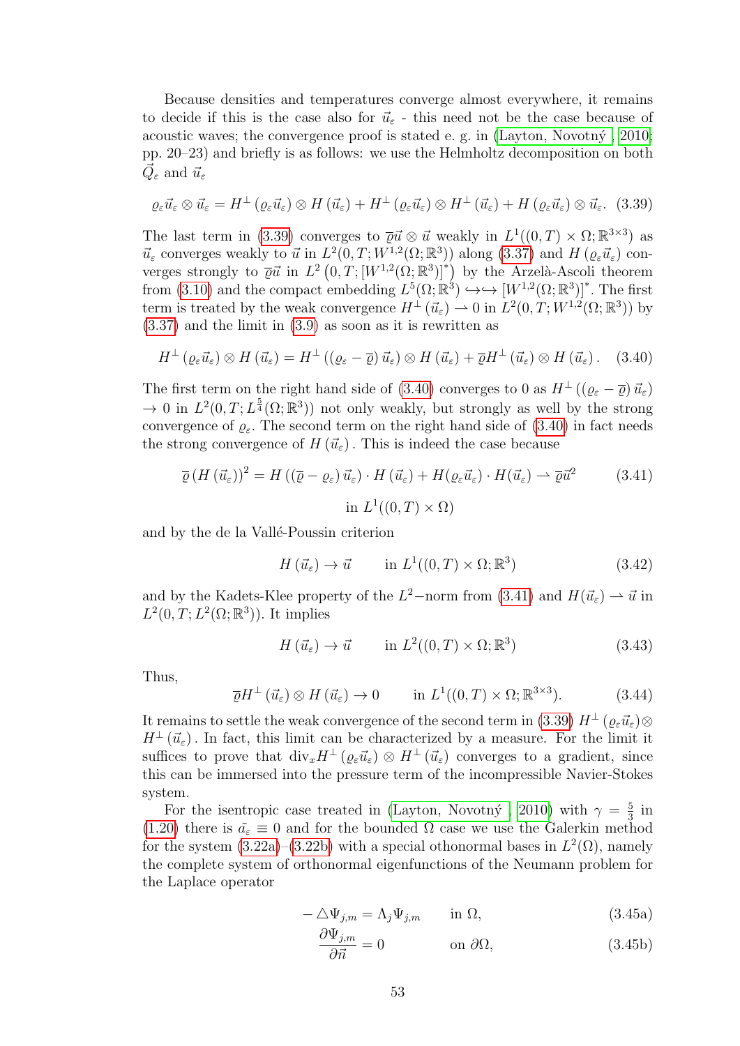Because densities and temperatures converge almost everywhere, it remains to decide if this is the case also for $\vec{u}_\varepsilon$ - this need not be the case because of acoustic waves; the convergence proof is stated e. g. in (Layton, Novotný , 2010; pp. 20–23) and briefly is as follows: we use the Helmholtz decomposition on both $\vec{Q}_\varepsilon$ and $\vec{u}_\varepsilon$

$$
\varrho_\varepsilon \vec{u}_\varepsilon \otimes \vec{u}_\varepsilon = H^\perp(\varrho_\varepsilon \vec{u}_\varepsilon) \otimes H(\vec{u}_\varepsilon) + H^\perp(\varrho_\varepsilon \vec{u}_\varepsilon) \otimes H^\perp(\vec{u}_\varepsilon) + H(\varrho_\varepsilon \vec{u}_\varepsilon) \otimes \vec{u}_\varepsilon. \quad (3.39)
$$

The last term in (3.39) converges to $\overline{\varrho}\vec{u} \otimes \vec{u}$ weakly in $L^1((0,T) \times \Omega; \mathbb{R}^{3\times 3})$ as $\vec{u}_\varepsilon$ converges weakly to $\vec{u}$ in $L^2(0,T; W^{1,2}(\Omega;\mathbb{R}^3))$ along (3.37) and $H(\varrho_\varepsilon \vec{u}_\varepsilon)$ converges strongly to $\overline{\varrho}\vec{u}$ in $L^2\left(0,T;[W^{1,2}(\Omega;\mathbb{R}^3)]^*\right)$ by the Arzelà-Ascoli theorem from (3.10) and the compact embedding $L^5(\Omega;\mathbb{R}^3) \hookrightarrow\hookrightarrow [W^{1,2}(\Omega;\mathbb{R}^3)]^*$. The first term is treated by the weak convergence $H^\perp(\vec{u}_\varepsilon) \rightharpoonup 0$ in $L^2(0,T;W^{1,2}(\Omega;\mathbb{R}^3))$ by (3.37) and the limit in (3.9) as soon as it is rewritten as

$$
H^\perp(\varrho_\varepsilon \vec{u}_\varepsilon) \otimes H(\vec{u}_\varepsilon) = H^\perp((\varrho_\varepsilon - \overline{\varrho})\vec{u}_\varepsilon) \otimes H(\vec{u}_\varepsilon) + \overline{\varrho} H^\perp(\vec{u}_\varepsilon) \otimes H(\vec{u}_\varepsilon). \quad (3.40)
$$

The first term on the right hand side of (3.40) converges to 0 as $H^\perp((\varrho_\varepsilon - \overline{\varrho})\vec{u}_\varepsilon) \to 0$ in $L^2(0,T;L^{\frac{5}{4}}(\Omega;\mathbb{R}^3))$ not only weakly, but strongly as well by the strong convergence of $\varrho_\varepsilon$. The second term on the right hand side of (3.40) in fact needs the strong convergence of $H(\vec{u}_\varepsilon)$. This is indeed the case because

$$
\overline{\varrho}\left(H(\vec{u}_\varepsilon)\right)^2 = H((\overline{\varrho} - \varrho_\varepsilon)\vec{u}_\varepsilon) \cdot H(\vec{u}_\varepsilon) + H(\varrho_\varepsilon \vec{u}_\varepsilon) \cdot H(\vec{u}_\varepsilon) \rightharpoonup \overline{\varrho}\vec{u}^2 \quad (3.41)
$$

$$
\text{in } L^1((0,T)\times\Omega)
$$

and by the de la Vallé-Poussin criterion

$$
H(\vec{u}_\varepsilon) \to \vec{u} \qquad \text{in } L^1((0,T)\times\Omega;\mathbb{R}^3) \quad (3.42)
$$

and by the Kadets-Klee property of the $L^2-$norm from (3.41) and $H(\vec{u}_\varepsilon) \rightharpoonup \vec{u}$ in $L^2(0,T;L^2(\Omega;\mathbb{R}^3))$. It implies

$$
H(\vec{u}_\varepsilon) \to \vec{u} \qquad \text{in } L^2((0,T)\times\Omega;\mathbb{R}^3) \quad (3.43)
$$

Thus,

$$
\overline{\varrho} H^\perp(\vec{u}_\varepsilon) \otimes H(\vec{u}_\varepsilon) \to 0 \qquad \text{in } L^1((0,T)\times\Omega;\mathbb{R}^{3\times 3}). \quad (3.44)
$$

It remains to settle the weak convergence of the second term in (3.39) $H^\perp(\varrho_\varepsilon \vec{u}_\varepsilon) \otimes H^\perp(\vec{u}_\varepsilon)$. In fact, this limit can be characterized by a measure. For the limit it suffices to prove that $\operatorname{div}_x H^\perp(\varrho_\varepsilon \vec{u}_\varepsilon) \otimes H^\perp(\vec{u}_\varepsilon)$ converges to a gradient, since this can be immersed into the pressure term of the incompressible Navier-Stokes system.

For the isentropic case treated in (Layton, Novotný , 2010) with $\gamma = \frac{5}{3}$ in (1.20) there is $\tilde{a}_\varepsilon \equiv 0$ and for the bounded $\Omega$ case we use the Galerkin method for the system (3.22a)–(3.22b) with a special othonormal bases in $L^2(\Omega)$, namely the complete system of orthonormal eigenfunctions of the Neumann problem for the Laplace operator

$$
-\triangle \Psi_{j,m} = \Lambda_j \Psi_{j,m} \qquad \text{in } \Omega, \quad (3.45a)
$$

$$
\frac{\partial \Psi_{j,m}}{\partial \vec{n}} = 0 \qquad \text{on } \partial\Omega, \quad (3.45b)
$$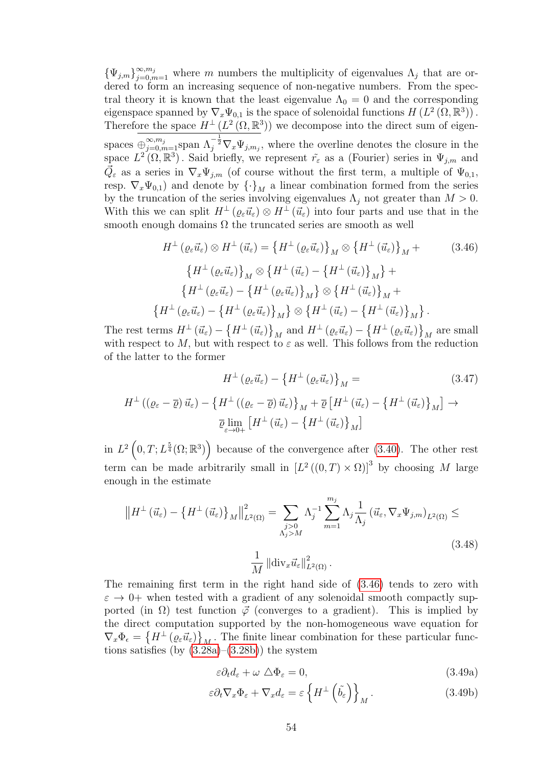$\{\Psi_{j,m}\}_{j=0,m=1}^{\infty,m_j}$ where $m$ numbers the multiplicity of eigenvalues $\Lambda_j$ that are ordered to form an increasing sequence of non-negative numbers. From the spectral theory it is known that the least eigenvalue $\Lambda_0 = 0$ and the corresponding eigenspace spanned by $\nabla_x \Psi_{0,1}$ is the space of solenoidal functions $H\left(L^2\left(\Omega, \mathbb{R}^3\right)\right)$. Therefore the space $H^{\perp}\left(L^2\left(\Omega, \mathbb{R}^3\right)\right)$ we decompose into the direct sum of eigenspaces $\overline{\oplus_{j=0,m=1}^{\infty,m_j} \text{span}\, \Lambda_j^{-\frac{1}{2}} \nabla_x \Psi_{j,m_j}}$, where the overline denotes the closure in the space $L^2\left(\Omega, \mathbb{R}^3\right)$. Said briefly, we represent $\tilde{r_\varepsilon}$ as a (Fourier) series in $\Psi_{j,m}$ and $\vec{Q}_\varepsilon$ as a series in $\nabla_x \Psi_{j,m}$ (of course without the first term, a multiple of $\Psi_{0,1}$, resp. $\nabla_x \Psi_{0,1}$) and denote by $\{\cdot\}_M$ a linear combination formed from the series by the truncation of the series involving eigenvalues $\Lambda_j$ not greater than $M > 0$. With this we can split $H^{\perp}\left(\varrho_\varepsilon \vec{u}_\varepsilon\right) \otimes H^{\perp}\left(\vec{u}_\varepsilon\right)$ into four parts and use that in the smooth enough domains $\Omega$ the truncated series are smooth as well

$$
\begin{aligned}
H^{\perp}\left(\varrho_\varepsilon \vec{u}_\varepsilon\right) \otimes H^{\perp}\left(\vec{u}_\varepsilon\right) = \left\{H^{\perp}\left(\varrho_\varepsilon \vec{u}_\varepsilon\right)\right\}_M \otimes \left\{H^{\perp}\left(\vec{u}_\varepsilon\right)\right\}_M + \\
\left\{H^{\perp}\left(\varrho_\varepsilon \vec{u}_\varepsilon\right)\right\}_M \otimes \left\{H^{\perp}\left(\vec{u}_\varepsilon\right) - \left\{H^{\perp}\left(\vec{u}_\varepsilon\right)\right\}_M\right\} + \\
\left\{H^{\perp}\left(\varrho_\varepsilon \vec{u}_\varepsilon\right) - \left\{H^{\perp}\left(\varrho_\varepsilon \vec{u}_\varepsilon\right)\right\}_M\right\} \otimes \left\{H^{\perp}\left(\vec{u}_\varepsilon\right)\right\}_M + \\
\left\{H^{\perp}\left(\varrho_\varepsilon \vec{u}_\varepsilon\right) - \left\{H^{\perp}\left(\varrho_\varepsilon \vec{u}_\varepsilon\right)\right\}_M\right\} \otimes \left\{H^{\perp}\left(\vec{u}_\varepsilon\right) - \left\{H^{\perp}\left(\vec{u}_\varepsilon\right)\right\}_M\right\}.
\end{aligned}
\tag{3.46}
$$

The rest terms $H^{\perp}\left(\vec{u}_\varepsilon\right) - \left\{H^{\perp}\left(\vec{u}_\varepsilon\right)\right\}_M$ and $H^{\perp}\left(\varrho_\varepsilon \vec{u}_\varepsilon\right) - \left\{H^{\perp}\left(\varrho_\varepsilon \vec{u}_\varepsilon\right)\right\}_M$ are small with respect to $M$, but with respect to $\varepsilon$ as well. This follows from the reduction of the latter to the former

$$
\begin{aligned}
H^{\perp}\left(\varrho_\varepsilon \vec{u}_\varepsilon\right) - \left\{H^{\perp}\left(\varrho_\varepsilon \vec{u}_\varepsilon\right)\right\}_M = \\
H^{\perp}\left(\left(\varrho_\varepsilon - \overline{\varrho}\right) \vec{u}_\varepsilon\right) - \left\{H^{\perp}\left(\left(\varrho_\varepsilon - \overline{\varrho}\right) \vec{u}_\varepsilon\right)\right\}_M + \overline{\varrho}\left[H^{\perp}\left(\vec{u}_\varepsilon\right) - \left\{H^{\perp}\left(\vec{u}_\varepsilon\right)\right\}_M\right] \to \\
\overline{\varrho} \lim_{\varepsilon \to 0+} \left[H^{\perp}\left(\vec{u}_\varepsilon\right) - \left\{H^{\perp}\left(\vec{u}_\varepsilon\right)\right\}_M\right]
\end{aligned}
\tag{3.47}
$$

in $L^2\left(0, T; L^{\frac{5}{4}}(\Omega; \mathbb{R}^3)\right)$ because of the convergence after (3.40). The other rest term can be made arbitrarily small in $\left[L^2\left((0,T) \times \Omega\right)\right]^3$ by choosing $M$ large enough in the estimate

$$
\begin{aligned}
\left\|H^{\perp}\left(\vec{u}_\varepsilon\right) - \left\{H^{\perp}\left(\vec{u}_\varepsilon\right)\right\}_M\right\|_{L^2(\Omega)}^2 = \sum_{\substack{j>0 \\ \Lambda_j > M}} \Lambda_j^{-1} \sum_{m=1}^{m_j} \Lambda_j \frac{1}{\Lambda_j} \left(\vec{u}_\varepsilon, \nabla_x \Psi_{j,m}\right)_{L^2(\Omega)} \leq \\
\frac{1}{M} \left\|\text{div}_x \vec{u}_\varepsilon\right\|_{L^2(\Omega)}^2.
\end{aligned}
\tag{3.48}
$$

The remaining first term in the right hand side of (3.46) tends to zero with $\varepsilon \to 0+$ when tested with a gradient of any solenoidal smooth compactly supported (in $\Omega$) test function $\vec{\varphi}$ (converges to a gradient). This is implied by the direct computation supported by the non-homogeneous wave equation for $\nabla_x \Phi_\epsilon = \left\{H^{\perp}\left(\varrho_\varepsilon \vec{u}_\varepsilon\right)\right\}_M$. The finite linear combination for these particular functions satisfies (by (3.28a)–(3.28b)) the system

$$
\varepsilon \partial_t d_\varepsilon + \omega \, \triangle \Phi_\varepsilon = 0, \tag{3.49a}
$$

$$
\varepsilon \partial_t \nabla_x \Phi_\varepsilon + \nabla_x d_\varepsilon = \varepsilon \left\{H^{\perp}\left(\tilde{b_\varepsilon}\right)\right\}_M. \tag{3.49b}
$$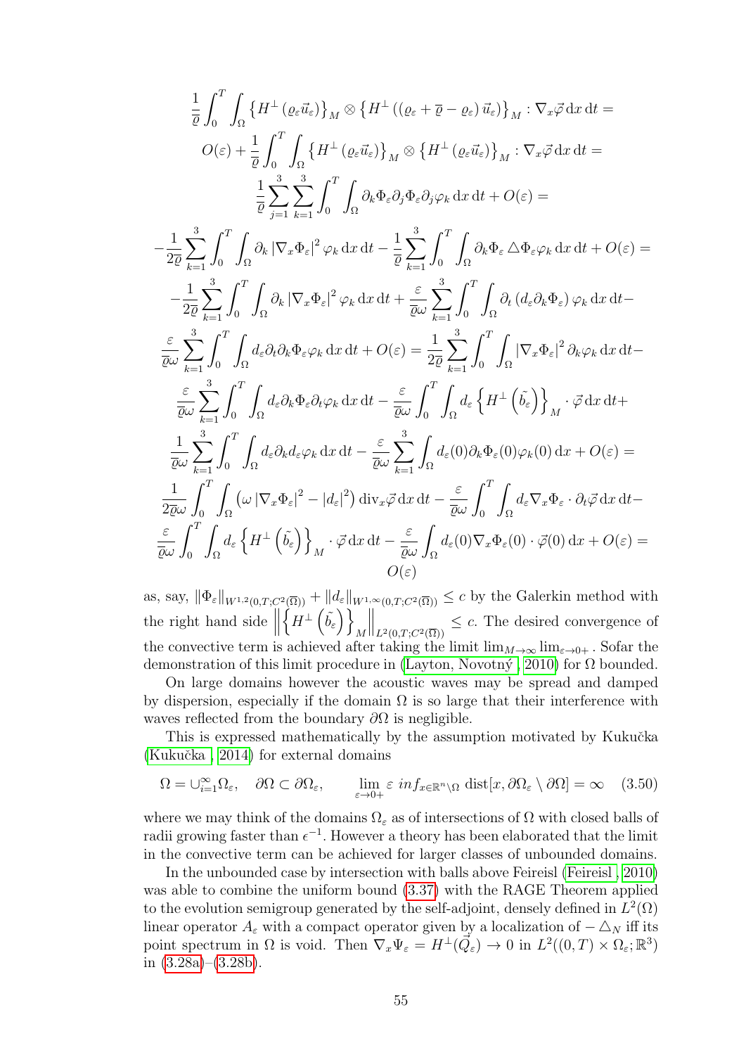$$
\begin{aligned}
&\frac{1}{\overline{\varrho}}\int_0^T\int_\Omega \left\{H^\perp\left(\varrho_\varepsilon \vec{u}_\varepsilon\right)\right\}_M \otimes \left\{H^\perp\left(\left(\varrho_\varepsilon + \overline{\varrho} - \varrho_\varepsilon\right)\vec{u}_\varepsilon\right)\right\}_M : \nabla_x \vec{\varphi}\, \mathrm{d}x\, \mathrm{d}t = \\
&O(\varepsilon) + \frac{1}{\overline{\varrho}}\int_0^T\int_\Omega \left\{H^\perp\left(\varrho_\varepsilon \vec{u}_\varepsilon\right)\right\}_M \otimes \left\{H^\perp\left(\varrho_\varepsilon \vec{u}_\varepsilon\right)\right\}_M : \nabla_x \vec{\varphi}\, \mathrm{d}x\, \mathrm{d}t = \\
&\frac{1}{\overline{\varrho}}\sum_{j=1}^3\sum_{k=1}^3\int_0^T\int_\Omega \partial_k\Phi_\varepsilon \partial_j \Phi_\varepsilon \partial_j \varphi_k \,\mathrm{d}x\,\mathrm{d}t + O(\varepsilon) = \\
&-\frac{1}{2\overline{\varrho}}\sum_{k=1}^3\int_0^T\int_\Omega \partial_k \left|\nabla_x\Phi_\varepsilon\right|^2 \varphi_k\,\mathrm{d}x\,\mathrm{d}t - \frac{1}{\overline{\varrho}}\sum_{k=1}^3\int_0^T\int_\Omega \partial_k\Phi_\varepsilon \triangle\Phi_\varepsilon \varphi_k\,\mathrm{d}x\,\mathrm{d}t + O(\varepsilon) = \\
&-\frac{1}{2\overline{\varrho}}\sum_{k=1}^3\int_0^T\int_\Omega \partial_k \left|\nabla_x\Phi_\varepsilon\right|^2 \varphi_k\,\mathrm{d}x\,\mathrm{d}t + \frac{\varepsilon}{\overline{\varrho}\omega}\sum_{k=1}^3\int_0^T\int_\Omega \partial_t\left(d_\varepsilon \partial_k\Phi_\varepsilon\right)\varphi_k\,\mathrm{d}x\,\mathrm{d}t - \\
&\frac{\varepsilon}{\overline{\varrho}\omega}\sum_{k=1}^3\int_0^T\int_\Omega d_\varepsilon \partial_t\partial_k\Phi_\varepsilon \varphi_k\,\mathrm{d}x\,\mathrm{d}t + O(\varepsilon) = \frac{1}{2\overline{\varrho}}\sum_{k=1}^3\int_0^T\int_\Omega \left|\nabla_x\Phi_\varepsilon\right|^2 \partial_k\varphi_k\,\mathrm{d}x\,\mathrm{d}t - \\
&\frac{\varepsilon}{\overline{\varrho}\omega}\sum_{k=1}^3\int_0^T\int_\Omega d_\varepsilon \partial_k\Phi_\varepsilon \partial_t\varphi_k\,\mathrm{d}x\,\mathrm{d}t - \frac{\varepsilon}{\overline{\varrho}\omega}\int_0^T\int_\Omega d_\varepsilon \left\{H^\perp\left(\tilde{b_\varepsilon}\right)\right\}_M \cdot \vec{\varphi}\,\mathrm{d}x\,\mathrm{d}t + \\
&\frac{1}{\overline{\varrho}\omega}\sum_{k=1}^3\int_0^T\int_\Omega d_\varepsilon \partial_k d_\varepsilon \varphi_k\,\mathrm{d}x\,\mathrm{d}t - \frac{\varepsilon}{\overline{\varrho}\omega}\sum_{k=1}^3\int_\Omega d_\varepsilon(0)\partial_k\Phi_\varepsilon(0)\varphi_k(0)\,\mathrm{d}x + O(\varepsilon) = \\
&\frac{1}{2\overline{\varrho}\omega}\int_0^T\int_\Omega \left(\omega\left|\nabla_x\Phi_\varepsilon\right|^2 - \left|d_\varepsilon\right|^2\right)\mathrm{div}_x\vec{\varphi}\,\mathrm{d}x\,\mathrm{d}t - \frac{\varepsilon}{\overline{\varrho}\omega}\int_0^T\int_\Omega d_\varepsilon \nabla_x\Phi_\varepsilon\cdot\partial_t\vec{\varphi}\,\mathrm{d}x\,\mathrm{d}t - \\
&\frac{\varepsilon}{\overline{\varrho}\omega}\int_0^T\int_\Omega d_\varepsilon \left\{H^\perp\left(\tilde{b_\varepsilon}\right)\right\}_M \cdot\vec{\varphi}\,\mathrm{d}x\,\mathrm{d}t - \frac{\varepsilon}{\overline{\varrho}\omega}\int_\Omega d_\varepsilon(0)\nabla_x\Phi_\varepsilon(0)\cdot\vec{\varphi}(0)\,\mathrm{d}x + O(\varepsilon) = \\
&O(\varepsilon)
\end{aligned}
$$

as, say, $\|\Phi_\varepsilon\|_{W^{1,2}(0,T;C^2(\overline{\Omega}))} + \|d_\varepsilon\|_{W^{1,\infty}(0,T;C^2(\overline{\Omega}))} \le c$ by the Galerkin method with the right hand side $\left\|\left\{H^\perp\left(\tilde{b_\varepsilon}\right)\right\}_M\right\|_{L^2(0,T;C^2(\overline{\Omega}))} \le c$. The desired convergence of the convective term is achieved after taking the limit $\lim_{M\to\infty}\lim_{\varepsilon\to 0+}$. Sofar the demonstration of this limit procedure in (Layton, Novotný , 2010) for $\Omega$ bounded.

On large domains however the acoustic waves may be spread and damped by dispersion, especially if the domain $\Omega$ is so large that their interference with waves reflected from the boundary $\partial\Omega$ is negligible.

This is expressed mathematically by the assumption motivated by Kukučka (Kukučka , 2014) for external domains

$$
\Omega = \cup_{i=1}^\infty \Omega_\varepsilon, \quad \partial\Omega \subset \partial\Omega_\varepsilon, \qquad \lim_{\varepsilon\to 0+} \varepsilon\ inf_{x\in\mathbb{R}^n\setminus\Omega}\ \mathrm{dist}[x, \partial\Omega_\varepsilon \setminus \partial\Omega] = \infty \quad (3.50)
$$

where we may think of the domains $\Omega_\varepsilon$ as of intersections of $\Omega$ with closed balls of radii growing faster than $\epsilon^{-1}$. However a theory has been elaborated that the limit in the convective term can be achieved for larger classes of unbounded domains.

In the unbounded case by intersection with balls above Feireisl (Feireisl , 2010) was able to combine the uniform bound (3.37) with the RAGE Theorem applied to the evolution semigroup generated by the self-adjoint, densely defined in $L^2(\Omega)$ linear operator $A_\varepsilon$ with a compact operator given by a localization of $-\triangle_N$ iff its point spectrum in $\Omega$ is void. Then $\nabla_x\Psi_\varepsilon = H^\perp(\vec{Q}_\varepsilon) \to 0$ in $L^2((0,T)\times\Omega_\varepsilon;\mathbb{R}^3)$ in (3.28a)–(3.28b).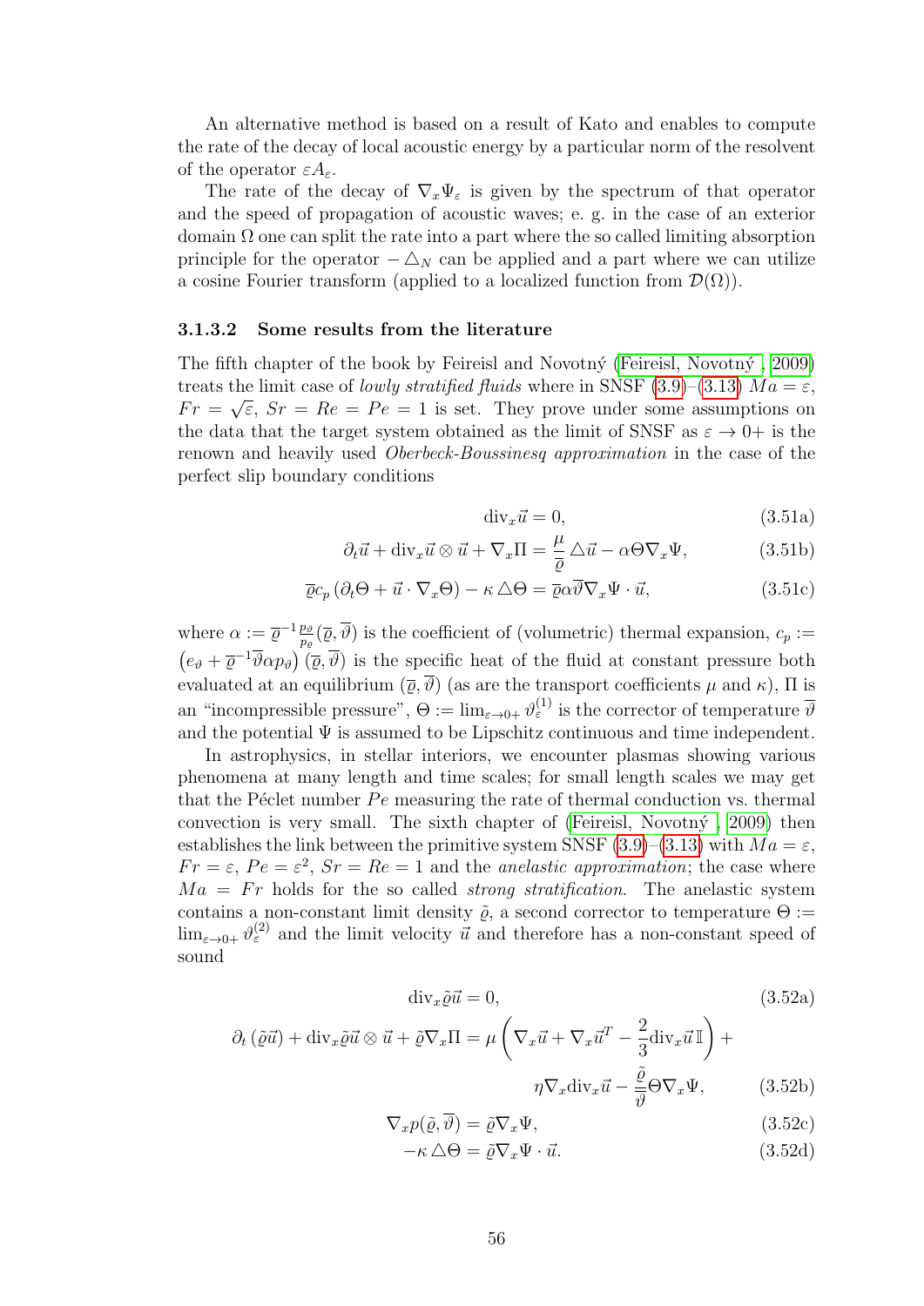An alternative method is based on a result of Kato and enables to compute the rate of the decay of local acoustic energy by a particular norm of the resolvent of the operator $\varepsilon A_\varepsilon$.

The rate of the decay of $\nabla_x \Psi_\varepsilon$ is given by the spectrum of that operator and the speed of propagation of acoustic waves; e. g. in the case of an exterior domain $\Omega$ one can split the rate into a part where the so called limiting absorption principle for the operator $-\triangle_N$ can be applied and a part where we can utilize a cosine Fourier transform (applied to a localized function from $\mathcal{D}(\Omega)$).

### 3.1.3.2 Some results from the literature

The fifth chapter of the book by Feireisl and Novotný (Feireisl, Novotný , 2009) treats the limit case of *lowly stratified fluids* where in SNSF (3.9)–(3.13) $Ma = \varepsilon$, $Fr = \sqrt{\varepsilon}$, $Sr = Re = Pe = 1$ is set. They prove under some assumptions on the data that the target system obtained as the limit of SNSF as $\varepsilon \to 0+$ is the renown and heavily used *Oberbeck-Boussinesq approximation* in the case of the perfect slip boundary conditions

$$\mathrm{div}_x \vec{u} = 0, \tag{3.51a}$$

$$\partial_t \vec{u} + \mathrm{div}_x \vec{u} \otimes \vec{u} + \nabla_x \Pi = \frac{\mu}{\overline{\varrho}} \triangle \vec{u} - \alpha \Theta \nabla_x \Psi, \tag{3.51b}$$

$$\overline{\varrho} c_p \left( \partial_t \Theta + \vec{u} \cdot \nabla_x \Theta \right) - \kappa \triangle \Theta = \overline{\varrho} \alpha \overline{\vartheta} \nabla_x \Psi \cdot \vec{u}, \tag{3.51c}$$

where $\alpha := \overline{\varrho}^{-1} \frac{p_\vartheta}{p_\varrho}(\overline{\varrho}, \overline{\vartheta})$ is the coefficient of (volumetric) thermal expansion, $c_p := \left( e_\vartheta + \overline{\varrho}^{-1} \overline{\vartheta} \alpha p_\vartheta \right)(\overline{\varrho}, \overline{\vartheta})$ is the specific heat of the fluid at constant pressure both evaluated at an equilibrium $(\overline{\varrho}, \overline{\vartheta})$ (as are the transport coefficients $\mu$ and $\kappa$), $\Pi$ is an "incompressible pressure", $\Theta := \lim_{\varepsilon \to 0+} \vartheta_\varepsilon^{(1)}$ is the corrector of temperature $\overline{\vartheta}$ and the potential $\Psi$ is assumed to be Lipschitz continuous and time independent.

In astrophysics, in stellar interiors, we encounter plasmas showing various phenomena at many length and time scales; for small length scales we may get that the Péclet number $Pe$ measuring the rate of thermal conduction vs. thermal convection is very small. The sixth chapter of (Feireisl, Novotný , 2009) then establishes the link between the primitive system SNSF (3.9)–(3.13) with $Ma = \varepsilon$, $Fr = \varepsilon$, $Pe = \varepsilon^2$, $Sr = Re = 1$ and the *anelastic approximation*; the case where $Ma = Fr$ holds for the so called *strong stratification*. The anelastic system contains a non-constant limit density $\tilde{\varrho}$, a second corrector to temperature $\Theta := \lim_{\varepsilon \to 0+} \vartheta_\varepsilon^{(2)}$ and the limit velocity $\vec{u}$ and therefore has a non-constant speed of sound

$$\mathrm{div}_x \tilde{\varrho} \vec{u} = 0, \tag{3.52a}$$

$$\partial_t \left( \tilde{\varrho} \vec{u} \right) + \mathrm{div}_x \tilde{\varrho} \vec{u} \otimes \vec{u} + \tilde{\varrho} \nabla_x \Pi = \mu \left( \nabla_x \vec{u} + \nabla_x \vec{u}^T - \frac{2}{3} \mathrm{div}_x \vec{u} \, \mathbb{I} \right) + \eta \nabla_x \mathrm{div}_x \vec{u} - \frac{\tilde{\varrho}}{\overline{\vartheta}} \Theta \nabla_x \Psi, \tag{3.52b}$$

$$\nabla_x p(\tilde{\varrho}, \overline{\vartheta}) = \tilde{\varrho} \nabla_x \Psi, \tag{3.52c}$$

$$-\kappa \triangle \Theta = \tilde{\varrho} \nabla_x \Psi \cdot \vec{u}. \tag{3.52d}$$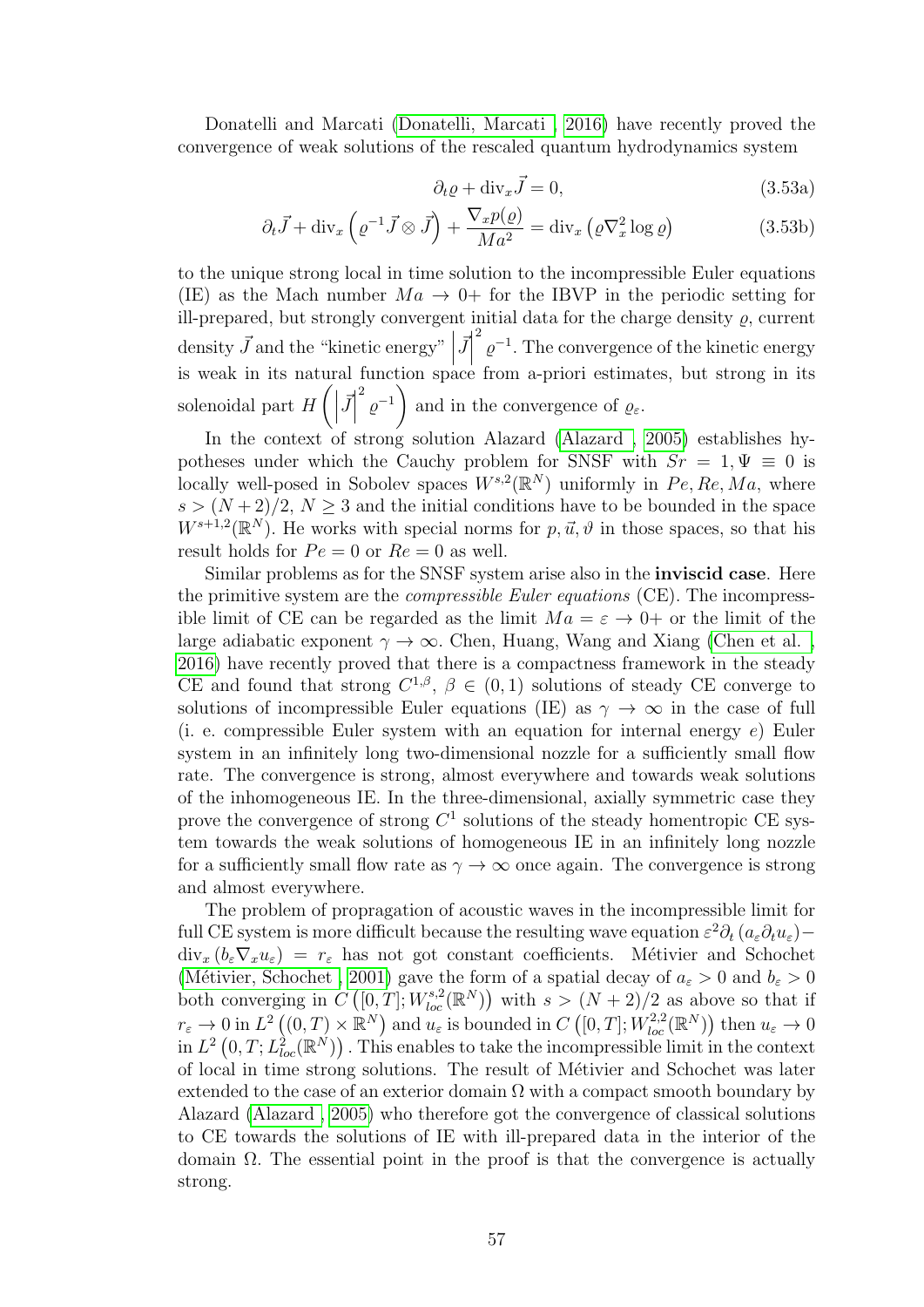Donatelli and Marcati (Donatelli, Marcati , 2016) have recently proved the convergence of weak solutions of the rescaled quantum hydrodynamics system

$$\partial_t \varrho + \operatorname{div}_x \vec{J} = 0, \tag{3.53a}$$

$$\partial_t \vec{J} + \operatorname{div}_x \left( \varrho^{-1} \vec{J} \otimes \vec{J} \right) + \frac{\nabla_x p(\varrho)}{Ma^2} = \operatorname{div}_x \left( \varrho \nabla_x^2 \log \varrho \right) \tag{3.53b}$$

to the unique strong local in time solution to the incompressible Euler equations (IE) as the Mach number $Ma \to 0+$ for the IBVP in the periodic setting for ill-prepared, but strongly convergent initial data for the charge density $\varrho$, current density $\vec{J}$ and the "kinetic energy" $\left|\vec{J}\right|^2 \varrho^{-1}$. The convergence of the kinetic energy is weak in its natural function space from a-priori estimates, but strong in its solenoidal part $H\left(\left|\vec{J}\right|^2 \varrho^{-1}\right)$ and in the convergence of $\varrho_\varepsilon$.

In the context of strong solution Alazard (Alazard , 2005) establishes hypotheses under which the Cauchy problem for SNSF with $Sr = 1, \Psi \equiv 0$ is locally well-posed in Sobolev spaces $W^{s,2}(\mathbb{R}^N)$ uniformly in $Pe, Re, Ma$, where $s > (N+2)/2$, $N \geq 3$ and the initial conditions have to be bounded in the space $W^{s+1,2}(\mathbb{R}^N)$. He works with special norms for $p, \vec{u}, \vartheta$ in those spaces, so that his result holds for $Pe = 0$ or $Re = 0$ as well.

Similar problems as for the SNSF system arise also in the **inviscid case**. Here the primitive system are the *compressible Euler equations* (CE). The incompressible limit of CE can be regarded as the limit $Ma = \varepsilon \to 0+$ or the limit of the large adiabatic exponent $\gamma \to \infty$. Chen, Huang, Wang and Xiang (Chen et al. , 2016) have recently proved that there is a compactness framework in the steady CE and found that strong $C^{1,\beta}$, $\beta \in (0,1)$ solutions of steady CE converge to solutions of incompressible Euler equations (IE) as $\gamma \to \infty$ in the case of full (i. e. compressible Euler system with an equation for internal energy $e$) Euler system in an infinitely long two-dimensional nozzle for a sufficiently small flow rate. The convergence is strong, almost everywhere and towards weak solutions of the inhomogeneous IE. In the three-dimensional, axially symmetric case they prove the convergence of strong $C^1$ solutions of the steady homentropic CE system towards the weak solutions of homogeneous IE in an infinitely long nozzle for a sufficiently small flow rate as $\gamma \to \infty$ once again. The convergence is strong and almost everywhere.

The problem of propragation of acoustic waves in the incompressible limit for full CE system is more difficult because the resulting wave equation $\varepsilon^2 \partial_t \left( a_\varepsilon \partial_t u_\varepsilon \right) - \operatorname{div}_x \left( b_\varepsilon \nabla_x u_\varepsilon \right) = r_\varepsilon$ has not got constant coefficients. Métivier and Schochet (Métivier, Schochet , 2001) gave the form of a spatial decay of $a_\varepsilon > 0$ and $b_\varepsilon > 0$ both converging in $C\left([0,T]; W^{s,2}_{loc}(\mathbb{R}^N)\right)$ with $s > (N+2)/2$ as above so that if $r_\varepsilon \to 0$ in $L^2\left((0,T) \times \mathbb{R}^N\right)$ and $u_\varepsilon$ is bounded in $C\left([0,T]; W^{2,2}_{loc}(\mathbb{R}^N)\right)$ then $u_\varepsilon \to 0$ in $L^2\left(0,T; L^2_{loc}(\mathbb{R}^N)\right)$. This enables to take the incompressible limit in the context of local in time strong solutions. The result of Métivier and Schochet was later extended to the case of an exterior domain $\Omega$ with a compact smooth boundary by Alazard (Alazard , 2005) who therefore got the convergence of classical solutions to CE towards the solutions of IE with ill-prepared data in the interior of the domain $\Omega$. The essential point in the proof is that the convergence is actually strong.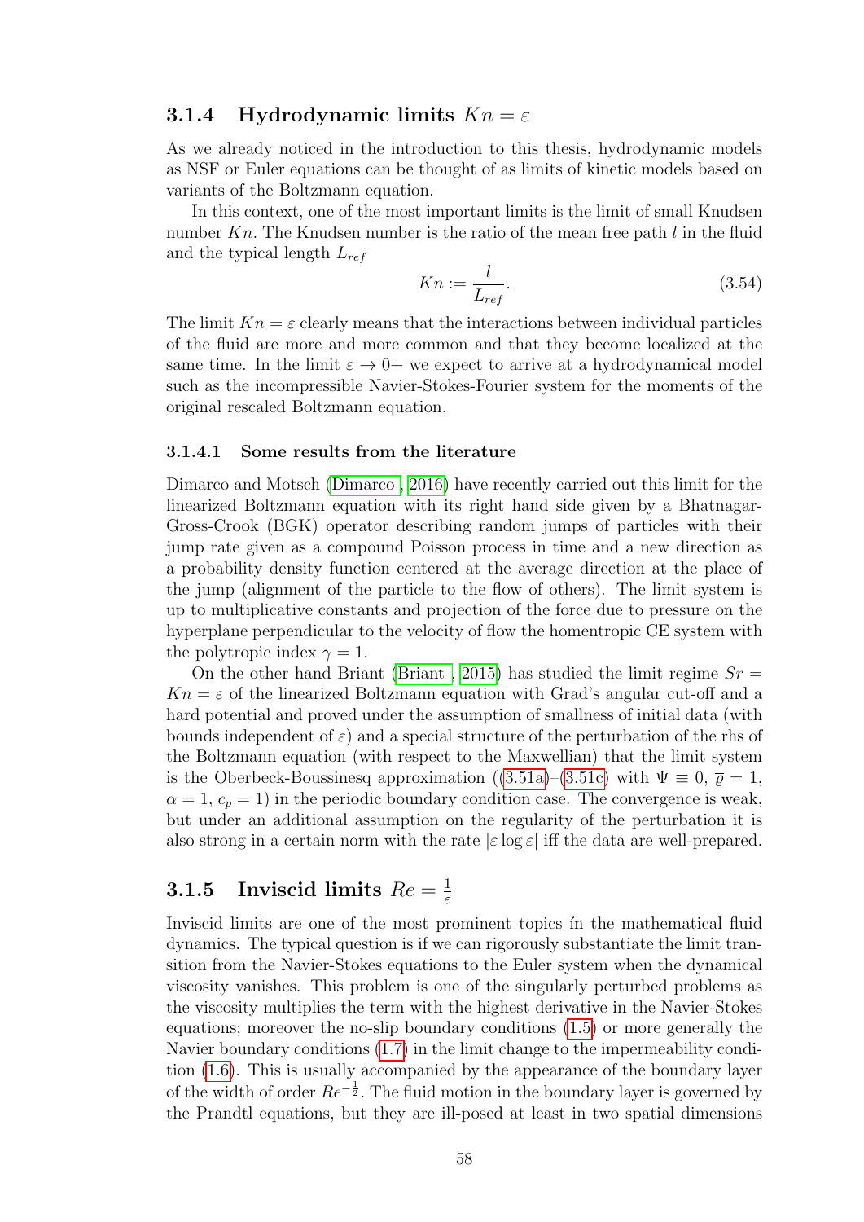### 3.1.4 Hydrodynamic limits $Kn = \varepsilon$

As we already noticed in the introduction to this thesis, hydrodynamic models as NSF or Euler equations can be thought of as limits of kinetic models based on variants of the Boltzmann equation.

In this context, one of the most important limits is the limit of small Knudsen number $Kn$. The Knudsen number is the ratio of the mean free path $l$ in the fluid and the typical length $L_{ref}$

$$Kn := \frac{l}{L_{ref}}. \tag{3.54}$$

The limit $Kn = \varepsilon$ clearly means that the interactions between individual particles of the fluid are more and more common and that they become localized at the same time. In the limit $\varepsilon \to 0+$ we expect to arrive at a hydrodynamical model such as the incompressible Navier-Stokes-Fourier system for the moments of the original rescaled Boltzmann equation.

#### 3.1.4.1 Some results from the literature

Dimarco and Motsch (Dimarco , 2016) have recently carried out this limit for the linearized Boltzmann equation with its right hand side given by a Bhatnagar-Gross-Crook (BGK) operator describing random jumps of particles with their jump rate given as a compound Poisson process in time and a new direction as a probability density function centered at the average direction at the place of the jump (alignment of the particle to the flow of others). The limit system is up to multiplicative constants and projection of the force due to pressure on the hyperplane perpendicular to the velocity of flow the homentropic CE system with the polytropic index $\gamma = 1$.

On the other hand Briant (Briant , 2015) has studied the limit regime $Sr = Kn = \varepsilon$ of the linearized Boltzmann equation with Grad's angular cut-off and a hard potential and proved under the assumption of smallness of initial data (with bounds independent of $\varepsilon$) and a special structure of the perturbation of the rhs of the Boltzmann equation (with respect to the Maxwellian) that the limit system is the Oberbeck-Boussinesq approximation ((3.51a)–(3.51c) with $\Psi \equiv 0$, $\overline{\varrho} = 1$, $\alpha = 1$, $c_p = 1$) in the periodic boundary condition case. The convergence is weak, but under an additional assumption on the regularity of the perturbation it is also strong in a certain norm with the rate $|\varepsilon \log \varepsilon|$ iff the data are well-prepared.

### 3.1.5 Inviscid limits $Re = \frac{1}{\varepsilon}$

Inviscid limits are one of the most prominent topics ín the mathematical fluid dynamics. The typical question is if we can rigorously substantiate the limit transition from the Navier-Stokes equations to the Euler system when the dynamical viscosity vanishes. This problem is one of the singularly perturbed problems as the viscosity multiplies the term with the highest derivative in the Navier-Stokes equations; moreover the no-slip boundary conditions (1.5) or more generally the Navier boundary conditions (1.7) in the limit change to the impermeability condition (1.6). This is usually accompanied by the appearance of the boundary layer of the width of order $Re^{-\frac{1}{2}}$. The fluid motion in the boundary layer is governed by the Prandtl equations, but they are ill-posed at least in two spatial dimensions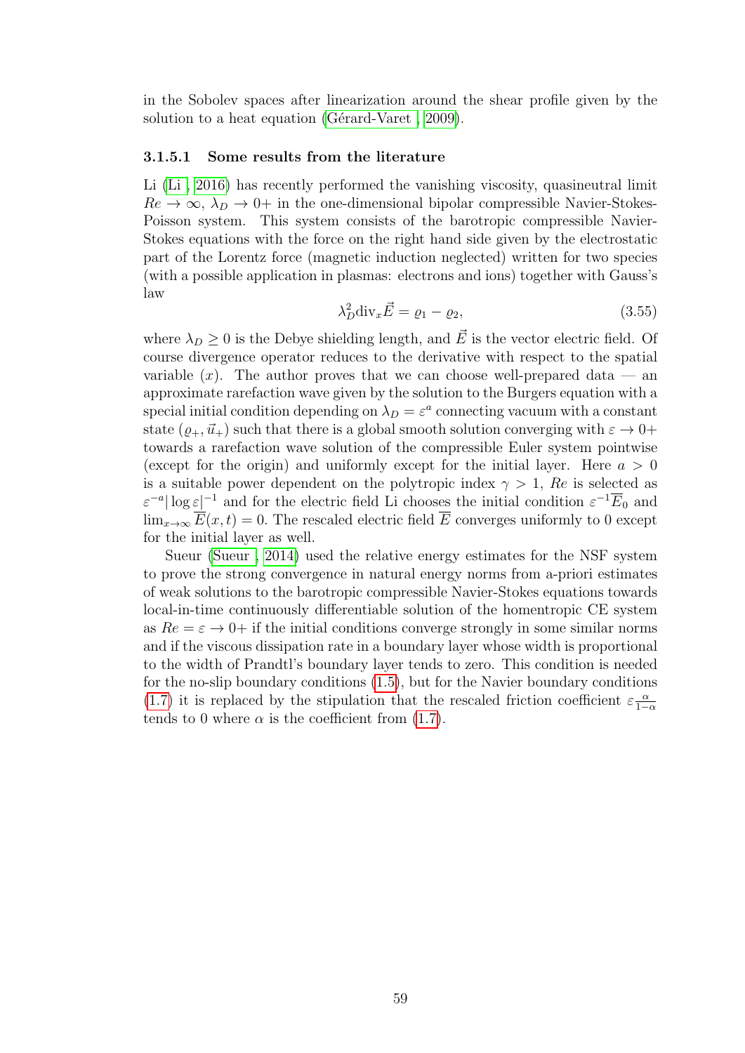in the Sobolev spaces after linearization around the shear profile given by the solution to a heat equation (Gérard-Varet , 2009).

#### 3.1.5.1 Some results from the literature

Li (Li , 2016) has recently performed the vanishing viscosity, quasineutral limit $Re \to \infty$, $\lambda_D \to 0+$ in the one-dimensional bipolar compressible Navier-Stokes-Poisson system. This system consists of the barotropic compressible Navier-Stokes equations with the force on the right hand side given by the electrostatic part of the Lorentz force (magnetic induction neglected) written for two species (with a possible application in plasmas: electrons and ions) together with Gauss's law

$$\lambda_D^2 \mathrm{div}_x \vec{E} = \varrho_1 - \varrho_2, \tag{3.55}$$

where $\lambda_D \geq 0$ is the Debye shielding length, and $\vec{E}$ is the vector electric field. Of course divergence operator reduces to the derivative with respect to the spatial variable $(x)$. The author proves that we can choose well-prepared data — an approximate rarefaction wave given by the solution to the Burgers equation with a special initial condition depending on $\lambda_D = \varepsilon^a$ connecting vacuum with a constant state $(\varrho_+, \vec{u}_+)$ such that there is a global smooth solution converging with $\varepsilon \to 0+$ towards a rarefaction wave solution of the compressible Euler system pointwise (except for the origin) and uniformly except for the initial layer. Here $a > 0$ is a suitable power dependent on the polytropic index $\gamma > 1$, $Re$ is selected as $\varepsilon^{-a} |\log \varepsilon|^{-1}$ and for the electric field Li chooses the initial condition $\varepsilon^{-1} \overline{E}_0$ and $\lim_{x \to \infty} \overline{E}(x,t) = 0$. The rescaled electric field $\overline{E}$ converges uniformly to 0 except for the initial layer as well.

Sueur (Sueur , 2014) used the relative energy estimates for the NSF system to prove the strong convergence in natural energy norms from a-priori estimates of weak solutions to the barotropic compressible Navier-Stokes equations towards local-in-time continuously differentiable solution of the homentropic CE system as $Re = \varepsilon \to 0+$ if the initial conditions converge strongly in some similar norms and if the viscous dissipation rate in a boundary layer whose width is proportional to the width of Prandtl's boundary layer tends to zero. This condition is needed for the no-slip boundary conditions (1.5), but for the Navier boundary conditions (1.7) it is replaced by the stipulation that the rescaled friction coefficient $\varepsilon^{\frac{\alpha}{1-\alpha}}$ tends to 0 where $\alpha$ is the coefficient from (1.7).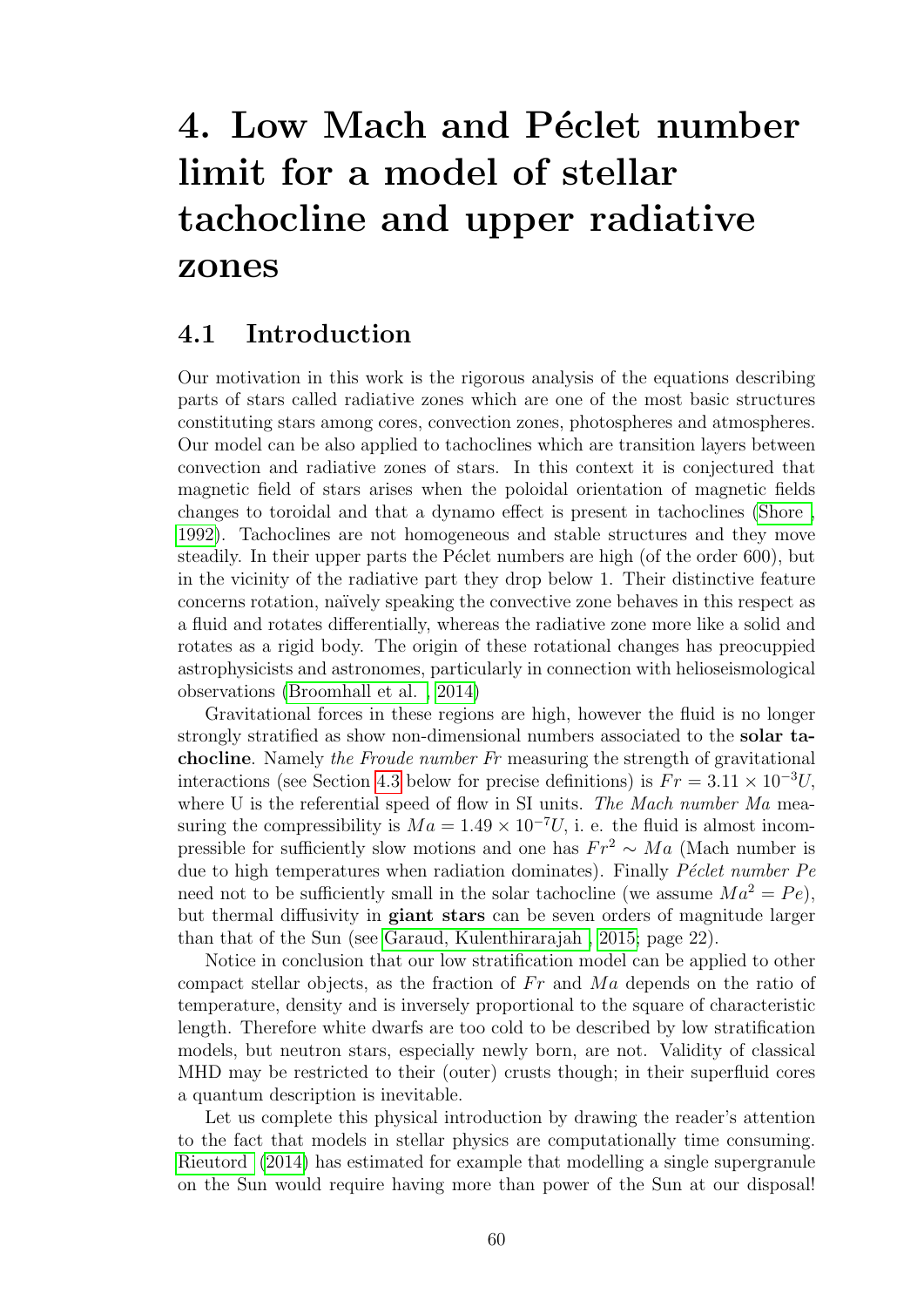# 4. Low Mach and Péclet number limit for a model of stellar tachocline and upper radiative zones

## 4.1 Introduction

Our motivation in this work is the rigorous analysis of the equations describing parts of stars called radiative zones which are one of the most basic structures constituting stars among cores, convection zones, photospheres and atmospheres. Our model can be also applied to tachoclines which are transition layers between convection and radiative zones of stars. In this context it is conjectured that magnetic field of stars arises when the poloidal orientation of magnetic fields changes to toroidal and that a dynamo effect is present in tachoclines (Shore , 1992). Tachoclines are not homogeneous and stable structures and they move steadily. In their upper parts the Péclet numbers are high (of the order 600), but in the vicinity of the radiative part they drop below 1. Their distinctive feature concerns rotation, naïvely speaking the convective zone behaves in this respect as a fluid and rotates differentially, whereas the radiative zone more like a solid and rotates as a rigid body. The origin of these rotational changes has preoccupied astrophysicists and astronomes, particularly in connection with helioseismological observations (Broomhall et al. , 2014)

Gravitational forces in these regions are high, however the fluid is no longer strongly stratified as show non-dimensional numbers associated to the **solar tachocline**. Namely *the Froude number Fr* measuring the strength of gravitational interactions (see Section 4.3 below for precise definitions) is $Fr = 3.11 \times 10^{-3}U$, where U is the referential speed of flow in SI units. *The Mach number Ma* measuring the compressibility is $Ma = 1.49 \times 10^{-7}U$, i. e. the fluid is almost incompressible for sufficiently slow motions and one has $Fr^2 \sim Ma$ (Mach number is due to high temperatures when radiation dominates). Finally *Péclet number Pe* need not to be sufficiently small in the solar tachocline (we assume $Ma^2 = Pe$), but thermal diffusivity in **giant stars** can be seven orders of magnitude larger than that of the Sun (see Garaud, Kulenthirarajah , 2015; page 22).

Notice in conclusion that our low stratification model can be applied to other compact stellar objects, as the fraction of $Fr$ and $Ma$ depends on the ratio of temperature, density and is inversely proportional to the square of characteristic length. Therefore white dwarfs are too cold to be described by low stratification models, but neutron stars, especially newly born, are not. Validity of classical MHD may be restricted to their (outer) crusts though; in their superfluid cores a quantum description is inevitable.

Let us complete this physical introduction by drawing the reader's attention to the fact that models in stellar physics are computationally time consuming. Rieutord (2014) has estimated for example that modelling a single supergranule on the Sun would require having more than power of the Sun at our disposal!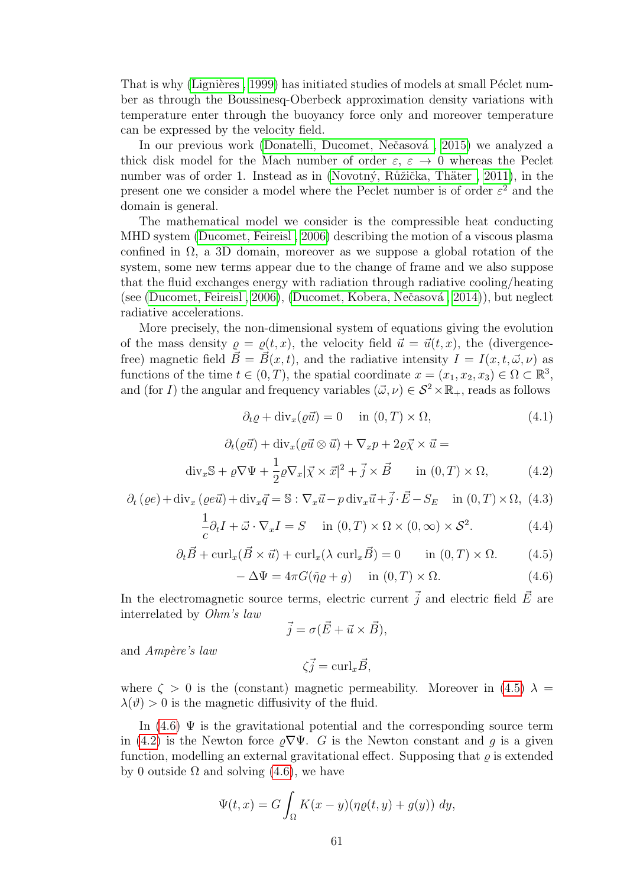That is why (Lignières , 1999) has initiated studies of models at small Péclet number as through the Boussinesq-Oberbeck approximation density variations with temperature enter through the buoyancy force only and moreover temperature can be expressed by the velocity field.

In our previous work (Donatelli, Ducomet, Nečasová , 2015) we analyzed a thick disk model for the Mach number of order $\varepsilon$, $\varepsilon \to 0$ whereas the Peclet number was of order 1. Instead as in (Novotný, Růžička, Thäter , 2011), in the present one we consider a model where the Peclet number is of order $\varepsilon^2$ and the domain is general.

The mathematical model we consider is the compressible heat conducting MHD system (Ducomet, Feireisl , 2006) describing the motion of a viscous plasma confined in $\Omega$, a 3D domain, moreover as we suppose a global rotation of the system, some new terms appear due to the change of frame and we also suppose that the fluid exchanges energy with radiation through radiative cooling/heating (see (Ducomet, Feireisl , 2006), (Ducomet, Kobera, Nečasová , 2014)), but neglect radiative accelerations.

More precisely, the non-dimensional system of equations giving the evolution of the mass density $\varrho = \varrho(t,x)$, the velocity field $\vec{u} = \vec{u}(t,x)$, the (divergence-free) magnetic field $\vec{B} = \vec{B}(x,t)$, and the radiative intensity $I = I(x,t,\vec{\omega},\nu)$ as functions of the time $t \in (0,T)$, the spatial coordinate $x = (x_1,x_2,x_3) \in \Omega \subset \mathbb{R}^3$, and (for $I$) the angular and frequency variables $(\vec{\omega},\nu) \in \mathcal{S}^2 \times \mathbb{R}_+$, reads as follows

$$\partial_t \varrho + \operatorname{div}_x(\varrho \vec{u}) = 0 \quad \text{ in } (0,T)\times\Omega, \tag{4.1}$$

$$\partial_t(\varrho\vec{u}) + \operatorname{div}_x(\varrho\vec{u}\otimes\vec{u}) + \nabla_x p + 2\varrho\vec{\chi}\times\vec{u} =$$

$$\operatorname{div}_x\mathbb{S} + \varrho\nabla\Psi + \frac{1}{2}\varrho\nabla_x|\vec{\chi}\times\vec{x}|^2 + \vec{j}\times\vec{B} \qquad \text{in } (0,T)\times\Omega, \tag{4.2}$$

$$\partial_t(\varrho e) + \operatorname{div}_x(\varrho e\vec{u}) + \operatorname{div}_x\vec{q} = \mathbb{S} : \nabla_x\vec{u} - p\operatorname{div}_x\vec{u} + \vec{j}\cdot\vec{E} - S_E \quad \text{in } (0,T)\times\Omega, \tag{4.3}$$

$$\frac{1}{c}\partial_t I + \vec{\omega}\cdot\nabla_x I = S \quad \text{ in } (0,T)\times\Omega\times(0,\infty)\times\mathcal{S}^2. \tag{4.4}$$

$$\partial_t\vec{B} + \operatorname{curl}_x(\vec{B}\times\vec{u}) + \operatorname{curl}_x(\lambda\operatorname{curl}_x\vec{B}) = 0 \qquad \text{in } (0,T)\times\Omega. \tag{4.5}$$

$$-\Delta\Psi = 4\pi G(\tilde{\eta}\varrho + g) \quad \text{ in } (0,T)\times\Omega. \tag{4.6}$$

In the electromagnetic source terms, electric current $\vec{j}$ and electric field $\vec{E}$ are interrelated by *Ohm's law*

$$\vec{j} = \sigma(\vec{E} + \vec{u}\times\vec{B}),$$

and *Ampère's law*

$$\zeta\vec{j} = \operatorname{curl}_x\vec{B},$$

where $\zeta > 0$ is the (constant) magnetic permeability. Moreover in (4.5) $\lambda = \lambda(\vartheta) > 0$ is the magnetic diffusivity of the fluid.

In (4.6) $\Psi$ is the gravitational potential and the corresponding source term in (4.2) is the Newton force $\varrho\nabla\Psi$. $G$ is the Newton constant and $g$ is a given function, modelling an external gravitational effect. Supposing that $\varrho$ is extended by 0 outside $\Omega$ and solving (4.6), we have

$$\Psi(t,x) = G\int_\Omega K(x-y)(\eta\varrho(t,y) + g(y))\,dy,$$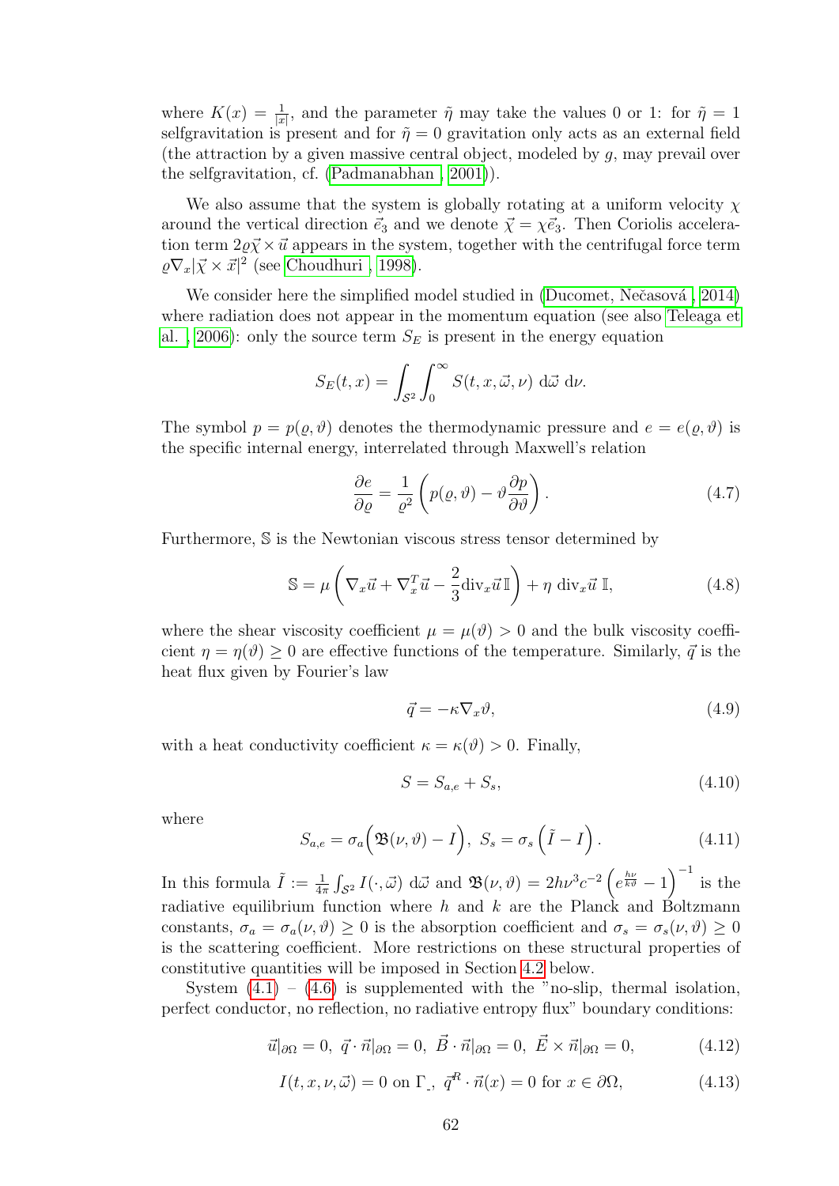where $K(x) = \frac{1}{|x|}$, and the parameter $\tilde{\eta}$ may take the values 0 or 1: for $\tilde{\eta} = 1$ selfgravitation is present and for $\tilde{\eta} = 0$ gravitation only acts as an external field (the attraction by a given massive central object, modeled by $g$, may prevail over the selfgravitation, cf. (Padmanabhan , 2001)).

We also assume that the system is globally rotating at a uniform velocity $\chi$ around the vertical direction $\vec{e}_3$ and we denote $\vec{\chi} = \chi\vec{e}_3$. Then Coriolis acceleration term $2\varrho\vec{\chi} \times \vec{u}$ appears in the system, together with the centrifugal force term $\varrho\nabla_x|\vec{\chi} \times \vec{x}|^2$ (see Choudhuri , 1998).

We consider here the simplified model studied in (Ducomet, Nečasová , 2014) where radiation does not appear in the momentum equation (see also Teleaga et al. , 2006): only the source term $S_E$ is present in the energy equation

$$S_E(t,x) = \int_{\mathcal{S}^2}\int_0^\infty S(t,x,\vec{\omega},\nu)\ \mathrm{d}\vec{\omega}\ \mathrm{d}\nu.$$

The symbol $p = p(\varrho,\vartheta)$ denotes the thermodynamic pressure and $e = e(\varrho,\vartheta)$ is the specific internal energy, interrelated through Maxwell's relation

$$\frac{\partial e}{\partial \varrho} = \frac{1}{\varrho^2}\left(p(\varrho,\vartheta) - \vartheta\frac{\partial p}{\partial \vartheta}\right). \tag{4.7}$$

Furthermore, $\mathbb{S}$ is the Newtonian viscous stress tensor determined by

$$\mathbb{S} = \mu\left(\nabla_x\vec{u} + \nabla_x^T\vec{u} - \frac{2}{3}\mathrm{div}_x\vec{u}\,\mathbb{I}\right) + \eta\ \mathrm{div}_x\vec{u}\ \mathbb{I}, \tag{4.8}$$

where the shear viscosity coefficient $\mu = \mu(\vartheta) > 0$ and the bulk viscosity coefficient $\eta = \eta(\vartheta) \geq 0$ are effective functions of the temperature. Similarly, $\vec{q}$ is the heat flux given by Fourier's law

$$\vec{q} = -\kappa\nabla_x\vartheta, \tag{4.9}$$

with a heat conductivity coefficient $\kappa = \kappa(\vartheta) > 0$. Finally,

$$S = S_{a,e} + S_s, \tag{4.10}$$

where

$$S_{a,e} = \sigma_a\Big(\mathfrak{B}(\nu,\vartheta) - I\Big),\ S_s = \sigma_s\left(\tilde{I} - I\right). \tag{4.11}$$

In this formula $\tilde{I} := \frac{1}{4\pi}\int_{\mathcal{S}^2} I(\cdot,\vec{\omega})\ \mathrm{d}\vec{\omega}$ and $\mathfrak{B}(\nu,\vartheta) = 2h\nu^3c^{-2}\left(e^{\frac{h\nu}{k\vartheta}} - 1\right)^{-1}$ is the radiative equilibrium function where $h$ and $k$ are the Planck and Boltzmann constants, $\sigma_a = \sigma_a(\nu,\vartheta) \geq 0$ is the absorption coefficient and $\sigma_s = \sigma_s(\nu,\vartheta) \geq 0$ is the scattering coefficient. More restrictions on these structural properties of constitutive quantities will be imposed in Section 4.2 below.

System (4.1) – (4.6) is supplemented with the "no-slip, thermal isolation, perfect conductor, no reflection, no radiative entropy flux" boundary conditions:

$$\vec{u}|_{\partial\Omega} = 0,\ \vec{q}\cdot\vec{n}|_{\partial\Omega} = 0,\ \vec{B}\cdot\vec{n}|_{\partial\Omega} = 0,\ \vec{E}\times\vec{n}|_{\partial\Omega} = 0, \tag{4.12}$$

$$I(t,x,\nu,\vec{\omega}) = 0 \text{ on } \Gamma_-,\ \vec{q}^R\cdot\vec{n}(x) = 0 \text{ for } x \in \partial\Omega, \tag{4.13}$$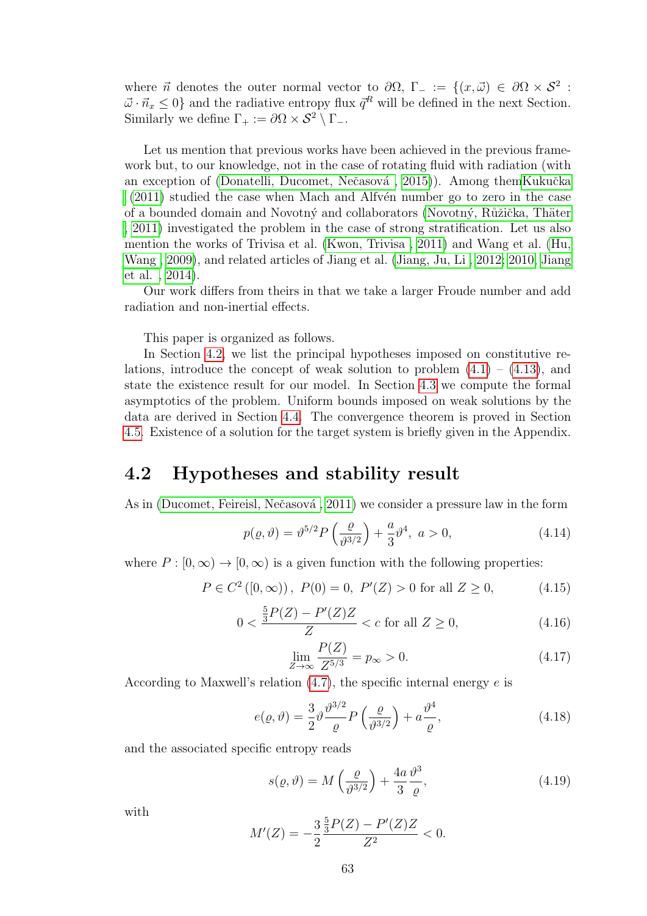where $\vec{n}$ denotes the outer normal vector to $\partial\Omega$, $\Gamma_- := \{(x, \vec{\omega}) \in \partial\Omega \times \mathcal{S}^2 : \vec{\omega} \cdot \vec{n}_x \leq 0\}$ and the radiative entropy flux $\vec{q}^R$ will be defined in the next Section. Similarly we define $\Gamma_+ := \partial\Omega \times \mathcal{S}^2 \setminus \Gamma_-$.

Let us mention that previous works have been achieved in the previous framework but, to our knowledge, not in the case of rotating fluid with radiation (with an exception of (Donatelli, Ducomet, Nečasová , 2015)). Among themKukučka | (2011) studied the case when Mach and Alfvén number go to zero in the case of a bounded domain and Novotný and collaborators (Novotný, Růžička, Thäter | 2011) investigated the problem in the case of strong stratification. Let us also mention the works of Trivisa et al. (Kwon, Trivisa , 2011) and Wang et al. (Hu, Wang , 2009), and related articles of Jiang et al. (Jiang, Ju, Li , 2012; 2010, Jiang et al. , 2014).

Our work differs from theirs in that we take a larger Froude number and add radiation and non-inertial effects.

This paper is organized as follows.

In Section 4.2, we list the principal hypotheses imposed on constitutive relations, introduce the concept of weak solution to problem (4.1) – (4.13), and state the existence result for our model. In Section 4.3 we compute the formal asymptotics of the problem. Uniform bounds imposed on weak solutions by the data are derived in Section 4.4. The convergence theorem is proved in Section 4.5. Existence of a solution for the target system is briefly given in the Appendix.

## 4.2 Hypotheses and stability result

As in (Ducomet, Feireisl, Nečasová , 2011) we consider a pressure law in the form

$$p(\varrho, \vartheta) = \vartheta^{5/2} P\left(\frac{\varrho}{\vartheta^{3/2}}\right) + \frac{a}{3}\vartheta^4, \ a > 0, \tag{4.14}$$

where $P : [0, \infty) \to [0, \infty)$ is a given function with the following properties:

$$P \in C^2([0, \infty)), \ P(0) = 0, \ P'(Z) > 0 \text{ for all } Z \geq 0, \tag{4.15}$$

$$0 < \frac{\frac{5}{3}P(Z) - P'(Z)Z}{Z} < c \text{ for all } Z \geq 0, \tag{4.16}$$

$$\lim_{Z\to\infty} \frac{P(Z)}{Z^{5/3}} = p_\infty > 0. \tag{4.17}$$

According to Maxwell's relation (4.7), the specific internal energy $e$ is

$$e(\varrho, \vartheta) = \frac{3}{2}\vartheta \frac{\vartheta^{3/2}}{\varrho} P\left(\frac{\varrho}{\vartheta^{3/2}}\right) + a\frac{\vartheta^4}{\varrho}, \tag{4.18}$$

and the associated specific entropy reads

$$s(\varrho, \vartheta) = M\left(\frac{\varrho}{\vartheta^{3/2}}\right) + \frac{4a}{3}\frac{\vartheta^3}{\varrho}, \tag{4.19}$$

with

$$M'(Z) = -\frac{3}{2}\frac{\frac{5}{3}P(Z) - P'(Z)Z}{Z^2} < 0.$$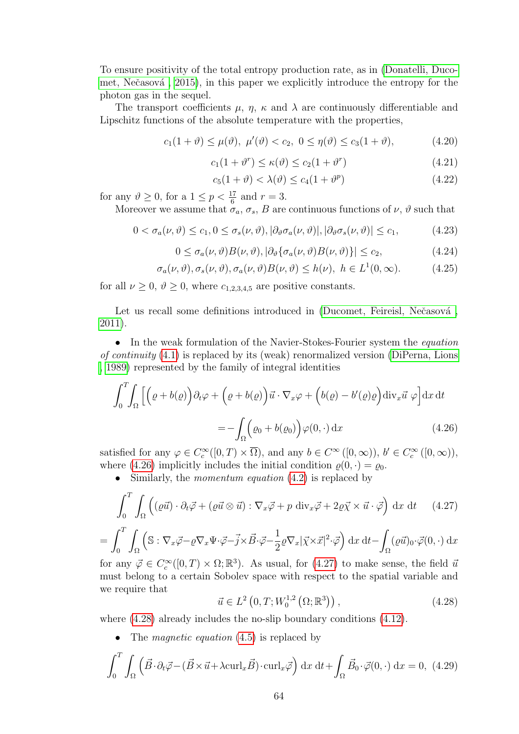To ensure positivity of the total entropy production rate, as in (Donatelli, Ducomet, Nečasová , 2015), in this paper we explicitly introduce the entropy for the photon gas in the sequel.

The transport coefficients $\mu$, $\eta$, $\kappa$ and $\lambda$ are continuously differentiable and Lipschitz functions of the absolute temperature with the properties,

$$c_1(1+\vartheta) \le \mu(\vartheta),\ \mu'(\vartheta) < c_2,\ 0 \le \eta(\vartheta) \le c_3(1+\vartheta), \tag{4.20}$$

$$c_1(1+\vartheta^r) \le \kappa(\vartheta) \le c_2(1+\vartheta^r) \tag{4.21}$$

$$c_5(1+\vartheta) < \lambda(\vartheta) \le c_4(1+\vartheta^p) \tag{4.22}$$

for any $\vartheta \ge 0$, for a $1 \le p < \frac{17}{6}$ and $r = 3$.

Moreover we assume that $\sigma_a$, $\sigma_s$, $B$ are continuous functions of $\nu$, $\vartheta$ such that

$$0 < \sigma_a(\nu,\vartheta) \le c_1, 0 \le \sigma_s(\nu,\vartheta), |\partial_\vartheta \sigma_a(\nu,\vartheta)|, |\partial_\vartheta \sigma_s(\nu,\vartheta)| \le c_1, \tag{4.23}$$

$$0 \le \sigma_a(\nu,\vartheta)B(\nu,\vartheta), |\partial_\vartheta\{\sigma_a(\nu,\vartheta)B(\nu,\vartheta)\}| \le c_2, \tag{4.24}$$

$$\sigma_a(\nu,\vartheta), \sigma_s(\nu,\vartheta), \sigma_a(\nu,\vartheta)B(\nu,\vartheta) \le h(\nu),\ h \in L^1(0,\infty). \tag{4.25}$$

for all $\nu \ge 0$, $\vartheta \ge 0$, where $c_{1,2,3,4,5}$ are positive constants.

Let us recall some definitions introduced in (Ducomet, Feireisl, Nečasová , 2011).

- In the weak formulation of the Navier-Stokes-Fourier system the *equation of continuity* (4.1) is replaced by its (weak) renormalized version (DiPerna, Lions , 1989) represented by the family of integral identities

$$\int_0^T\int_\Omega \Big[\Big(\varrho + b(\varrho)\Big)\partial_t\varphi + \Big(\varrho + b(\varrho)\Big)\vec u\cdot\nabla_x\varphi + \Big(b(\varrho) - b'(\varrho)\varrho\Big)\mathrm{div}_x\vec u\ \varphi\Big]\mathrm{d}x\,\mathrm{d}t$$
$$= -\int_\Omega \Big(\varrho_0 + b(\varrho_0)\Big)\varphi(0,\cdot)\,\mathrm{d}x \tag{4.26}$$

satisfied for any $\varphi \in C_c^\infty([0,T)\times\overline{\Omega})$, and any $b \in C^\infty([0,\infty))$, $b' \in C_c^\infty([0,\infty))$, where (4.26) implicitly includes the initial condition $\varrho(0,\cdot) = \varrho_0$.

- Similarly, the *momentum equation* (4.2) is replaced by

$$\int_0^T\int_\Omega \Big((\varrho\vec u)\cdot\partial_t\vec\varphi + (\varrho\vec u\otimes\vec u):\nabla_x\vec\varphi + p\ \mathrm{div}_x\vec\varphi + 2\varrho\vec\chi\times\vec u\cdot\vec\varphi\Big)\ \mathrm{d}x\ \mathrm{d}t \tag{4.27}$$

$$= \int_0^T\int_\Omega \Big(\mathbb{S}:\nabla_x\vec\varphi - \varrho\nabla_x\Psi\cdot\vec\varphi - \vec j\times\vec B\cdot\vec\varphi - \frac{1}{2}\varrho\nabla_x|\vec\chi\times\vec x|^2\cdot\vec\varphi\Big)\ \mathrm{d}x\ \mathrm{d}t - \int_\Omega (\varrho\vec u)_0\cdot\vec\varphi(0,\cdot)\ \mathrm{d}x$$

for any $\vec\varphi \in C_c^\infty([0,T)\times\Omega;\mathbb{R}^3)$. As usual, for (4.27) to make sense, the field $\vec u$ must belong to a certain Sobolev space with respect to the spatial variable and we require that

$$\vec u \in L^2\left(0,T;W_0^{1,2}\left(\Omega;\mathbb{R}^3\right)\right), \tag{4.28}$$

where (4.28) already includes the no-slip boundary conditions (4.12).

- The *magnetic equation* (4.5) is replaced by

$$\int_0^T\int_\Omega \Big(\vec B\cdot\partial_t\vec\varphi - (\vec B\times\vec u + \lambda\mathrm{curl}_x\vec B)\cdot\mathrm{curl}_x\vec\varphi\Big)\ \mathrm{d}x\ \mathrm{d}t + \int_\Omega \vec B_0\cdot\vec\varphi(0,\cdot)\ \mathrm{d}x = 0, \tag{4.29}$$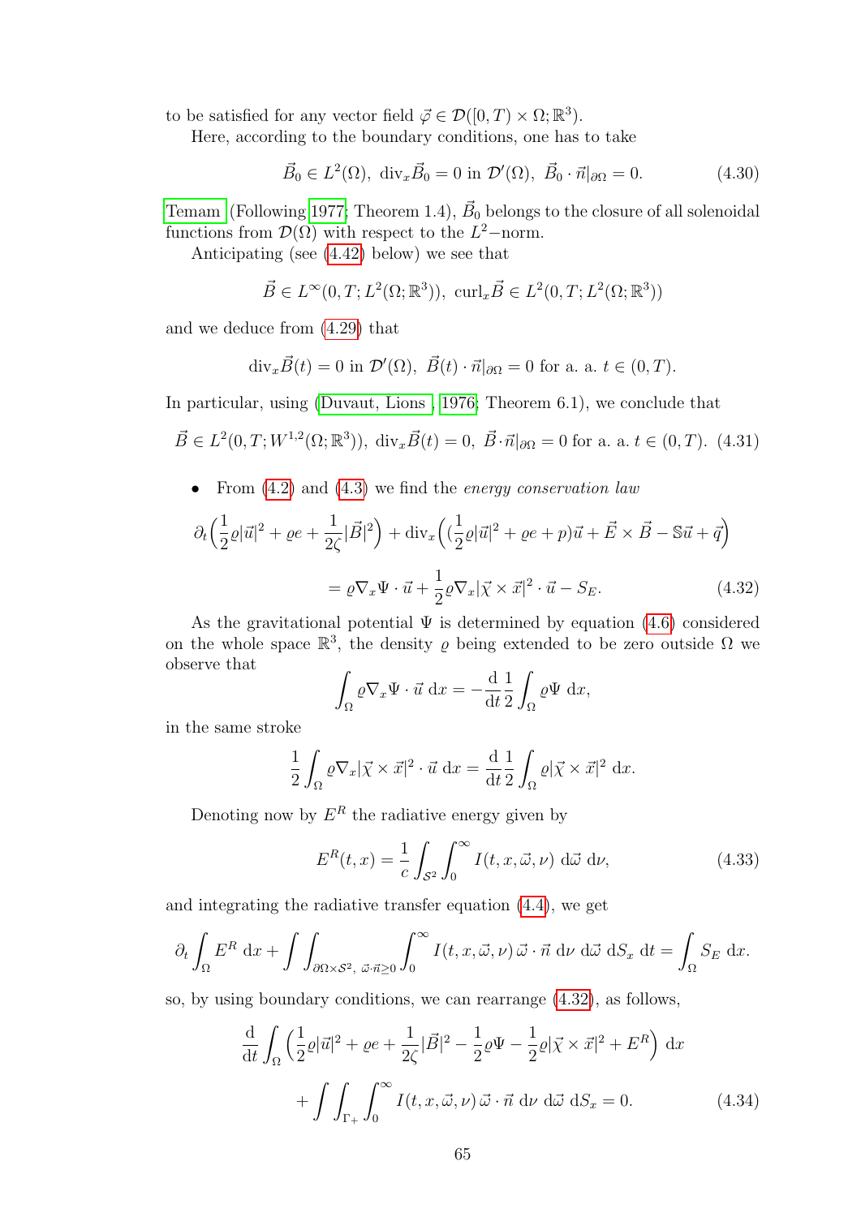to be satisfied for any vector field $\vec{\varphi} \in \mathcal{D}([0,T) \times \Omega; \mathbb{R}^3)$.

Here, according to the boundary conditions, one has to take

$$
\vec{B}_0 \in L^2(\Omega),\ \operatorname{div}_x \vec{B}_0 = 0 \text{ in } \mathcal{D}'(\Omega),\ \vec{B}_0 \cdot \vec{n}|_{\partial\Omega} = 0. \tag{4.30}
$$

Temam (Following 1977, Theorem 1.4), $\vec{B}_0$ belongs to the closure of all solenoidal functions from $\mathcal{D}(\Omega)$ with respect to the $L^2-$norm.

Anticipating (see (4.42) below) we see that

$$
\vec{B} \in L^\infty(0,T; L^2(\Omega;\mathbb{R}^3)),\ \operatorname{curl}_x \vec{B} \in L^2(0,T; L^2(\Omega;\mathbb{R}^3))
$$

and we deduce from (4.29) that

$$
\operatorname{div}_x \vec{B}(t) = 0 \text{ in } \mathcal{D}'(\Omega),\ \vec{B}(t)\cdot\vec{n}|_{\partial\Omega} = 0 \text{ for a. a. } t \in (0,T).
$$

In particular, using (Duvaut, Lions , 1976, Theorem 6.1), we conclude that

$$
\vec{B} \in L^2(0,T; W^{1,2}(\Omega;\mathbb{R}^3)),\ \operatorname{div}_x \vec{B}(t) = 0,\ \vec{B}\cdot\vec{n}|_{\partial\Omega} = 0 \text{ for a. a. } t \in (0,T). \tag{4.31}
$$

- From (4.2) and (4.3) we find the *energy conservation law*

$$
\partial_t\Big(\frac{1}{2}\varrho|\vec{u}|^2 + \varrho e + \frac{1}{2\zeta}|\vec{B}|^2\Big) + \operatorname{div}_x\Big((\frac{1}{2}\varrho|\vec{u}|^2 + \varrho e + p)\vec{u} + \vec{E}\times\vec{B} - \mathbb{S}\vec{u} + \vec{q}\Big)
$$

$$
= \varrho\nabla_x\Psi\cdot\vec{u} + \frac{1}{2}\varrho\nabla_x|\vec{\chi}\times\vec{x}|^2\cdot\vec{u} - S_E. \tag{4.32}
$$

As the gravitational potential $\Psi$ is determined by equation (4.6) considered on the whole space $\mathbb{R}^3$, the density $\varrho$ being extended to be zero outside $\Omega$ we observe that

$$
\int_\Omega \varrho\nabla_x\Psi\cdot\vec{u}\ \mathrm{d}x = -\frac{\mathrm{d}}{\mathrm{d}t}\frac{1}{2}\int_\Omega \varrho\Psi\ \mathrm{d}x,
$$

in the same stroke

$$
\frac{1}{2}\int_\Omega \varrho\nabla_x|\vec{\chi}\times\vec{x}|^2\cdot\vec{u}\ \mathrm{d}x = \frac{\mathrm{d}}{\mathrm{d}t}\frac{1}{2}\int_\Omega \varrho|\vec{\chi}\times\vec{x}|^2\ \mathrm{d}x.
$$

Denoting now by $E^R$ the radiative energy given by

$$
E^R(t,x) = \frac{1}{c}\int_{\mathcal{S}^2}\int_0^\infty I(t,x,\vec{\omega},\nu)\ \mathrm{d}\vec{\omega}\ \mathrm{d}\nu, \tag{4.33}
$$

and integrating the radiative transfer equation (4.4), we get

$$
\partial_t\int_\Omega E^R\ \mathrm{d}x + \int\int_{\partial\Omega\times\mathcal{S}^2,\ \vec{\omega}\cdot\vec{n}\geq 0}\int_0^\infty I(t,x,\vec{\omega},\nu)\,\vec{\omega}\cdot\vec{n}\ \mathrm{d}\nu\ \mathrm{d}\vec{\omega}\ \mathrm{d}S_x\ \mathrm{d}t = \int_\Omega S_E\ \mathrm{d}x.
$$

so, by using boundary conditions, we can rearrange (4.32), as follows,

$$
\frac{\mathrm{d}}{\mathrm{d}t}\int_\Omega\Big(\frac{1}{2}\varrho|\vec{u}|^2 + \varrho e + \frac{1}{2\zeta}|\vec{B}|^2 - \frac{1}{2}\varrho\Psi - \frac{1}{2}\varrho|\vec{\chi}\times\vec{x}|^2 + E^R\Big)\ \mathrm{d}x
$$

$$
+ \int\int_{\Gamma_+}\int_0^\infty I(t,x,\vec{\omega},\nu)\,\vec{\omega}\cdot\vec{n}\ \mathrm{d}\nu\ \mathrm{d}\vec{\omega}\ \mathrm{d}S_x = 0. \tag{4.34}
$$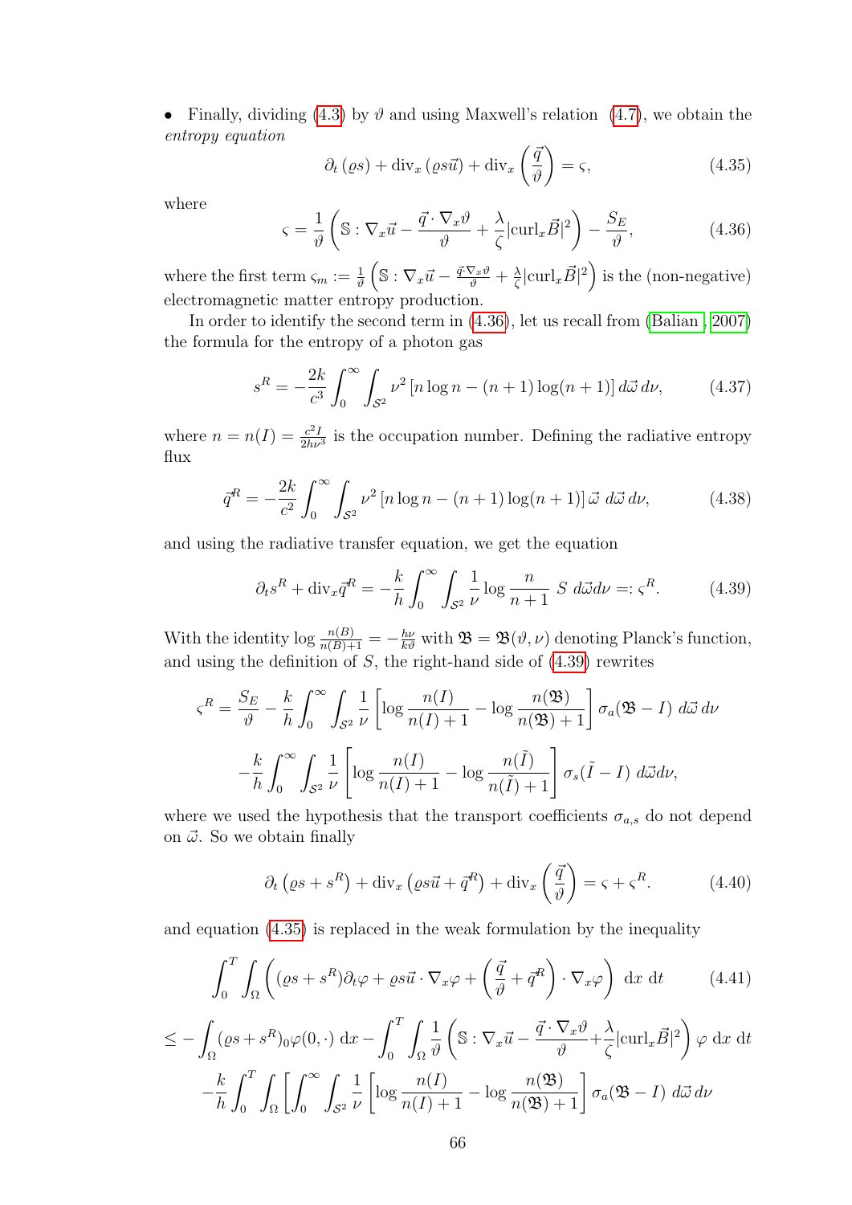- Finally, dividing (4.3) by $\vartheta$ and using Maxwell's relation (4.7), we obtain the *entropy equation*

$$\partial_t (\varrho s) + \mathrm{div}_x (\varrho s \vec{u}) + \mathrm{div}_x \left( \frac{\vec{q}}{\vartheta} \right) = \varsigma, \tag{4.35}$$

where

$$\varsigma = \frac{1}{\vartheta} \left( \mathbb{S} : \nabla_x \vec{u} - \frac{\vec{q} \cdot \nabla_x \vartheta}{\vartheta} + \frac{\lambda}{\zeta} |\mathrm{curl}_x \vec{B}|^2 \right) - \frac{S_E}{\vartheta}, \tag{4.36}$$

where the first term $\varsigma_m := \frac{1}{\vartheta} \left( \mathbb{S} : \nabla_x \vec{u} - \frac{\vec{q} \cdot \nabla_x \vartheta}{\vartheta} + \frac{\lambda}{\zeta} |\mathrm{curl}_x \vec{B}|^2 \right)$ is the (non-negative) electromagnetic matter entropy production.

In order to identify the second term in (4.36), let us recall from (Balian , 2007) the formula for the entropy of a photon gas

$$s^R = -\frac{2k}{c^3} \int_0^\infty \int_{\mathcal{S}^2} \nu^2 \left[ n \log n - (n+1) \log(n+1) \right] d\vec{\omega}\, d\nu, \tag{4.37}$$

where $n = n(I) = \frac{c^2 I}{2h\nu^3}$ is the occupation number. Defining the radiative entropy flux

$$\vec{q}^R = -\frac{2k}{c^2} \int_0^\infty \int_{\mathcal{S}^2} \nu^2 \left[ n \log n - (n+1) \log(n+1) \right] \vec{\omega}\ d\vec{\omega}\, d\nu, \tag{4.38}$$

and using the radiative transfer equation, we get the equation

$$\partial_t s^R + \mathrm{div}_x \vec{q}^R = -\frac{k}{h} \int_0^\infty \int_{\mathcal{S}^2} \frac{1}{\nu} \log \frac{n}{n+1}\ S\ d\vec{\omega} d\nu =: \varsigma^R. \tag{4.39}$$

With the identity $\log \frac{n(B)}{n(B)+1} = -\frac{h\nu}{k\vartheta}$ with $\mathfrak{B} = \mathfrak{B}(\vartheta, \nu)$ denoting Planck's function, and using the definition of $S$, the right-hand side of (4.39) rewrites

$$\varsigma^R = \frac{S_E}{\vartheta} - \frac{k}{h} \int_0^\infty \int_{\mathcal{S}^2} \frac{1}{\nu} \left[ \log \frac{n(I)}{n(I)+1} - \log \frac{n(\mathfrak{B})}{n(\mathfrak{B})+1} \right] \sigma_a (\mathfrak{B} - I)\ d\vec{\omega}\, d\nu$$

$$-\frac{k}{h} \int_0^\infty \int_{\mathcal{S}^2} \frac{1}{\nu} \left[ \log \frac{n(I)}{n(I)+1} - \log \frac{n(\tilde{I})}{n(\tilde{I})+1} \right] \sigma_s (\tilde{I} - I)\ d\vec{\omega} d\nu,$$

where we used the hypothesis that the transport coefficients $\sigma_{a,s}$ do not depend on $\vec{\omega}$. So we obtain finally

$$\partial_t \left( \varrho s + s^R \right) + \mathrm{div}_x \left( \varrho s \vec{u} + \vec{q}^R \right) + \mathrm{div}_x \left( \frac{\vec{q}}{\vartheta} \right) = \varsigma + \varsigma^R. \tag{4.40}$$

and equation (4.35) is replaced in the weak formulation by the inequality

$$\int_0^T \int_\Omega \left( (\varrho s + s^R) \partial_t \varphi + \varrho s \vec{u} \cdot \nabla_x \varphi + \left( \frac{\vec{q}}{\vartheta} + \vec{q}^R \right) \cdot \nabla_x \varphi \right)\ \mathrm{d}x\ \mathrm{d}t \tag{4.41}$$

$$\leq -\int_\Omega (\varrho s + s^R)_0 \varphi(0, \cdot)\ \mathrm{d}x - \int_0^T \int_\Omega \frac{1}{\vartheta} \left( \mathbb{S} : \nabla_x \vec{u} - \frac{\vec{q} \cdot \nabla_x \vartheta}{\vartheta} + \frac{\lambda}{\zeta} |\mathrm{curl}_x \vec{B}|^2 \right) \varphi\ \mathrm{d}x\ \mathrm{d}t$$

$$-\frac{k}{h} \int_0^T \int_\Omega \left[ \int_0^\infty \int_{\mathcal{S}^2} \frac{1}{\nu} \left[ \log \frac{n(I)}{n(I)+1} - \log \frac{n(\mathfrak{B})}{n(\mathfrak{B})+1} \right] \sigma_a (\mathfrak{B} - I)\ d\vec{\omega}\, d\nu \right.$$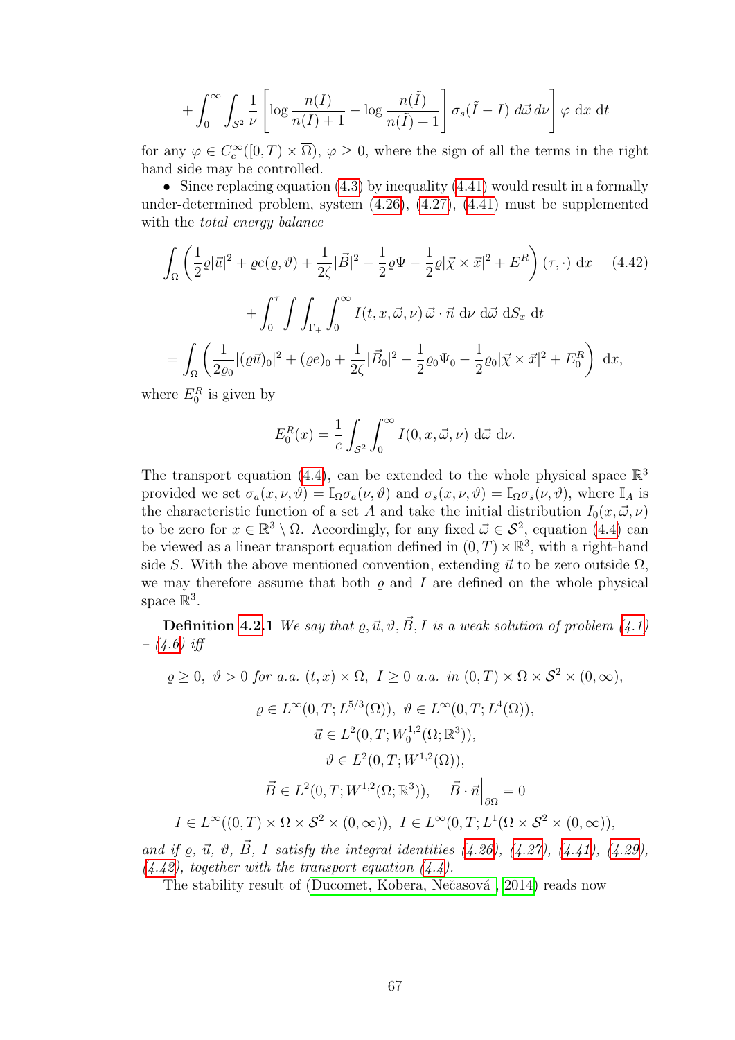$$+\int_0^\infty \int_{\mathcal{S}^2} \frac{1}{\nu} \left[ \log \frac{n(I)}{n(I)+1} - \log \frac{n(\tilde{I})}{n(\tilde{I})+1} \right] \sigma_s(\tilde{I} - I) \, d\vec{\omega} \, d\nu \right] \varphi \, \mathrm{d}x \, \mathrm{d}t$$

for any $\varphi \in C_c^\infty([0,T) \times \overline{\Omega})$, $\varphi \geq 0$, where the sign of all the terms in the right hand side may be controlled.

- Since replacing equation (4.3) by inequality (4.41) would result in a formally under-determined problem, system (4.26), (4.27), (4.41) must be supplemented with the *total energy balance*

$$\int_\Omega \left( \frac{1}{2} \varrho |\vec{u}|^2 + \varrho e(\varrho, \vartheta) + \frac{1}{2\zeta} |\vec{B}|^2 - \frac{1}{2} \varrho \Psi - \frac{1}{2} \varrho |\vec{\chi} \times \vec{x}|^2 + E^R \right) (\tau, \cdot) \, \mathrm{d}x \tag{4.42}$$

$$+ \int_0^\tau \int \int_{\Gamma_+} \int_0^\infty I(t, x, \vec{\omega}, \nu) \, \vec{\omega} \cdot \vec{n} \, \mathrm{d}\nu \, \mathrm{d}\vec{\omega} \, \mathrm{d}S_x \, \mathrm{d}t$$

$$= \int_\Omega \left( \frac{1}{2\varrho_0} |(\varrho \vec{u})_0|^2 + (\varrho e)_0 + \frac{1}{2\zeta} |\vec{B}_0|^2 - \frac{1}{2} \varrho_0 \Psi_0 - \frac{1}{2} \varrho_0 |\vec{\chi} \times \vec{x}|^2 + E_0^R \right) \, \mathrm{d}x,$$

where $E_0^R$ is given by

$$E_0^R(x) = \frac{1}{c} \int_{\mathcal{S}^2} \int_0^\infty I(0, x, \vec{\omega}, \nu) \, \mathrm{d}\vec{\omega} \, \mathrm{d}\nu.$$

The transport equation (4.4), can be extended to the whole physical space $\mathbb{R}^3$ provided we set $\sigma_a(x, \nu, \vartheta) = \mathbb{I}_\Omega \sigma_a(\nu, \vartheta)$ and $\sigma_s(x, \nu, \vartheta) = \mathbb{I}_\Omega \sigma_s(\nu, \vartheta)$, where $\mathbb{I}_A$ is the characteristic function of a set $A$ and take the initial distribution $I_0(x, \vec{\omega}, \nu)$ to be zero for $x \in \mathbb{R}^3 \setminus \Omega$. Accordingly, for any fixed $\vec{\omega} \in \mathcal{S}^2$, equation (4.4) can be viewed as a linear transport equation defined in $(0,T) \times \mathbb{R}^3$, with a right-hand side $S$. With the above mentioned convention, extending $\vec{u}$ to be zero outside $\Omega$, we may therefore assume that both $\varrho$ and $I$ are defined on the whole physical space $\mathbb{R}^3$.

**Definition 4.2.1** *We say that $\varrho, \vec{u}, \vartheta, \vec{B}, I$ is a weak solution of problem (4.1) – (4.6) iff*

$$\varrho \geq 0, \ \vartheta > 0 \text{ for a.a. } (t,x) \times \Omega, \ I \geq 0 \text{ a.a. in } (0,T) \times \Omega \times \mathcal{S}^2 \times (0, \infty),$$

$$\varrho \in L^\infty(0,T; L^{5/3}(\Omega)), \ \vartheta \in L^\infty(0,T; L^4(\Omega)),$$

$$\vec{u} \in L^2(0,T; W_0^{1,2}(\Omega; \mathbb{R}^3)),$$

$$\vartheta \in L^2(0,T; W^{1,2}(\Omega)),$$

$$\vec{B} \in L^2(0,T; W^{1,2}(\Omega; \mathbb{R}^3)), \quad \vec{B} \cdot \vec{n} \Big|_{\partial\Omega} = 0$$

$$I \in L^\infty((0,T) \times \Omega \times \mathcal{S}^2 \times (0,\infty)), \ I \in L^\infty(0,T; L^1(\Omega \times \mathcal{S}^2 \times (0, \infty)),$$

*and if $\varrho$, $\vec{u}$, $\vartheta$, $\vec{B}$, $I$ satisfy the integral identities (4.26), (4.27), (4.41), (4.29), (4.42), together with the transport equation (4.4).*

The stability result of (Ducomet, Kobera, Nečasová , 2014) reads now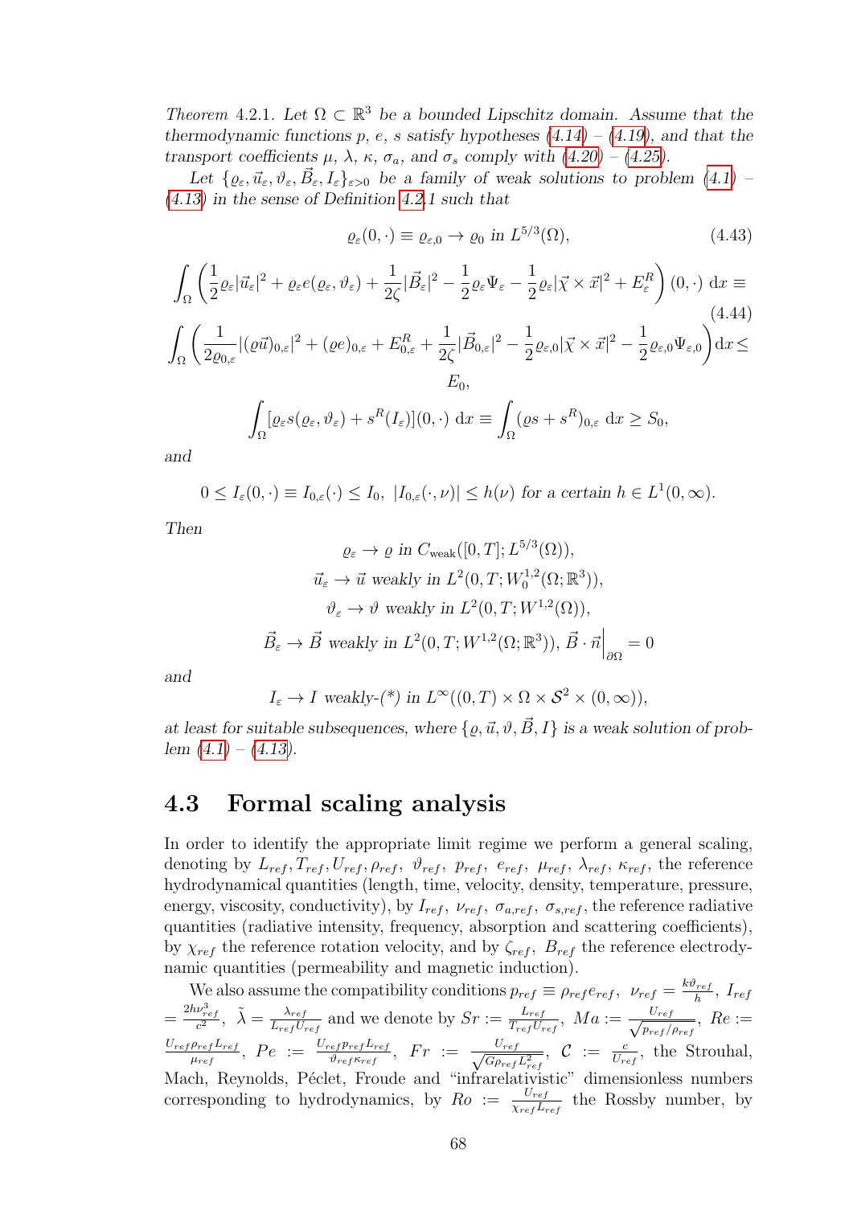*Theorem* 4.2.1. *Let $\Omega \subset \mathbb{R}^3$ be a bounded Lipschitz domain. Assume that the thermodynamic functions $p$, $e$, $s$ satisfy hypotheses (4.14) – (4.19), and that the transport coefficients $\mu$, $\lambda$, $\kappa$, $\sigma_a$, and $\sigma_s$ comply with (4.20) – (4.25).*

*Let $\{\varrho_\varepsilon, \vec{u}_\varepsilon, \vartheta_\varepsilon, \vec{B}_\varepsilon, I_\varepsilon\}_{\varepsilon>0}$ be a family of weak solutions to problem (4.1) – (4.13) in the sense of Definition 4.2.1 such that*

$$\varrho_\varepsilon(0,\cdot) \equiv \varrho_{\varepsilon,0} \to \varrho_0 \text{ in } L^{5/3}(\Omega), \tag{4.43}$$

$$\int_\Omega \left( \frac{1}{2}\varrho_\varepsilon |\vec{u}_\varepsilon|^2 + \varrho_\varepsilon e(\varrho_\varepsilon, \vartheta_\varepsilon) + \frac{1}{2\zeta}|\vec{B}_\varepsilon|^2 - \frac{1}{2}\varrho_\varepsilon \Psi_\varepsilon - \frac{1}{2}\varrho_\varepsilon |\vec{\chi} \times \vec{x}|^2 + E_\varepsilon^R \right)(0,\cdot)\, \mathrm{d}x \equiv \tag{4.44}$$

$$\int_\Omega \left( \frac{1}{2\varrho_{0,\varepsilon}} |(\varrho\vec{u})_{0,\varepsilon}|^2 + (\varrho e)_{0,\varepsilon} + E_{0,\varepsilon}^R + \frac{1}{2\zeta}|\vec{B}_{0,\varepsilon}|^2 - \frac{1}{2}\varrho_{\varepsilon,0}|\vec{\chi}\times\vec{x}|^2 - \frac{1}{2}\varrho_{\varepsilon,0}\Psi_{\varepsilon,0} \right) \mathrm{d}x \leq E_0,$$

$$\int_\Omega [\varrho_\varepsilon s(\varrho_\varepsilon, \vartheta_\varepsilon) + s^R(I_\varepsilon)](0,\cdot)\, \mathrm{d}x \equiv \int_\Omega (\varrho s + s^R)_{0,\varepsilon}\, \mathrm{d}x \geq S_0,$$

*and*

$$0 \leq I_\varepsilon(0,\cdot) \equiv I_{0,\varepsilon}(\cdot) \leq I_0,\ |I_{0,\varepsilon}(\cdot,\nu)| \leq h(\nu) \text{ for a certain } h \in L^1(0,\infty).$$

*Then*

$$\varrho_\varepsilon \to \varrho \text{ in } C_{\mathrm{weak}}([0,T]; L^{5/3}(\Omega)),$$
$$\vec{u}_\varepsilon \to \vec{u} \text{ weakly in } L^2(0,T; W_0^{1,2}(\Omega;\mathbb{R}^3)),$$
$$\vartheta_\varepsilon \to \vartheta \text{ weakly in } L^2(0,T; W^{1,2}(\Omega)),$$
$$\vec{B}_\varepsilon \to \vec{B} \text{ weakly in } L^2(0,T; W^{1,2}(\Omega;\mathbb{R}^3)),\ \vec{B}\cdot\vec{n}\Big|_{\partial\Omega} = 0$$

*and*

$$I_\varepsilon \to I \text{ weakly-(*) in } L^\infty((0,T)\times\Omega\times\mathcal{S}^2\times(0,\infty)),$$

*at least for suitable subsequences, where $\{\varrho, \vec{u}, \vartheta, \vec{B}, I\}$ is a weak solution of problem (4.1) – (4.13).*

## 4.3 Formal scaling analysis

In order to identify the appropriate limit regime we perform a general scaling, denoting by $L_{ref}, T_{ref}, U_{ref}, \rho_{ref}$, $\vartheta_{ref}$, $p_{ref}$, $e_{ref}$, $\mu_{ref}$, $\lambda_{ref}$, $\kappa_{ref}$, the reference hydrodynamical quantities (length, time, velocity, density, temperature, pressure, energy, viscosity, conductivity), by $I_{ref}$, $\nu_{ref}$, $\sigma_{a,ref}$, $\sigma_{s,ref}$, the reference radiative quantities (radiative intensity, frequency, absorption and scattering coefficients), by $\chi_{ref}$ the reference rotation velocity, and by $\zeta_{ref}$, $B_{ref}$ the reference electrodynamic quantities (permeability and magnetic induction).

We also assume the compatibility conditions $p_{ref} \equiv \rho_{ref} e_{ref}$, $\nu_{ref} = \frac{k\vartheta_{ref}}{h}$, $I_{ref} = \frac{2h\nu_{ref}^3}{c^2}$, $\tilde{\lambda} = \frac{\lambda_{ref}}{L_{ref}U_{ref}}$ and we denote by $Sr := \frac{L_{ref}}{T_{ref}U_{ref}}$, $Ma := \frac{U_{ref}}{\sqrt{p_{ref}/\rho_{ref}}}$, $Re := \frac{U_{ref}\rho_{ref}L_{ref}}{\mu_{ref}}$, $Pe := \frac{U_{ref}p_{ref}L_{ref}}{\vartheta_{ref}\kappa_{ref}}$, $Fr := \frac{U_{ref}}{\sqrt{G\rho_{ref}L_{ref}^2}}$, $\mathcal{C} := \frac{c}{U_{ref}}$, the Strouhal, Mach, Reynolds, Péclet, Froude and "infrarelativistic" dimensionless numbers corresponding to hydrodynamics, by $Ro := \frac{U_{ref}}{\chi_{ref}L_{ref}}$ the Rossby number, by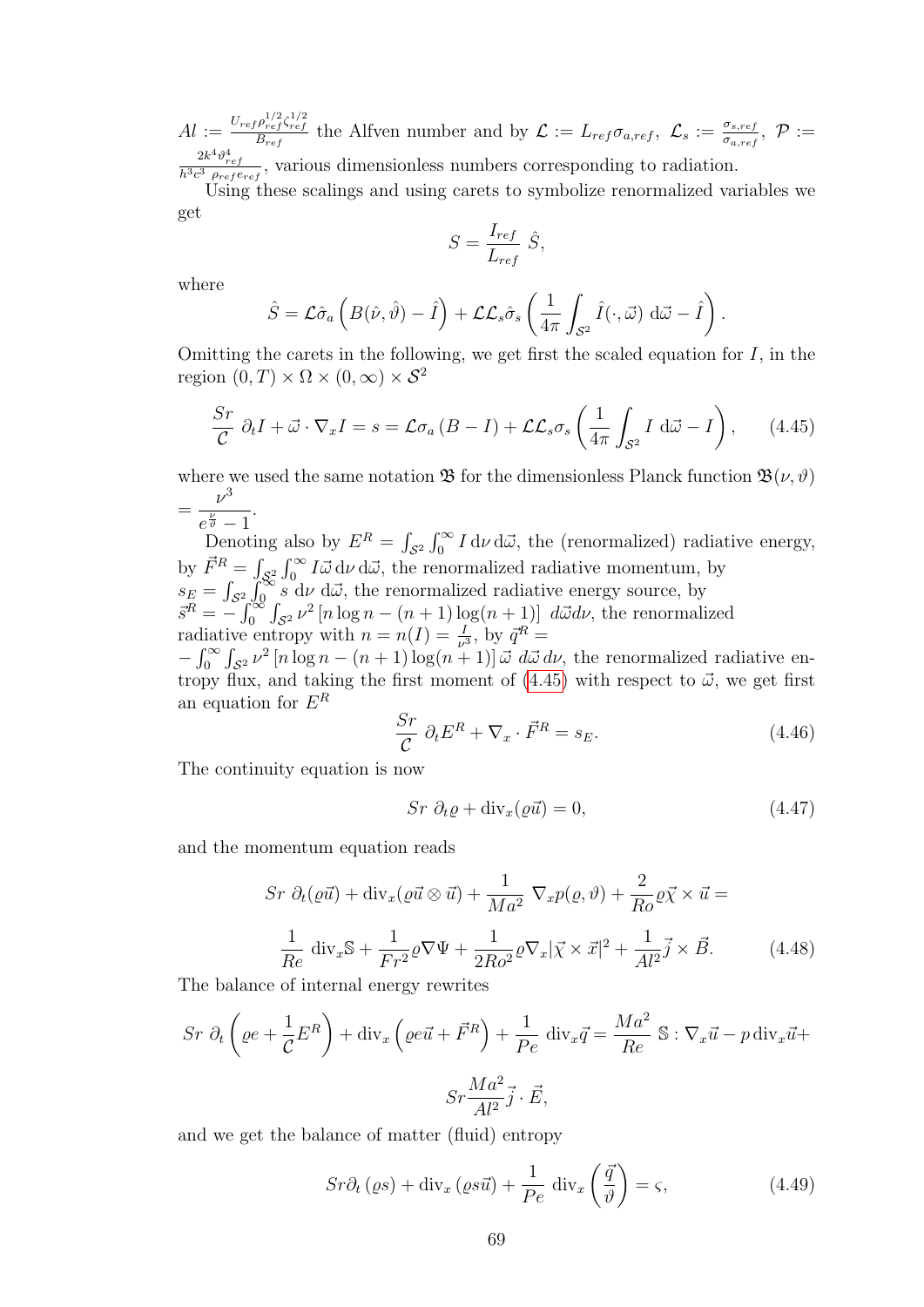$Al := \frac{U_{ref}\rho_{ref}^{1/2}\zeta_{ref}^{1/2}}{B_{ref}}$ the Alfven number and by $\mathcal{L} := L_{ref}\sigma_{a,ref}$, $\mathcal{L}_s := \frac{\sigma_{s,ref}}{\sigma_{a,ref}}$, $\mathcal{P} := \frac{2k^4\vartheta_{ref}^4}{h^3c^3\ \rho_{ref}e_{ref}}$, various dimensionless numbers corresponding to radiation.

Using these scalings and using carets to symbolize renormalized variables we get

$$S = \frac{I_{ref}}{L_{ref}}\ \hat{S},$$

where

$$\hat{S} = \mathcal{L}\hat{\sigma}_a\left(B(\hat{\nu},\hat{\vartheta}) - \hat{I}\right) + \mathcal{L}\mathcal{L}_s\hat{\sigma}_s\left(\frac{1}{4\pi}\int_{\mathcal{S}^2}\hat{I}(\cdot,\vec{\omega})\ \mathrm{d}\vec{\omega} - \hat{I}\right).$$

Omitting the carets in the following, we get first the scaled equation for $I$, in the region $(0,T)\times\Omega\times(0,\infty)\times\mathcal{S}^2$

$$\frac{Sr}{\mathcal{C}}\ \partial_t I + \vec{\omega}\cdot\nabla_x I = s = \mathcal{L}\sigma_a\left(B - I\right) + \mathcal{L}\mathcal{L}_s\sigma_s\left(\frac{1}{4\pi}\int_{\mathcal{S}^2} I\ \mathrm{d}\vec{\omega} - I\right), \tag{4.45}$$

where we used the same notation $\mathfrak{B}$ for the dimensionless Planck function $\mathfrak{B}(\nu,\vartheta)$ $= \dfrac{\nu^3}{e^{\frac{\nu}{\vartheta}} - 1}$.

Denoting also by $E^R = \int_{\mathcal{S}^2}\int_0^\infty I\,\mathrm{d}\nu\,\mathrm{d}\vec{\omega}$, the (renormalized) radiative energy, by $\vec{F}^R = \int_{\mathcal{S}^2}\int_0^\infty I\vec{\omega}\,\mathrm{d}\nu\,\mathrm{d}\vec{\omega}$, the renormalized radiative momentum, by $s_E = \int_{\mathcal{S}^2}\int_0^\infty s\ \mathrm{d}\nu\ \mathrm{d}\vec{\omega}$, the renormalized radiative energy source, by $\vec{s}^R = -\int_0^\infty\int_{\mathcal{S}^2}\nu^2\left[n\log n - (n+1)\log(n+1)\right]\ d\vec{\omega}d\nu$, the renormalized radiative entropy with $n = n(I) = \frac{I}{\nu^3}$, by $\vec{q}^R =$ $-\int_0^\infty\int_{\mathcal{S}^2}\nu^2\left[n\log n - (n+1)\log(n+1)\right]\vec{\omega}\ d\vec{\omega}\,d\nu$, the renormalized radiative entropy flux, and taking the first moment of (4.45) with respect to $\vec{\omega}$, we get first an equation for $E^R$

$$\frac{Sr}{\mathcal{C}}\ \partial_t E^R + \nabla_x\cdot\vec{F}^R = s_E. \tag{4.46}$$

The continuity equation is now

$$Sr\ \partial_t\varrho + \mathrm{div}_x(\varrho\vec{u}) = 0, \tag{4.47}$$

and the momentum equation reads

$$Sr\ \partial_t(\varrho\vec{u}) + \mathrm{div}_x(\varrho\vec{u}\otimes\vec{u}) + \frac{1}{Ma^2}\ \nabla_x p(\varrho,\vartheta) + \frac{2}{Ro}\varrho\vec{\chi}\times\vec{u} =$$

$$\frac{1}{Re}\ \mathrm{div}_x\mathbb{S} + \frac{1}{Fr^2}\varrho\nabla\Psi + \frac{1}{2Ro^2}\varrho\nabla_x|\vec{\chi}\times\vec{x}|^2 + \frac{1}{Al^2}\vec{j}\times\vec{B}. \tag{4.48}$$

The balance of internal energy rewrites

$$Sr\ \partial_t\left(\varrho e + \frac{1}{\mathcal{C}}E^R\right) + \mathrm{div}_x\left(\varrho e\vec{u} + \vec{F}^R\right) + \frac{1}{Pe}\ \mathrm{div}_x\vec{q} = \frac{Ma^2}{Re}\ \mathbb{S}:\nabla_x\vec{u} - p\,\mathrm{div}_x\vec{u} +$$

$$Sr\frac{Ma^2}{Al^2}\vec{j}\cdot\vec{E},$$

and we get the balance of matter (fluid) entropy

$$Sr\partial_t\left(\varrho s\right) + \mathrm{div}_x\left(\varrho s\vec{u}\right) + \frac{1}{Pe}\ \mathrm{div}_x\left(\frac{\vec{q}}{\vartheta}\right) = \varsigma, \tag{4.49}$$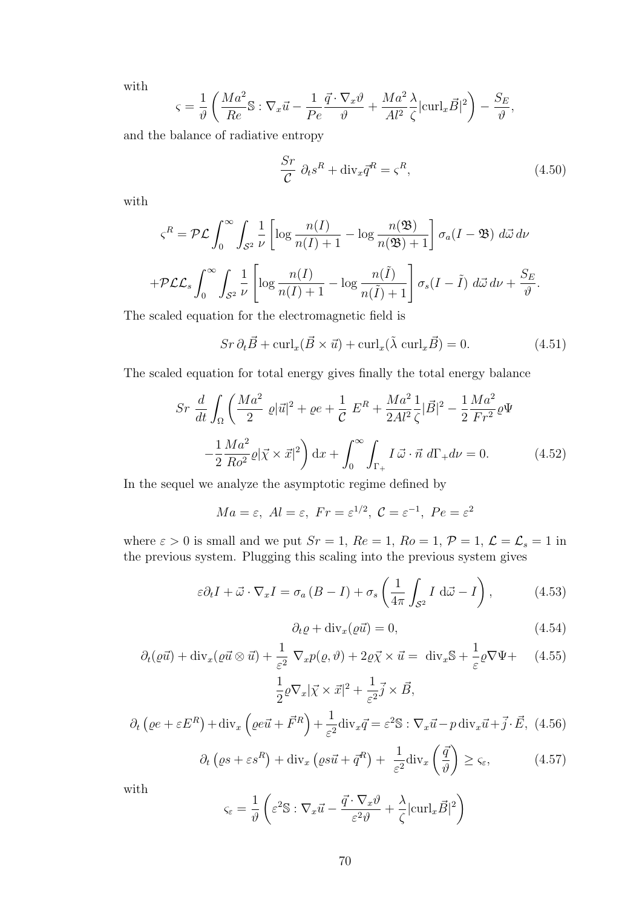with

$$\varsigma = \frac{1}{\vartheta}\left(\frac{Ma^2}{Re}\mathbb{S} : \nabla_x \vec{u} - \frac{1}{Pe}\frac{\vec{q}\cdot\nabla_x\vartheta}{\vartheta} + \frac{Ma^2}{Al^2}\frac{\lambda}{\zeta}|\mathrm{curl}_x\vec{B}|^2\right) - \frac{S_E}{\vartheta},$$

and the balance of radiative entropy

$$\frac{Sr}{\mathcal{C}}\ \partial_t s^R + \mathrm{div}_x \vec{q}^R = \varsigma^R, \tag{4.50}$$

with

$$\varsigma^R = \mathcal{P}\mathcal{L}\int_0^\infty\int_{\mathcal{S}^2}\frac{1}{\nu}\left[\log\frac{n(I)}{n(I)+1} - \log\frac{n(\mathfrak{B})}{n(\mathfrak{B})+1}\right]\sigma_a(I-\mathfrak{B})\ d\vec{\omega}\,d\nu$$

$$+\mathcal{P}\mathcal{L}\mathcal{L}_s\int_0^\infty\int_{\mathcal{S}^2}\frac{1}{\nu}\left[\log\frac{n(I)}{n(I)+1} - \log\frac{n(\tilde{I})}{n(\tilde{I})+1}\right]\sigma_s(I-\tilde{I})\ d\vec{\omega}\,d\nu + \frac{S_E}{\vartheta}.$$

The scaled equation for the electromagnetic field is

$$Sr\,\partial_t\vec{B} + \mathrm{curl}_x(\vec{B}\times\vec{u}) + \mathrm{curl}_x(\tilde{\lambda}\ \mathrm{curl}_x\vec{B}) = 0. \tag{4.51}$$

The scaled equation for total energy gives finally the total energy balance

$$Sr\ \frac{d}{dt}\int_\Omega\left(\frac{Ma^2}{2}\ \varrho|\vec{u}|^2 + \varrho e + \frac{1}{\mathcal{C}}\ E^R + \frac{Ma^2}{2Al^2}\frac{1}{\zeta}|\vec{B}|^2 - \frac{1}{2}\frac{Ma^2}{Fr^2}\varrho\Psi\right.$$
$$\left.-\frac{1}{2}\frac{Ma^2}{Ro^2}\varrho|\vec{\chi}\times\vec{x}|^2\right)\mathrm{d}x + \int_0^\infty\int_{\Gamma_+} I\,\vec{\omega}\cdot\vec{n}\ d\Gamma_+ d\nu = 0. \tag{4.52}$$

In the sequel we analyze the asymptotic regime defined by

$$Ma = \varepsilon,\ Al = \varepsilon,\ Fr = \varepsilon^{1/2},\ \mathcal{C} = \varepsilon^{-1},\ Pe = \varepsilon^2$$

where $\varepsilon > 0$ is small and we put $Sr = 1$, $Re = 1$, $Ro = 1$, $\mathcal{P} = 1$, $\mathcal{L} = \mathcal{L}_s = 1$ in the previous system. Plugging this scaling into the previous system gives

$$\varepsilon\partial_t I + \vec{\omega}\cdot\nabla_x I = \sigma_a\left(B - I\right) + \sigma_s\left(\frac{1}{4\pi}\int_{\mathcal{S}^2} I\ \mathrm{d}\vec{\omega} - I\right), \tag{4.53}$$

$$\partial_t\varrho + \mathrm{div}_x(\varrho\vec{u}) = 0, \tag{4.54}$$

$$\partial_t(\varrho\vec{u}) + \mathrm{div}_x(\varrho\vec{u}\otimes\vec{u}) + \frac{1}{\varepsilon^2}\ \nabla_x p(\varrho,\vartheta) + 2\varrho\vec{\chi}\times\vec{u} = \ \mathrm{div}_x\mathbb{S} + \frac{1}{\varepsilon}\varrho\nabla\Psi + \tag{4.55}$$
$$\frac{1}{2}\varrho\nabla_x|\vec{\chi}\times\vec{x}|^2 + \frac{1}{\varepsilon^2}\vec{j}\times\vec{B},$$

$$\partial_t\left(\varrho e + \varepsilon E^R\right) + \mathrm{div}_x\left(\varrho e\vec{u} + \vec{F}^R\right) + \frac{1}{\varepsilon^2}\mathrm{div}_x\vec{q} = \varepsilon^2\mathbb{S} : \nabla_x\vec{u} - p\,\mathrm{div}_x\vec{u} + \vec{j}\cdot\vec{E}, \tag{4.56}$$

$$\partial_t\left(\varrho s + \varepsilon s^R\right) + \mathrm{div}_x\left(\varrho s\vec{u} + \vec{q}^R\right) + \ \frac{1}{\varepsilon^2}\mathrm{div}_x\left(\frac{\vec{q}}{\vartheta}\right) \geq \varsigma_\varepsilon, \tag{4.57}$$

with

$$\varsigma_\varepsilon = \frac{1}{\vartheta}\left(\varepsilon^2\mathbb{S} : \nabla_x\vec{u} - \frac{\vec{q}\cdot\nabla_x\vartheta}{\varepsilon^2\vartheta} + \frac{\lambda}{\zeta}|\mathrm{curl}_x\vec{B}|^2\right)$$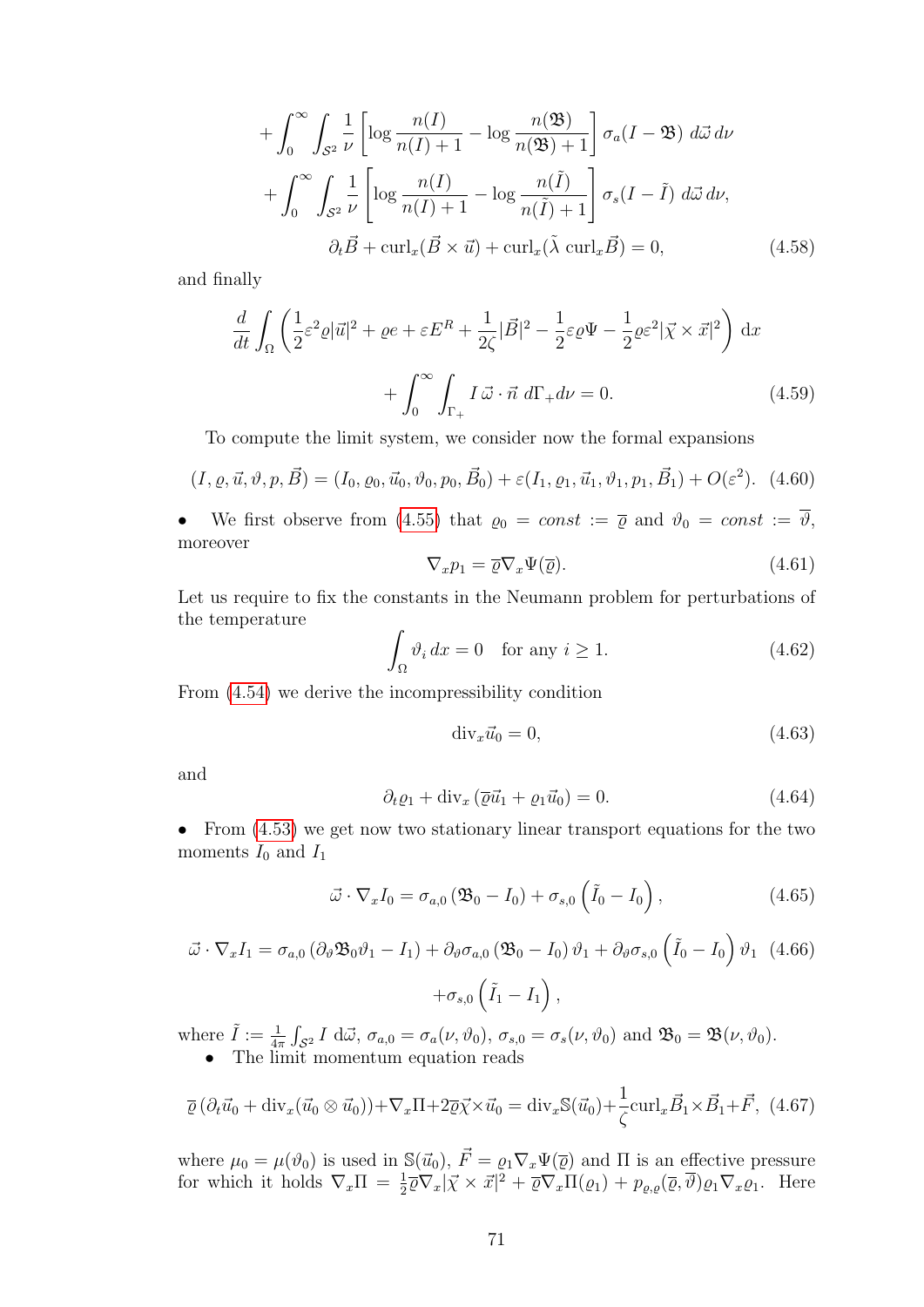$$
+\int_0^\infty \int_{\mathcal{S}^2} \frac{1}{\nu}\left[\log\frac{n(I)}{n(I)+1} - \log\frac{n(\mathfrak{B})}{n(\mathfrak{B})+1}\right]\sigma_a(I-\mathfrak{B})\; d\vec{\omega}\, d\nu
$$

$$
+\int_0^\infty \int_{\mathcal{S}^2} \frac{1}{\nu}\left[\log\frac{n(I)}{n(I)+1} - \log\frac{n(\tilde{I})}{n(\tilde{I})+1}\right]\sigma_s(I-\tilde{I})\; d\vec{\omega}\, d\nu,
$$

$$
\partial_t \vec{B} + \mathrm{curl}_x(\vec{B}\times\vec{u}) + \mathrm{curl}_x(\tilde{\lambda}\;\mathrm{curl}_x\vec{B}) = 0, \tag{4.58}
$$

and finally

$$
\frac{d}{dt}\int_\Omega \left(\frac{1}{2}\varepsilon^2\varrho|\vec{u}|^2 + \varrho e + \varepsilon E^R + \frac{1}{2\zeta}|\vec{B}|^2 - \frac{1}{2}\varepsilon\varrho\Psi - \frac{1}{2}\varrho\varepsilon^2|\vec{\chi}\times\vec{x}|^2\right)\mathrm{d}x
$$

$$
+\int_0^\infty\int_{\Gamma_+} I\,\vec{\omega}\cdot\vec{n}\; d\Gamma_+ d\nu = 0. \tag{4.59}
$$

To compute the limit system, we consider now the formal expansions

$$
(I,\varrho,\vec{u},\vartheta,p,\vec{B}) = (I_0,\varrho_0,\vec{u}_0,\vartheta_0,p_0,\vec{B}_0) + \varepsilon(I_1,\varrho_1,\vec{u}_1,\vartheta_1,p_1,\vec{B}_1) + O(\varepsilon^2). \tag{4.60}
$$

- We first observe from (4.55) that $\varrho_0 = const := \overline{\varrho}$ and $\vartheta_0 = const := \overline{\vartheta}$, moreover

$$
\nabla_x p_1 = \overline{\varrho}\nabla_x\Psi(\overline{\varrho}). \tag{4.61}
$$

Let us require to fix the constants in the Neumann problem for perturbations of the temperature

$$
\int_\Omega \vartheta_i\, dx = 0 \quad \text{for any } i\geq 1. \tag{4.62}
$$

From (4.54) we derive the incompressibility condition

$$
\mathrm{div}_x\vec{u}_0 = 0, \tag{4.63}
$$

and

$$
\partial_t\varrho_1 + \mathrm{div}_x\left(\overline{\varrho}\vec{u}_1 + \varrho_1\vec{u}_0\right) = 0. \tag{4.64}
$$

- From (4.53) we get now two stationary linear transport equations for the two moments $I_0$ and $I_1$

$$
\vec{\omega}\cdot\nabla_x I_0 = \sigma_{a,0}\left(\mathfrak{B}_0 - I_0\right) + \sigma_{s,0}\left(\tilde{I}_0 - I_0\right), \tag{4.65}
$$

$$
\vec{\omega}\cdot\nabla_x I_1 = \sigma_{a,0}\left(\partial_\vartheta\mathfrak{B}_0\vartheta_1 - I_1\right) + \partial_\vartheta\sigma_{a,0}\left(\mathfrak{B}_0 - I_0\right)\vartheta_1 + \partial_\vartheta\sigma_{s,0}\left(\tilde{I}_0 - I_0\right)\vartheta_1 \tag{4.66}
$$

$$
+\sigma_{s,0}\left(\tilde{I}_1 - I_1\right),
$$

where $\tilde{I} := \frac{1}{4\pi}\int_{\mathcal{S}^2} I\;\mathrm{d}\vec{\omega}$, $\sigma_{a,0} = \sigma_a(\nu,\vartheta_0)$, $\sigma_{s,0} = \sigma_s(\nu,\vartheta_0)$ and $\mathfrak{B}_0 = \mathfrak{B}(\nu,\vartheta_0)$.

- The limit momentum equation reads

$$
\overline{\varrho}\left(\partial_t\vec{u}_0 + \mathrm{div}_x(\vec{u}_0\otimes\vec{u}_0)\right) + \nabla_x\Pi + 2\overline{\varrho}\vec{\chi}\times\vec{u}_0 = \mathrm{div}_x\mathbb{S}(\vec{u}_0) + \frac{1}{\zeta}\mathrm{curl}_x\vec{B}_1\times\vec{B}_1 + \vec{F}, \tag{4.67}
$$

where $\mu_0 = \mu(\vartheta_0)$ is used in $\mathbb{S}(\vec{u}_0)$, $\vec{F} = \varrho_1\nabla_x\Psi(\overline{\varrho})$ and $\Pi$ is an effective pressure for which it holds $\nabla_x\Pi = \frac{1}{2}\overline{\varrho}\nabla_x|\vec{\chi}\times\vec{x}|^2 + \overline{\varrho}\nabla_x\Pi(\varrho_1) + p_{\varrho,\varrho}(\overline{\varrho},\overline{\vartheta})\varrho_1\nabla_x\varrho_1$. Here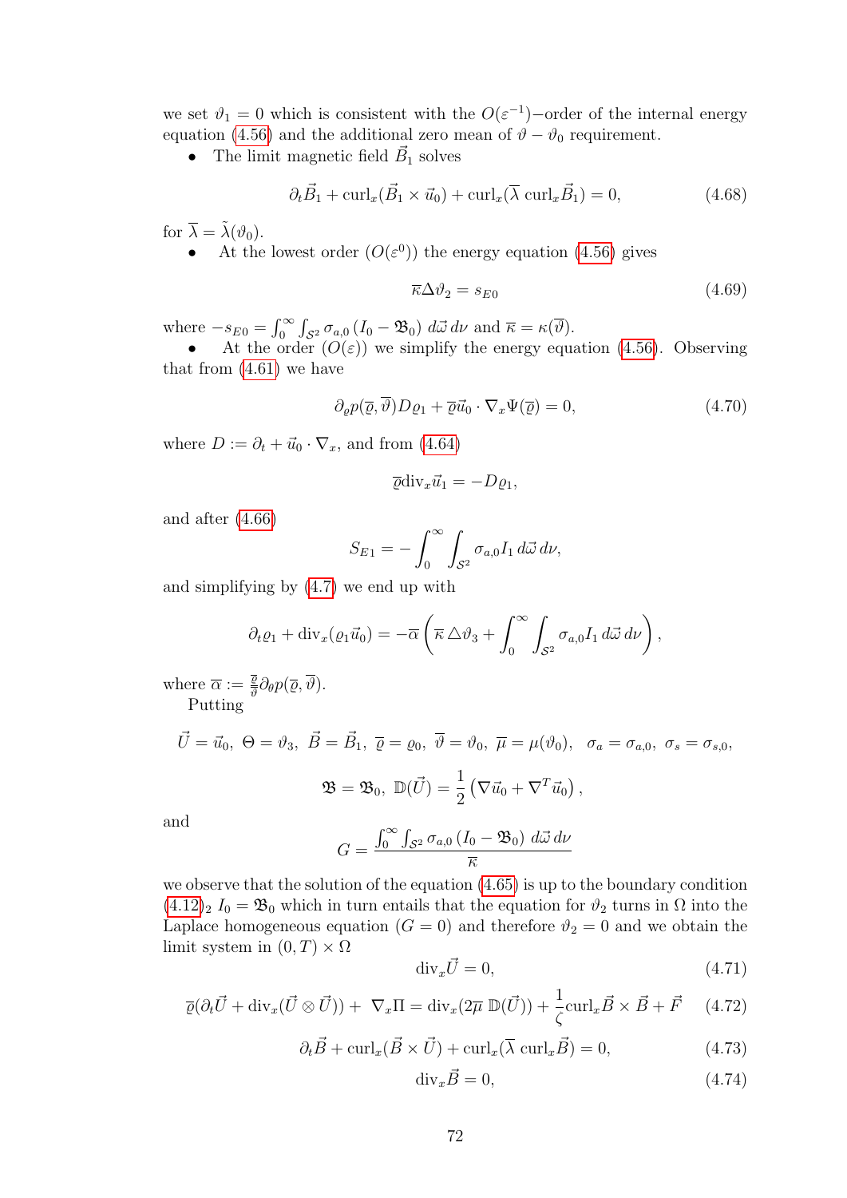we set $\vartheta_1 = 0$ which is consistent with the $O(\varepsilon^{-1})$–order of the internal energy equation (4.56) and the additional zero mean of $\vartheta - \vartheta_0$ requirement.

- The limit magnetic field $\vec{B}_1$ solves

$$\partial_t \vec{B}_1 + \mathrm{curl}_x(\vec{B}_1 \times \vec{u}_0) + \mathrm{curl}_x(\overline{\lambda}\ \mathrm{curl}_x \vec{B}_1) = 0, \tag{4.68}$$

for $\overline{\lambda} = \tilde{\lambda}(\vartheta_0)$.

- At the lowest order ($O(\varepsilon^0)$) the energy equation (4.56) gives

$$\overline{\kappa}\Delta\vartheta_2 = s_{E0} \tag{4.69}$$

where $-s_{E0} = \int_0^\infty \int_{\mathcal{S}^2} \sigma_{a,0}\left(I_0 - \mathfrak{B}_0\right)\, d\vec{\omega}\, d\nu$ and $\overline{\kappa} = \kappa(\overline{\vartheta})$.

- At the order ($O(\varepsilon)$) we simplify the energy equation (4.56). Observing that from (4.61) we have

$$\partial_\varrho p(\overline{\varrho}, \overline{\vartheta}) D\varrho_1 + \overline{\varrho}\vec{u}_0 \cdot \nabla_x \Psi(\overline{\varrho}) = 0, \tag{4.70}$$

where $D := \partial_t + \vec{u}_0 \cdot \nabla_x$, and from (4.64)

$$\overline{\varrho}\mathrm{div}_x \vec{u}_1 = -D\varrho_1,$$

and after (4.66)

$$S_{E1} = -\int_0^\infty \int_{\mathcal{S}^2} \sigma_{a,0} I_1\, d\vec{\omega}\, d\nu,$$

and simplifying by (4.7) we end up with

$$\partial_t \varrho_1 + \mathrm{div}_x(\varrho_1 \vec{u}_0) = -\overline{\alpha}\left(\overline{\kappa}\,\triangle\vartheta_3 + \int_0^\infty \int_{\mathcal{S}^2} \sigma_{a,0} I_1\, d\vec{\omega}\, d\nu\right),$$

where $\overline{\alpha} := \frac{\overline{\varrho}}{\overline{\vartheta}} \partial_\vartheta p(\overline{\varrho}, \overline{\vartheta})$.

Putting

$$\vec{U} = \vec{u}_0,\ \Theta = \vartheta_3,\ \vec{B} = \vec{B}_1,\ \overline{\varrho} = \varrho_0,\ \overline{\vartheta} = \vartheta_0,\ \overline{\mu} = \mu(\vartheta_0),\ \ \sigma_a = \sigma_{a,0},\ \sigma_s = \sigma_{s,0},$$

$$\mathfrak{B} = \mathfrak{B}_0,\ \mathbb{D}(\vec{U}) = \frac{1}{2}\left(\nabla \vec{u}_0 + \nabla^T \vec{u}_0\right),$$

and

$$G = \frac{\int_0^\infty \int_{\mathcal{S}^2} \sigma_{a,0}\left(I_0 - \mathfrak{B}_0\right)\, d\vec{\omega}\, d\nu}{\overline{\kappa}}$$

we observe that the solution of the equation (4.65) is up to the boundary condition $(4.12)_2$ $I_0 = \mathfrak{B}_0$ which in turn entails that the equation for $\vartheta_2$ turns in $\Omega$ into the Laplace homogeneous equation ($G = 0$) and therefore $\vartheta_2 = 0$ and we obtain the limit system in $(0, T) \times \Omega$

$$\mathrm{div}_x \vec{U} = 0, \tag{4.71}$$

$$\overline{\varrho}(\partial_t \vec{U} + \mathrm{div}_x(\vec{U} \otimes \vec{U})) +\ \nabla_x \Pi = \mathrm{div}_x(2\overline{\mu}\ \mathbb{D}(\vec{U})) + \frac{1}{\zeta}\mathrm{curl}_x \vec{B} \times \vec{B} + \vec{F} \tag{4.72}$$

$$\partial_t \vec{B} + \mathrm{curl}_x(\vec{B} \times \vec{U}) + \mathrm{curl}_x(\overline{\lambda}\ \mathrm{curl}_x \vec{B}) = 0, \tag{4.73}$$

$$\mathrm{div}_x \vec{B} = 0, \tag{4.74}$$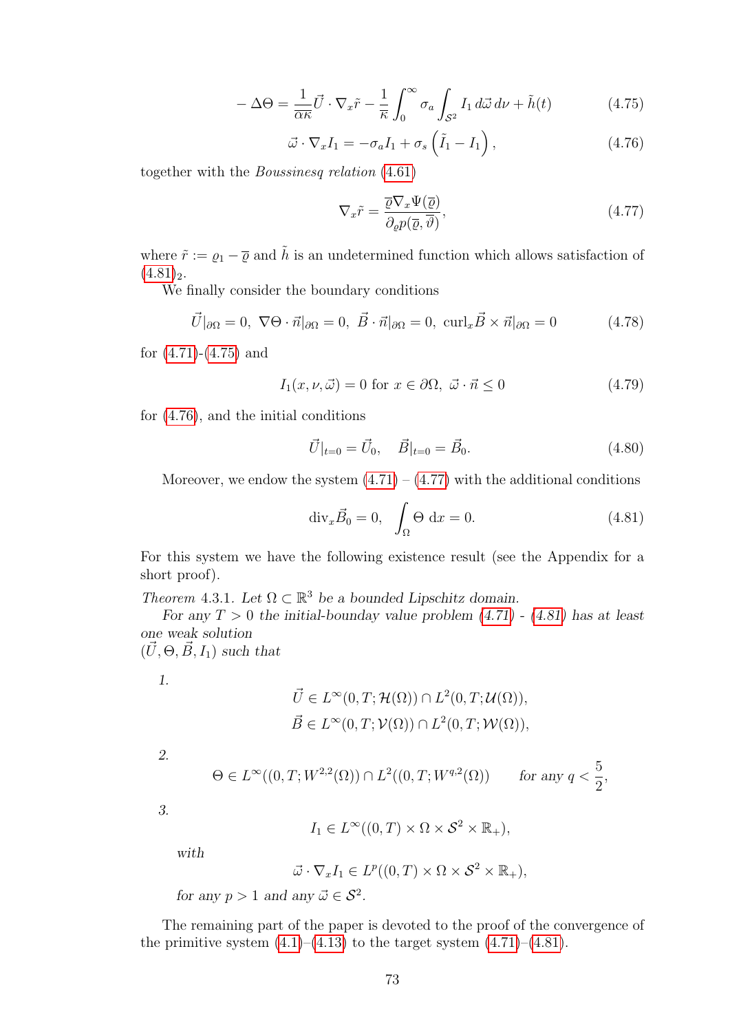$$- \Delta\Theta = \frac{1}{\overline{\alpha}\kappa}\vec{U} \cdot \nabla_x \tilde{r} - \frac{1}{\kappa}\int_0^\infty \sigma_a \int_{\mathcal{S}^2} I_1 \, d\vec{\omega} \, d\nu + \tilde{h}(t) \tag{4.75}$$

$$\vec{\omega} \cdot \nabla_x I_1 = -\sigma_a I_1 + \sigma_s \left(\tilde{I}_1 - I_1\right), \tag{4.76}$$

together with the *Boussinesq relation* (4.61)

$$\nabla_x \tilde{r} = \frac{\overline{\varrho}\nabla_x \Psi(\overline{\varrho})}{\partial_\varrho p(\overline{\varrho}, \overline{\vartheta})}, \tag{4.77}$$

where $\tilde{r} := \varrho_1 - \overline{\varrho}$ and $\tilde{h}$ is an undetermined function which allows satisfaction of $(4.81)_2$.

We finally consider the boundary conditions

$$\vec{U}|_{\partial\Omega} = 0, \ \nabla\Theta \cdot \vec{n}|_{\partial\Omega} = 0, \ \vec{B} \cdot \vec{n}|_{\partial\Omega} = 0, \ \text{curl}_x \vec{B} \times \vec{n}|_{\partial\Omega} = 0 \tag{4.78}$$

for (4.71)-(4.75) and

$$I_1(x, \nu, \vec{\omega}) = 0 \text{ for } x \in \partial\Omega, \ \vec{\omega} \cdot \vec{n} \leq 0 \tag{4.79}$$

for (4.76), and the initial conditions

$$\vec{U}|_{t=0} = \vec{U}_0, \quad \vec{B}|_{t=0} = \vec{B}_0. \tag{4.80}$$

Moreover, we endow the system (4.71) – (4.77) with the additional conditions

$$\text{div}_x \vec{B}_0 = 0, \quad \int_\Omega \Theta \ \mathrm{d}x = 0. \tag{4.81}$$

For this system we have the following existence result (see the Appendix for a short proof).

*Theorem* 4.3.1. *Let $\Omega \subset \mathbb{R}^3$ be a bounded Lipschitz domain.*

*For any $T > 0$ the initial-bounday value problem (4.71) - (4.81) has at least one weak solution $(\vec{U}, \Theta, \vec{B}, I_1)$ such that*

1. $$\vec{U} \in L^\infty(0, T; \mathcal{H}(\Omega)) \cap L^2(0, T; \mathcal{U}(\Omega)),$$
$$\vec{B} \in L^\infty(0, T; \mathcal{V}(\Omega)) \cap L^2(0, T; \mathcal{W}(\Omega)),$$

2. $$\Theta \in L^\infty((0, T; W^{2,2}(\Omega)) \cap L^2((0, T; W^{q,2}(\Omega)) \qquad \textit{for any } q < \frac{5}{2},$$

3. $$I_1 \in L^\infty((0, T) \times \Omega \times \mathcal{S}^2 \times \mathbb{R}_+),$$
*with*
$$\vec{\omega} \cdot \nabla_x I_1 \in L^p((0, T) \times \Omega \times \mathcal{S}^2 \times \mathbb{R}_+),$$
*for any $p > 1$ and any $\vec{\omega} \in \mathcal{S}^2$.*

The remaining part of the paper is devoted to the proof of the convergence of the primitive system (4.1)–(4.13) to the target system (4.71)–(4.81).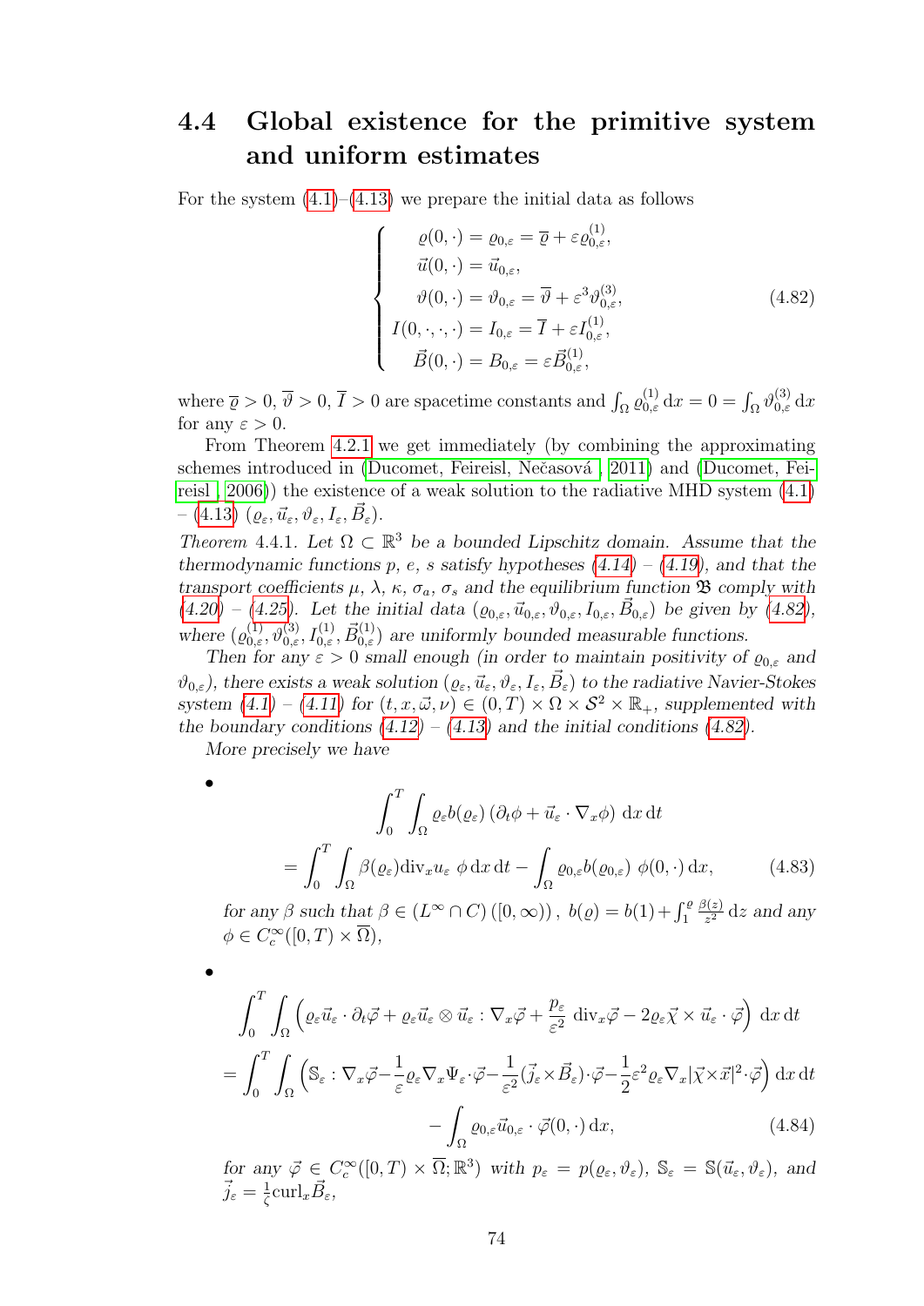## 4.4 Global existence for the primitive system and uniform estimates

For the system (4.1)–(4.13) we prepare the initial data as follows

$$
\left\{
\begin{aligned}
\varrho(0,\cdot) &= \varrho_{0,\varepsilon} = \overline{\varrho} + \varepsilon \varrho^{(1)}_{0,\varepsilon},\\
\vec{u}(0,\cdot) &= \vec{u}_{0,\varepsilon},\\
\vartheta(0,\cdot) &= \vartheta_{0,\varepsilon} = \overline{\vartheta} + \varepsilon^3 \vartheta^{(3)}_{0,\varepsilon},\\
I(0,\cdot,\cdot,\cdot) &= I_{0,\varepsilon} = \overline{I} + \varepsilon I^{(1)}_{0,\varepsilon},\\
\vec{B}(0,\cdot) &= B_{0,\varepsilon} = \varepsilon \vec{B}^{(1)}_{0,\varepsilon},
\end{aligned}
\right.
\tag{4.82}
$$

where $\overline{\varrho} > 0$, $\overline{\vartheta} > 0$, $\overline{I} > 0$ are spacetime constants and $\int_\Omega \varrho^{(1)}_{0,\varepsilon}\,\mathrm{d}x = 0 = \int_\Omega \vartheta^{(3)}_{0,\varepsilon}\,\mathrm{d}x$ for any $\varepsilon > 0$.

From Theorem 4.2.1 we get immediately (by combining the approximating schemes introduced in (Ducomet, Feireisl, Nečasová , 2011) and (Ducomet, Feireisl , 2006)) the existence of a weak solution to the radiative MHD system (4.1) – (4.13) $(\varrho_\varepsilon, \vec{u}_\varepsilon, \vartheta_\varepsilon, I_\varepsilon, \vec{B}_\varepsilon)$.

*Theorem* 4.4.1. *Let $\Omega \subset \mathbb{R}^3$ be a bounded Lipschitz domain. Assume that the thermodynamic functions $p$, $e$, $s$ satisfy hypotheses (4.14) – (4.19), and that the transport coefficients $\mu$, $\lambda$, $\kappa$, $\sigma_a$, $\sigma_s$ and the equilibrium function $\mathfrak{B}$ comply with (4.20) – (4.25). Let the initial data $(\varrho_{0,\varepsilon}, \vec{u}_{0,\varepsilon}, \vartheta_{0,\varepsilon}, I_{0,\varepsilon}, \vec{B}_{0,\varepsilon})$ be given by (4.82), where $(\varrho^{(1)}_{0,\varepsilon}, \vartheta^{(3)}_{0,\varepsilon}, I^{(1)}_{0,\varepsilon}, \vec{B}^{(1)}_{0,\varepsilon})$ are uniformly bounded measurable functions.*

*Then for any $\varepsilon > 0$ small enough (in order to maintain positivity of $\varrho_{0,\varepsilon}$ and $\vartheta_{0,\varepsilon}$), there exists a weak solution $(\varrho_\varepsilon, \vec{u}_\varepsilon, \vartheta_\varepsilon, I_\varepsilon, \vec{B}_\varepsilon)$ to the radiative Navier-Stokes system (4.1) – (4.11) for $(t, x, \vec{\omega}, \nu) \in (0,T) \times \Omega \times \mathcal{S}^2 \times \mathbb{R}_+$, supplemented with the boundary conditions (4.12) – (4.13) and the initial conditions (4.82).*

*More precisely we have*

- $$\int_0^T \int_\Omega \varrho_\varepsilon b(\varrho_\varepsilon) \left(\partial_t \phi + \vec{u}_\varepsilon \cdot \nabla_x \phi\right)\,\mathrm{d}x\,\mathrm{d}t$$
$$= \int_0^T \int_\Omega \beta(\varrho_\varepsilon) \mathrm{div}_x u_\varepsilon\ \phi \,\mathrm{d}x\,\mathrm{d}t - \int_\Omega \varrho_{0,\varepsilon} b(\varrho_{0,\varepsilon})\ \phi(0,\cdot)\,\mathrm{d}x, \tag{4.83}$$

  *for any $\beta$ such that $\beta \in (L^\infty \cap C)([0,\infty))$, $b(\varrho) = b(1) + \int_1^\varrho \frac{\beta(z)}{z^2}\,\mathrm{d}z$ and any $\phi \in C^\infty_c([0,T) \times \overline{\Omega})$,*

- $$\int_0^T \int_\Omega \Big( \varrho_\varepsilon \vec{u}_\varepsilon \cdot \partial_t \vec{\varphi} + \varrho_\varepsilon \vec{u}_\varepsilon \otimes \vec{u}_\varepsilon : \nabla_x \vec{\varphi} + \frac{p_\varepsilon}{\varepsilon^2}\,\mathrm{div}_x \vec{\varphi} - 2 \varrho_\varepsilon \vec{\chi} \times \vec{u}_\varepsilon \cdot \vec{\varphi} \Big)\,\mathrm{d}x\,\mathrm{d}t$$
$$= \int_0^T \int_\Omega \Big( \mathbb{S}_\varepsilon : \nabla_x \vec{\varphi} - \frac{1}{\varepsilon} \varrho_\varepsilon \nabla_x \Psi_\varepsilon \cdot \vec{\varphi} - \frac{1}{\varepsilon^2} (\vec{j}_\varepsilon \times \vec{B}_\varepsilon) \cdot \vec{\varphi} - \frac{1}{2} \varepsilon^2 \varrho_\varepsilon \nabla_x |\vec{\chi} \times \vec{x}|^2 \cdot \vec{\varphi} \Big)\,\mathrm{d}x\,\mathrm{d}t$$
$$- \int_\Omega \varrho_{0,\varepsilon} \vec{u}_{0,\varepsilon} \cdot \vec{\varphi}(0,\cdot)\,\mathrm{d}x, \tag{4.84}$$

  *for any $\vec{\varphi} \in C^\infty_c([0,T) \times \overline{\Omega}; \mathbb{R}^3)$ with $p_\varepsilon = p(\varrho_\varepsilon, \vartheta_\varepsilon)$, $\mathbb{S}_\varepsilon = \mathbb{S}(\vec{u}_\varepsilon, \vartheta_\varepsilon)$, and $\vec{j}_\varepsilon = \frac{1}{\zeta} \mathrm{curl}_x \vec{B}_\varepsilon$,*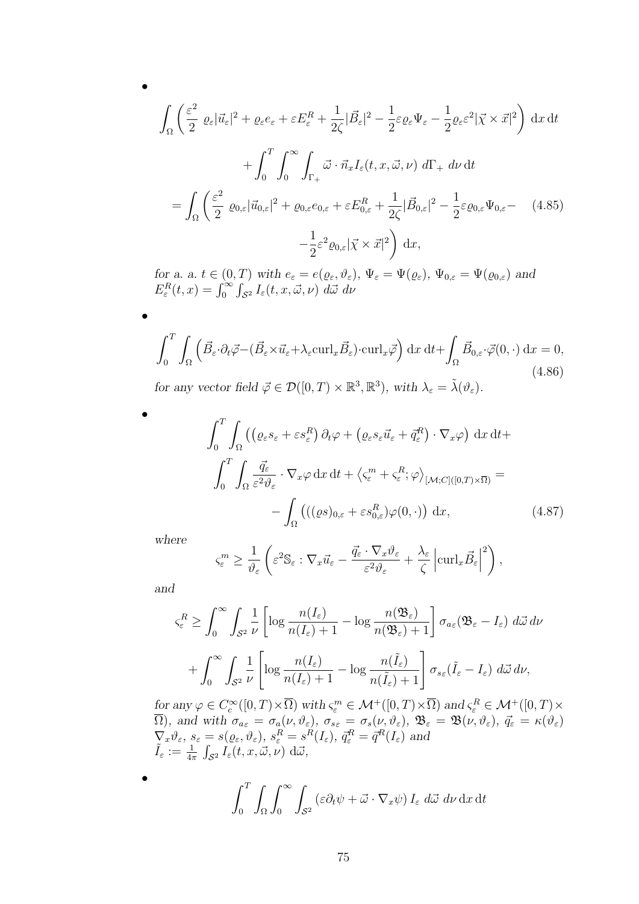- 

$$\int_\Omega \left( \frac{\varepsilon^2}{2}\ \varrho_\varepsilon |\vec{u}_\varepsilon|^2 + \varrho_\varepsilon e_\varepsilon + \varepsilon E^R_\varepsilon + \frac{1}{2\zeta}|\vec{B}_\varepsilon|^2 - \frac{1}{2}\varepsilon \varrho_\varepsilon \Psi_\varepsilon - \frac{1}{2}\varrho_\varepsilon \varepsilon^2 |\vec{\chi}\times\vec{x}|^2 \right)\, \mathrm{d}x\,\mathrm{d}t$$

$$+ \int_0^T \int_0^\infty \int_{\Gamma_+} \vec{\omega}\cdot\vec{n}_x I_\varepsilon(t,x,\vec{\omega},\nu)\ d\Gamma_+\ d\nu\,\mathrm{d}t$$

$$= \int_\Omega \left( \frac{\varepsilon^2}{2}\ \varrho_{0,\varepsilon} |\vec{u}_{0,\varepsilon}|^2 + \varrho_{0,\varepsilon} e_{0,\varepsilon} + \varepsilon E^R_{0,\varepsilon} + \frac{1}{2\zeta}|\vec{B}_{0,\varepsilon}|^2 - \frac{1}{2}\varepsilon \varrho_{0,\varepsilon}\Psi_{0,\varepsilon} - \right. \tag{4.85}$$

$$\left. -\frac{1}{2}\varepsilon^2 \varrho_{0,\varepsilon} |\vec{\chi}\times\vec{x}|^2 \right)\,\mathrm{d}x,$$

*for a. a.* $t \in (0,T)$ *with* $e_\varepsilon = e(\varrho_\varepsilon, \vartheta_\varepsilon)$, $\Psi_\varepsilon = \Psi(\varrho_\varepsilon)$, $\Psi_{0,\varepsilon} = \Psi(\varrho_{0,\varepsilon})$ *and* $E^R_\varepsilon(t,x) = \int_0^\infty \int_{\mathcal{S}^2} I_\varepsilon(t,x,\vec{\omega},\nu)\ d\vec{\omega}\ d\nu$

- 

$$\int_0^T \int_\Omega \left( \vec{B}_\varepsilon \cdot \partial_t \vec{\varphi} - (\vec{B}_\varepsilon \times \vec{u}_\varepsilon + \lambda_\varepsilon \mathrm{curl}_x \vec{B}_\varepsilon)\cdot \mathrm{curl}_x \vec{\varphi} \right)\,\mathrm{d}x\,\mathrm{d}t + \int_\Omega \vec{B}_{0,\varepsilon}\cdot \vec{\varphi}(0,\cdot)\,\mathrm{d}x = 0, \tag{4.86}$$

*for any vector field* $\vec{\varphi} \in \mathcal{D}([0,T)\times\mathbb{R}^3, \mathbb{R}^3)$, *with* $\lambda_\varepsilon = \tilde{\lambda}(\vartheta_\varepsilon)$.

- 

$$\int_0^T \int_\Omega \left( \left( \varrho_\varepsilon s_\varepsilon + \varepsilon s^R_\varepsilon \right) \partial_t \varphi + \left( \varrho_\varepsilon s_\varepsilon \vec{u}_\varepsilon + \vec{q}^R_\varepsilon \right)\cdot \nabla_x \varphi \right)\,\mathrm{d}x\,\mathrm{d}t +$$

$$\int_0^T \int_\Omega \frac{\vec{q}_\varepsilon}{\varepsilon^2 \vartheta_\varepsilon}\cdot \nabla_x \varphi\,\mathrm{d}x\,\mathrm{d}t + \left\langle \varsigma^m_\varepsilon + \varsigma^R_\varepsilon ; \varphi \right\rangle_{[\mathcal{M};C]([0,T)\times\overline{\Omega})} =$$

$$- \int_\Omega \left( ((\varrho s)_{0,\varepsilon} + \varepsilon s^R_{0,\varepsilon})\varphi(0,\cdot) \right)\,\mathrm{d}x, \tag{4.87}$$

*where*

$$\varsigma^m_\varepsilon \geq \frac{1}{\vartheta_\varepsilon}\left( \varepsilon^2 \mathbb{S}_\varepsilon : \nabla_x \vec{u}_\varepsilon - \frac{\vec{q}_\varepsilon \cdot \nabla_x \vartheta_\varepsilon}{\varepsilon^2 \vartheta_\varepsilon} + \frac{\lambda_\varepsilon}{\zeta}\left| \mathrm{curl}_x \vec{B}_\varepsilon \right|^2 \right),$$

*and*

$$\varsigma^R_\varepsilon \geq \int_0^\infty \int_{\mathcal{S}^2} \frac{1}{\nu}\left[ \log\frac{n(I_\varepsilon)}{n(I_\varepsilon)+1} - \log\frac{n(\mathfrak{B}_\varepsilon)}{n(\mathfrak{B}_\varepsilon)+1} \right] \sigma_{a\varepsilon}(\mathfrak{B}_\varepsilon - I_\varepsilon)\ d\vec{\omega}\,d\nu$$

$$+ \int_0^\infty \int_{\mathcal{S}^2} \frac{1}{\nu}\left[ \log\frac{n(I_\varepsilon)}{n(I_\varepsilon)+1} - \log\frac{n(\tilde{I}_\varepsilon)}{n(\tilde{I}_\varepsilon)+1} \right] \sigma_{s\varepsilon}(\tilde{I}_\varepsilon - I_\varepsilon)\ d\vec{\omega}\,d\nu,$$

*for any* $\varphi \in C^\infty_c([0,T)\times\overline{\Omega})$ *with* $\varsigma^m_\varepsilon \in \mathcal{M}^+([0,T)\times\overline{\Omega})$ *and* $\varsigma^R_\varepsilon \in \mathcal{M}^+([0,T)\times\overline{\Omega})$, *and with* $\sigma_{a\varepsilon} = \sigma_a(\nu,\vartheta_\varepsilon)$, $\sigma_{s\varepsilon} = \sigma_s(\nu,\vartheta_\varepsilon)$, $\mathfrak{B}_\varepsilon = \mathfrak{B}(\nu,\vartheta_\varepsilon)$, $\vec{q}_\varepsilon = \kappa(\vartheta_\varepsilon)\nabla_x\vartheta_\varepsilon$, $s_\varepsilon = s(\varrho_\varepsilon,\vartheta_\varepsilon)$, $s^R_\varepsilon = s^R(I_\varepsilon)$, $\vec{q}^R_\varepsilon = \vec{q}^R(I_\varepsilon)$ *and* $\tilde{I}_\varepsilon := \frac{1}{4\pi}\int_{\mathcal{S}^2} I_\varepsilon(t,x,\vec{\omega},\nu)\,\mathrm{d}\vec{\omega}$,

- 

$$\int_0^T \int_\Omega \int_0^\infty \int_{\mathcal{S}^2} \left( \varepsilon\partial_t \psi + \vec{\omega}\cdot\nabla_x \psi \right) I_\varepsilon\ d\vec{\omega}\ d\nu\,\mathrm{d}x\,\mathrm{d}t$$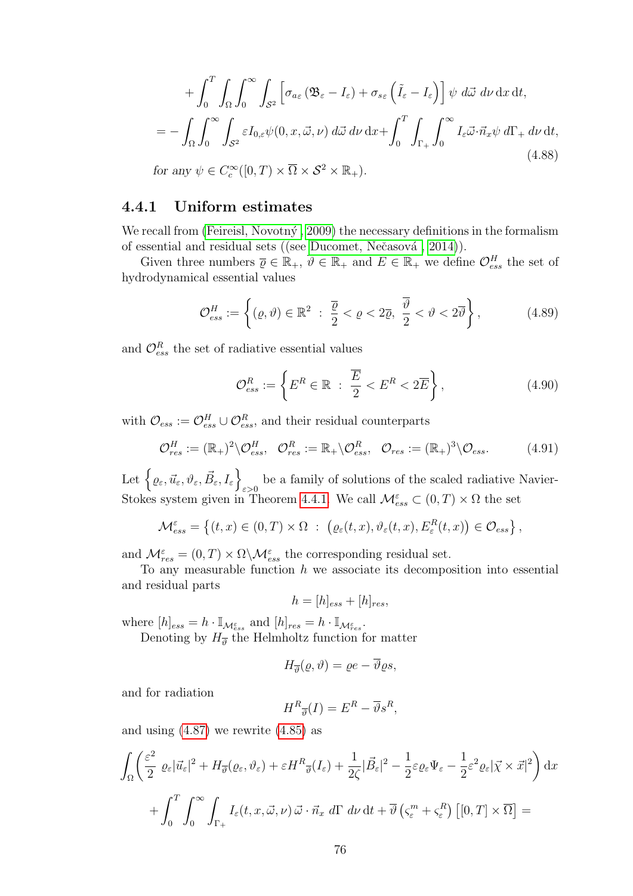$$
+\int_0^T \int_\Omega \int_0^\infty \int_{\mathcal{S}^2} \left[\sigma_{a\varepsilon}\left(\mathfrak{B}_\varepsilon - I_\varepsilon\right) + \sigma_{s\varepsilon}\left(\tilde{I}_\varepsilon - I_\varepsilon\right)\right] \psi \; d\vec{\omega}\; d\nu \, \mathrm{d}x \, \mathrm{d}t,
$$

$$
= -\int_\Omega \int_0^\infty \int_{\mathcal{S}^2} \varepsilon I_{0,\varepsilon} \psi(0,x,\vec{\omega},\nu)\, d\vec{\omega}\; d\nu\, \mathrm{d}x + \int_0^T \int_{\Gamma_+} \int_0^\infty I_\varepsilon \vec{\omega}\cdot\vec{n}_x \psi \; d\Gamma_+ \, d\nu \, \mathrm{d}t, \tag{4.88}
$$

for any $\psi \in C_c^\infty([0,T)\times\overline{\Omega}\times\mathcal{S}^2\times\mathbb{R}_+)$.

### 4.4.1 Uniform estimates

We recall from (Feireisl, Novotný , 2009) the necessary definitions in the formalism of essential and residual sets ((see Ducomet, Nečasová , 2014)).

Given three numbers $\overline{\varrho} \in \mathbb{R}_+$, $\overline{\vartheta} \in \mathbb{R}_+$ and $\overline{E} \in \mathbb{R}_+$ we define $\mathcal{O}^H_{ess}$ the set of hydrodynamical essential values

$$
\mathcal{O}^H_{ess} := \left\{ (\varrho,\vartheta) \in \mathbb{R}^2 \; : \; \frac{\overline{\varrho}}{2} < \varrho < 2\overline{\varrho},\; \frac{\overline{\vartheta}}{2} < \vartheta < 2\overline{\vartheta} \right\}, \tag{4.89}
$$

and $\mathcal{O}^R_{ess}$ the set of radiative essential values

$$
\mathcal{O}^R_{ess} := \left\{ E^R \in \mathbb{R} \; : \; \frac{\overline{E}}{2} < E^R < 2\overline{E} \right\}, \tag{4.90}
$$

with $\mathcal{O}_{ess} := \mathcal{O}^H_{ess} \cup \mathcal{O}^R_{ess}$, and their residual counterparts

$$
\mathcal{O}^H_{res} := (\mathbb{R}_+)^2 \backslash \mathcal{O}^H_{ess}, \quad \mathcal{O}^R_{res} := \mathbb{R}_+ \backslash \mathcal{O}^R_{ess}, \quad \mathcal{O}_{res} := (\mathbb{R}_+)^3 \backslash \mathcal{O}_{ess}. \tag{4.91}
$$

Let $\left\{ \varrho_\varepsilon, \vec{u}_\varepsilon, \vartheta_\varepsilon, \vec{B}_\varepsilon, I_\varepsilon \right\}_{\varepsilon>0}$ be a family of solutions of the scaled radiative Navier-Stokes system given in Theorem 4.4.1. We call $\mathcal{M}^\varepsilon_{ess} \subset (0,T)\times\Omega$ the set

$$
\mathcal{M}^\varepsilon_{ess} = \left\{ (t,x) \in (0,T)\times\Omega \; : \; \left(\varrho_\varepsilon(t,x), \vartheta_\varepsilon(t,x), E^R_\varepsilon(t,x)\right) \in \mathcal{O}_{ess} \right\},
$$

and $\mathcal{M}^\varepsilon_{res} = (0,T)\times\Omega\backslash\mathcal{M}^\varepsilon_{ess}$ the corresponding residual set.

To any measurable function $h$ we associate its decomposition into essential and residual parts

$$
h = [h]_{ess} + [h]_{res},
$$

where $[h]_{ess} = h \cdot \mathbb{I}_{\mathcal{M}^\varepsilon_{ess}}$ and $[h]_{res} = h \cdot \mathbb{I}_{\mathcal{M}^\varepsilon_{res}}$.

Denoting by $H_{\overline{\vartheta}}$ the Helmholtz function for matter

$$
H_{\overline{\vartheta}}(\varrho,\vartheta) = \varrho e - \overline{\vartheta}\varrho s,
$$

and for radiation

$$
H^R{}_{\overline{\vartheta}}(I) = E^R - \overline{\vartheta} s^R,
$$

and using (4.87) we rewrite (4.85) as

$$
\int_\Omega \left( \frac{\varepsilon^2}{2}\; \varrho_\varepsilon |\vec{u}_\varepsilon|^2 + H_{\overline{\vartheta}}(\varrho_\varepsilon,\vartheta_\varepsilon) + \varepsilon H^R{}_{\overline{\vartheta}}(I_\varepsilon) + \frac{1}{2\zeta}|\vec{B}_\varepsilon|^2 - \frac{1}{2}\varepsilon\varrho_\varepsilon\Psi_\varepsilon - \frac{1}{2}\varepsilon^2\varrho_\varepsilon|\vec{\chi}\times\vec{x}|^2 \right) \mathrm{d}x
$$

$$
+ \int_0^T \int_0^\infty \int_{\Gamma_+} I_\varepsilon(t,x,\vec{\omega},\nu)\, \vec{\omega}\cdot\vec{n}_x \; d\Gamma \; d\nu \, \mathrm{d}t + \overline{\vartheta}\left(\varsigma^m_\varepsilon + \varsigma^R_\varepsilon\right)\left[[0,T]\times\overline{\Omega}\right] =
$$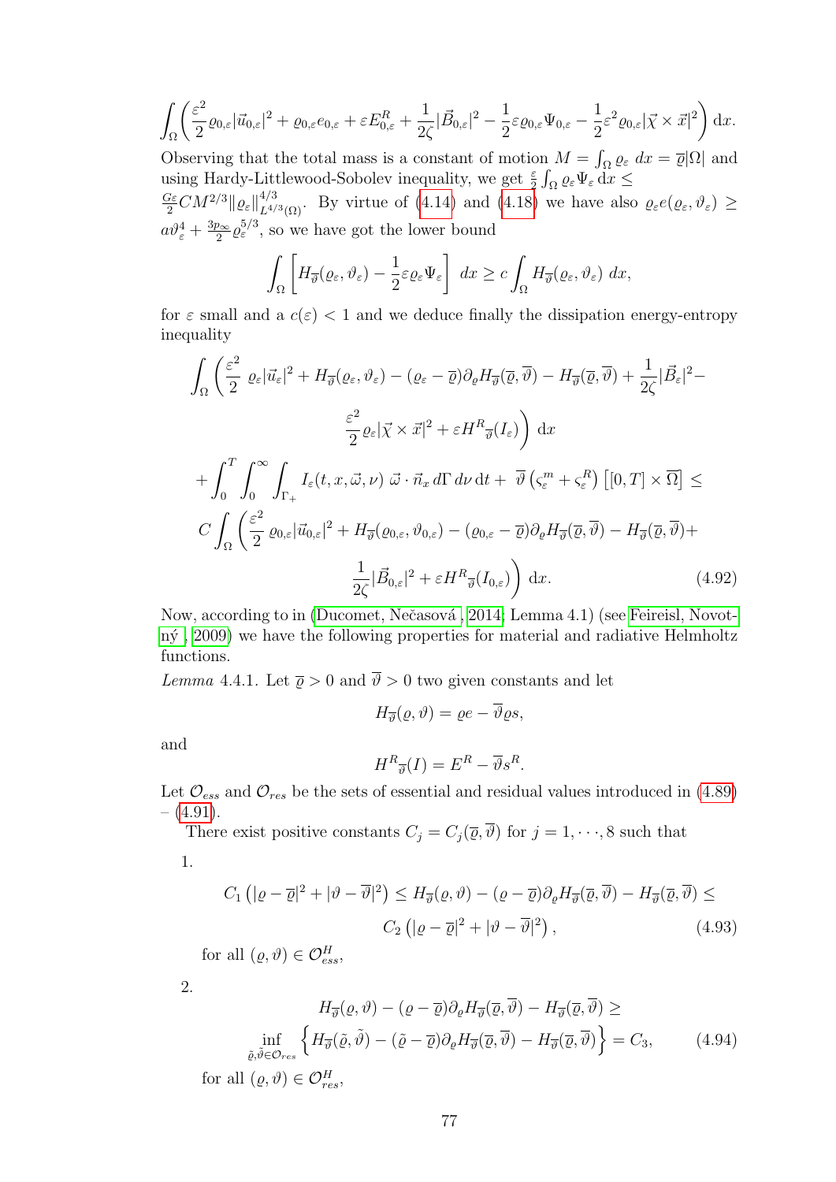$$\int_\Omega \left( \frac{\varepsilon^2}{2} \varrho_{0,\varepsilon} |\vec{u}_{0,\varepsilon}|^2 + \varrho_{0,\varepsilon} e_{0,\varepsilon} + \varepsilon E^R_{0,\varepsilon} + \frac{1}{2\zeta} |\vec{B}_{0,\varepsilon}|^2 - \frac{1}{2} \varepsilon \varrho_{0,\varepsilon} \Psi_{0,\varepsilon} - \frac{1}{2} \varepsilon^2 \varrho_{0,\varepsilon} |\vec{\chi} \times \vec{x}|^2 \right) \mathrm{d}x.$$

Observing that the total mass is a constant of motion $M = \int_\Omega \varrho_\varepsilon \, dx = \overline{\varrho} |\Omega|$ and using Hardy-Littlewood-Sobolev inequality, we get $\frac{\varepsilon}{2} \int_\Omega \varrho_\varepsilon \Psi_\varepsilon \, \mathrm{d}x \leq \frac{G\varepsilon}{2} C M^{2/3} \|\varrho_\varepsilon\|^{4/3}_{L^{4/3}(\Omega)}$. By virtue of (4.14) and (4.18) we have also $\varrho_\varepsilon e(\varrho_\varepsilon, \vartheta_\varepsilon) \geq a\vartheta_\varepsilon^4 + \frac{3p_\infty}{2} \varrho_\varepsilon^{5/3}$, so we have got the lower bound

$$\int_\Omega \left[ H_{\overline{\vartheta}}(\varrho_\varepsilon, \vartheta_\varepsilon) - \frac{1}{2} \varepsilon \varrho_\varepsilon \Psi_\varepsilon \right] \, dx \geq c \int_\Omega H_{\overline{\vartheta}}(\varrho_\varepsilon, \vartheta_\varepsilon) \, dx,$$

for $\varepsilon$ small and a $c(\varepsilon) < 1$ and we deduce finally the dissipation energy-entropy inequality

$$\begin{aligned}
&\int_\Omega \Bigg( \frac{\varepsilon^2}{2} \, \varrho_\varepsilon |\vec{u}_\varepsilon|^2 + H_{\overline{\vartheta}}(\varrho_\varepsilon, \vartheta_\varepsilon) - (\varrho_\varepsilon - \overline{\varrho}) \partial_\varrho H_{\overline{\vartheta}}(\overline{\varrho}, \overline{\vartheta}) - H_{\overline{\vartheta}}(\overline{\varrho}, \overline{\vartheta}) + \frac{1}{2\zeta} |\vec{B}_\varepsilon|^2 - \\
&\qquad \frac{\varepsilon^2}{2} \varrho_\varepsilon |\vec{\chi} \times \vec{x}|^2 + \varepsilon H^R{}_{\overline{\vartheta}}(I_\varepsilon) \Bigg) \, \mathrm{d}x \\
&+ \int_0^T \int_0^\infty \int_{\Gamma_+} I_\varepsilon(t, x, \vec{\omega}, \nu) \, \vec{\omega} \cdot \vec{n}_x \, d\Gamma \, d\nu \, \mathrm{d}t + \overline{\vartheta} \left( \varsigma^m_\varepsilon + \varsigma^R_\varepsilon \right) \left[ [0,T] \times \overline{\Omega} \right] \leq \\
&C \int_\Omega \Bigg( \frac{\varepsilon^2}{2} \, \varrho_{0,\varepsilon} |\vec{u}_{0,\varepsilon}|^2 + H_{\overline{\vartheta}}(\varrho_{0,\varepsilon}, \vartheta_{0,\varepsilon}) - (\varrho_{0,\varepsilon} - \overline{\varrho}) \partial_\varrho H_{\overline{\vartheta}}(\overline{\varrho}, \overline{\vartheta}) - H_{\overline{\vartheta}}(\overline{\varrho}, \overline{\vartheta}) + \\
&\qquad \frac{1}{2\zeta} |\vec{B}_{0,\varepsilon}|^2 + \varepsilon H^R{}_{\overline{\vartheta}}(I_{0,\varepsilon}) \Bigg) \, \mathrm{d}x. \qquad (4.92)
\end{aligned}$$

Now, according to in (Ducomet, Nečasová , 2014, Lemma 4.1) (see Feireisl, Novotný , 2009) we have the following properties for material and radiative Helmholtz functions.

*Lemma* 4.4.1. Let $\overline{\varrho} > 0$ and $\overline{\vartheta} > 0$ two given constants and let

$$H_{\overline{\vartheta}}(\varrho, \vartheta) = \varrho e - \overline{\vartheta} \varrho s,$$

and

$$H^R{}_{\overline{\vartheta}}(I) = E^R - \overline{\vartheta} s^R.$$

Let $\mathcal{O}_{ess}$ and $\mathcal{O}_{res}$ be the sets of essential and residual values introduced in (4.89) – (4.91).

There exist positive constants $C_j = C_j(\overline{\varrho}, \overline{\vartheta})$ for $j = 1, \cdots, 8$ such that

1.
$$\begin{aligned}
C_1 \left( |\varrho - \overline{\varrho}|^2 + |\vartheta - \overline{\vartheta}|^2 \right) \leq H_{\overline{\vartheta}}(\varrho, \vartheta) - (\varrho - \overline{\varrho}) \partial_\varrho H_{\overline{\vartheta}}(\overline{\varrho}, \overline{\vartheta}) - H_{\overline{\vartheta}}(\overline{\varrho}, \overline{\vartheta}) \leq \\
C_2 \left( |\varrho - \overline{\varrho}|^2 + |\vartheta - \overline{\vartheta}|^2 \right), \qquad (4.93)
\end{aligned}$$
for all $(\varrho, \vartheta) \in \mathcal{O}^H_{ess}$,

2.
$$\begin{aligned}
H_{\overline{\vartheta}}(\varrho, \vartheta) - (\varrho - \overline{\varrho}) \partial_\varrho H_{\overline{\vartheta}}(\overline{\varrho}, \overline{\vartheta}) - H_{\overline{\vartheta}}(\overline{\varrho}, \overline{\vartheta}) \geq \\
\inf_{\tilde{\varrho}, \tilde{\vartheta} \in \mathcal{O}_{res}} \left\{ H_{\overline{\vartheta}}(\tilde{\varrho}, \tilde{\vartheta}) - (\tilde{\varrho} - \overline{\varrho}) \partial_\varrho H_{\overline{\vartheta}}(\overline{\varrho}, \overline{\vartheta}) - H_{\overline{\vartheta}}(\overline{\varrho}, \overline{\vartheta}) \right\} = C_3, \qquad (4.94)
\end{aligned}$$
for all $(\varrho, \vartheta) \in \mathcal{O}^H_{res}$,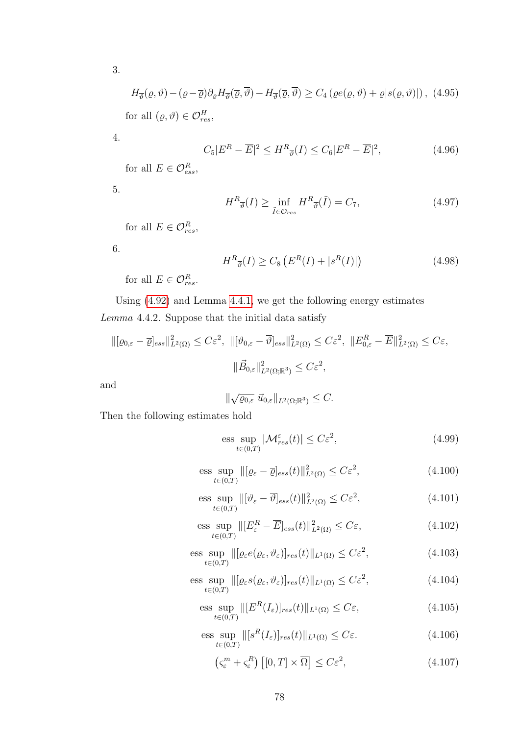3.

$$H_{\overline{\vartheta}}(\varrho,\vartheta) - (\varrho - \overline{\varrho})\partial_\varrho H_{\overline{\vartheta}}(\overline{\varrho},\overline{\vartheta}) - H_{\overline{\vartheta}}(\overline{\varrho},\overline{\vartheta}) \geq C_4\left(\varrho e(\varrho,\vartheta) + \varrho|s(\varrho,\vartheta)|\right), \quad (4.95)$$

for all $(\varrho,\vartheta) \in \mathcal{O}^H_{res}$,

4.

$$C_5|E^R - \overline{E}|^2 \leq H^R{}_{\overline{\vartheta}}(I) \leq C_6|E^R - \overline{E}|^2, \quad (4.96)$$

for all $E \in \mathcal{O}^R_{ess}$,

5.

$$H^R{}_{\overline{\vartheta}}(I) \geq \inf_{\tilde{I}\in\mathcal{O}_{res}} H^R{}_{\overline{\vartheta}}(\tilde{I}) = C_7, \quad (4.97)$$

for all $E \in \mathcal{O}^R_{res}$,

6.

$$H^R{}_{\overline{\vartheta}}(I) \geq C_8\left(E^R(I) + |s^R(I)|\right) \quad (4.98)$$

for all $E \in \mathcal{O}^R_{res}$.

Using (4.92) and Lemma 4.4.1, we get the following energy estimates

*Lemma* 4.4.2. Suppose that the initial data satisfy

$$\|[\varrho_{0,\varepsilon} - \overline{\varrho}]_{ess}\|^2_{L^2(\Omega)} \leq C\varepsilon^2,\ \|[\vartheta_{0,\varepsilon} - \overline{\vartheta}]_{ess}\|^2_{L^2(\Omega)} \leq C\varepsilon^2,\ \|E^R_{0,\varepsilon} - \overline{E}\|^2_{L^2(\Omega)} \leq C\varepsilon,$$

$$\|\vec{B}_{0,\varepsilon}\|^2_{L^2(\Omega;\mathbb{R}^3)} \leq C\varepsilon^2,$$

and

$$\|\sqrt{\varrho_{0,\varepsilon}}\ \vec{u}_{0,\varepsilon}\|_{L^2(\Omega;\mathbb{R}^3)} \leq C.$$

Then the following estimates hold

$$\operatorname*{ess\ sup}_{t\in(0,T)} |\mathcal{M}^\varepsilon_{res}(t)| \leq C\varepsilon^2, \quad (4.99)$$

$$\operatorname*{ess\ sup}_{t\in(0,T)} \|[\varrho_\varepsilon - \overline{\varrho}]_{ess}(t)\|^2_{L^2(\Omega)} \leq C\varepsilon^2, \quad (4.100)$$

$$\operatorname*{ess\ sup}_{t\in(0,T)} \|[\vartheta_\varepsilon - \overline{\vartheta}]_{ess}(t)\|^2_{L^2(\Omega)} \leq C\varepsilon^2, \quad (4.101)$$

$$\operatorname*{ess\ sup}_{t\in(0,T)} \|[E^R_\varepsilon - \overline{E}]_{ess}(t)\|^2_{L^2(\Omega)} \leq C\varepsilon, \quad (4.102)$$

$$\operatorname*{ess\ sup}_{t\in(0,T)} \|[\varrho_\varepsilon e(\varrho_\varepsilon,\vartheta_\varepsilon)]_{res}(t)\|_{L^1(\Omega)} \leq C\varepsilon^2, \quad (4.103)$$

$$\operatorname*{ess\ sup}_{t\in(0,T)} \|[\varrho_\varepsilon s(\varrho_\varepsilon,\vartheta_\varepsilon)]_{res}(t)\|_{L^1(\Omega)} \leq C\varepsilon^2, \quad (4.104)$$

$$\operatorname*{ess\ sup}_{t\in(0,T)} \|[E^R(I_\varepsilon)]_{res}(t)\|_{L^1(\Omega)} \leq C\varepsilon, \quad (4.105)$$

$$\operatorname*{ess\ sup}_{t\in(0,T)} \|[s^R(I_\varepsilon)]_{res}(t)\|_{L^1(\Omega)} \leq C\varepsilon. \quad (4.106)$$

$$\left(\varsigma^m_\varepsilon + \varsigma^R_\varepsilon\right)\left[[0,T]\times\overline{\Omega}\right] \leq C\varepsilon^2, \quad (4.107)$$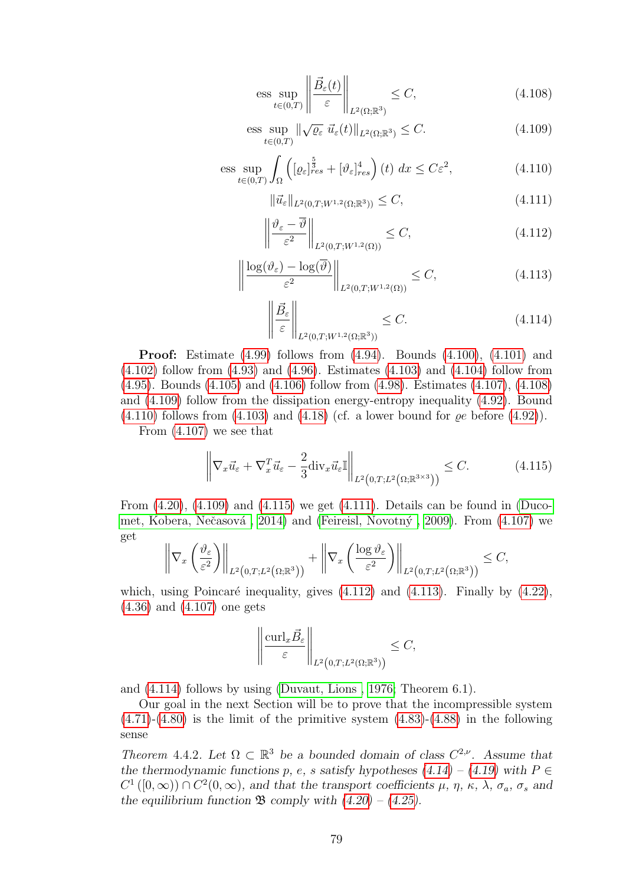$$\operatorname{ess}\sup_{t\in(0,T)} \left\| \frac{\vec{B}_\varepsilon(t)}{\varepsilon} \right\|_{L^2(\Omega;\mathbb{R}^3)} \leq C, \tag{4.108}$$

$$\operatorname{ess}\sup_{t\in(0,T)} \|\sqrt{\varrho_\varepsilon}\ \vec{u}_\varepsilon(t)\|_{L^2(\Omega;\mathbb{R}^3)} \leq C. \tag{4.109}$$

$$\operatorname{ess}\sup_{t\in(0,T)} \int_\Omega \left( [\varrho_\varepsilon]^{\frac{5}{3}}_{res} + [\vartheta_\varepsilon]^4_{res} \right)(t)\ dx \leq C\varepsilon^2, \tag{4.110}$$

$$\|\vec{u}_\varepsilon\|_{L^2(0,T;W^{1,2}(\Omega;\mathbb{R}^3))} \leq C, \tag{4.111}$$

$$\left\| \frac{\vartheta_\varepsilon - \overline{\vartheta}}{\varepsilon^2} \right\|_{L^2(0,T;W^{1,2}(\Omega))} \leq C, \tag{4.112}$$

$$\left\| \frac{\log(\vartheta_\varepsilon) - \log(\overline{\vartheta})}{\varepsilon^2} \right\|_{L^2(0,T;W^{1,2}(\Omega))} \leq C, \tag{4.113}$$

$$\left\| \frac{\vec{B}_\varepsilon}{\varepsilon} \right\|_{L^2(0,T;W^{1,2}(\Omega;\mathbb{R}^3))} \leq C. \tag{4.114}$$

**Proof:** Estimate (4.99) follows from (4.94). Bounds (4.100), (4.101) and (4.102) follow from (4.93) and (4.96). Estimates (4.103) and (4.104) follow from (4.95). Bounds (4.105) and (4.106) follow from (4.98). Estimates (4.107), (4.108) and (4.109) follow from the dissipation energy-entropy inequality (4.92). Bound (4.110) follows from (4.103) and (4.18) (cf. a lower bound for $\varrho e$ before (4.92)).

From (4.107) we see that

$$\left\| \nabla_x \vec{u}_\varepsilon + \nabla_x^T \vec{u}_\varepsilon - \frac{2}{3}\operatorname{div}_x \vec{u}_\varepsilon \mathbb{I} \right\|_{L^2\left(0,T;L^2\left(\Omega;\mathbb{R}^{3\times 3}\right)\right)} \leq C. \tag{4.115}$$

From (4.20), (4.109) and (4.115) we get (4.111). Details can be found in (Ducomet, Kobera, Nečasová , 2014) and (Feireisl, Novotný , 2009). From (4.107) we get

$$\left\| \nabla_x \left( \frac{\vartheta_\varepsilon}{\varepsilon^2} \right) \right\|_{L^2\left(0,T;L^2\left(\Omega;\mathbb{R}^3\right)\right)} + \left\| \nabla_x \left( \frac{\log \vartheta_\varepsilon}{\varepsilon^2} \right) \right\|_{L^2\left(0,T;L^2\left(\Omega;\mathbb{R}^3\right)\right)} \leq C,$$

which, using Poincaré inequality, gives (4.112) and (4.113). Finally by (4.22), (4.36) and (4.107) one gets

$$\left\| \frac{\operatorname{curl}_x \vec{B}_\varepsilon}{\varepsilon} \right\|_{L^2\left(0,T;L^2\left(\Omega;\mathbb{R}^3\right)\right)} \leq C,$$

and (4.114) follows by using (Duvaut, Lions , 1976, Theorem 6.1).

Our goal in the next Section will be to prove that the incompressible system (4.71)-(4.80) is the limit of the primitive system (4.83)-(4.88) in the following sense

*Theorem* 4.4.2. *Let $\Omega \subset \mathbb{R}^3$ be a bounded domain of class $C^{2,\nu}$. Assume that the thermodynamic functions $p$, $e$, $s$ satisfy hypotheses (4.14) – (4.19) with $P \in C^1([0,\infty)) \cap C^2(0,\infty)$, and that the transport coefficients $\mu$, $\eta$, $\kappa$, $\lambda$, $\sigma_a$, $\sigma_s$ and the equilibrium function $\mathfrak{B}$ comply with (4.20) – (4.25).*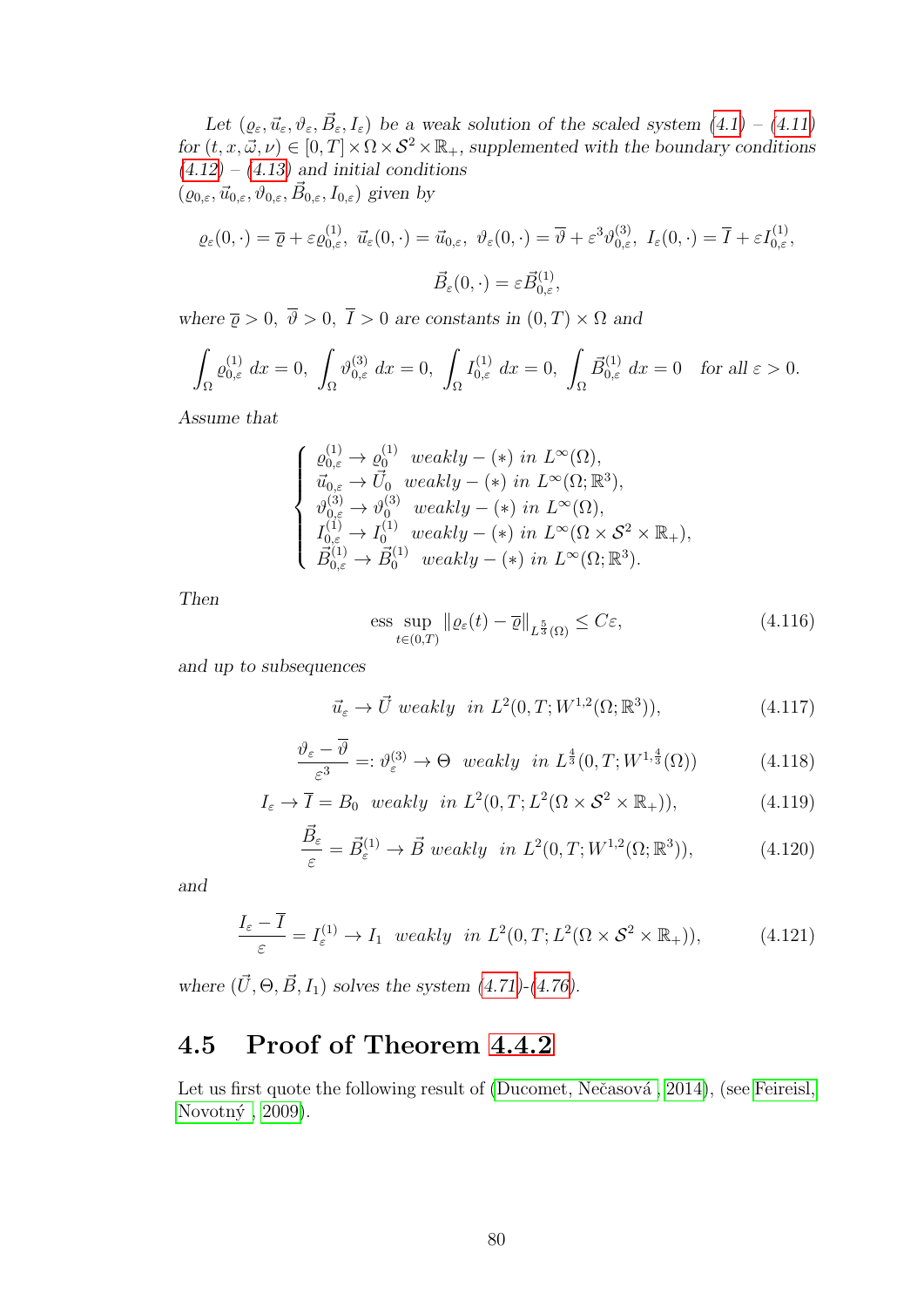*Let $(\varrho_\varepsilon, \vec{u}_\varepsilon, \vartheta_\varepsilon, \vec{B}_\varepsilon, I_\varepsilon)$ be a weak solution of the scaled system (4.1) – (4.11) for $(t, x, \vec{\omega}, \nu) \in [0, T] \times \Omega \times \mathcal{S}^2 \times \mathbb{R}_+$, supplemented with the boundary conditions (4.12) – (4.13) and initial conditions $(\varrho_{0,\varepsilon}, \vec{u}_{0,\varepsilon}, \vartheta_{0,\varepsilon}, \vec{B}_{0,\varepsilon}, I_{0,\varepsilon})$ given by*

$$\varrho_\varepsilon(0, \cdot) = \overline{\varrho} + \varepsilon \varrho_{0,\varepsilon}^{(1)}, \ \vec{u}_\varepsilon(0, \cdot) = \vec{u}_{0,\varepsilon}, \ \vartheta_\varepsilon(0, \cdot) = \overline{\vartheta} + \varepsilon^3 \vartheta_{0,\varepsilon}^{(3)}, \ I_\varepsilon(0, \cdot) = \overline{I} + \varepsilon I_{0,\varepsilon}^{(1)},$$

$$\vec{B}_\varepsilon(0, \cdot) = \varepsilon \vec{B}_{0,\varepsilon}^{(1)},$$

*where $\overline{\varrho} > 0, \ \overline{\vartheta} > 0, \ \overline{I} > 0$ are constants in $(0, T) \times \Omega$ and*

$$\int_\Omega \varrho_{0,\varepsilon}^{(1)} \, dx = 0, \ \int_\Omega \vartheta_{0,\varepsilon}^{(3)} \, dx = 0, \ \int_\Omega I_{0,\varepsilon}^{(1)} \, dx = 0, \ \int_\Omega \vec{B}_{0,\varepsilon}^{(1)} \, dx = 0 \quad \text{for all } \varepsilon > 0.$$

*Assume that*

$$\begin{cases} \varrho_{0,\varepsilon}^{(1)} \to \varrho_0^{(1)} \ \ \text{weakly} - (*) \ \text{in } L^\infty(\Omega), \\ \vec{u}_{0,\varepsilon} \to \vec{U}_0 \ \ \text{weakly} - (*) \ \text{in } L^\infty(\Omega; \mathbb{R}^3), \\ \vartheta_{0,\varepsilon}^{(3)} \to \vartheta_0^{(3)} \ \ \text{weakly} - (*) \ \text{in } L^\infty(\Omega), \\ I_{0,\varepsilon}^{(1)} \to I_0^{(1)} \ \ \text{weakly} - (*) \ \text{in } L^\infty(\Omega \times \mathcal{S}^2 \times \mathbb{R}_+), \\ \vec{B}_{0,\varepsilon}^{(1)} \to \vec{B}_0^{(1)} \ \ \text{weakly} - (*) \ \text{in } L^\infty(\Omega; \mathbb{R}^3). \end{cases}$$

*Then*

$$\operatorname*{ess\ sup}_{t \in (0,T)} \|\varrho_\varepsilon(t) - \overline{\varrho}\|_{L^{\frac{5}{3}}(\Omega)} \leq C\varepsilon, \tag{4.116}$$

*and up to subsequences*

$$\vec{u}_\varepsilon \to \vec{U} \ \text{weakly} \ \ \text{in } L^2(0, T; W^{1,2}(\Omega; \mathbb{R}^3)), \tag{4.117}$$

$$\frac{\vartheta_\varepsilon - \overline{\vartheta}}{\varepsilon^3} =: \vartheta_\varepsilon^{(3)} \to \Theta \ \ \text{weakly} \ \ \text{in } L^{\frac{4}{3}}(0, T; W^{1,\frac{4}{3}}(\Omega)) \tag{4.118}$$

$$I_\varepsilon \to \overline{I} = B_0 \ \ \text{weakly} \ \ \text{in } L^2(0, T; L^2(\Omega \times \mathcal{S}^2 \times \mathbb{R}_+)), \tag{4.119}$$

$$\frac{\vec{B}_\varepsilon}{\varepsilon} = \vec{B}_\varepsilon^{(1)} \to \vec{B} \ \text{weakly} \ \ \text{in } L^2(0, T; W^{1,2}(\Omega; \mathbb{R}^3)), \tag{4.120}$$

*and*

$$\frac{I_\varepsilon - \overline{I}}{\varepsilon} = I_\varepsilon^{(1)} \to I_1 \ \ \text{weakly} \ \ \text{in } L^2(0, T; L^2(\Omega \times \mathcal{S}^2 \times \mathbb{R}_+)), \tag{4.121}$$

*where $(\vec{U}, \Theta, \vec{B}, I_1)$ solves the system (4.71)-(4.76).*

## 4.5 Proof of Theorem 4.4.2

Let us first quote the following result of (Ducomet, Nečasová , 2014), (see Feireisl, Novotný , 2009).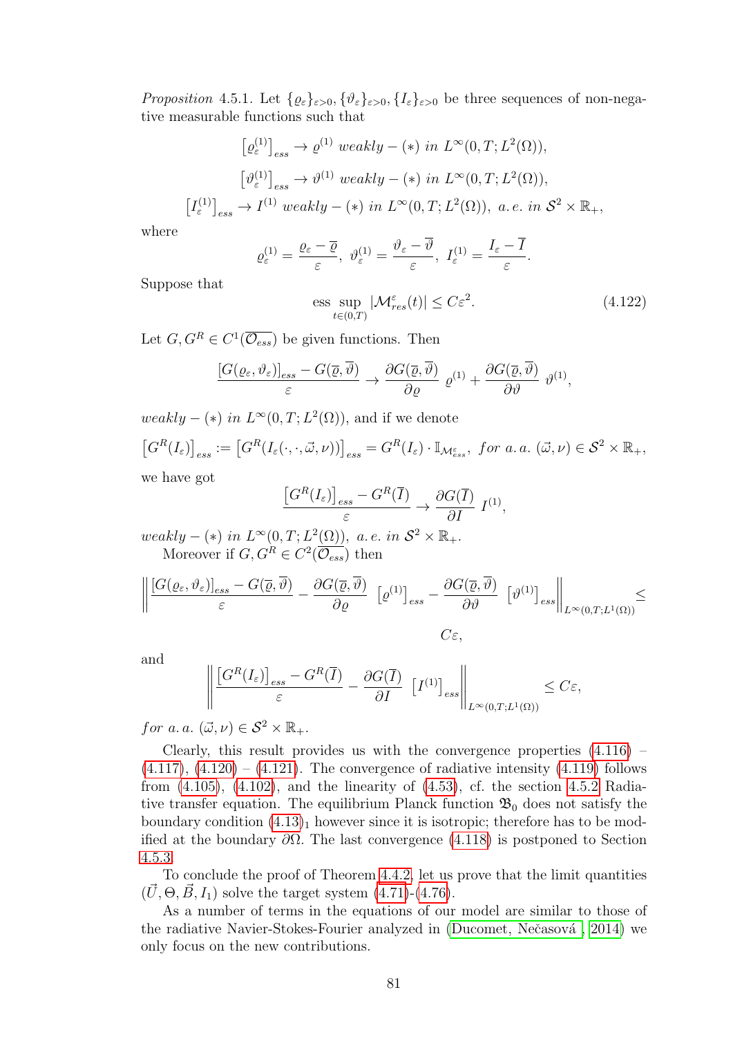*Proposition* 4.5.1. Let $\{\varrho_\varepsilon\}_{\varepsilon>0}, \{\vartheta_\varepsilon\}_{\varepsilon>0}, \{I_\varepsilon\}_{\varepsilon>0}$ be three sequences of non-negative measurable functions such that

$$\left[\varrho_\varepsilon^{(1)}\right]_{ess} \to \varrho^{(1)} \text{ weakly} - (*) \text{ in } L^\infty(0,T;L^2(\Omega)),$$

$$\left[\vartheta_\varepsilon^{(1)}\right]_{ess} \to \vartheta^{(1)} \text{ weakly} - (*) \text{ in } L^\infty(0,T;L^2(\Omega)),$$

$$\left[I_\varepsilon^{(1)}\right]_{ess} \to I^{(1)} \text{ weakly} - (*) \text{ in } L^\infty(0,T;L^2(\Omega)), \text{ a.e. in } \mathcal{S}^2 \times \mathbb{R}_+,$$

where

$$\varrho_\varepsilon^{(1)} = \frac{\varrho_\varepsilon - \overline{\varrho}}{\varepsilon},\ \vartheta_\varepsilon^{(1)} = \frac{\vartheta_\varepsilon - \overline{\vartheta}}{\varepsilon},\ I_\varepsilon^{(1)} = \frac{I_\varepsilon - \overline{I}}{\varepsilon}.$$

Suppose that

$$\operatorname*{ess\ sup}_{t\in(0,T)} |\mathcal{M}^\varepsilon_{res}(t)| \leq C\varepsilon^2. \tag{4.122}$$

Let $G, G^R \in C^1(\overline{\mathcal{O}_{ess}})$ be given functions. Then

$$\frac{[G(\varrho_\varepsilon,\vartheta_\varepsilon)]_{ess} - G(\overline{\varrho},\overline{\vartheta})}{\varepsilon} \to \frac{\partial G(\overline{\varrho},\overline{\vartheta})}{\partial \varrho}\ \varrho^{(1)} + \frac{\partial G(\overline{\varrho},\overline{\vartheta})}{\partial \vartheta}\ \vartheta^{(1)},$$

*weakly* $-\ (*)$ *in* $L^\infty(0,T;L^2(\Omega))$, and if we denote

$$\left[G^R(I_\varepsilon)\right]_{ess} := \left[G^R(I_\varepsilon(\cdot,\cdot,\vec{\omega},\nu))\right]_{ess} = G^R(I_\varepsilon)\cdot \mathbb{I}_{\mathcal{M}^\varepsilon_{ess}},\ \text{for a.a. } (\vec{\omega},\nu) \in \mathcal{S}^2 \times \mathbb{R}_+,$$

we have got

$$\frac{\left[G^R(I_\varepsilon)\right]_{ess} - G^R(\overline{I})}{\varepsilon} \to \frac{\partial G(\overline{I})}{\partial I}\ I^{(1)},$$

*weakly* $-\ (*)$ *in* $L^\infty(0,T;L^2(\Omega))$, *a.e. in* $\mathcal{S}^2 \times \mathbb{R}_+$.

Moreover if $G, G^R \in C^2(\overline{\mathcal{O}_{ess}})$ then

$$\left\| \frac{[G(\varrho_\varepsilon,\vartheta_\varepsilon)]_{ess} - G(\overline{\varrho},\overline{\vartheta})}{\varepsilon} - \frac{\partial G(\overline{\varrho},\overline{\vartheta})}{\partial \varrho}\ \left[\varrho^{(1)}\right]_{ess} - \frac{\partial G(\overline{\varrho},\overline{\vartheta})}{\partial \vartheta}\ \left[\vartheta^{(1)}\right]_{ess} \right\|_{L^\infty(0,T;L^1(\Omega))} \leq C\varepsilon,$$

and

$$\left\| \frac{\left[G^R(I_\varepsilon)\right]_{ess} - G^R(\overline{I})}{\varepsilon} - \frac{\partial G(\overline{I})}{\partial I}\ \left[I^{(1)}\right]_{ess} \right\|_{L^\infty(0,T;L^1(\Omega))} \leq C\varepsilon,$$

*for a.a.* $(\vec{\omega},\nu) \in \mathcal{S}^2 \times \mathbb{R}_+$.

Clearly, this result provides us with the convergence properties (4.116) – (4.117), (4.120) – (4.121). The convergence of radiative intensity (4.119) follows from (4.105), (4.102), and the linearity of (4.53), cf. the section 4.5.2 Radiative transfer equation. The equilibrium Planck function $\mathfrak{B}_0$ does not satisfy the boundary condition $(4.13)_1$ however since it is isotropic; therefore has to be modified at the boundary $\partial\Omega$. The last convergence (4.118) is postponed to Section 4.5.3.

To conclude the proof of Theorem 4.4.2, let us prove that the limit quantities $(\vec{U},\Theta,\vec{B},I_1)$ solve the target system (4.71)-(4.76).

As a number of terms in the equations of our model are similar to those of the radiative Navier-Stokes-Fourier analyzed in (Ducomet, Nečasová , 2014) we only focus on the new contributions.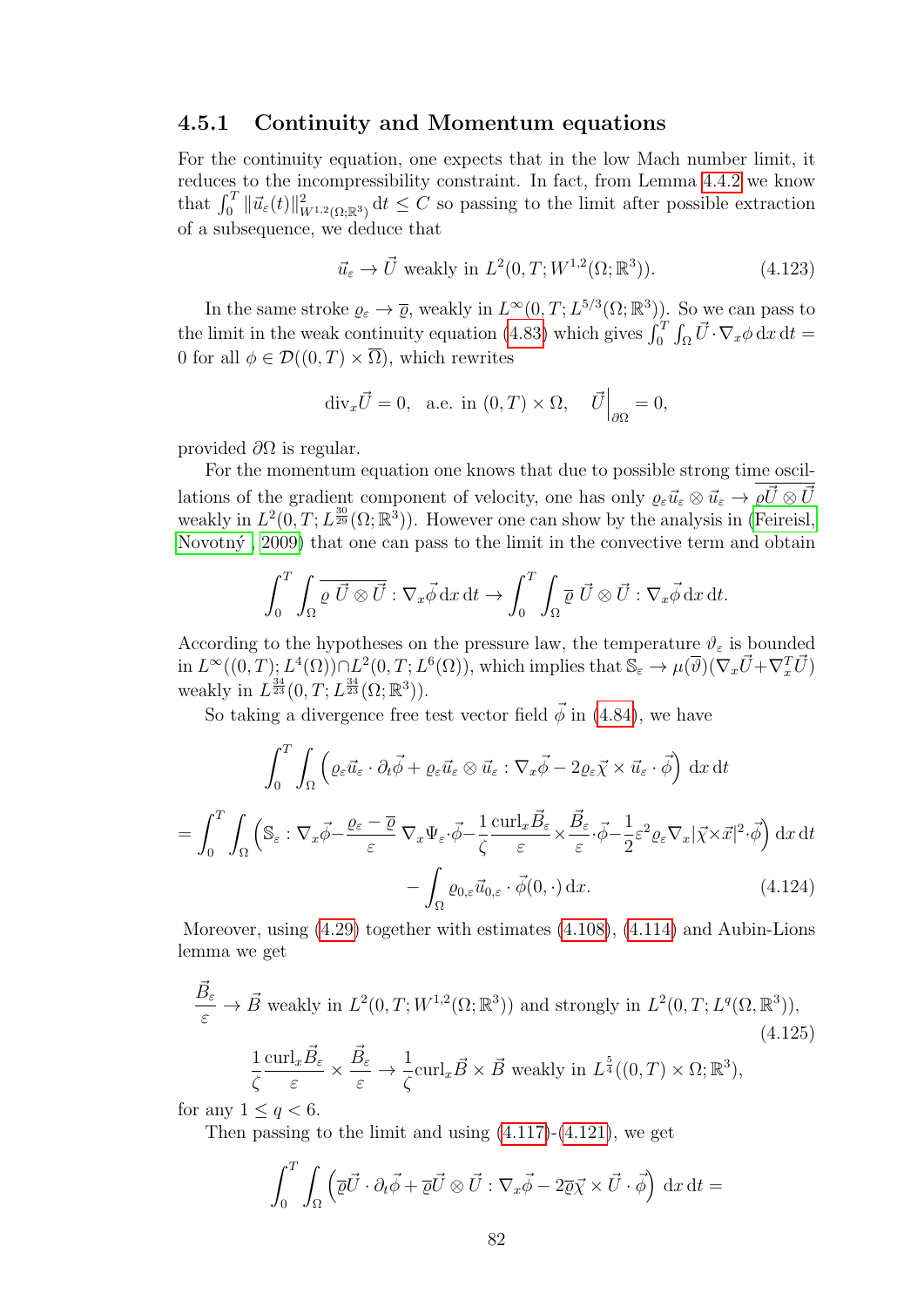### 4.5.1 Continuity and Momentum equations

For the continuity equation, one expects that in the low Mach number limit, it reduces to the incompressibility constraint. In fact, from Lemma 4.4.2 we know that $\int_0^T \|\vec{u}_\varepsilon(t)\|^2_{W^{1,2}(\Omega;\mathbb{R}^3)}\,\mathrm{d}t \le C$ so passing to the limit after possible extraction of a subsequence, we deduce that

$$
\vec{u}_\varepsilon \to \vec{U} \text{ weakly in } L^2(0,T;W^{1,2}(\Omega;\mathbb{R}^3)). \tag{4.123}
$$

In the same stroke $\varrho_\varepsilon \to \overline{\varrho}$, weakly in $L^\infty(0,T;L^{5/3}(\Omega;\mathbb{R}^3))$. So we can pass to the limit in the weak continuity equation (4.83) which gives $\int_0^T\int_\Omega \vec{U}\cdot\nabla_x\phi\,\mathrm{d}x\,\mathrm{d}t = 0$ for all $\phi \in \mathcal{D}((0,T)\times\overline{\Omega})$, which rewrites

$$
\mathrm{div}_x\vec{U} = 0, \quad \text{a.e. in } (0,T)\times\Omega, \quad \vec{U}\Big|_{\partial\Omega} = 0,
$$

provided $\partial\Omega$ is regular.

For the momentum equation one knows that due to possible strong time oscillations of the gradient component of velocity, one has only $\varrho_\varepsilon\vec{u}_\varepsilon\otimes\vec{u}_\varepsilon \to \overline{\varrho\vec{U}\otimes\vec{U}}$ weakly in $L^2(0,T;L^{\frac{30}{29}}(\Omega;\mathbb{R}^3))$. However one can show by the analysis in (Feireisl, Novotný , 2009) that one can pass to the limit in the convective term and obtain

$$
\int_0^T\int_\Omega \overline{\varrho\,\vec{U}\otimes\vec{U}} : \nabla_x\vec{\phi}\,\mathrm{d}x\,\mathrm{d}t \to \int_0^T\int_\Omega \overline{\varrho}\,\vec{U}\otimes\vec{U} : \nabla_x\vec{\phi}\,\mathrm{d}x\,\mathrm{d}t.
$$

According to the hypotheses on the pressure law, the temperature $\vartheta_\varepsilon$ is bounded in $L^\infty((0,T);L^4(\Omega))\cap L^2(0,T;L^6(\Omega))$, which implies that $\mathbb{S}_\varepsilon \to \mu(\overline{\vartheta})(\nabla_x\vec{U}+\nabla_x^T\vec{U})$ weakly in $L^{\frac{34}{23}}(0,T;L^{\frac{34}{23}}(\Omega;\mathbb{R}^3))$.

So taking a divergence free test vector field $\vec{\phi}$ in (4.84), we have

$$
\int_0^T\int_\Omega \Big(\varrho_\varepsilon\vec{u}_\varepsilon\cdot\partial_t\vec{\phi} + \varrho_\varepsilon\vec{u}_\varepsilon\otimes\vec{u}_\varepsilon : \nabla_x\vec{\phi} - 2\varrho_\varepsilon\vec{\chi}\times\vec{u}_\varepsilon\cdot\vec{\phi}\Big)\,\mathrm{d}x\,\mathrm{d}t
$$

$$
= \int_0^T\int_\Omega \Big(\mathbb{S}_\varepsilon : \nabla_x\vec{\phi} - \frac{\varrho_\varepsilon - \overline{\varrho}}{\varepsilon}\,\nabla_x\Psi_\varepsilon\cdot\vec{\phi} - \frac{1}{\zeta}\frac{\mathrm{curl}_x\vec{B}_\varepsilon}{\varepsilon}\times\frac{\vec{B}_\varepsilon}{\varepsilon}\cdot\vec{\phi} - \frac{1}{2}\varepsilon^2\varrho_\varepsilon\nabla_x|\vec{\chi}\times\vec{x}|^2\cdot\vec{\phi}\Big)\,\mathrm{d}x\,\mathrm{d}t
$$

$$
- \int_\Omega \varrho_{0,\varepsilon}\vec{u}_{0,\varepsilon}\cdot\vec{\phi}(0,\cdot)\,\mathrm{d}x. \tag{4.124}
$$

Moreover, using (4.29) together with estimates (4.108), (4.114) and Aubin-Lions lemma we get

$$
\frac{\vec{B}_\varepsilon}{\varepsilon} \to \vec{B} \text{ weakly in } L^2(0,T;W^{1,2}(\Omega;\mathbb{R}^3)) \text{ and strongly in } L^2(0,T;L^q(\Omega,\mathbb{R}^3)), \tag{4.125}
$$

$$
\frac{1}{\zeta}\frac{\mathrm{curl}_x\vec{B}_\varepsilon}{\varepsilon}\times\frac{\vec{B}_\varepsilon}{\varepsilon} \to \frac{1}{\zeta}\mathrm{curl}_x\vec{B}\times\vec{B} \text{ weakly in } L^{\frac{5}{4}}((0,T)\times\Omega;\mathbb{R}^3),
$$

for any $1 \le q < 6$.

Then passing to the limit and using (4.117)-(4.121), we get

$$
\int_0^T\int_\Omega \Big(\overline{\varrho}\vec{U}\cdot\partial_t\vec{\phi} + \overline{\varrho}\vec{U}\otimes\vec{U} : \nabla_x\vec{\phi} - 2\overline{\varrho}\vec{\chi}\times\vec{U}\cdot\vec{\phi}\Big)\,\mathrm{d}x\,\mathrm{d}t =
$$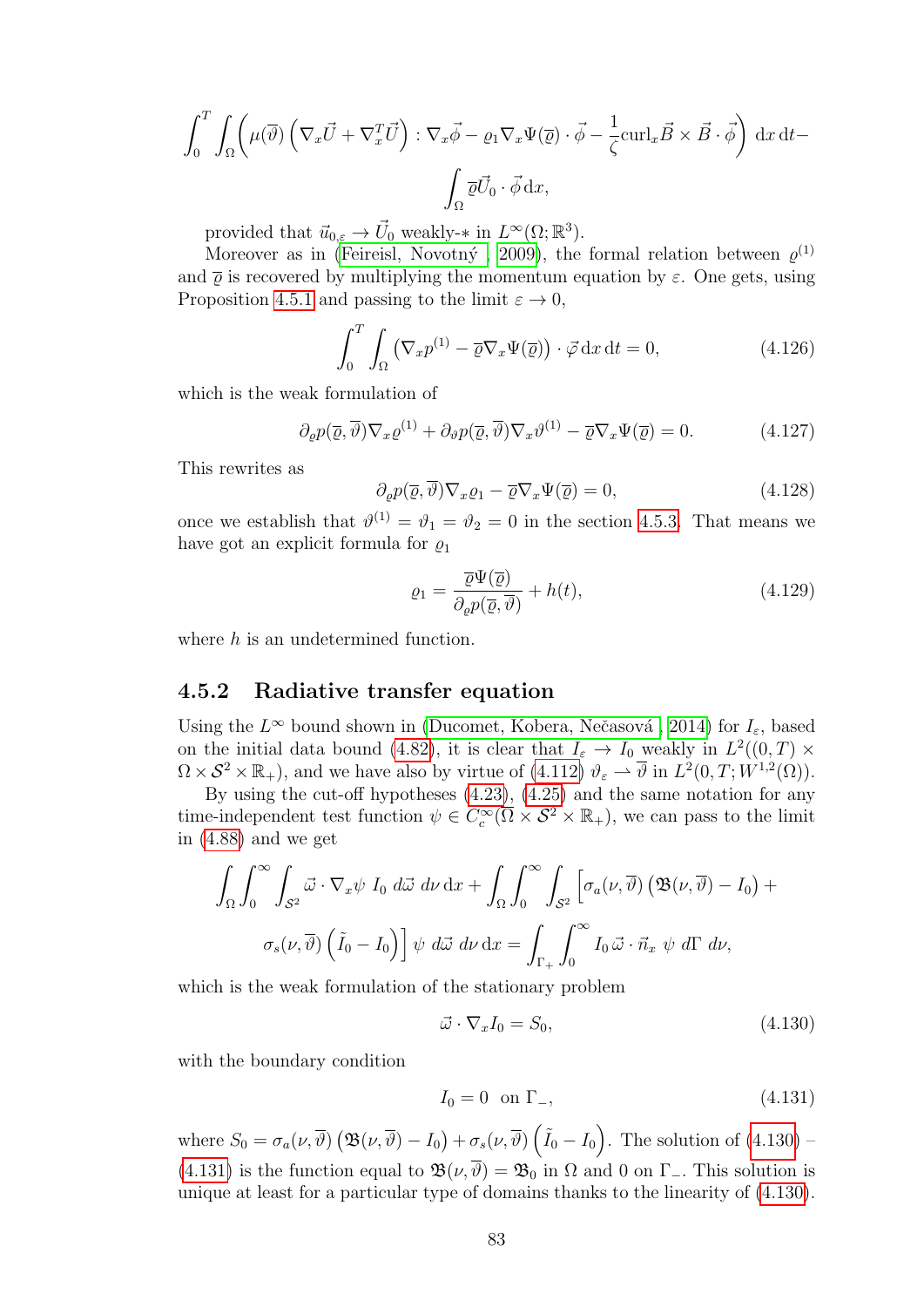$$\int_0^T \int_\Omega \left( \mu(\overline{\vartheta}) \left( \nabla_x \vec{U} + \nabla_x^T \vec{U} \right) : \nabla_x \vec{\phi} - \varrho_1 \nabla_x \Psi(\overline{\varrho}) \cdot \vec{\phi} - \frac{1}{\zeta} \mathrm{curl}_x \vec{B} \times \vec{B} \cdot \vec{\phi} \right) \mathrm{d}x \, \mathrm{d}t -$$

$$\int_\Omega \overline{\varrho} \vec{U}_0 \cdot \vec{\phi} \, \mathrm{d}x,$$

provided that $\vec{u}_{0,\varepsilon} \to \vec{U}_0$ weakly-$*$ in $L^\infty(\Omega; \mathbb{R}^3)$.

Moreover as in (Feireisl, Novotný , 2009), the formal relation between $\varrho^{(1)}$ and $\overline{\varrho}$ is recovered by multiplying the momentum equation by $\varepsilon$. One gets, using Proposition 4.5.1 and passing to the limit $\varepsilon \to 0$,

$$\int_0^T \int_\Omega \left( \nabla_x p^{(1)} - \overline{\varrho} \nabla_x \Psi(\overline{\varrho}) \right) \cdot \vec{\varphi} \, \mathrm{d}x \, \mathrm{d}t = 0, \tag{4.126}$$

which is the weak formulation of

$$\partial_\varrho p(\overline{\varrho}, \overline{\vartheta}) \nabla_x \varrho^{(1)} + \partial_\vartheta p(\overline{\varrho}, \overline{\vartheta}) \nabla_x \vartheta^{(1)} - \overline{\varrho} \nabla_x \Psi(\overline{\varrho}) = 0. \tag{4.127}$$

This rewrites as

$$\partial_\varrho p(\overline{\varrho}, \overline{\vartheta}) \nabla_x \varrho_1 - \overline{\varrho} \nabla_x \Psi(\overline{\varrho}) = 0, \tag{4.128}$$

once we establish that $\vartheta^{(1)} = \vartheta_1 = \vartheta_2 = 0$ in the section 4.5.3. That means we have got an explicit formula for $\varrho_1$

$$\varrho_1 = \frac{\overline{\varrho} \Psi(\overline{\varrho})}{\partial_\varrho p(\overline{\varrho}, \overline{\vartheta})} + h(t), \tag{4.129}$$

where $h$ is an undetermined function.

### 4.5.2 Radiative transfer equation

Using the $L^\infty$ bound shown in (Ducomet, Kobera, Nečasová , 2014) for $I_\varepsilon$, based on the initial data bound (4.82), it is clear that $I_\varepsilon \to I_0$ weakly in $L^2((0,T) \times \Omega \times \mathcal{S}^2 \times \mathbb{R}_+)$, and we have also by virtue of (4.112) $\vartheta_\varepsilon \rightharpoonup \overline{\vartheta}$ in $L^2(0,T; W^{1,2}(\Omega))$.

By using the cut-off hypotheses (4.23), (4.25) and the same notation for any time-independent test function $\psi \in C_c^\infty(\Omega \times \mathcal{S}^2 \times \mathbb{R}_+)$, we can pass to the limit in (4.88) and we get

$$\int_\Omega \int_0^\infty \int_{\mathcal{S}^2} \vec{\omega} \cdot \nabla_x \psi \; I_0 \; d\vec{\omega} \; d\nu \, \mathrm{d}x + \int_\Omega \int_0^\infty \int_{\mathcal{S}^2} \Big[ \sigma_a(\nu, \overline{\vartheta}) \left( \mathfrak{B}(\nu, \overline{\vartheta}) - I_0 \right) +$$

$$\sigma_s(\nu, \overline{\vartheta}) \left( \tilde{I}_0 - I_0 \right) \Big] \; \psi \; d\vec{\omega} \; d\nu \, \mathrm{d}x = \int_{\Gamma_+} \int_0^\infty I_0 \, \vec{\omega} \cdot \vec{n}_x \; \psi \; d\Gamma \; d\nu,$$

which is the weak formulation of the stationary problem

$$\vec{\omega} \cdot \nabla_x I_0 = S_0, \tag{4.130}$$

with the boundary condition

$$I_0 = 0 \quad \text{on } \Gamma_-, \tag{4.131}$$

where $S_0 = \sigma_a(\nu, \overline{\vartheta}) \left( \mathfrak{B}(\nu, \overline{\vartheta}) - I_0 \right) + \sigma_s(\nu, \overline{\vartheta}) \left( \tilde{I}_0 - I_0 \right)$. The solution of (4.130) – (4.131) is the function equal to $\mathfrak{B}(\nu, \overline{\vartheta}) = \mathfrak{B}_0$ in $\Omega$ and 0 on $\Gamma_-$. This solution is unique at least for a particular type of domains thanks to the linearity of (4.130).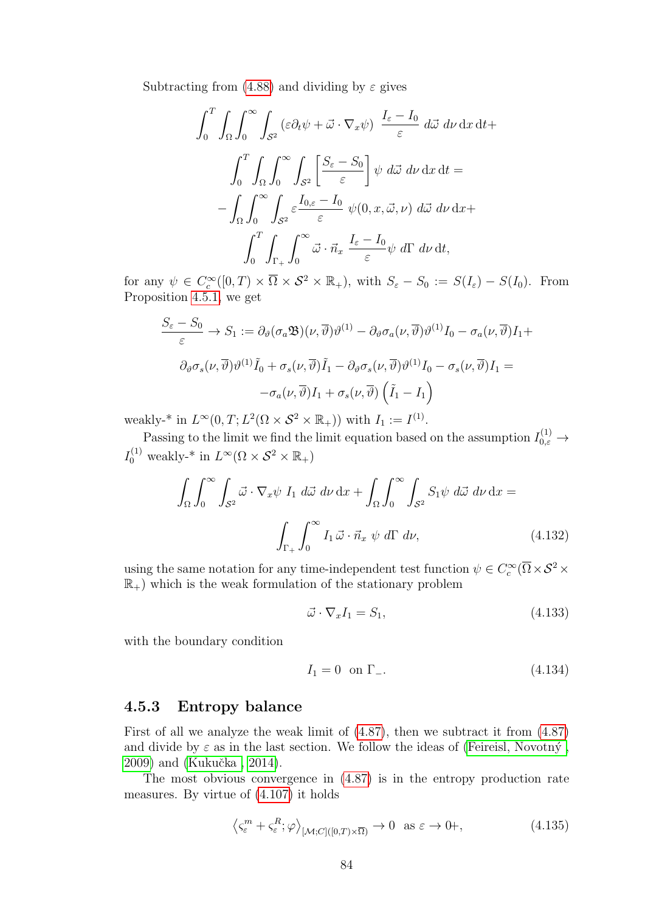Subtracting from (4.88) and dividing by $\varepsilon$ gives

$$
\int_0^T \int_\Omega \int_0^\infty \int_{\mathcal{S}^2} \left( \varepsilon \partial_t \psi + \vec{\omega} \cdot \nabla_x \psi \right) \frac{I_\varepsilon - I_0}{\varepsilon} \, d\vec{\omega} \, d\nu \, \mathrm{d}x \, \mathrm{d}t +
$$

$$
\int_0^T \int_\Omega \int_0^\infty \int_{\mathcal{S}^2} \left[ \frac{S_\varepsilon - S_0}{\varepsilon} \right] \psi \, d\vec{\omega} \, d\nu \, \mathrm{d}x \, \mathrm{d}t =
$$

$$
- \int_\Omega \int_0^\infty \int_{\mathcal{S}^2} \varepsilon \frac{I_{0,\varepsilon} - I_0}{\varepsilon} \, \psi(0, x, \vec{\omega}, \nu) \, d\vec{\omega} \, d\nu \, \mathrm{d}x +
$$

$$
\int_0^T \int_{\Gamma_+} \int_0^\infty \vec{\omega} \cdot \vec{n}_x \, \frac{I_\varepsilon - I_0}{\varepsilon} \psi \, d\Gamma \, d\nu \, \mathrm{d}t,
$$

for any $\psi \in C_c^\infty([0,T) \times \overline{\Omega} \times \mathcal{S}^2 \times \mathbb{R}_+)$, with $S_\varepsilon - S_0 := S(I_\varepsilon) - S(I_0)$. From Proposition 4.5.1, we get

$$
\frac{S_\varepsilon - S_0}{\varepsilon} \to S_1 := \partial_\vartheta (\sigma_a \mathfrak{B})(\nu, \overline{\vartheta}) \vartheta^{(1)} - \partial_\vartheta \sigma_a(\nu, \overline{\vartheta}) \vartheta^{(1)} I_0 - \sigma_a(\nu, \overline{\vartheta}) I_1 +
$$

$$
\partial_\vartheta \sigma_s(\nu, \overline{\vartheta}) \vartheta^{(1)} \tilde{I}_0 + \sigma_s(\nu, \overline{\vartheta}) \tilde{I}_1 - \partial_\vartheta \sigma_s(\nu, \overline{\vartheta}) \vartheta^{(1)} I_0 - \sigma_s(\nu, \overline{\vartheta}) I_1 =
$$

$$
- \sigma_a(\nu, \overline{\vartheta}) I_1 + \sigma_s(\nu, \overline{\vartheta}) \left( \tilde{I}_1 - I_1 \right)
$$

weakly-* in $L^\infty(0,T; L^2(\Omega \times \mathcal{S}^2 \times \mathbb{R}_+))$ with $I_1 := I^{(1)}$.

Passing to the limit we find the limit equation based on the assumption $I_{0,\varepsilon}^{(1)} \to I_0^{(1)}$ weakly-* in $L^\infty(\Omega \times \mathcal{S}^2 \times \mathbb{R}_+)$

$$
\int_\Omega \int_0^\infty \int_{\mathcal{S}^2} \vec{\omega} \cdot \nabla_x \psi \; I_1 \, d\vec{\omega} \, d\nu \, \mathrm{d}x + \int_\Omega \int_0^\infty \int_{\mathcal{S}^2} S_1 \psi \, d\vec{\omega} \, d\nu \, \mathrm{d}x =
$$

$$
\int_{\Gamma_+} \int_0^\infty I_1 \, \vec{\omega} \cdot \vec{n}_x \; \psi \, d\Gamma \, d\nu, \tag{4.132}
$$

using the same notation for any time-independent test function $\psi \in C_c^\infty(\overline{\Omega} \times \mathcal{S}^2 \times \mathbb{R}_+)$ which is the weak formulation of the stationary problem

$$
\vec{\omega} \cdot \nabla_x I_1 = S_1, \tag{4.133}
$$

with the boundary condition

$$
I_1 = 0 \quad \text{on } \Gamma_-. \tag{4.134}
$$

### 4.5.3 Entropy balance

First of all we analyze the weak limit of (4.87), then we subtract it from (4.87) and divide by $\varepsilon$ as in the last section. We follow the ideas of (Feireisl, Novotný , 2009) and (Kukučka , 2014).

The most obvious convergence in (4.87) is in the entropy production rate measures. By virtue of (4.107) it holds

$$
\left\langle \varsigma_\varepsilon^m + \varsigma_\varepsilon^R ; \varphi \right\rangle_{[\mathcal{M};C]([0,T) \times \overline{\Omega})} \to 0 \quad \text{as } \varepsilon \to 0+, \tag{4.135}
$$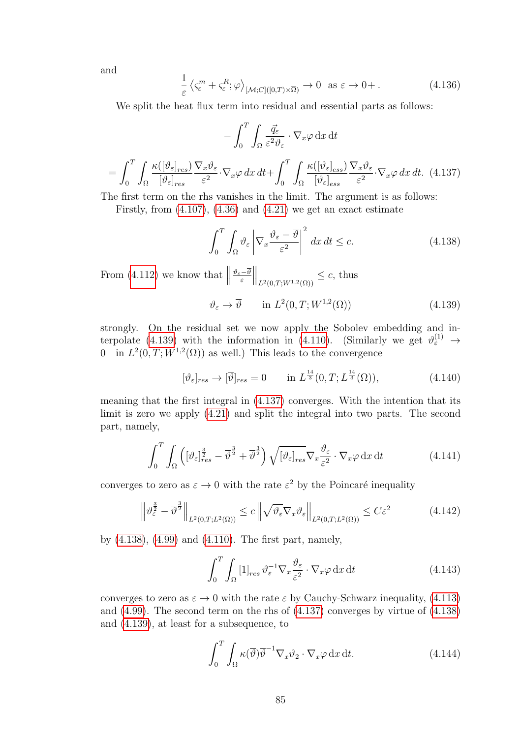and

$$\frac{1}{\varepsilon}\left\langle \varsigma_\varepsilon^m + \varsigma_\varepsilon^R; \varphi \right\rangle_{[\mathcal{M};C]([0,T)\times\overline{\Omega})} \to 0 \quad \text{as } \varepsilon \to 0+\,. \tag{4.136}$$

We split the heat flux term into residual and essential parts as follows:

$$-\int_0^T \int_\Omega \frac{\vec{q}_\varepsilon}{\varepsilon^2 \vartheta_\varepsilon} \cdot \nabla_x \varphi \,\mathrm{d}x\,\mathrm{d}t$$

$$= \int_0^T \int_\Omega \frac{\kappa([\vartheta_\varepsilon]_{res})}{[\vartheta_\varepsilon]_{res}} \frac{\nabla_x \vartheta_\varepsilon}{\varepsilon^2} \cdot \nabla_x \varphi \, dx\, dt + \int_0^T \int_\Omega \frac{\kappa([\vartheta_\varepsilon]_{ess})}{[\vartheta_\varepsilon]_{ess}} \frac{\nabla_x \vartheta_\varepsilon}{\varepsilon^2} \cdot \nabla_x \varphi \, dx\, dt. \tag{4.137}$$

The first term on the rhs vanishes in the limit. The argument is as follows:

Firstly, from (4.107), (4.36) and (4.21) we get an exact estimate

$$\int_0^T \int_\Omega \vartheta_\varepsilon \left| \nabla_x \frac{\vartheta_\varepsilon - \overline{\vartheta}}{\varepsilon^2} \right|^2 dx\, dt \le c. \tag{4.138}$$

From (4.112) we know that $\left\| \frac{\vartheta_\varepsilon - \overline{\vartheta}}{\varepsilon} \right\|_{L^2(0,T;W^{1,2}(\Omega))} \le c$, thus

$$\vartheta_\varepsilon \to \overline{\vartheta} \qquad \text{in } L^2(0,T;W^{1,2}(\Omega)) \tag{4.139}$$

strongly. On the residual set we now apply the Sobolev embedding and interpolate (4.139) with the information in (4.110). (Similarly we get $\vartheta_\varepsilon^{(1)} \to 0$ in $L^2(0,T;W^{1,2}(\Omega))$ as well.) This leads to the convergence

$$[\vartheta_\varepsilon]_{res} \to [\overline{\vartheta}]_{res} = 0 \qquad \text{in } L^{\frac{14}{3}}(0,T;L^{\frac{14}{3}}(\Omega)), \tag{4.140}$$

meaning that the first integral in (4.137) converges. With the intention that its limit is zero we apply (4.21) and split the integral into two parts. The second part, namely,

$$\int_0^T \int_\Omega \left( [\vartheta_\varepsilon]_{res}^{\frac{3}{2}} - \overline{\vartheta}^{\frac{3}{2}} + \overline{\vartheta}^{\frac{3}{2}} \right) \sqrt{[\vartheta_\varepsilon]_{res}} \nabla_x \frac{\vartheta_\varepsilon}{\varepsilon^2} \cdot \nabla_x \varphi \,\mathrm{d}x\,\mathrm{d}t \tag{4.141}$$

converges to zero as $\varepsilon \to 0$ with the rate $\varepsilon^2$ by the Poincaré inequality

$$\left\| \vartheta_\varepsilon^{\frac{3}{2}} - \overline{\vartheta}^{\frac{3}{2}} \right\|_{L^2(0,T;L^2(\Omega))} \le c \left\| \sqrt{\vartheta_\varepsilon} \nabla_x \vartheta_\varepsilon \right\|_{L^2(0,T;L^2(\Omega))} \le C\varepsilon^2 \tag{4.142}$$

by (4.138), (4.99) and (4.110). The first part, namely,

$$\int_0^T \int_\Omega [1]_{res}\, \vartheta_\varepsilon^{-1} \nabla_x \frac{\vartheta_\varepsilon}{\varepsilon^2} \cdot \nabla_x \varphi \,\mathrm{d}x\,\mathrm{d}t \tag{4.143}$$

converges to zero as $\varepsilon \to 0$ with the rate $\varepsilon$ by Cauchy-Schwarz inequality, (4.113) and (4.99). The second term on the rhs of (4.137) converges by virtue of (4.138) and (4.139), at least for a subsequence, to

$$\int_0^T \int_\Omega \kappa(\overline{\vartheta}) \overline{\vartheta}^{-1} \nabla_x \vartheta_2 \cdot \nabla_x \varphi \,\mathrm{d}x\,\mathrm{d}t. \tag{4.144}$$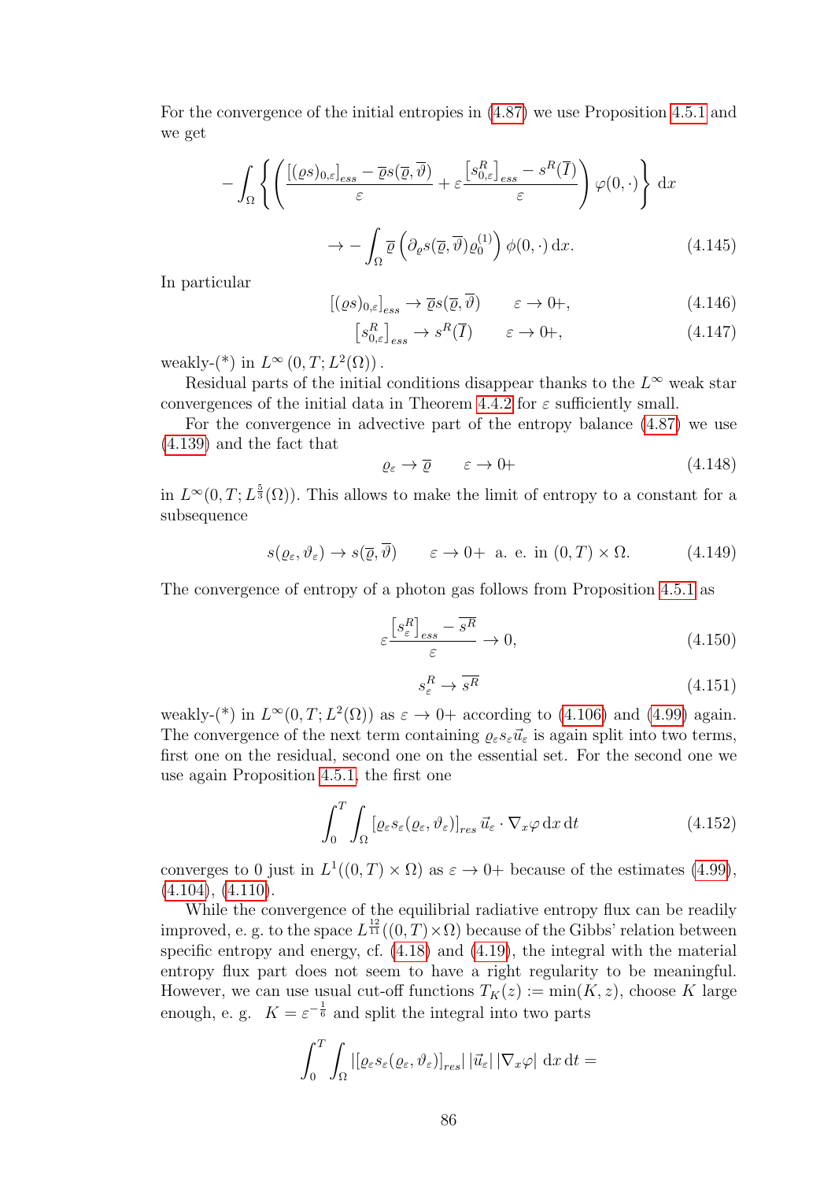For the convergence of the initial entropies in (4.87) we use Proposition 4.5.1 and we get

$$- \int_{\Omega} \left\{ \left( \frac{[(\varrho s)_{0,\varepsilon}]_{ess} - \overline{\varrho} s(\overline{\varrho}, \overline{\vartheta})}{\varepsilon} + \varepsilon \frac{\left[s^R_{0,\varepsilon}\right]_{ess} - s^R(\overline{I})}{\varepsilon} \right) \varphi(0,\cdot) \right\} \mathrm{d}x$$

$$\to - \int_{\Omega} \overline{\varrho} \left( \partial_{\varrho} s(\overline{\varrho}, \overline{\vartheta}) \varrho_0^{(1)} \right) \phi(0,\cdot) \, \mathrm{d}x. \tag{4.145}$$

In particular

$$[(\varrho s)_{0,\varepsilon}]_{ess} \to \overline{\varrho} s(\overline{\varrho}, \overline{\vartheta}) \qquad \varepsilon \to 0+, \tag{4.146}$$

$$\left[s^R_{0,\varepsilon}\right]_{ess} \to s^R(\overline{I}) \qquad \varepsilon \to 0+, \tag{4.147}$$

weakly-(*) in $L^{\infty}\left(0,T; L^2(\Omega)\right)$.

Residual parts of the initial conditions disappear thanks to the $L^{\infty}$ weak star convergences of the initial data in Theorem 4.4.2 for $\varepsilon$ sufficiently small.

For the convergence in advective part of the entropy balance (4.87) we use (4.139) and the fact that

$$\varrho_{\varepsilon} \to \overline{\varrho} \qquad \varepsilon \to 0+ \tag{4.148}$$

in $L^{\infty}(0,T; L^{\frac{5}{3}}(\Omega))$. This allows to make the limit of entropy to a constant for a subsequence

$$s(\varrho_{\varepsilon}, \vartheta_{\varepsilon}) \to s(\overline{\varrho}, \overline{\vartheta}) \qquad \varepsilon \to 0+ \ \text{ a. e. in } (0,T)\times\Omega. \tag{4.149}$$

The convergence of entropy of a photon gas follows from Proposition 4.5.1 as

$$\varepsilon \frac{\left[s^R_{\varepsilon}\right]_{ess} - \overline{s^R}}{\varepsilon} \to 0, \tag{4.150}$$

$$s^R_{\varepsilon} \to \overline{s^R} \tag{4.151}$$

weakly-(*) in $L^{\infty}(0,T;L^2(\Omega))$ as $\varepsilon \to 0+$ according to (4.106) and (4.99) again. The convergence of the next term containing $\varrho_{\varepsilon} s_{\varepsilon} \vec{u}_{\varepsilon}$ is again split into two terms, first one on the residual, second one on the essential set. For the second one we use again Proposition 4.5.1, the first one

$$\int_0^T \int_{\Omega} \left[\varrho_{\varepsilon} s_{\varepsilon}(\varrho_{\varepsilon}, \vartheta_{\varepsilon})\right]_{res} \vec{u}_{\varepsilon} \cdot \nabla_x \varphi \, \mathrm{d}x \, \mathrm{d}t \tag{4.152}$$

converges to 0 just in $L^1((0,T)\times\Omega)$ as $\varepsilon \to 0+$ because of the estimates (4.99), (4.104), (4.110).

While the convergence of the equilibrial radiative entropy flux can be readily improved, e. g. to the space $L^{\frac{12}{11}}((0,T)\times\Omega)$ because of the Gibbs' relation between specific entropy and energy, cf. (4.18) and (4.19), the integral with the material entropy flux part does not seem to have a right regularity to be meaningful. However, we can use usual cut-off functions $T_K(z) := \min(K, z)$, choose $K$ large enough, e. g. $K = \varepsilon^{-\frac{1}{6}}$ and split the integral into two parts

$$\int_0^T \int_{\Omega} \left|\left[\varrho_{\varepsilon} s_{\varepsilon}(\varrho_{\varepsilon}, \vartheta_{\varepsilon})\right]_{res}\right| |\vec{u}_{\varepsilon}| \, |\nabla_x \varphi| \, \mathrm{d}x \, \mathrm{d}t =$$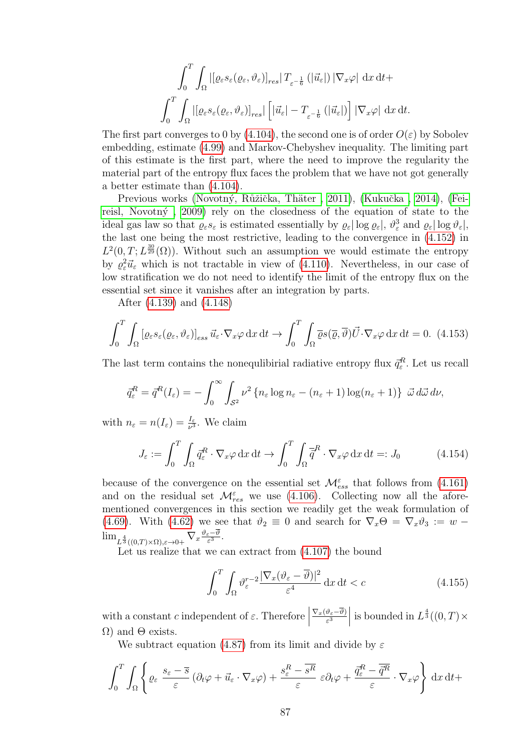$$\int_0^T \int_\Omega |[\varrho_\varepsilon s_\varepsilon(\varrho_\varepsilon, \vartheta_\varepsilon)]_{res}| \, T_{\varepsilon^{-\frac{1}{6}}}(|\vec{u}_\varepsilon|) \, |\nabla_x \varphi| \, \mathrm{d}x \, \mathrm{d}t +$$

$$\int_0^T \int_\Omega |[\varrho_\varepsilon s_\varepsilon(\varrho_\varepsilon, \vartheta_\varepsilon)]_{res}| \left[ |\vec{u}_\varepsilon| - T_{\varepsilon^{-\frac{1}{6}}}(|\vec{u}_\varepsilon|) \right] |\nabla_x \varphi| \, \mathrm{d}x \, \mathrm{d}t.$$

The first part converges to 0 by (4.104), the second one is of order $O(\varepsilon)$ by Sobolev embedding, estimate (4.99) and Markov-Chebyshev inequality. The limiting part of this estimate is the first part, where the need to improve the regularity the material part of the entropy flux faces the problem that we have not got generally a better estimate than (4.104).

Previous works (Novotný, Růžička, Thäter , 2011), (Kukučka , 2014), (Feireisl, Novotný , 2009) rely on the closedness of the equation of state to the ideal gas law so that $\varrho_\varepsilon s_\varepsilon$ is estimated essentially by $\varrho_\varepsilon |\log \varrho_\varepsilon|$, $\vartheta_\varepsilon^3$ and $\varrho_\varepsilon |\log \vartheta_\varepsilon|$, the last one being the most restrictive, leading to the convergence in (4.152) in $L^2(0, T; L^{\frac{30}{29}}(\Omega))$. Without such an assumption we would estimate the entropy by $\varrho_\varepsilon^2 \vec{u}_\varepsilon$ which is not tractable in view of (4.110). Nevertheless, in our case of low stratification we do not need to identify the limit of the entropy flux on the essential set since it vanishes after an integration by parts.

After (4.139) and (4.148)

$$\int_0^T \int_\Omega [\varrho_\varepsilon s_\varepsilon(\varrho_\varepsilon, \vartheta_\varepsilon)]_{ess} \, \vec{u}_\varepsilon \cdot \nabla_x \varphi \, \mathrm{d}x \, \mathrm{d}t \to \int_0^T \int_\Omega \overline{\varrho} s(\overline{\varrho}, \overline{\vartheta}) \vec{U} \cdot \nabla_x \varphi \, \mathrm{d}x \, \mathrm{d}t = 0. \quad (4.153)$$

The last term contains the nonequlibirial radiative entropy flux $\vec{q}_\varepsilon^R$. Let us recall

$$\vec{q}_\varepsilon^R = \vec{q}^R(I_\varepsilon) = -\int_0^\infty \int_{\mathcal{S}^2} \nu^2 \left\{ n_\varepsilon \log n_\varepsilon - (n_\varepsilon + 1) \log(n_\varepsilon + 1) \right\} \, \vec{\omega} \, d\vec{\omega} \, d\nu,$$

with $n_\varepsilon = n(I_\varepsilon) = \frac{I_\varepsilon}{\nu^3}$. We claim

$$J_\varepsilon := \int_0^T \int_\Omega \vec{q}_\varepsilon^R \cdot \nabla_x \varphi \, \mathrm{d}x \, \mathrm{d}t \to \int_0^T \int_\Omega \overline{\vec{q}}^R \cdot \nabla_x \varphi \, \mathrm{d}x \, \mathrm{d}t =: J_0 \quad (4.154)$$

because of the convergence on the essential set $\mathcal{M}_{ess}^\varepsilon$ that follows from (4.161) and on the residual set $\mathcal{M}_{res}^\varepsilon$ we use (4.106). Collecting now all the aforementioned convergences in this section we readily get the weak formulation of (4.69). With (4.62) we see that $\vartheta_2 \equiv 0$ and search for $\nabla_x \Theta = \nabla_x \vartheta_3 := w - \lim_{L^{\frac{4}{3}}((0,T) \times \Omega), \varepsilon \to 0+} \nabla_x \frac{\vartheta_\varepsilon - \overline{\vartheta}}{\varepsilon^3}$.

Let us realize that we can extract from (4.107) the bound

$$\int_0^T \int_\Omega \vartheta_\varepsilon^{r-2} \frac{|\nabla_x (\vartheta_\varepsilon - \overline{\vartheta})|^2}{\varepsilon^4} \, \mathrm{d}x \, \mathrm{d}t < c \quad (4.155)$$

with a constant $c$ independent of $\varepsilon$. Therefore $\left| \frac{\nabla_x (\vartheta_\varepsilon - \overline{\vartheta})}{\varepsilon^3} \right|$ is bounded in $L^{\frac{4}{3}}((0, T) \times \Omega)$ and $\Theta$ exists.

We subtract equation (4.87) from its limit and divide by $\varepsilon$

$$\int_0^T \int_\Omega \left\{ \varrho_\varepsilon \, \frac{s_\varepsilon - \overline{s}}{\varepsilon} \left( \partial_t \varphi + \vec{u}_\varepsilon \cdot \nabla_x \varphi \right) + \frac{s_\varepsilon^R - \overline{s^R}}{\varepsilon} \, \varepsilon \partial_t \varphi + \frac{\vec{q}_\varepsilon^R - \overline{\vec{q}^R}}{\varepsilon} \cdot \nabla_x \varphi \right\} \mathrm{d}x \, \mathrm{d}t +$$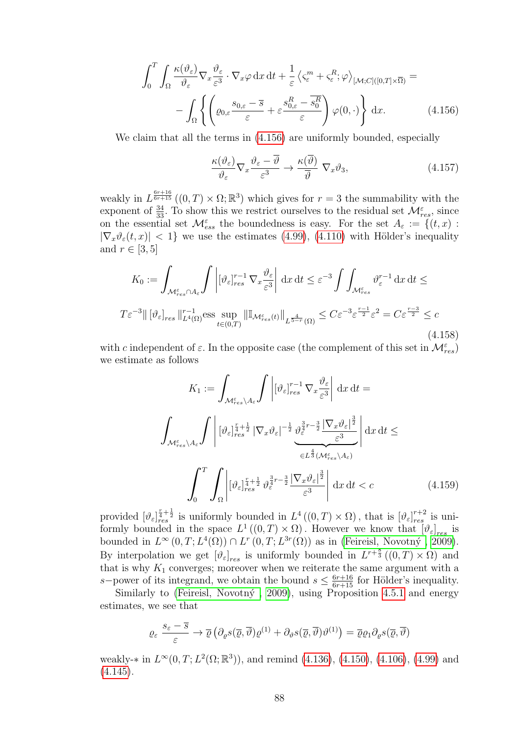$$
\int_0^T \int_\Omega \frac{\kappa(\vartheta_\varepsilon)}{\vartheta_\varepsilon} \nabla_x \frac{\vartheta_\varepsilon}{\varepsilon^3} \cdot \nabla_x \varphi \,\mathrm{d}x\,\mathrm{d}t + \frac{1}{\varepsilon} \left\langle \varsigma_\varepsilon^m + \varsigma_\varepsilon^R; \varphi \right\rangle_{[\mathcal{M};C]([0,T]\times\overline{\Omega})} =
$$

$$
- \int_\Omega \left\{ \left( \varrho_{0,\varepsilon} \frac{s_{0,\varepsilon} - \overline{s}}{\varepsilon} + \varepsilon \frac{s_{0,\varepsilon}^R - \overline{s_0^R}}{\varepsilon} \right) \varphi(0,\cdot) \right\} \mathrm{d}x. \tag{4.156}
$$

We claim that all the terms in (4.156) are uniformly bounded, especially

$$
\frac{\kappa(\vartheta_\varepsilon)}{\vartheta_\varepsilon} \nabla_x \frac{\vartheta_\varepsilon - \overline{\vartheta}}{\varepsilon^3} \to \frac{\kappa(\overline{\vartheta})}{\overline{\vartheta}} \ \nabla_x \vartheta_3, \tag{4.157}
$$

weakly in $L^{\frac{6r+16}{6r+15}}((0,T)\times\Omega;\mathbb{R}^3)$ which gives for $r=3$ the summability with the exponent of $\frac{34}{33}$. To show this we restrict ourselves to the residual set $\mathcal{M}_{res}^\varepsilon$, since on the essential set $\mathcal{M}_{ess}^\varepsilon$ the boundedness is easy. For the set $A_\varepsilon := \{(t,x) : |\nabla_x \vartheta_\varepsilon(t,x)| < 1\}$ we use the estimates (4.99), (4.110) with Hölder's inequality and $r \in [3,5]$

$$
K_0 := \int_{\mathcal{M}_{res}^\varepsilon \cap A_\varepsilon} \int \left| [\vartheta_\varepsilon]_{res}^{r-1} \nabla_x \frac{\vartheta_\varepsilon}{\varepsilon^3} \right| \mathrm{d}x\,\mathrm{d}t \le \varepsilon^{-3} \int \int_{\mathcal{M}_{res}^\varepsilon} \vartheta_\varepsilon^{r-1}\,\mathrm{d}x\,\mathrm{d}t \le
$$

$$
T\varepsilon^{-3} \| [\vartheta_\varepsilon]_{res} \|_{L^4(\Omega)}^{r-1} \operatorname*{ess\,sup}_{t\in(0,T)} \| \mathbb{I}_{\mathcal{M}_{res}^\varepsilon(t)} \|_{L^{\frac{4}{5-r}}(\Omega)} \le C\varepsilon^{-3} \varepsilon^{\frac{r-1}{2}} \varepsilon^2 = C\varepsilon^{\frac{r-3}{2}} \le c \tag{4.158}
$$

with $c$ independent of $\varepsilon$. In the opposite case (the complement of this set in $\mathcal{M}_{res}^\varepsilon$) we estimate as follows

$$
K_1 := \int_{\mathcal{M}_{res}^\varepsilon \setminus A_\varepsilon} \int \left| [\vartheta_\varepsilon]_{res}^{r-1} \nabla_x \frac{\vartheta_\varepsilon}{\varepsilon^3} \right| \mathrm{d}x\,\mathrm{d}t =
$$

$$
\int_{\mathcal{M}_{res}^\varepsilon \setminus A_\varepsilon} \int \left| [\vartheta_\varepsilon]_{res}^{\frac{r}{4}+\frac{1}{2}} |\nabla_x \vartheta_\varepsilon|^{-\frac{1}{2}} \underbrace{\vartheta_\varepsilon^{\frac{3}{4}r - \frac{3}{2}} \frac{|\nabla_x \vartheta_\varepsilon|^{\frac{3}{2}}}{\varepsilon^3}}_{\in L^{\frac{4}{3}}(\mathcal{M}_{res}^\varepsilon \setminus A_\varepsilon)} \right| \mathrm{d}x\,\mathrm{d}t \le
$$

$$
\int_0^T \int_\Omega \left| [\vartheta_\varepsilon]_{res}^{\frac{r}{4}+\frac{1}{2}} \vartheta_\varepsilon^{\frac{3}{4}r - \frac{3}{2}} \frac{|\nabla_x \vartheta_\varepsilon|^{\frac{3}{2}}}{\varepsilon^3} \right| \mathrm{d}x\,\mathrm{d}t < c \tag{4.159}
$$

provided $[\vartheta_\varepsilon]_{res}^{\frac{r}{4}+\frac{1}{2}}$ is uniformly bounded in $L^4((0,T)\times\Omega)$, that is $[\vartheta_\varepsilon]_{res}^{r+2}$ is uniformly bounded in the space $L^1((0,T)\times\Omega)$. However we know that $[\vartheta_\varepsilon]_{res}$ is bounded in $L^\infty(0,T;L^4(\Omega)) \cap L^r(0,T;L^{3r}(\Omega))$ as in (Feireisl, Novotný , 2009). By interpolation we get $[\vartheta_\varepsilon]_{res}$ is uniformly bounded in $L^{r+\frac{8}{3}}((0,T)\times\Omega)$ and that is why $K_1$ converges; moreover when we reiterate the same argument with a $s-$power of its integrand, we obtain the bound $s \le \frac{6r+16}{6r+15}$ for Hölder's inequality.

Similarly to (Feireisl, Novotný , 2009), using Proposition 4.5.1 and energy estimates, we see that

$$
\varrho_\varepsilon \frac{s_\varepsilon - \overline{s}}{\varepsilon} \to \overline{\varrho} \left( \partial_\varrho s(\overline{\varrho},\overline{\vartheta}) \varrho^{(1)} + \partial_\vartheta s(\overline{\varrho},\overline{\vartheta}) \vartheta^{(1)} \right) = \overline{\varrho} \varrho_1 \partial_\varrho s(\overline{\varrho},\overline{\vartheta})
$$

weakly-$*$ in $L^\infty(0,T;L^2(\Omega;\mathbb{R}^3))$, and remind (4.136), (4.150), (4.106), (4.99) and (4.145).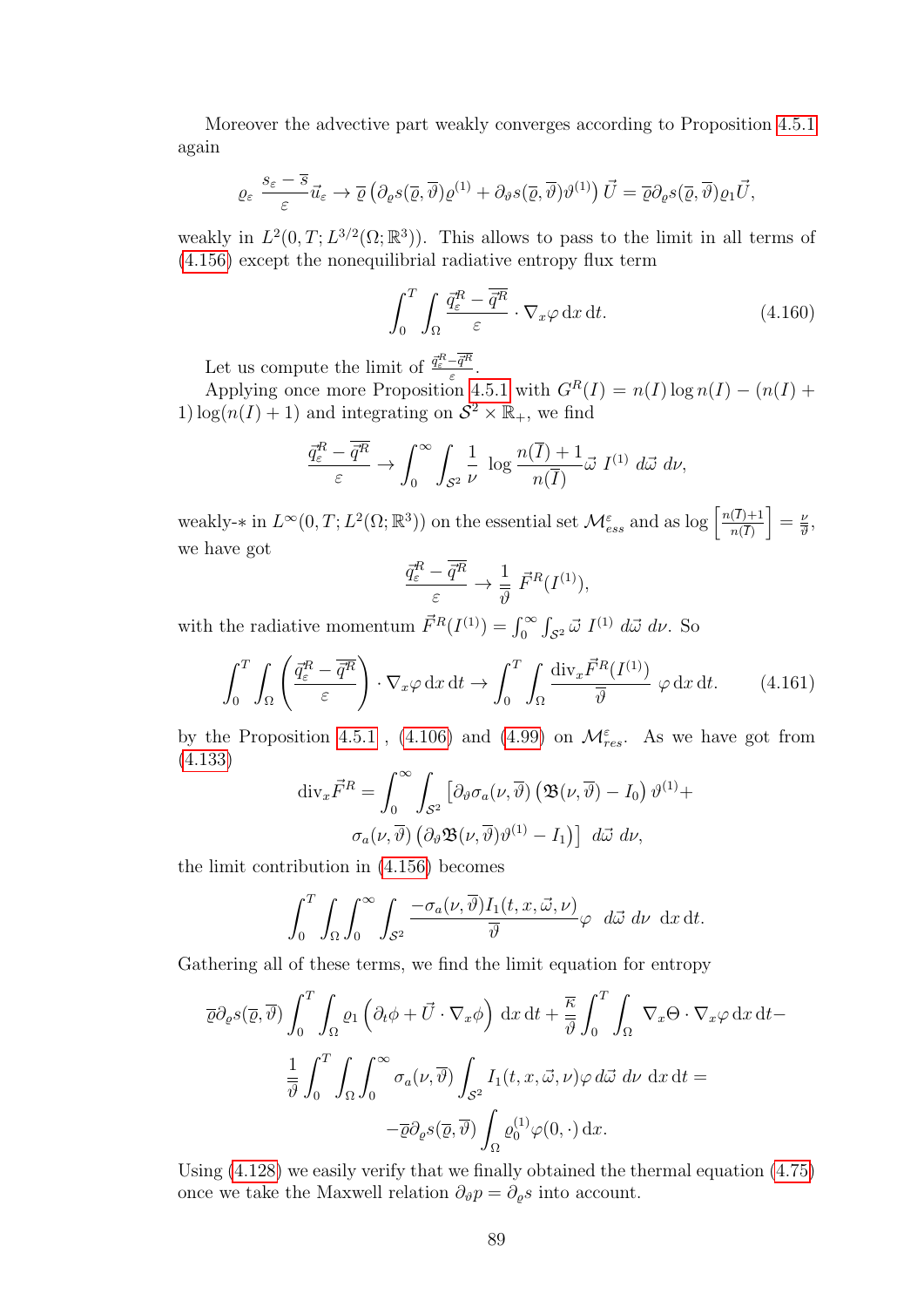Moreover the advective part weakly converges according to Proposition 4.5.1 again

$$\varrho_\varepsilon \ \frac{s_\varepsilon - \overline{s}}{\varepsilon} \vec{u}_\varepsilon \to \overline{\varrho} \left( \partial_\varrho s(\overline{\varrho}, \overline{\vartheta}) \varrho^{(1)} + \partial_\vartheta s(\overline{\varrho}, \overline{\vartheta}) \vartheta^{(1)} \right) \vec{U} = \overline{\varrho} \partial_\varrho s(\overline{\varrho}, \overline{\vartheta}) \varrho_1 \vec{U},$$

weakly in $L^2(0, T; L^{3/2}(\Omega; \mathbb{R}^3))$. This allows to pass to the limit in all terms of (4.156) except the nonequilibrial radiative entropy flux term

$$\int_0^T \int_\Omega \frac{\vec{q}^R_\varepsilon - \overline{\vec{q}^R}}{\varepsilon} \cdot \nabla_x \varphi \, \mathrm{d}x \, \mathrm{d}t. \tag{4.160}$$

Let us compute the limit of $\frac{\vec{q}^R_\varepsilon - \overline{\vec{q}^R}}{\varepsilon}$.

Applying once more Proposition 4.5.1 with $G^R(I) = n(I) \log n(I) - (n(I) + 1) \log(n(I) + 1)$ and integrating on $\mathcal{S}^2 \times \mathbb{R}_+$, we find

$$\frac{\vec{q}^R_\varepsilon - \overline{\vec{q}^R}}{\varepsilon} \to \int_0^\infty \int_{\mathcal{S}^2} \frac{1}{\nu} \ \log \frac{n(\overline{I}) + 1}{n(\overline{I})} \vec{\omega} \ I^{(1)} \ d\vec{\omega} \ d\nu,$$

weakly-$*$ in $L^\infty(0, T; L^2(\Omega; \mathbb{R}^3))$ on the essential set $\mathcal{M}^\varepsilon_{ess}$ and as $\log \left[ \frac{n(\overline{I})+1}{n(\overline{I})} \right] = \frac{\nu}{\overline{\vartheta}}$, we have got

$$\frac{\vec{q}^R_\varepsilon - \overline{\vec{q}^R}}{\varepsilon} \to \frac{1}{\overline{\vartheta}} \ \vec{F}^R(I^{(1)}),$$

with the radiative momentum $\vec{F}^R(I^{(1)}) = \int_0^\infty \int_{\mathcal{S}^2} \vec{\omega} \ I^{(1)} \ d\vec{\omega} \ d\nu$. So

$$\int_0^T \int_\Omega \left( \frac{\vec{q}^R_\varepsilon - \overline{\vec{q}^R}}{\varepsilon} \right) \cdot \nabla_x \varphi \, \mathrm{d}x \, \mathrm{d}t \to \int_0^T \int_\Omega \frac{\mathrm{div}_x \vec{F}^R(I^{(1)})}{\overline{\vartheta}} \ \varphi \, \mathrm{d}x \, \mathrm{d}t. \tag{4.161}$$

by the Proposition 4.5.1 , (4.106) and (4.99) on $\mathcal{M}^\varepsilon_{res}$. As we have got from (4.133)

$$\mathrm{div}_x \vec{F}^R = \int_0^\infty \int_{\mathcal{S}^2} \left[ \partial_\vartheta \sigma_a(\nu, \overline{\vartheta}) \left( \mathfrak{B}(\nu, \overline{\vartheta}) - I_0 \right) \vartheta^{(1)} + \right.$$
$$\left. \sigma_a(\nu, \overline{\vartheta}) \left( \partial_\vartheta \mathfrak{B}(\nu, \overline{\vartheta}) \vartheta^{(1)} - I_1 \right) \right] \ d\vec{\omega} \ d\nu,$$

the limit contribution in (4.156) becomes

$$\int_0^T \int_\Omega \int_0^\infty \int_{\mathcal{S}^2} \frac{-\sigma_a(\nu, \overline{\vartheta}) I_1(t, x, \vec{\omega}, \nu)}{\overline{\vartheta}} \varphi \ \ d\vec{\omega} \ d\nu \ \ \mathrm{d}x \, \mathrm{d}t.$$

Gathering all of these terms, we find the limit equation for entropy

$$\overline{\varrho} \partial_\varrho s(\overline{\varrho}, \overline{\vartheta}) \int_0^T \int_\Omega \varrho_1 \left( \partial_t \phi + \vec{U} \cdot \nabla_x \phi \right) \mathrm{d}x \, \mathrm{d}t + \frac{\overline{\kappa}}{\overline{\vartheta}} \int_0^T \int_\Omega \nabla_x \Theta \cdot \nabla_x \varphi \, \mathrm{d}x \, \mathrm{d}t -$$
$$\frac{1}{\overline{\vartheta}} \int_0^T \int_\Omega \int_0^\infty \sigma_a(\nu, \overline{\vartheta}) \int_{\mathcal{S}^2} I_1(t, x, \vec{\omega}, \nu) \varphi \, d\vec{\omega} \ d\nu \ \mathrm{d}x \, \mathrm{d}t =$$
$$-\overline{\varrho} \partial_\varrho s(\overline{\varrho}, \overline{\vartheta}) \int_\Omega \varrho_0^{(1)} \varphi(0, \cdot) \, \mathrm{d}x.$$

Using (4.128) we easily verify that we finally obtained the thermal equation (4.75) once we take the Maxwell relation $\partial_\vartheta p = \partial_\varrho s$ into account.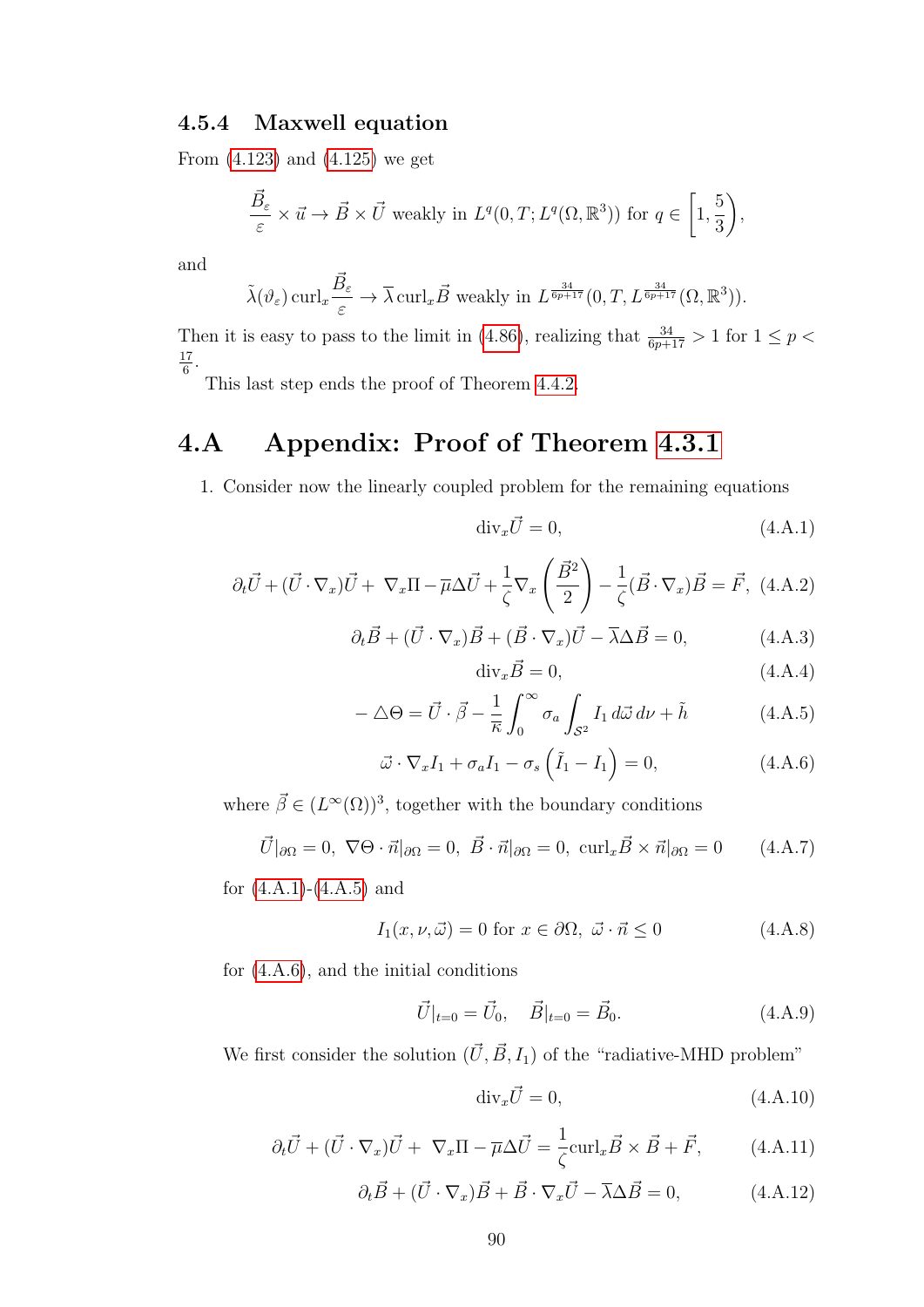### 4.5.4 Maxwell equation

From (4.123) and (4.125) we get

$$\frac{\vec{B}_\varepsilon}{\varepsilon} \times \vec{u} \to \vec{B} \times \vec{U} \text{ weakly in } L^q(0,T;L^q(\Omega,\mathbb{R}^3)) \text{ for } q \in \left[1, \frac{5}{3}\right),$$

and

$$\tilde{\lambda}(\vartheta_\varepsilon)\,\mathrm{curl}_x \frac{\vec{B}_\varepsilon}{\varepsilon} \to \overline{\lambda}\,\mathrm{curl}_x \vec{B} \text{ weakly in } L^{\frac{34}{6p+17}}(0,T,L^{\frac{34}{6p+17}}(\Omega,\mathbb{R}^3)).$$

Then it is easy to pass to the limit in (4.86), realizing that $\frac{34}{6p+17} > 1$ for $1 \leq p < \frac{17}{6}$.

This last step ends the proof of Theorem 4.4.2.

## 4.A Appendix: Proof of Theorem 4.3.1

1. Consider now the linearly coupled problem for the remaining equations

$$\mathrm{div}_x \vec{U} = 0, \tag{4.A.1}$$

$$\partial_t \vec{U} + (\vec{U}\cdot\nabla_x)\vec{U} + \nabla_x \Pi - \overline{\mu}\Delta\vec{U} + \frac{1}{\zeta}\nabla_x\left(\frac{\vec{B}^2}{2}\right) - \frac{1}{\zeta}(\vec{B}\cdot\nabla_x)\vec{B} = \vec{F}, \tag{4.A.2}$$

$$\partial_t \vec{B} + (\vec{U}\cdot\nabla_x)\vec{B} + (\vec{B}\cdot\nabla_x)\vec{U} - \overline{\lambda}\Delta\vec{B} = 0, \tag{4.A.3}$$

$$\mathrm{div}_x \vec{B} = 0, \tag{4.A.4}$$

$$-\Delta\Theta = \vec{U}\cdot\vec{\beta} - \frac{1}{\kappa}\int_0^\infty \sigma_a \int_{\mathcal{S}^2} I_1\, d\vec{\omega}\, d\nu + \tilde{h} \tag{4.A.5}$$

$$\vec{\omega}\cdot\nabla_x I_1 + \sigma_a I_1 - \sigma_s\left(\tilde{I}_1 - I_1\right) = 0, \tag{4.A.6}$$

where $\vec{\beta} \in (L^\infty(\Omega))^3$, together with the boundary conditions

$$\vec{U}|_{\partial\Omega} = 0,\ \nabla\Theta\cdot\vec{n}|_{\partial\Omega} = 0,\ \vec{B}\cdot\vec{n}|_{\partial\Omega} = 0,\ \mathrm{curl}_x\vec{B}\times\vec{n}|_{\partial\Omega} = 0 \tag{4.A.7}$$

for (4.A.1)-(4.A.5) and

$$I_1(x,\nu,\vec{\omega}) = 0 \text{ for } x \in \partial\Omega,\ \vec{\omega}\cdot\vec{n} \leq 0 \tag{4.A.8}$$

for (4.A.6), and the initial conditions

$$\vec{U}|_{t=0} = \vec{U}_0, \quad \vec{B}|_{t=0} = \vec{B}_0. \tag{4.A.9}$$

We first consider the solution $(\vec{U},\vec{B},I_1)$ of the "radiative-MHD problem"

$$\mathrm{div}_x \vec{U} = 0, \tag{4.A.10}$$

$$\partial_t \vec{U} + (\vec{U}\cdot\nabla_x)\vec{U} + \nabla_x \Pi - \overline{\mu}\Delta\vec{U} = \frac{1}{\zeta}\mathrm{curl}_x\vec{B}\times\vec{B} + \vec{F}, \tag{4.A.11}$$

$$\partial_t \vec{B} + (\vec{U}\cdot\nabla_x)\vec{B} + \vec{B}\cdot\nabla_x\vec{U} - \overline{\lambda}\Delta\vec{B} = 0, \tag{4.A.12}$$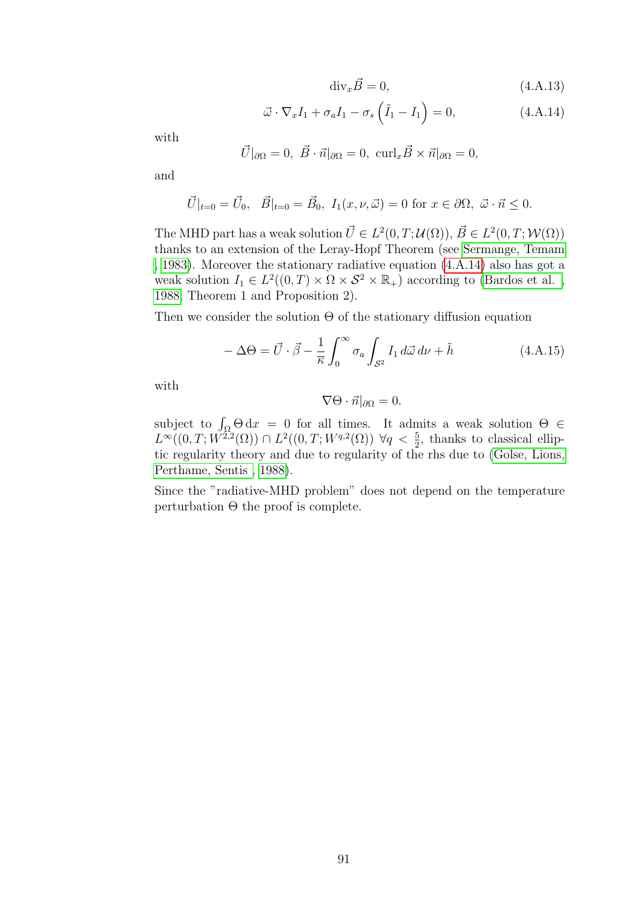$$\operatorname{div}_x \vec{B} = 0, \tag{4.A.13}$$

$$\vec{\omega} \cdot \nabla_x I_1 + \sigma_a I_1 - \sigma_s \left( \tilde{I}_1 - I_1 \right) = 0, \tag{4.A.14}$$

with

$$\vec{U}|_{\partial\Omega} = 0, \ \vec{B} \cdot \vec{n}|_{\partial\Omega} = 0, \ \operatorname{curl}_x \vec{B} \times \vec{n}|_{\partial\Omega} = 0,$$

and

$$\vec{U}|_{t=0} = \vec{U}_0, \quad \vec{B}|_{t=0} = \vec{B}_0, \ I_1(x, \nu, \vec{\omega}) = 0 \text{ for } x \in \partial\Omega, \ \vec{\omega} \cdot \vec{n} \leq 0.$$

The MHD part has a weak solution $\vec{U} \in L^2(0, T; \mathcal{U}(\Omega))$, $\vec{B} \in L^2(0, T; \mathcal{W}(\Omega))$ thanks to an extension of the Leray-Hopf Theorem (see Sermange, Temam , 1983). Moreover the stationary radiative equation (4.A.14) also has got a weak solution $I_1 \in L^2((0, T) \times \Omega \times \mathcal{S}^2 \times \mathbb{R}_+)$ according to (Bardos et al. , 1988, Theorem 1 and Proposition 2).

Then we consider the solution $\Theta$ of the stationary diffusion equation

$$-\Delta\Theta = \vec{U} \cdot \vec{\beta} - \frac{1}{\bar{\kappa}} \int_0^\infty \sigma_a \int_{\mathcal{S}^2} I_1 \, d\vec{\omega} \, d\nu + \tilde{h} \tag{4.A.15}$$

with

$$\nabla\Theta \cdot \vec{n}|_{\partial\Omega} = 0.$$

subject to $\int_\Omega \Theta \, \mathrm{d}x = 0$ for all times. It admits a weak solution $\Theta \in L^\infty((0, T; W^{2,2}(\Omega)) \cap L^2((0, T; W^{q,2}(\Omega)) \ \forall q < \frac{5}{2}$, thanks to classical elliptic regularity theory and due to regularity of the rhs due to (Golse, Lions, Perthame, Sentis , 1988).

Since the "radiative-MHD problem" does not depend on the temperature perturbation $\Theta$ the proof is complete.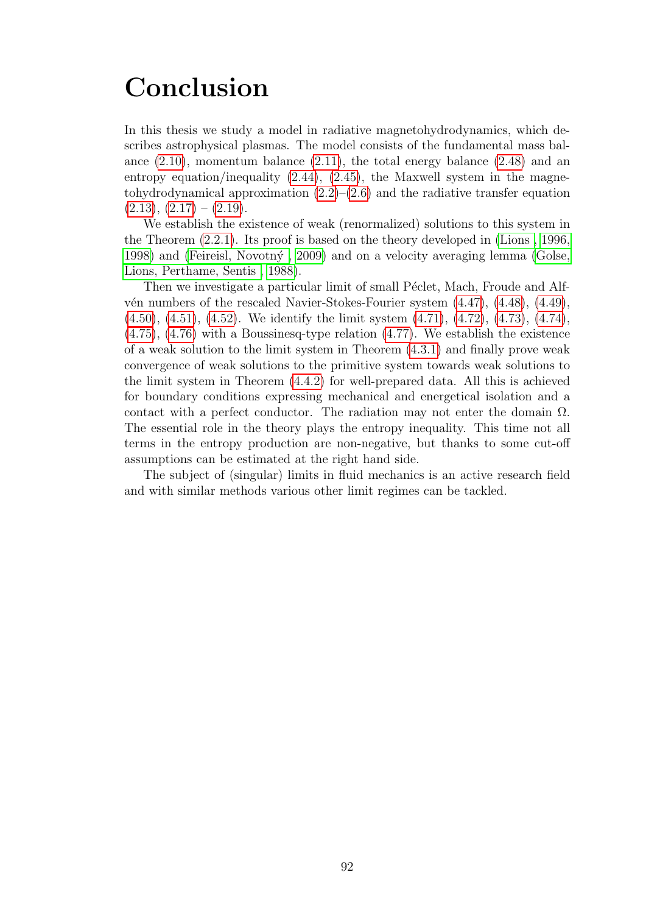# Conclusion

In this thesis we study a model in radiative magnetohydrodynamics, which describes astrophysical plasmas. The model consists of the fundamental mass balance (2.10), momentum balance (2.11), the total energy balance (2.48) and an entropy equation/inequality (2.44), (2.45), the Maxwell system in the magnetohydrodynamical approximation (2.2)–(2.6) and the radiative transfer equation (2.13), (2.17) – (2.19).

We establish the existence of weak (renormalized) solutions to this system in the Theorem (2.2.1). Its proof is based on the theory developed in (Lions , 1996, 1998) and (Feireisl, Novotný , 2009) and on a velocity averaging lemma (Golse, Lions, Perthame, Sentis , 1988).

Then we investigate a particular limit of small Péclet, Mach, Froude and Alfvén numbers of the rescaled Navier-Stokes-Fourier system (4.47), (4.48), (4.49), (4.50), (4.51), (4.52). We identify the limit system (4.71), (4.72), (4.73), (4.74), (4.75), (4.76) with a Boussinesq-type relation (4.77). We establish the existence of a weak solution to the limit system in Theorem (4.3.1) and finally prove weak convergence of weak solutions to the primitive system towards weak solutions to the limit system in Theorem (4.4.2) for well-prepared data. All this is achieved for boundary conditions expressing mechanical and energetical isolation and a contact with a perfect conductor. The radiation may not enter the domain $\Omega$. The essential role in the theory plays the entropy inequality. This time not all terms in the entropy production are non-negative, but thanks to some cut-off assumptions can be estimated at the right hand side.

The subject of (singular) limits in fluid mechanics is an active research field and with similar methods various other limit regimes can be tackled.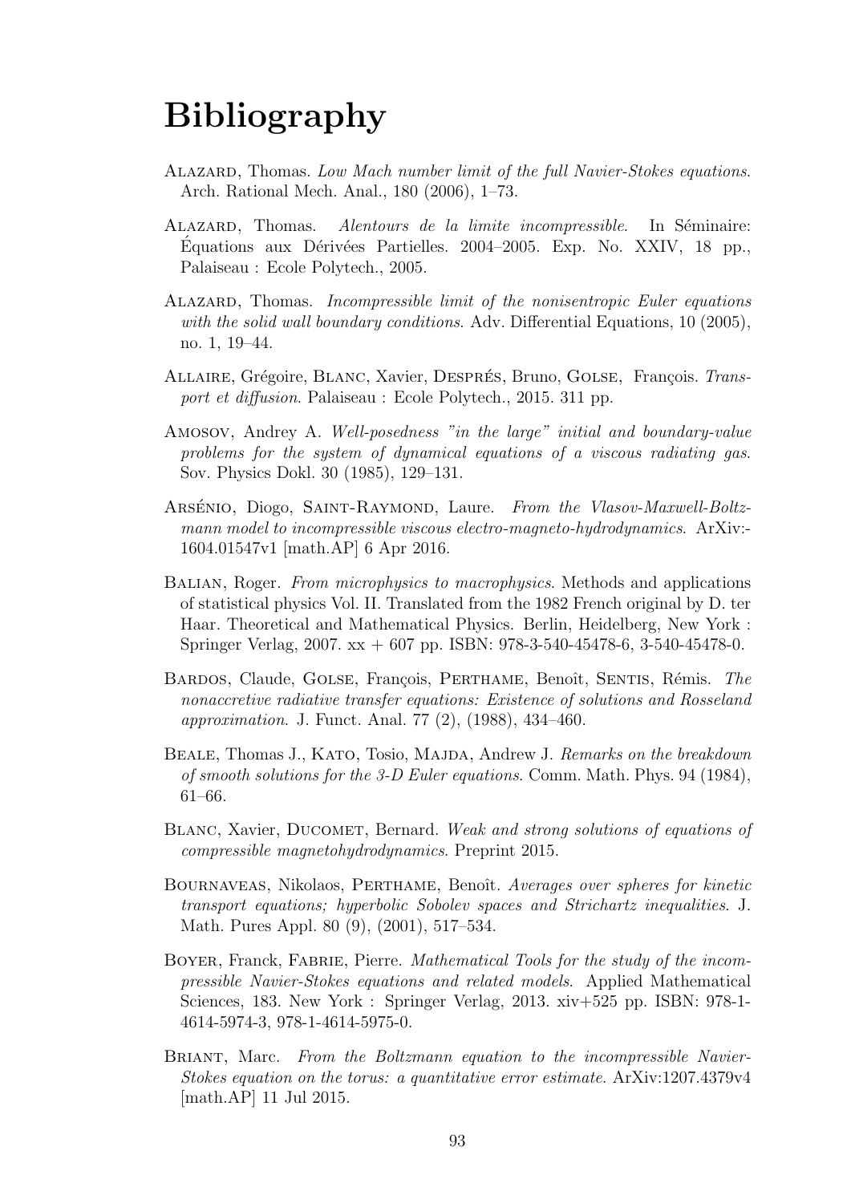# Bibliography

Alazard, Thomas. *Low Mach number limit of the full Navier-Stokes equations*. Arch. Rational Mech. Anal., 180 (2006), 1–73.

Alazard, Thomas. *Alentours de la limite incompressible*. In Séminaire: Équations aux Dérivées Partielles. 2004–2005. Exp. No. XXIV, 18 pp., Palaiseau : Ecole Polytech., 2005.

Alazard, Thomas. *Incompressible limit of the nonisentropic Euler equations with the solid wall boundary conditions*. Adv. Differential Equations, 10 (2005), no. 1, 19–44.

Allaire, Grégoire, Blanc, Xavier, Després, Bruno, Golse, François. *Transport et diffusion*. Palaiseau : Ecole Polytech., 2015. 311 pp.

Amosov, Andrey A. *Well-posedness "in the large" initial and boundary-value problems for the system of dynamical equations of a viscous radiating gas*. Sov. Physics Dokl. 30 (1985), 129–131.

Arsénio, Diogo, Saint-Raymond, Laure. *From the Vlasov-Maxwell-Boltzmann model to incompressible viscous electro-magneto-hydrodynamics*. ArXiv:-1604.01547v1 [math.AP] 6 Apr 2016.

Balian, Roger. *From microphysics to macrophysics*. Methods and applications of statistical physics Vol. II. Translated from the 1982 French original by D. ter Haar. Theoretical and Mathematical Physics. Berlin, Heidelberg, New York : Springer Verlag, 2007. xx + 607 pp. ISBN: 978-3-540-45478-6, 3-540-45478-0.

Bardos, Claude, Golse, François, Perthame, Benoît, Sentis, Rémis. *The nonaccretive radiative transfer equations: Existence of solutions and Rosseland approximation*. J. Funct. Anal. 77 (2), (1988), 434–460.

Beale, Thomas J., Kato, Tosio, Majda, Andrew J. *Remarks on the breakdown of smooth solutions for the 3-D Euler equations*. Comm. Math. Phys. 94 (1984), 61–66.

Blanc, Xavier, Ducomet, Bernard. *Weak and strong solutions of equations of compressible magnetohydrodynamics*. Preprint 2015.

Bournaveas, Nikolaos, Perthame, Benoît. *Averages over spheres for kinetic transport equations; hyperbolic Sobolev spaces and Strichartz inequalities*. J. Math. Pures Appl. 80 (9), (2001), 517–534.

Boyer, Franck, Fabrie, Pierre. *Mathematical Tools for the study of the incompressible Navier-Stokes equations and related models*. Applied Mathematical Sciences, 183. New York : Springer Verlag, 2013. xiv+525 pp. ISBN: 978-1-4614-5974-3, 978-1-4614-5975-0.

Briant, Marc. *From the Boltzmann equation to the incompressible Navier-Stokes equation on the torus: a quantitative error estimate*. ArXiv:1207.4379v4 [math.AP] 11 Jul 2015.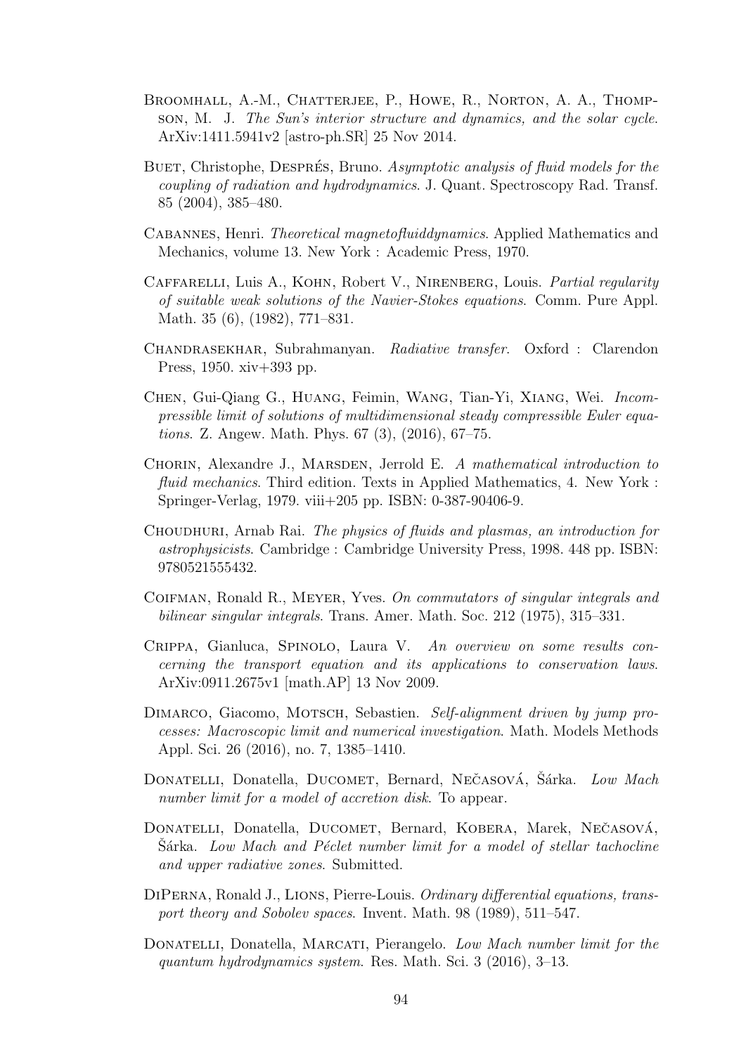Broomhall, A.-M., Chatterjee, P., Howe, R., Norton, A. A., Thompson, M. J. *The Sun's interior structure and dynamics, and the solar cycle*. ArXiv:1411.5941v2 [astro-ph.SR] 25 Nov 2014.

Buet, Christophe, Després, Bruno. *Asymptotic analysis of fluid models for the coupling of radiation and hydrodynamics*. J. Quant. Spectroscopy Rad. Transf. 85 (2004), 385–480.

Cabannes, Henri. *Theoretical magnetofluiddynamics*. Applied Mathematics and Mechanics, volume 13. New York : Academic Press, 1970.

Caffarelli, Luis A., Kohn, Robert V., Nirenberg, Louis. *Partial regularity of suitable weak solutions of the Navier-Stokes equations*. Comm. Pure Appl. Math. 35 (6), (1982), 771–831.

Chandrasekhar, Subrahmanyan. *Radiative transfer.* Oxford : Clarendon Press, 1950. xiv+393 pp.

Chen, Gui-Qiang G., Huang, Feimin, Wang, Tian-Yi, Xiang, Wei. *Incompressible limit of solutions of multidimensional steady compressible Euler equations*. Z. Angew. Math. Phys. 67 (3), (2016), 67–75.

Chorin, Alexandre J., Marsden, Jerrold E. *A mathematical introduction to fluid mechanics*. Third edition. Texts in Applied Mathematics, 4. New York : Springer-Verlag, 1979. viii+205 pp. ISBN: 0-387-90406-9.

Choudhuri, Arnab Rai. *The physics of fluids and plasmas, an introduction for astrophysicists*. Cambridge : Cambridge University Press, 1998. 448 pp. ISBN: 9780521555432.

Coifman, Ronald R., Meyer, Yves. *On commutators of singular integrals and bilinear singular integrals*. Trans. Amer. Math. Soc. 212 (1975), 315–331.

Crippa, Gianluca, Spinolo, Laura V. *An overview on some results concerning the transport equation and its applications to conservation laws*. ArXiv:0911.2675v1 [math.AP] 13 Nov 2009.

Dimarco, Giacomo, Motsch, Sebastien. *Self-alignment driven by jump processes: Macroscopic limit and numerical investigation*. Math. Models Methods Appl. Sci. 26 (2016), no. 7, 1385–1410.

Donatelli, Donatella, Ducomet, Bernard, Nečasová, Šárka. *Low Mach number limit for a model of accretion disk.* To appear.

Donatelli, Donatella, Ducomet, Bernard, Kobera, Marek, Nečasová, Šárka. *Low Mach and Péclet number limit for a model of stellar tachocline and upper radiative zones*. Submitted.

DiPerna, Ronald J., Lions, Pierre-Louis. *Ordinary differential equations, transport theory and Sobolev spaces*. Invent. Math. 98 (1989), 511–547.

Donatelli, Donatella, Marcati, Pierangelo. *Low Mach number limit for the quantum hydrodynamics system*. Res. Math. Sci. 3 (2016), 3–13.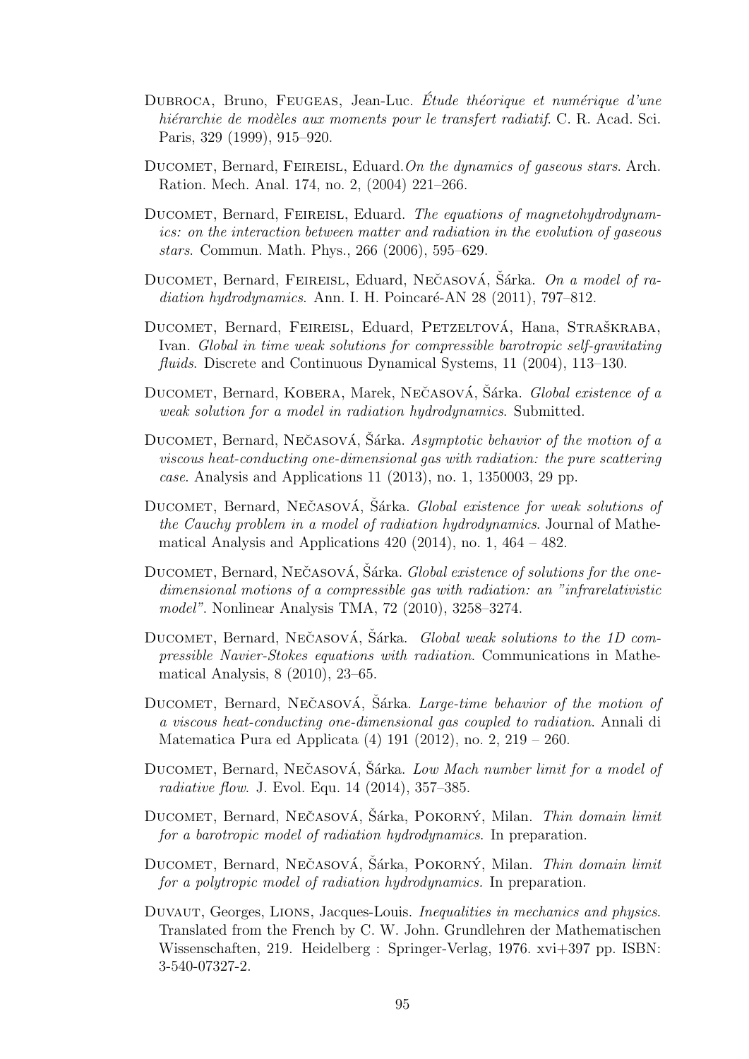Dubroca, Bruno, Feugeas, Jean-Luc. *Étude théorique et numérique d'une hiérarchie de modèles aux moments pour le transfert radiatif*. C. R. Acad. Sci. Paris, 329 (1999), 915–920.

Ducomet, Bernard, Feireisl, Eduard.*On the dynamics of gaseous stars*. Arch. Ration. Mech. Anal. 174, no. 2, (2004) 221–266.

Ducomet, Bernard, Feireisl, Eduard. *The equations of magnetohydrodynamics: on the interaction between matter and radiation in the evolution of gaseous stars*. Commun. Math. Phys., 266 (2006), 595–629.

Ducomet, Bernard, Feireisl, Eduard, Nečasová, Šárka. *On a model of radiation hydrodynamics*. Ann. I. H. Poincaré-AN 28 (2011), 797–812.

Ducomet, Bernard, Feireisl, Eduard, Petzeltová, Hana, Straškraba, Ivan. *Global in time weak solutions for compressible barotropic self-gravitating fluids.* Discrete and Continuous Dynamical Systems, 11 (2004), 113–130.

Ducomet, Bernard, Kobera, Marek, Nečasová, Šárka. *Global existence of a weak solution for a model in radiation hydrodynamics*. Submitted.

Ducomet, Bernard, Nečasová, Šárka. *Asymptotic behavior of the motion of a viscous heat-conducting one-dimensional gas with radiation: the pure scattering case*. Analysis and Applications 11 (2013), no. 1, 1350003, 29 pp.

Ducomet, Bernard, Nečasová, Šárka. *Global existence for weak solutions of the Cauchy problem in a model of radiation hydrodynamics*. Journal of Mathematical Analysis and Applications 420 (2014), no. 1, 464 – 482.

Ducomet, Bernard, Nečasová, Šárka. *Global existence of solutions for the one-dimensional motions of a compressible gas with radiation: an "infrarelativistic model"*. Nonlinear Analysis TMA, 72 (2010), 3258–3274.

Ducomet, Bernard, Nečasová, Šárka. *Global weak solutions to the 1D compressible Navier-Stokes equations with radiation*. Communications in Mathematical Analysis, 8 (2010), 23–65.

Ducomet, Bernard, Nečasová, Šárka. *Large-time behavior of the motion of a viscous heat-conducting one-dimensional gas coupled to radiation*. Annali di Matematica Pura ed Applicata (4) 191 (2012), no. 2, 219 – 260.

Ducomet, Bernard, Nečasová, Šárka. *Low Mach number limit for a model of radiative flow*. J. Evol. Equ. 14 (2014), 357–385.

Ducomet, Bernard, Nečasová, Šárka, Pokorný, Milan. *Thin domain limit for a barotropic model of radiation hydrodynamics*. In preparation.

Ducomet, Bernard, Nečasová, Šárka, Pokorný, Milan. *Thin domain limit for a polytropic model of radiation hydrodynamics.* In preparation.

Duvaut, Georges, Lions, Jacques-Louis. *Inequalities in mechanics and physics*. Translated from the French by C. W. John. Grundlehren der Mathematischen Wissenschaften, 219. Heidelberg : Springer-Verlag, 1976. xvi+397 pp. ISBN: 3-540-07327-2.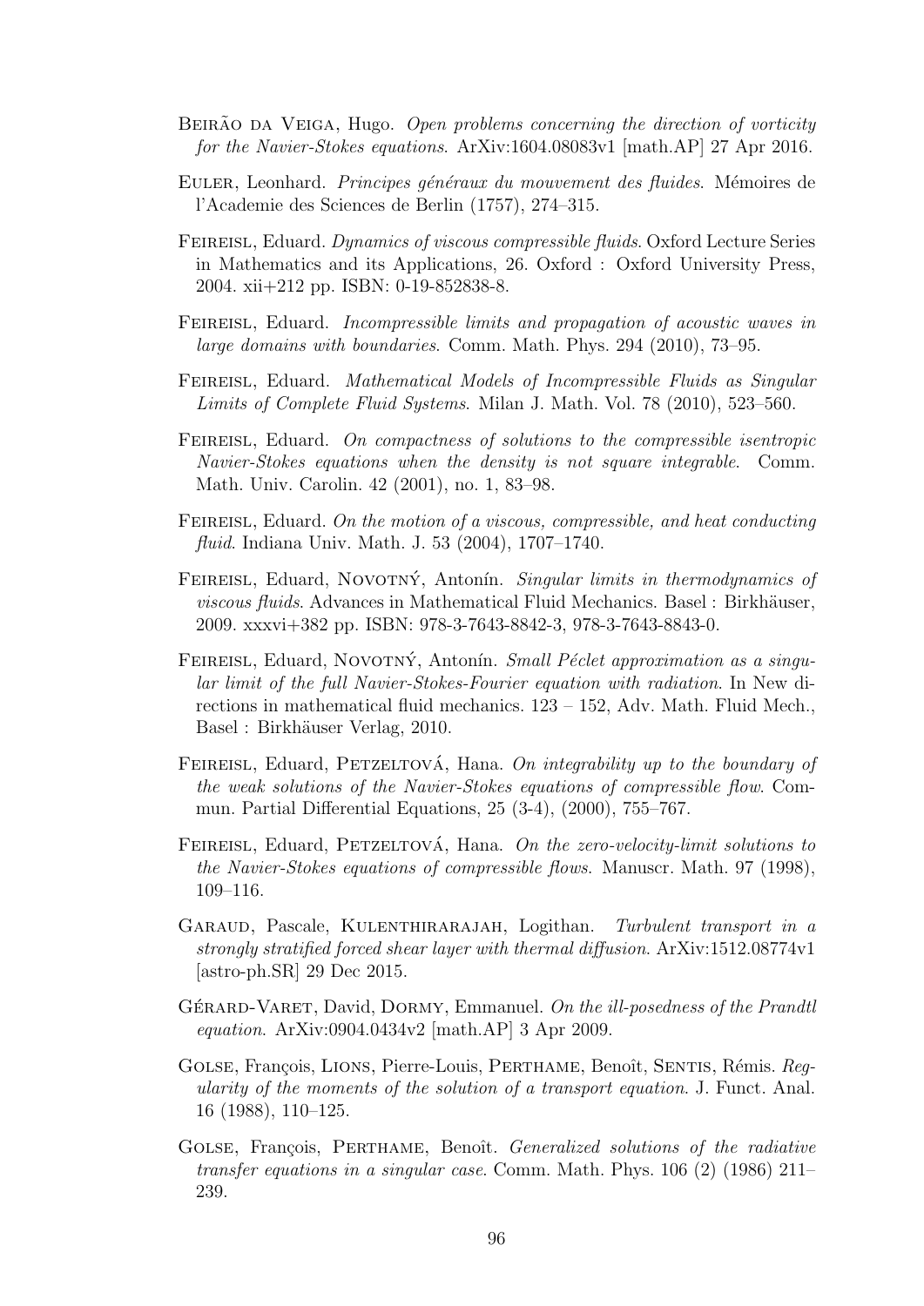Beirão da Veiga, Hugo. *Open problems concerning the direction of vorticity for the Navier-Stokes equations*. ArXiv:1604.08083v1 [math.AP] 27 Apr 2016.

Euler, Leonhard. *Principes généraux du mouvement des fluides*. Mémoires de l'Academie des Sciences de Berlin (1757), 274–315.

Feireisl, Eduard. *Dynamics of viscous compressible fluids*. Oxford Lecture Series in Mathematics and its Applications, 26. Oxford : Oxford University Press, 2004. xii+212 pp. ISBN: 0-19-852838-8.

Feireisl, Eduard. *Incompressible limits and propagation of acoustic waves in large domains with boundaries*. Comm. Math. Phys. 294 (2010), 73–95.

Feireisl, Eduard. *Mathematical Models of Incompressible Fluids as Singular Limits of Complete Fluid Systems*. Milan J. Math. Vol. 78 (2010), 523–560.

Feireisl, Eduard. *On compactness of solutions to the compressible isentropic Navier-Stokes equations when the density is not square integrable*. Comm. Math. Univ. Carolin. 42 (2001), no. 1, 83–98.

Feireisl, Eduard. *On the motion of a viscous, compressible, and heat conducting fluid*. Indiana Univ. Math. J. 53 (2004), 1707–1740.

Feireisl, Eduard, Novotný, Antonín. *Singular limits in thermodynamics of viscous fluids*. Advances in Mathematical Fluid Mechanics. Basel : Birkhäuser, 2009. xxxvi+382 pp. ISBN: 978-3-7643-8842-3, 978-3-7643-8843-0.

Feireisl, Eduard, Novotný, Antonín. *Small Péclet approximation as a singular limit of the full Navier-Stokes-Fourier equation with radiation*. In New directions in mathematical fluid mechanics. 123 – 152, Adv. Math. Fluid Mech., Basel : Birkhäuser Verlag, 2010.

Feireisl, Eduard, Petzeltová, Hana. *On integrability up to the boundary of the weak solutions of the Navier-Stokes equations of compressible flow*. Commun. Partial Differential Equations, 25 (3-4), (2000), 755–767.

Feireisl, Eduard, Petzeltová, Hana. *On the zero-velocity-limit solutions to the Navier-Stokes equations of compressible flows*. Manuscr. Math. 97 (1998), 109–116.

Garaud, Pascale, Kulenthirarajah, Logithan. *Turbulent transport in a strongly stratified forced shear layer with thermal diffusion*. ArXiv:1512.08774v1 [astro-ph.SR] 29 Dec 2015.

Gérard-Varet, David, Dormy, Emmanuel. *On the ill-posedness of the Prandtl equation*. ArXiv:0904.0434v2 [math.AP] 3 Apr 2009.

Golse, François, Lions, Pierre-Louis, Perthame, Benoît, Sentis, Rémis. *Regularity of the moments of the solution of a transport equation*. J. Funct. Anal. 16 (1988), 110–125.

Golse, François, Perthame, Benoît. *Generalized solutions of the radiative transfer equations in a singular case*. Comm. Math. Phys. 106 (2) (1986) 211–239.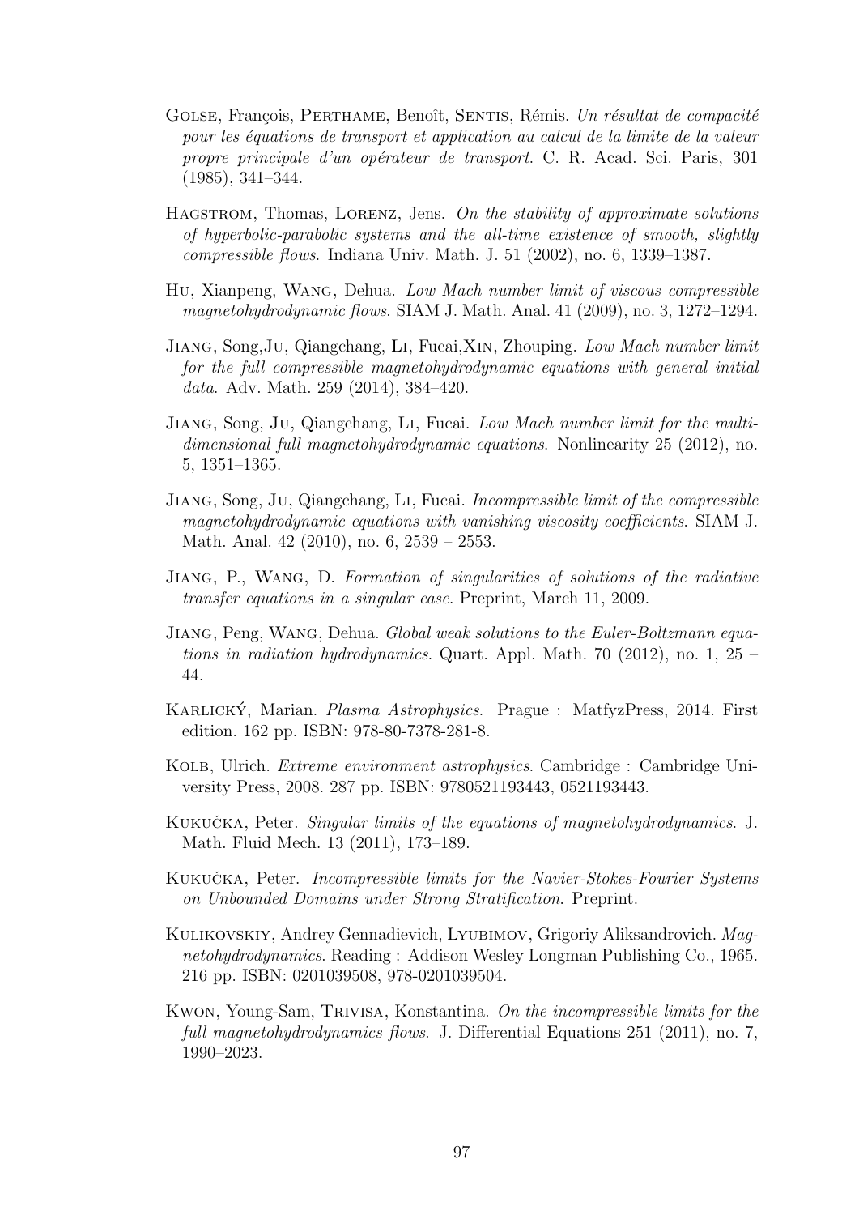Golse, François, Perthame, Benoît, Sentis, Rémis. *Un résultat de compacité pour les équations de transport et application au calcul de la limite de la valeur propre principale d'un opérateur de transport*. C. R. Acad. Sci. Paris, 301 (1985), 341–344.

Hagstrom, Thomas, Lorenz, Jens. *On the stability of approximate solutions of hyperbolic-parabolic systems and the all-time existence of smooth, slightly compressible flows*. Indiana Univ. Math. J. 51 (2002), no. 6, 1339–1387.

Hu, Xianpeng, Wang, Dehua. *Low Mach number limit of viscous compressible magnetohydrodynamic flows*. SIAM J. Math. Anal. 41 (2009), no. 3, 1272–1294.

Jiang, Song,Ju, Qiangchang, Li, Fucai,Xin, Zhouping. *Low Mach number limit for the full compressible magnetohydrodynamic equations with general initial data*. Adv. Math. 259 (2014), 384–420.

Jiang, Song, Ju, Qiangchang, Li, Fucai. *Low Mach number limit for the multi-dimensional full magnetohydrodynamic equations*. Nonlinearity 25 (2012), no. 5, 1351–1365.

Jiang, Song, Ju, Qiangchang, Li, Fucai. *Incompressible limit of the compressible magnetohydrodynamic equations with vanishing viscosity coefficients*. SIAM J. Math. Anal. 42 (2010), no. 6, 2539 – 2553.

Jiang, P., Wang, D. *Formation of singularities of solutions of the radiative transfer equations in a singular case.* Preprint, March 11, 2009.

Jiang, Peng, Wang, Dehua. *Global weak solutions to the Euler-Boltzmann equations in radiation hydrodynamics*. Quart. Appl. Math. 70 (2012), no. 1, 25 – 44.

Karlický, Marian. *Plasma Astrophysics*. Prague : MatfyzPress, 2014. First edition. 162 pp. ISBN: 978-80-7378-281-8.

Kolb, Ulrich. *Extreme environment astrophysics*. Cambridge : Cambridge University Press, 2008. 287 pp. ISBN: 9780521193443, 0521193443.

Kukučka, Peter. *Singular limits of the equations of magnetohydrodynamics*. J. Math. Fluid Mech. 13 (2011), 173–189.

Kukučka, Peter. *Incompressible limits for the Navier-Stokes-Fourier Systems on Unbounded Domains under Strong Stratification*. Preprint.

Kulikovskiy, Andrey Gennadievich, Lyubimov, Grigoriy Aliksandrovich. *Magnetohydrodynamics*. Reading : Addison Wesley Longman Publishing Co., 1965. 216 pp. ISBN: 0201039508, 978-0201039504.

Kwon, Young-Sam, Trivisa, Konstantina. *On the incompressible limits for the full magnetohydrodynamics flows*. J. Differential Equations 251 (2011), no. 7, 1990–2023.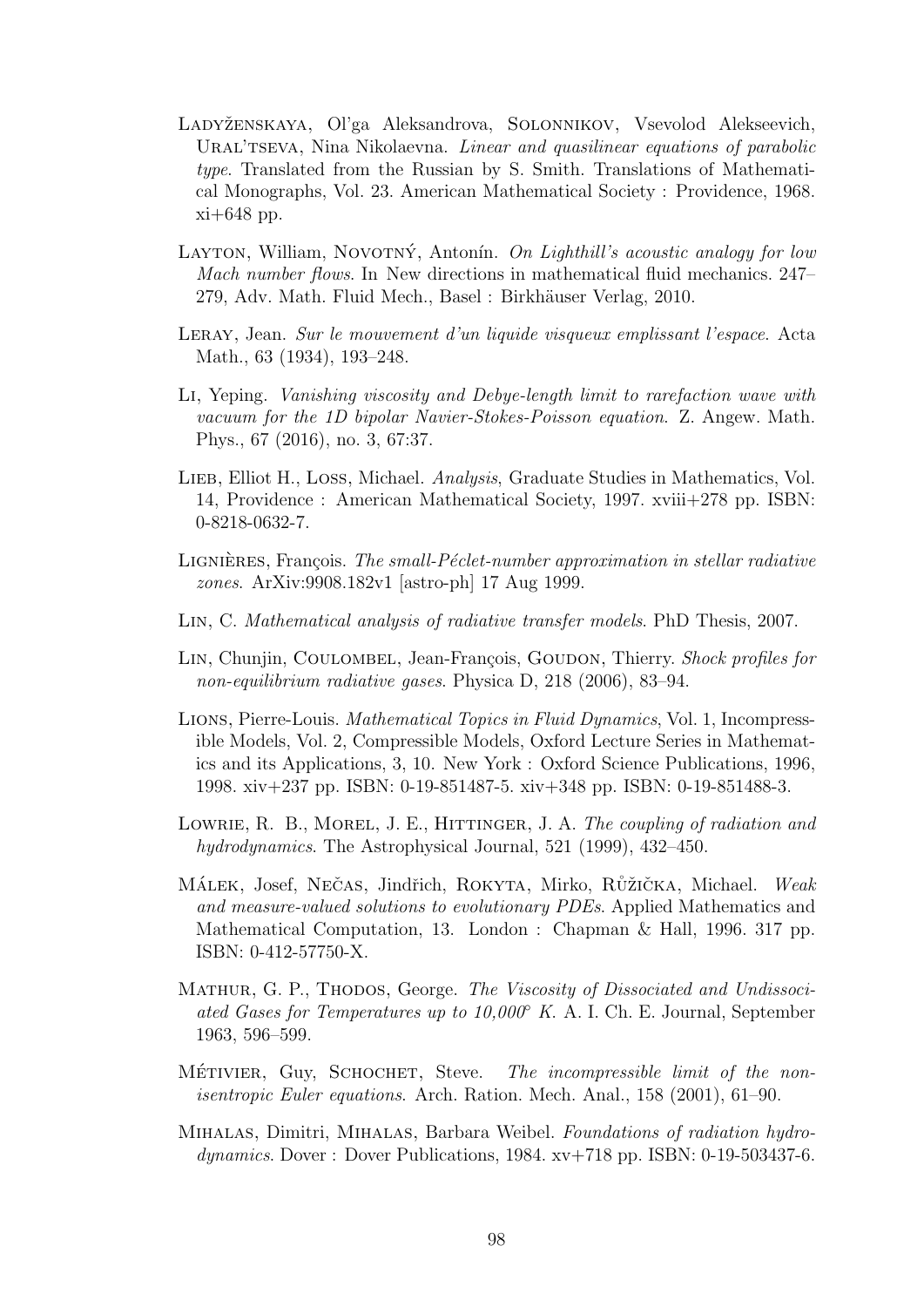Ladyženskaya, Ol'ga Aleksandrova, Solonnikov, Vsevolod Alekseevich, Ural'tseva, Nina Nikolaevna. *Linear and quasilinear equations of parabolic type*. Translated from the Russian by S. Smith. Translations of Mathematical Monographs, Vol. 23. American Mathematical Society : Providence, 1968. xi+648 pp.

Layton, William, Novotný, Antonín. *On Lighthill's acoustic analogy for low Mach number flows*. In New directions in mathematical fluid mechanics. 247–279, Adv. Math. Fluid Mech., Basel : Birkhäuser Verlag, 2010.

Leray, Jean. *Sur le mouvement d'un liquide visqueux emplissant l'espace*. Acta Math., 63 (1934), 193–248.

Li, Yeping. *Vanishing viscosity and Debye-length limit to rarefaction wave with vacuum for the 1D bipolar Navier-Stokes-Poisson equation*. Z. Angew. Math. Phys., 67 (2016), no. 3, 67:37.

Lieb, Elliot H., Loss, Michael. *Analysis*, Graduate Studies in Mathematics, Vol. 14, Providence : American Mathematical Society, 1997. xviii+278 pp. ISBN: 0-8218-0632-7.

Lignières, François. *The small-Péclet-number approximation in stellar radiative zones*. ArXiv:9908.182v1 [astro-ph] 17 Aug 1999.

Lin, C. *Mathematical analysis of radiative transfer models*. PhD Thesis, 2007.

Lin, Chunjin, Coulombel, Jean-François, Goudon, Thierry. *Shock profiles for non-equilibrium radiative gases*. Physica D, 218 (2006), 83–94.

Lions, Pierre-Louis. *Mathematical Topics in Fluid Dynamics*, Vol. 1, Incompressible Models, Vol. 2, Compressible Models, Oxford Lecture Series in Mathematics and its Applications, 3, 10. New York : Oxford Science Publications, 1996, 1998. xiv+237 pp. ISBN: 0-19-851487-5. xiv+348 pp. ISBN: 0-19-851488-3.

Lowrie, R. B., Morel, J. E., Hittinger, J. A. *The coupling of radiation and hydrodynamics*. The Astrophysical Journal, 521 (1999), 432–450.

Málek, Josef, Nečas, Jindřich, Rokyta, Mirko, Růžička, Michael. *Weak and measure-valued solutions to evolutionary PDEs*. Applied Mathematics and Mathematical Computation, 13. London : Chapman & Hall, 1996. 317 pp. ISBN: 0-412-57750-X.

Mathur, G. P., Thodos, George. *The Viscosity of Dissociated and Undissociated Gases for Temperatures up to 10,000° K*. A. I. Ch. E. Journal, September 1963, 596–599.

Métivier, Guy, Schochet, Steve. *The incompressible limit of the non-isentropic Euler equations*. Arch. Ration. Mech. Anal., 158 (2001), 61–90.

Mihalas, Dimitri, Mihalas, Barbara Weibel. *Foundations of radiation hydrodynamics*. Dover : Dover Publications, 1984. xv+718 pp. ISBN: 0-19-503437-6.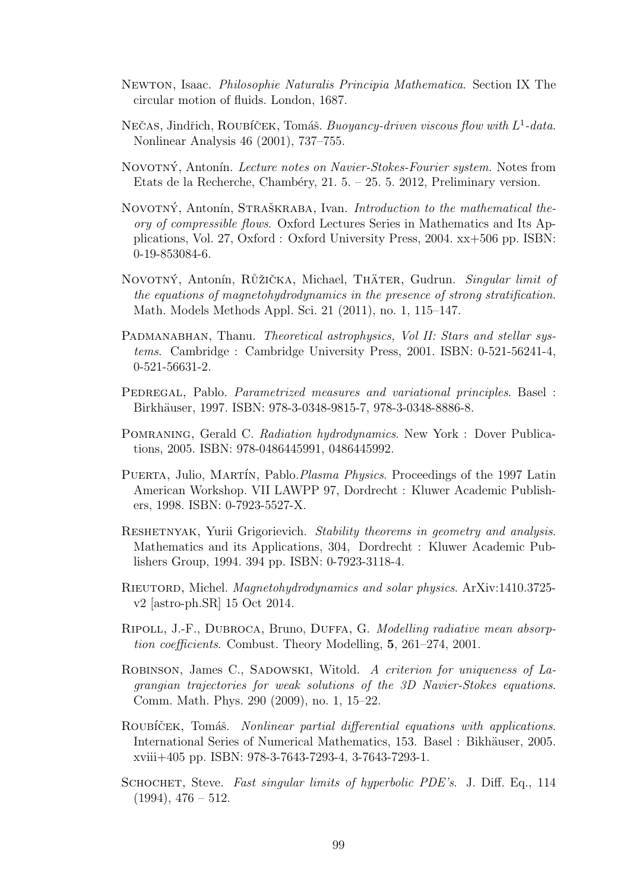Newton, Isaac. *Philosophie Naturalis Principia Mathematica*. Section IX The circular motion of fluids. London, 1687.

Nečas, Jindřich, Roubíček, Tomáš. *Buoyancy-driven viscous flow with $L^1$-data*. Nonlinear Analysis 46 (2001), 737–755.

Novotný, Antonín. *Lecture notes on Navier-Stokes-Fourier system.* Notes from Etats de la Recherche, Chambéry, 21. 5. – 25. 5. 2012, Preliminary version.

Novotný, Antonín, Straškraba, Ivan. *Introduction to the mathematical theory of compressible flows*. Oxford Lectures Series in Mathematics and Its Applications, Vol. 27, Oxford : Oxford University Press, 2004. xx+506 pp. ISBN: 0-19-853084-6.

Novotný, Antonín, Růžička, Michael, Thäter, Gudrun. *Singular limit of the equations of magnetohydrodynamics in the presence of strong stratification*. Math. Models Methods Appl. Sci. 21 (2011), no. 1, 115–147.

Padmanabhan, Thanu. *Theoretical astrophysics, Vol II: Stars and stellar systems*. Cambridge : Cambridge University Press, 2001. ISBN: 0-521-56241-4, 0-521-56631-2.

Pedregal, Pablo. *Parametrized measures and variational principles*. Basel : Birkhäuser, 1997. ISBN: 978-3-0348-9815-7, 978-3-0348-8886-8.

Pomraning, Gerald C. *Radiation hydrodynamics*. New York : Dover Publications, 2005. ISBN: 978-0486445991, 0486445992.

Puerta, Julio, Martín, Pablo.*Plasma Physics*. Proceedings of the 1997 Latin American Workshop. VII LAWPP 97, Dordrecht : Kluwer Academic Publishers, 1998. ISBN: 0-7923-5527-X.

Reshetnyak, Yurii Grigorievich. *Stability theorems in geometry and analysis*. Mathematics and its Applications, 304, Dordrecht : Kluwer Academic Publishers Group, 1994. 394 pp. ISBN: 0-7923-3118-4.

Rieutord, Michel. *Magnetohydrodynamics and solar physics*. ArXiv:1410.3725-v2 [astro-ph.SR] 15 Oct 2014.

Ripoll, J.-F., Dubroca, Bruno, Duffa, G. *Modelling radiative mean absorption coefficients*. Combust. Theory Modelling, **5**, 261–274, 2001.

Robinson, James C., Sadowski, Witold. *A criterion for uniqueness of Lagrangian trajectories for weak solutions of the 3D Navier-Stokes equations*. Comm. Math. Phys. 290 (2009), no. 1, 15–22.

Roubíček, Tomáš. *Nonlinear partial differential equations with applications*. International Series of Numerical Mathematics, 153. Basel : Bikhäuser, 2005. xviii+405 pp. ISBN: 978-3-7643-7293-4, 3-7643-7293-1.

Schochet, Steve. *Fast singular limits of hyperbolic PDE's*. J. Diff. Eq., 114 (1994), 476 – 512.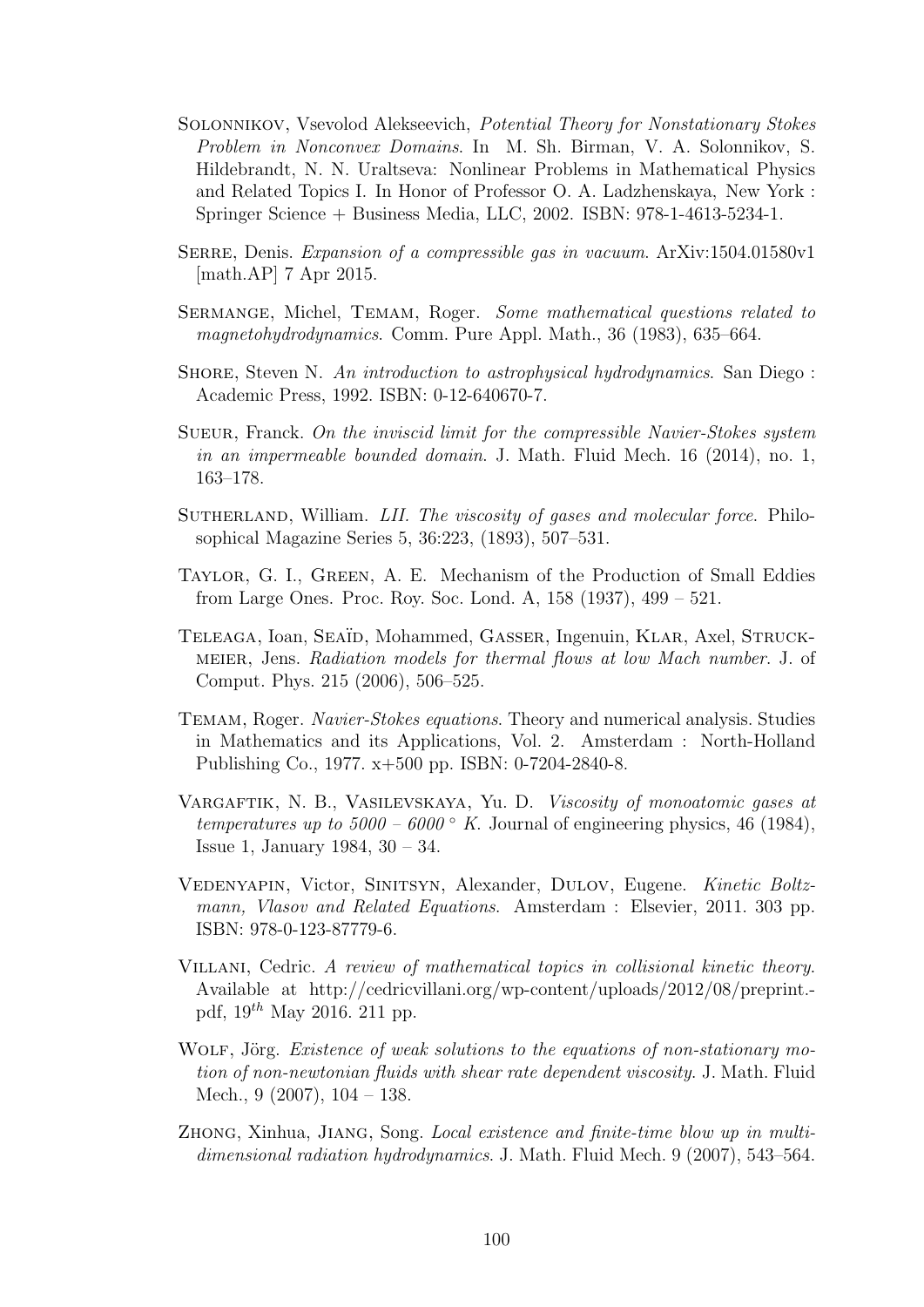Solonnikov, Vsevolod Alekseevich, *Potential Theory for Nonstationary Stokes Problem in Nonconvex Domains*. In M. Sh. Birman, V. A. Solonnikov, S. Hildebrandt, N. N. Uraltseva: Nonlinear Problems in Mathematical Physics and Related Topics I. In Honor of Professor O. A. Ladzhenskaya, New York : Springer Science + Business Media, LLC, 2002. ISBN: 978-1-4613-5234-1.

Serre, Denis. *Expansion of a compressible gas in vacuum*. ArXiv:1504.01580v1 [math.AP] 7 Apr 2015.

Sermange, Michel, Temam, Roger. *Some mathematical questions related to magnetohydrodynamics*. Comm. Pure Appl. Math., 36 (1983), 635–664.

Shore, Steven N. *An introduction to astrophysical hydrodynamics*. San Diego : Academic Press, 1992. ISBN: 0-12-640670-7.

Sueur, Franck. *On the inviscid limit for the compressible Navier-Stokes system in an impermeable bounded domain*. J. Math. Fluid Mech. 16 (2014), no. 1, 163–178.

Sutherland, William. *LII. The viscosity of gases and molecular force*. Philosophical Magazine Series 5, 36:223, (1893), 507–531.

Taylor, G. I., Green, A. E. Mechanism of the Production of Small Eddies from Large Ones. Proc. Roy. Soc. Lond. A, 158 (1937), 499 – 521.

Teleaga, Ioan, Seaïd, Mohammed, Gasser, Ingenuin, Klar, Axel, Struckmeier, Jens. *Radiation models for thermal flows at low Mach number*. J. of Comput. Phys. 215 (2006), 506–525.

Temam, Roger. *Navier-Stokes equations*. Theory and numerical analysis. Studies in Mathematics and its Applications, Vol. 2. Amsterdam : North-Holland Publishing Co., 1977. x+500 pp. ISBN: 0-7204-2840-8.

Vargaftik, N. B., Vasilevskaya, Yu. D. *Viscosity of monoatomic gases at temperatures up to 5000 – 6000 ° K*. Journal of engineering physics, 46 (1984), Issue 1, January 1984, 30 – 34.

Vedenyapin, Victor, Sinitsyn, Alexander, Dulov, Eugene. *Kinetic Boltzmann, Vlasov and Related Equations*. Amsterdam : Elsevier, 2011. 303 pp. ISBN: 978-0-123-87779-6.

Villani, Cedric. *A review of mathematical topics in collisional kinetic theory*. Available at http://cedricvillani.org/wp-content/uploads/2012/08/preprint.pdf, $19^{th}$ May 2016. 211 pp.

Wolf, Jörg. *Existence of weak solutions to the equations of non-stationary motion of non-newtonian fluids with shear rate dependent viscosity*. J. Math. Fluid Mech., 9 (2007), 104 – 138.

Zhong, Xinhua, Jiang, Song. *Local existence and finite-time blow up in multidimensional radiation hydrodynamics*. J. Math. Fluid Mech. 9 (2007), 543–564.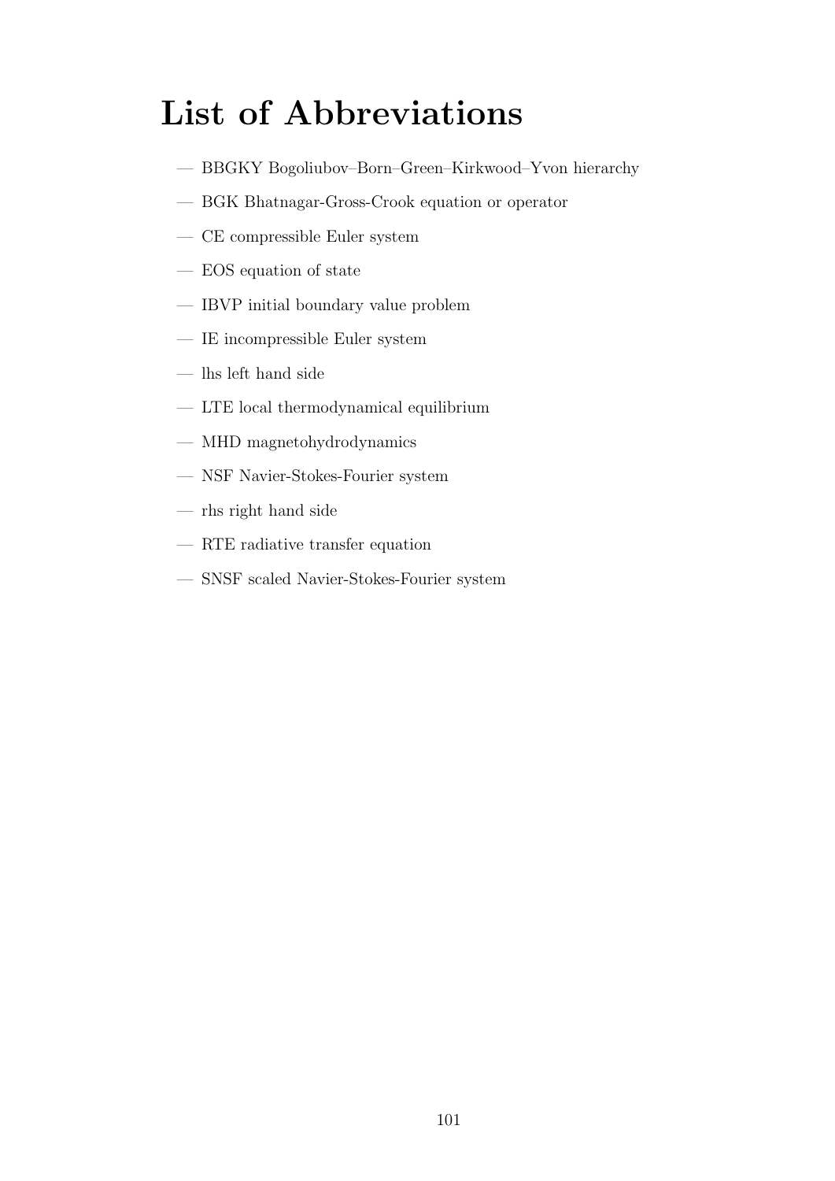# List of Abbreviations

- BBGKY Bogoliubov–Born–Green–Kirkwood–Yvon hierarchy
- BGK Bhatnagar-Gross-Crook equation or operator
- CE compressible Euler system
- EOS equation of state
- IBVP initial boundary value problem
- IE incompressible Euler system
- lhs left hand side
- LTE local thermodynamical equilibrium
- MHD magnetohydrodynamics
- NSF Navier-Stokes-Fourier system
- rhs right hand side
- RTE radiative transfer equation
- SNSF scaled Navier-Stokes-Fourier system